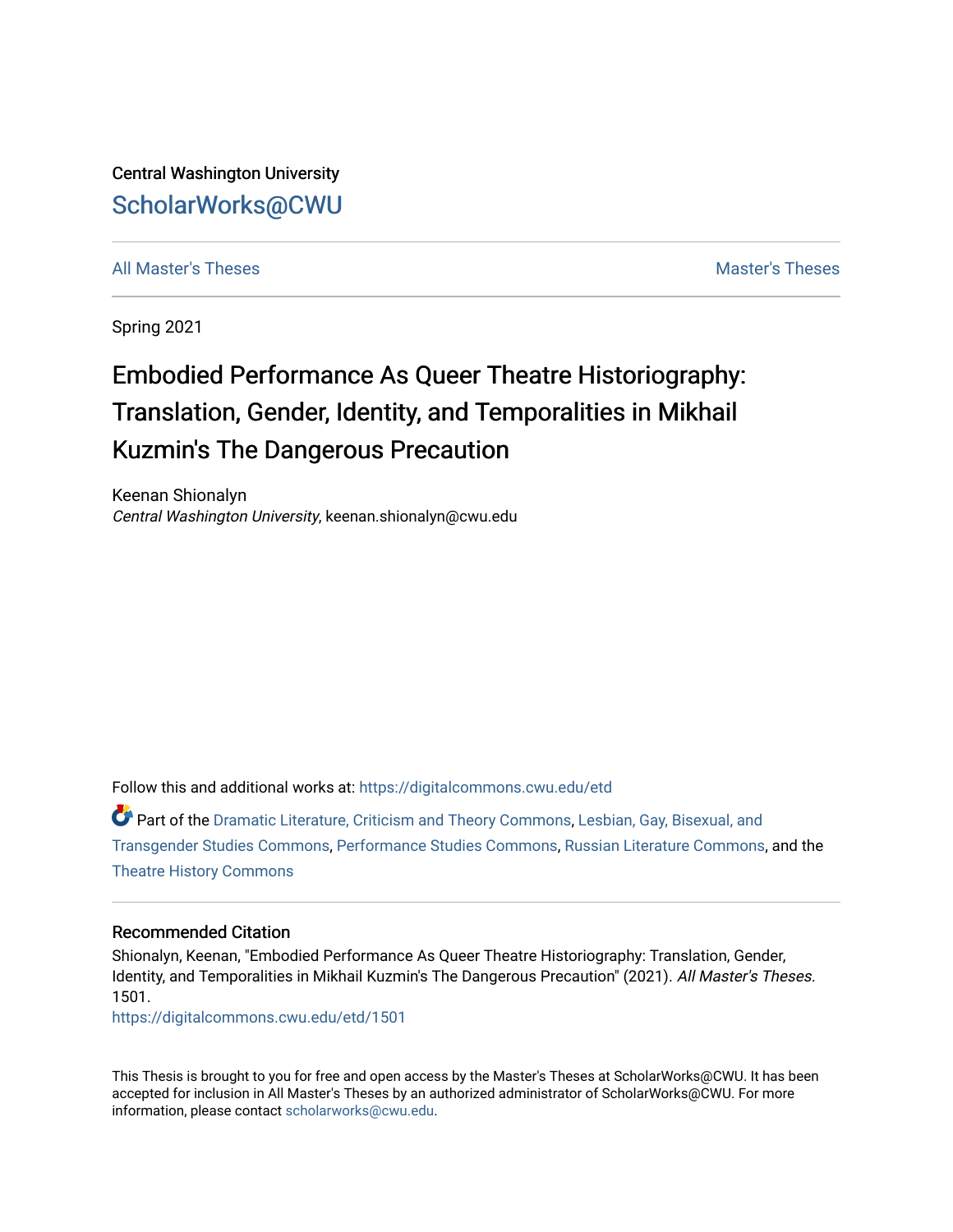Central Washington University

# ScholarWorks@CWU

All Master's Theses | Master's Theses

Spring 2021

# Embodied Performance As Queer Theatre Historiography: Translation, Gender, Identity, and Temporalities in Mikhail Kuzmin's The Dangerous Precaution

Keenan Shionalyn
*Central Washington University*, keenan.shionalyn@cwu.edu

Follow this and additional works at: https://digitalcommons.cwu.edu/etd

Part of the Dramatic Literature, Criticism and Theory Commons, Lesbian, Gay, Bisexual, and Transgender Studies Commons, Performance Studies Commons, Russian Literature Commons, and the Theatre History Commons

## Recommended Citation

Shionalyn, Keenan, "Embodied Performance As Queer Theatre Historiography: Translation, Gender, Identity, and Temporalities in Mikhail Kuzmin's The Dangerous Precaution" (2021). *All Master's Theses*. 1501.
https://digitalcommons.cwu.edu/etd/1501

This Thesis is brought to you for free and open access by the Master's Theses at ScholarWorks@CWU. It has been accepted for inclusion in All Master's Theses by an authorized administrator of ScholarWorks@CWU. For more information, please contact scholarworks@cwu.edu.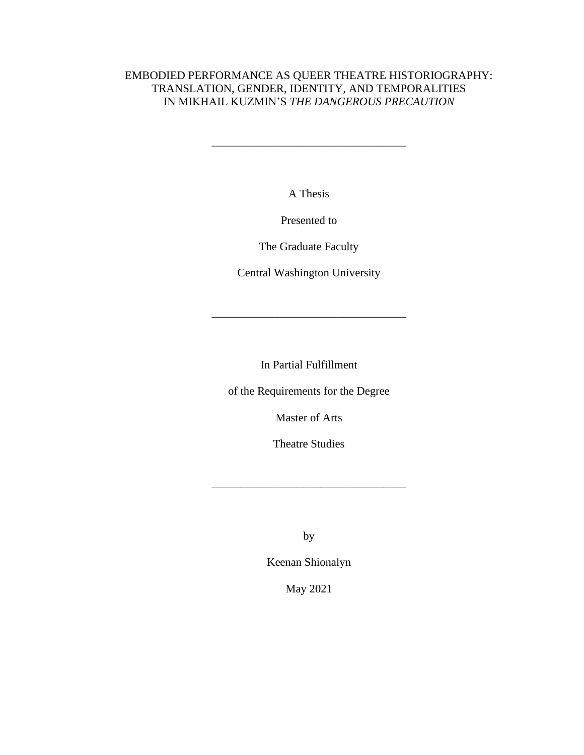EMBODIED PERFORMANCE AS QUEER THEATRE HISTORIOGRAPHY:
TRANSLATION, GENDER, IDENTITY, AND TEMPORALITIES
IN MIKHAIL KUZMIN'S *THE DANGEROUS PRECAUTION*

---

A Thesis

Presented to

The Graduate Faculty

Central Washington University

---

In Partial Fulfillment

of the Requirements for the Degree

Master of Arts

Theatre Studies

---

by

Keenan Shionalyn

May 2021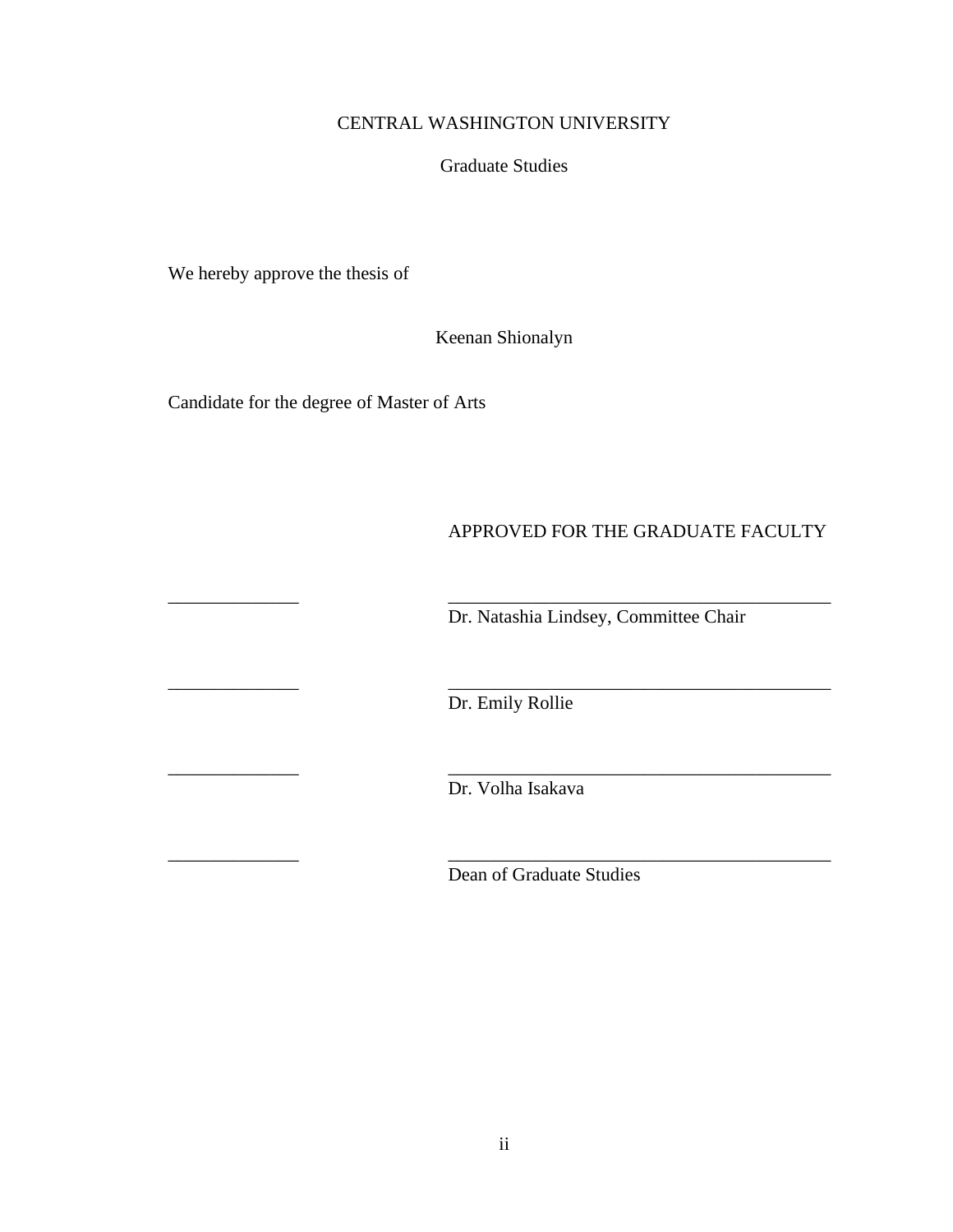CENTRAL WASHINGTON UNIVERSITY

Graduate Studies

We hereby approve the thesis of

Keenan Shionalyn

Candidate for the degree of Master of Arts

APPROVED FOR THE GRADUATE FACULTY

______________ ______________________________________

Dr. Natashia Lindsey, Committee Chair

______________ ______________________________________

Dr. Emily Rollie

______________ ______________________________________

Dr. Volha Isakava

______________ ______________________________________

Dean of Graduate Studies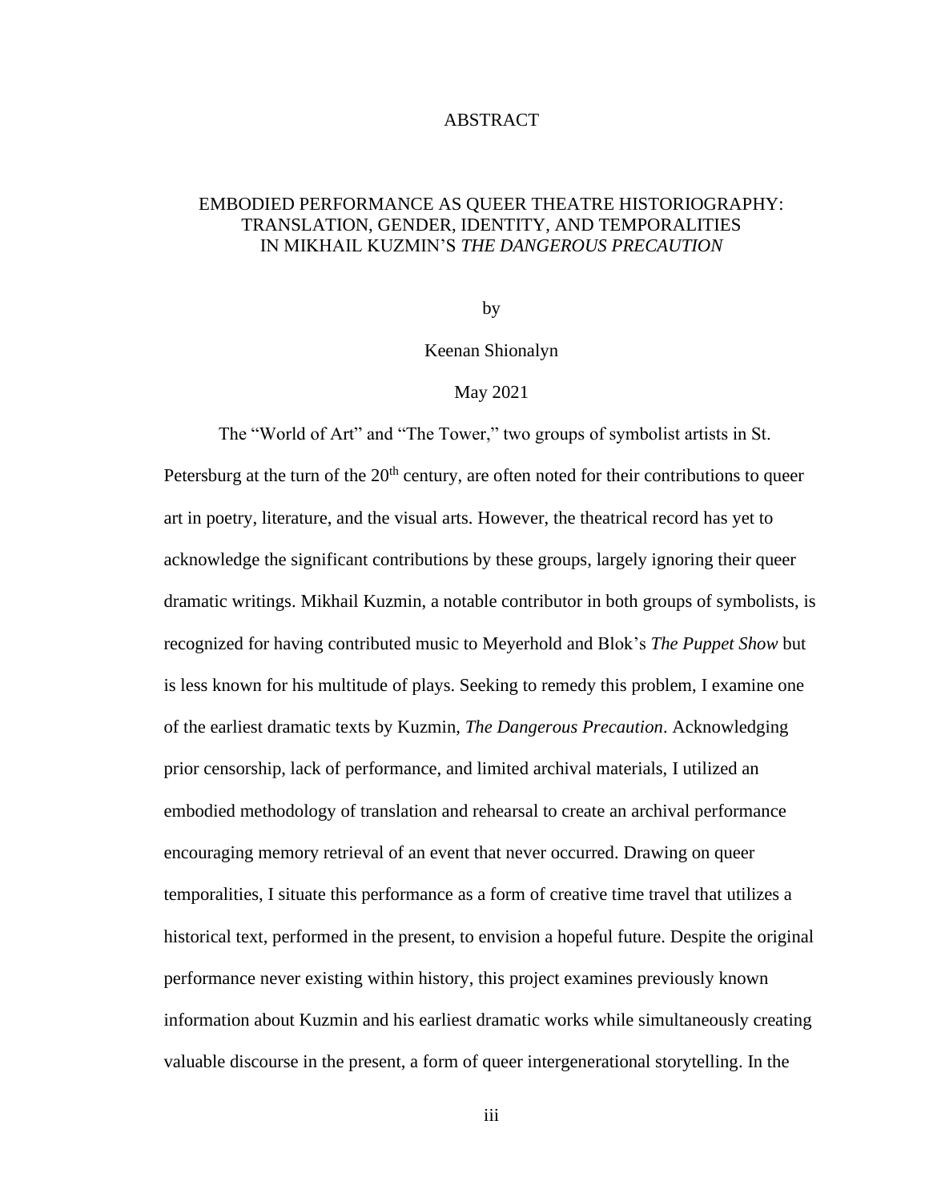# ABSTRACT

## EMBODIED PERFORMANCE AS QUEER THEATRE HISTORIOGRAPHY: TRANSLATION, GENDER, IDENTITY, AND TEMPORALITIES IN MIKHAIL KUZMIN'S *THE DANGEROUS PRECAUTION*

by

Keenan Shionalyn

May 2021

The "World of Art" and "The Tower," two groups of symbolist artists in St. Petersburg at the turn of the 20th century, are often noted for their contributions to queer art in poetry, literature, and the visual arts. However, the theatrical record has yet to acknowledge the significant contributions by these groups, largely ignoring their queer dramatic writings. Mikhail Kuzmin, a notable contributor in both groups of symbolists, is recognized for having contributed music to Meyerhold and Blok's *The Puppet Show* but is less known for his multitude of plays. Seeking to remedy this problem, I examine one of the earliest dramatic texts by Kuzmin, *The Dangerous Precaution*. Acknowledging prior censorship, lack of performance, and limited archival materials, I utilized an embodied methodology of translation and rehearsal to create an archival performance encouraging memory retrieval of an event that never occurred. Drawing on queer temporalities, I situate this performance as a form of creative time travel that utilizes a historical text, performed in the present, to envision a hopeful future. Despite the original performance never existing within history, this project examines previously known information about Kuzmin and his earliest dramatic works while simultaneously creating valuable discourse in the present, a form of queer intergenerational storytelling. In the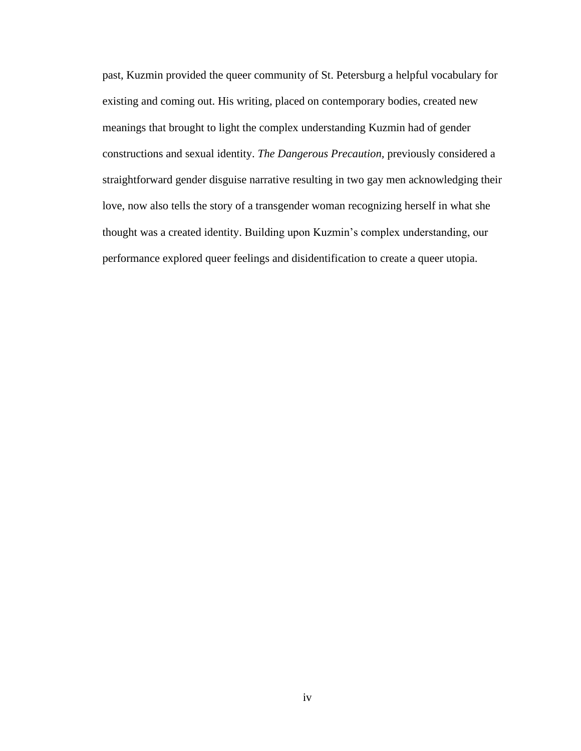past, Kuzmin provided the queer community of St. Petersburg a helpful vocabulary for existing and coming out. His writing, placed on contemporary bodies, created new meanings that brought to light the complex understanding Kuzmin had of gender constructions and sexual identity. *The Dangerous Precaution,* previously considered a straightforward gender disguise narrative resulting in two gay men acknowledging their love, now also tells the story of a transgender woman recognizing herself in what she thought was a created identity. Building upon Kuzmin's complex understanding, our performance explored queer feelings and disidentification to create a queer utopia.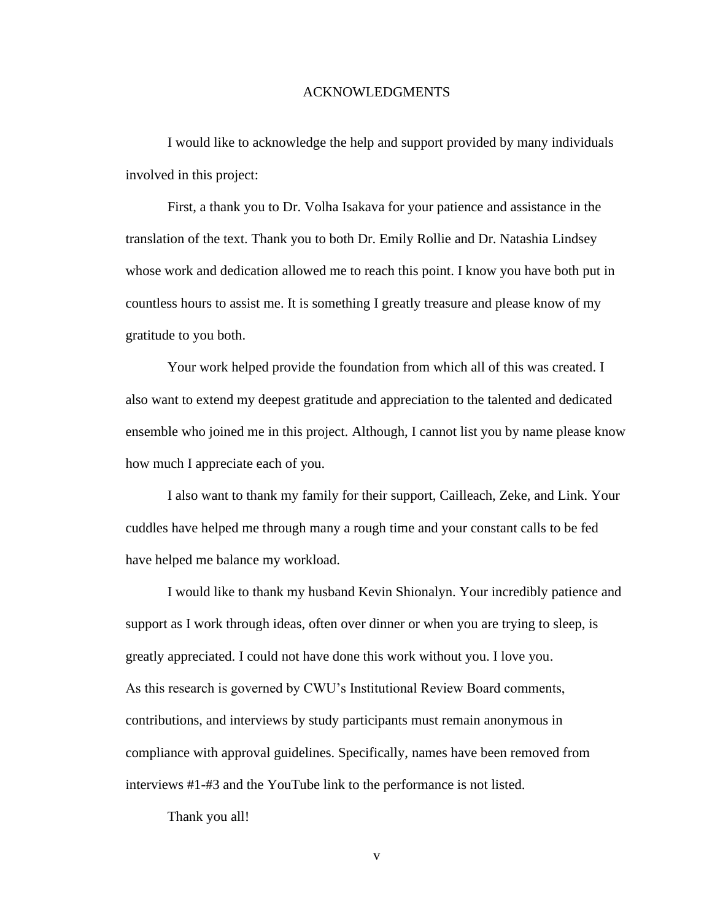# ACKNOWLEDGMENTS

I would like to acknowledge the help and support provided by many individuals involved in this project:

First, a thank you to Dr. Volha Isakava for your patience and assistance in the translation of the text. Thank you to both Dr. Emily Rollie and Dr. Natashia Lindsey whose work and dedication allowed me to reach this point. I know you have both put in countless hours to assist me. It is something I greatly treasure and please know of my gratitude to you both.

Your work helped provide the foundation from which all of this was created. I also want to extend my deepest gratitude and appreciation to the talented and dedicated ensemble who joined me in this project. Although, I cannot list you by name please know how much I appreciate each of you.

I also want to thank my family for their support, Cailleach, Zeke, and Link. Your cuddles have helped me through many a rough time and your constant calls to be fed have helped me balance my workload.

I would like to thank my husband Kevin Shionalyn. Your incredibly patience and support as I work through ideas, often over dinner or when you are trying to sleep, is greatly appreciated. I could not have done this work without you. I love you.

As this research is governed by CWU's Institutional Review Board comments, contributions, and interviews by study participants must remain anonymous in compliance with approval guidelines. Specifically, names have been removed from interviews #1-#3 and the YouTube link to the performance is not listed.

Thank you all!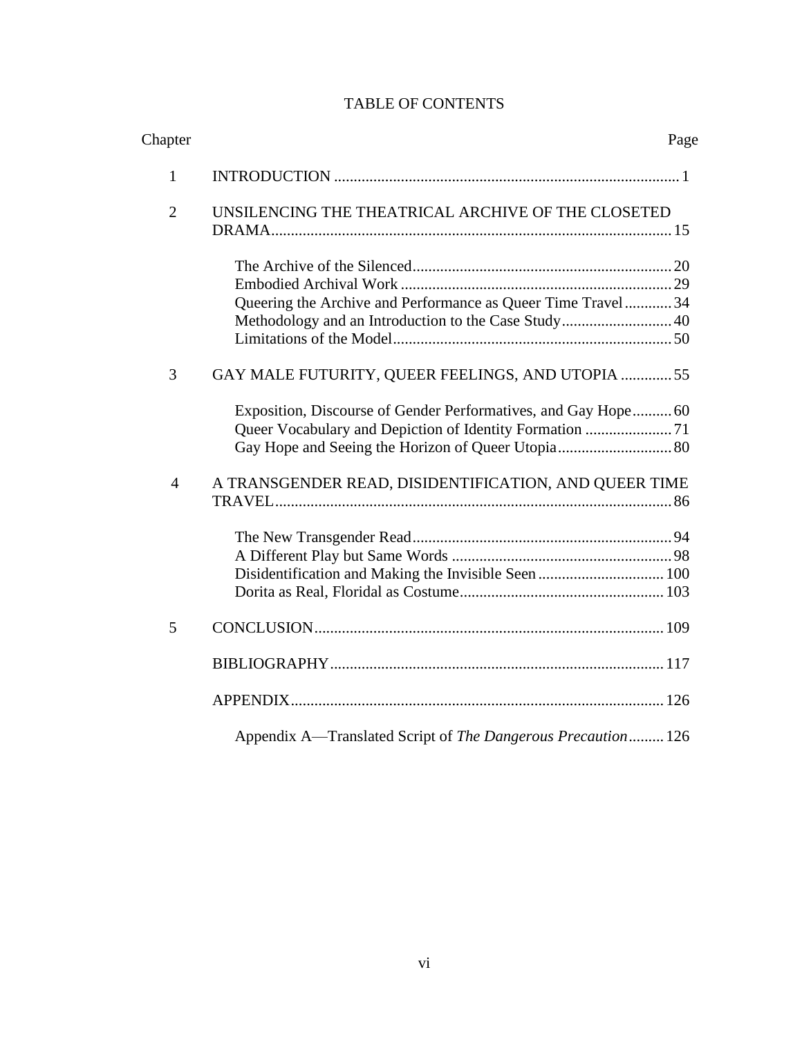# TABLE OF CONTENTS

| Chapter | | Page |
|---|---|---|
| 1 | INTRODUCTION | 1 |
| 2 | UNSILENCING THE THEATRICAL ARCHIVE OF THE CLOSETED DRAMA | 15 |
| | The Archive of the Silenced | 20 |
| | Embodied Archival Work | 29 |
| | Queering the Archive and Performance as Queer Time Travel | 34 |
| | Methodology and an Introduction to the Case Study | 40 |
| | Limitations of the Model | 50 |
| 3 | GAY MALE FUTURITY, QUEER FEELINGS, AND UTOPIA | 55 |
| | Exposition, Discourse of Gender Performatives, and Gay Hope | 60 |
| | Queer Vocabulary and Depiction of Identity Formation | 71 |
| | Gay Hope and Seeing the Horizon of Queer Utopia | 80 |
| 4 | A TRANSGENDER READ, DISIDENTIFICATION, AND QUEER TIME TRAVEL | 86 |
| | The New Transgender Read | 94 |
| | A Different Play but Same Words | 98 |
| | Disidentification and Making the Invisible Seen | 100 |
| | Dorita as Real, Floridal as Costume | 103 |
| 5 | CONCLUSION | 109 |
| | BIBLIOGRAPHY | 117 |
| | APPENDIX | 126 |
| | Appendix A—Translated Script of *The Dangerous Precaution* | 126 |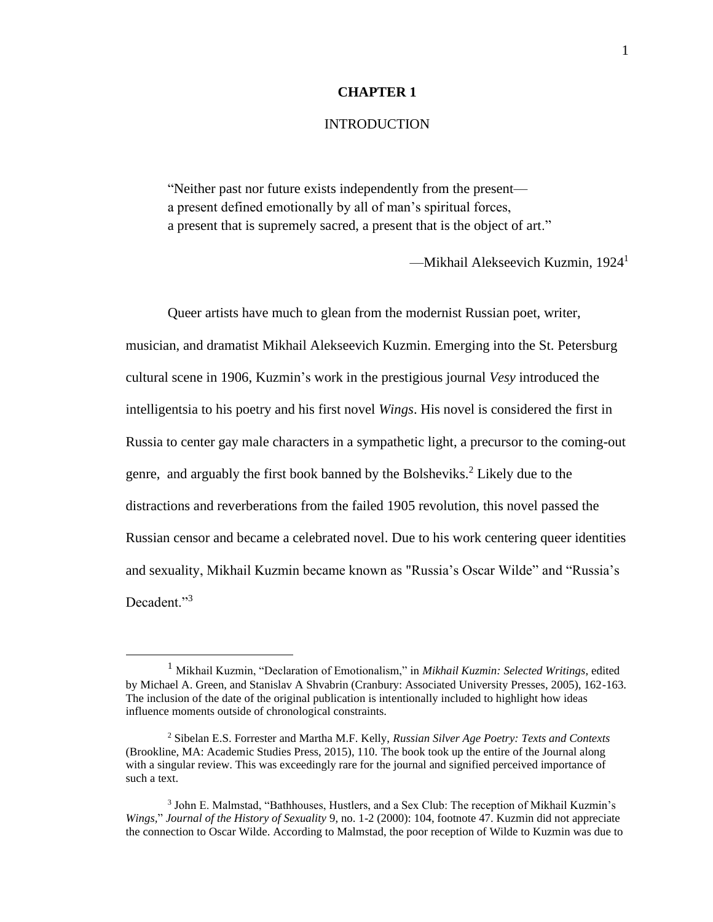# CHAPTER 1

## INTRODUCTION

> "Neither past nor future exists independently from the present—
> a present defined emotionally by all of man's spiritual forces,
> a present that is supremely sacred, a present that is the object of art."
>
> —Mikhail Alekseevich Kuzmin, 1924[1]

Queer artists have much to glean from the modernist Russian poet, writer, musician, and dramatist Mikhail Alekseevich Kuzmin. Emerging into the St. Petersburg cultural scene in 1906, Kuzmin's work in the prestigious journal *Vesy* introduced the intelligentsia to his poetry and his first novel *Wings*. His novel is considered the first in Russia to center gay male characters in a sympathetic light, a precursor to the coming-out genre, and arguably the first book banned by the Bolsheviks.[2] Likely due to the distractions and reverberations from the failed 1905 revolution, this novel passed the Russian censor and became a celebrated novel. Due to his work centering queer identities and sexuality, Mikhail Kuzmin became known as "Russia's Oscar Wilde" and "Russia's Decadent."[3]

---

[1] Mikhail Kuzmin, "Declaration of Emotionalism," in *Mikhail Kuzmin: Selected Writings*, edited by Michael A. Green, and Stanislav A Shvabrin (Cranbury: Associated University Presses, 2005), 162-163. The inclusion of the date of the original publication is intentionally included to highlight how ideas influence moments outside of chronological constraints.

[2] Sibelan E.S. Forrester and Martha M.F. Kelly, *Russian Silver Age Poetry: Texts and Contexts* (Brookline, MA: Academic Studies Press, 2015), 110. The book took up the entire of the Journal along with a singular review. This was exceedingly rare for the journal and signified perceived importance of such a text.

[3] John E. Malmstad, "Bathhouses, Hustlers, and a Sex Club: The reception of Mikhail Kuzmin's *Wings*," *Journal of the History of Sexuality* 9, no. 1-2 (2000): 104, footnote 47. Kuzmin did not appreciate the connection to Oscar Wilde. According to Malmstad, the poor reception of Wilde to Kuzmin was due to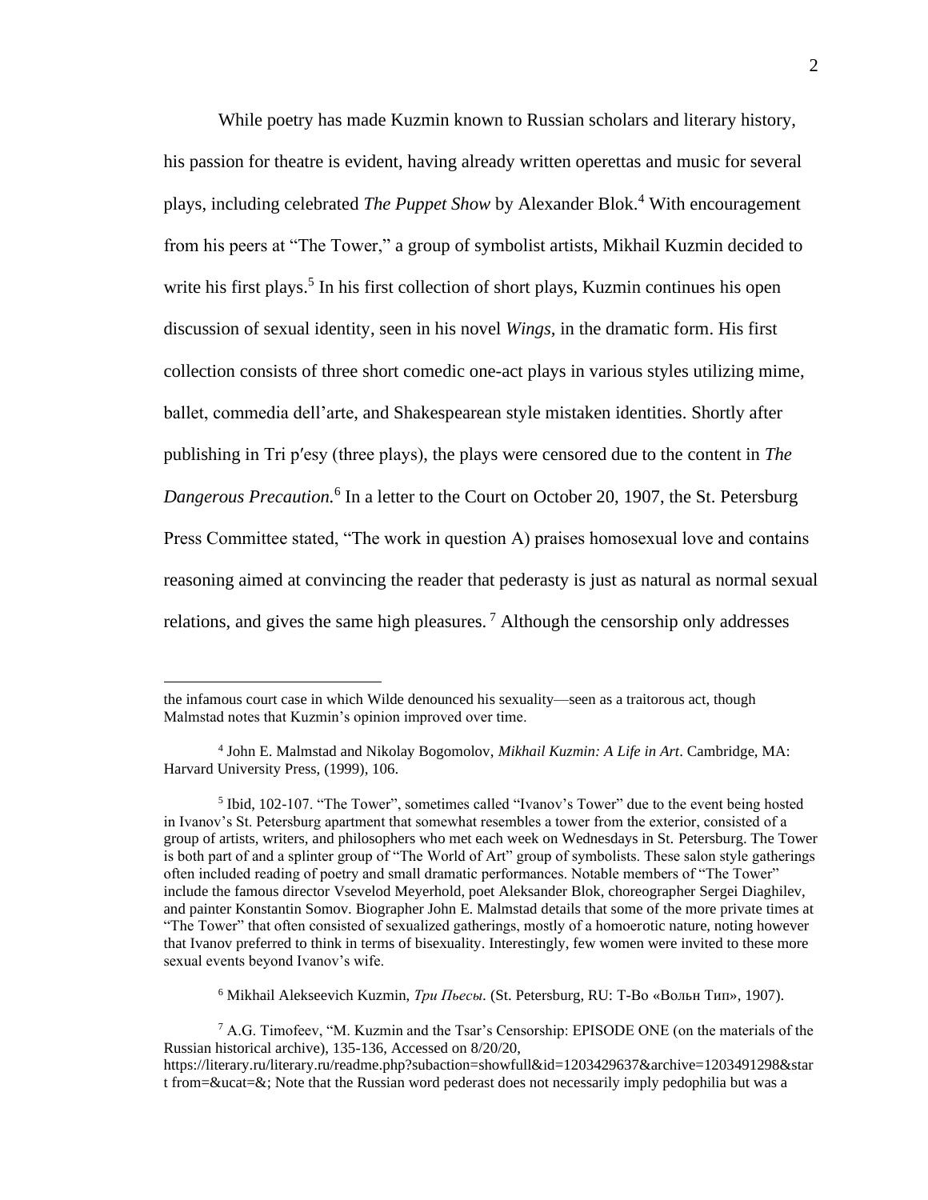While poetry has made Kuzmin known to Russian scholars and literary history, his passion for theatre is evident, having already written operettas and music for several plays, including celebrated *The Puppet Show* by Alexander Blok.[4] With encouragement from his peers at "The Tower," a group of symbolist artists, Mikhail Kuzmin decided to write his first plays.[5] In his first collection of short plays, Kuzmin continues his open discussion of sexual identity, seen in his novel *Wings,* in the dramatic form. His first collection consists of three short comedic one-act plays in various styles utilizing mime, ballet, commedia dell'arte, and Shakespearean style mistaken identities. Shortly after publishing in Tri p′esy (three plays), the plays were censored due to the content in *The Dangerous Precaution.*[6] In a letter to the Court on October 20, 1907, the St. Petersburg Press Committee stated, "The work in question A) praises homosexual love and contains reasoning aimed at convincing the reader that pederasty is just as natural as normal sexual relations, and gives the same high pleasures.[7] Although the censorship only addresses

---

the infamous court case in which Wilde denounced his sexuality—seen as a traitorous act, though Malmstad notes that Kuzmin's opinion improved over time.

[4] John E. Malmstad and Nikolay Bogomolov, *Mikhail Kuzmin: A Life in Art*. Cambridge, MA: Harvard University Press, (1999), 106.

[5] Ibid, 102-107. "The Tower", sometimes called "Ivanov's Tower" due to the event being hosted in Ivanov's St. Petersburg apartment that somewhat resembles a tower from the exterior, consisted of a group of artists, writers, and philosophers who met each week on Wednesdays in St. Petersburg. The Tower is both part of and a splinter group of "The World of Art" group of symbolists. These salon style gatherings often included reading of poetry and small dramatic performances. Notable members of "The Tower" include the famous director Vsevelod Meyerhold, poet Aleksander Blok, choreographer Sergei Diaghilev, and painter Konstantin Somov. Biographer John E. Malmstad details that some of the more private times at "The Tower" that often consisted of sexualized gatherings, mostly of a homoerotic nature, noting however that Ivanov preferred to think in terms of bisexuality. Interestingly, few women were invited to these more sexual events beyond Ivanov's wife.

[6] Mikhail Alekseevich Kuzmin, *Три Пьесы*. (St. Petersburg, RU: Т-Во «Вольн Тип», 1907).

[7] A.G. Timofeev, "M. Kuzmin and the Tsar's Censorship: EPISODE ONE (on the materials of the Russian historical archive), 135-136, Accessed on 8/20/20, https://literary.ru/literary.ru/readme.php?subaction=showfull&id=1203429637&archive=1203491298&start from=&ucat=&; Note that the Russian word pederast does not necessarily imply pedophilia but was a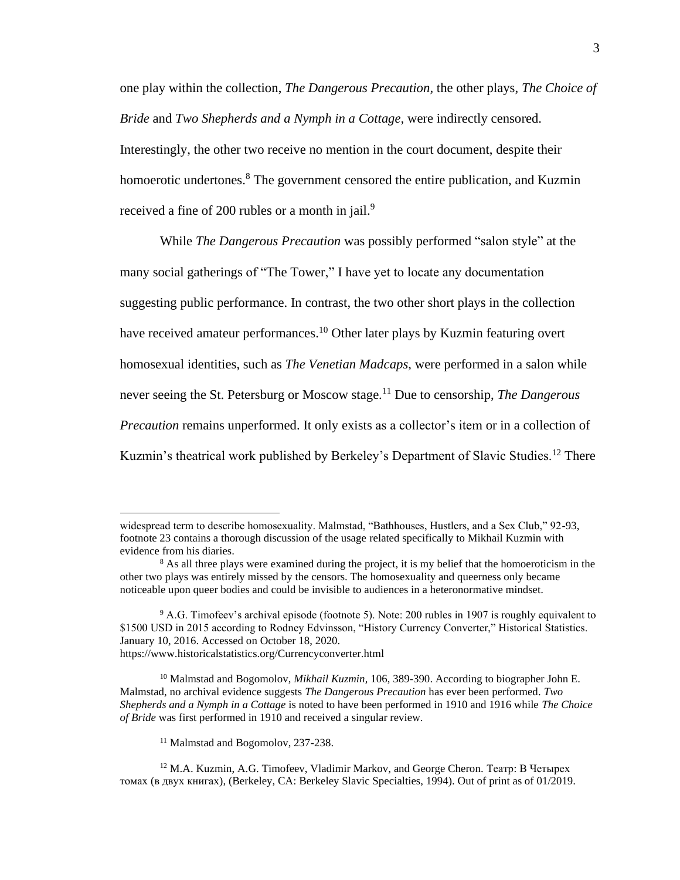one play within the collection, *The Dangerous Precaution*, the other plays, *The Choice of Bride* and *Two Shepherds and a Nymph in a Cottage*, were indirectly censored. Interestingly, the other two receive no mention in the court document, despite their homoerotic undertones.[8] The government censored the entire publication, and Kuzmin received a fine of 200 rubles or a month in jail.[9]

While *The Dangerous Precaution* was possibly performed "salon style" at the many social gatherings of "The Tower," I have yet to locate any documentation suggesting public performance. In contrast, the two other short plays in the collection have received amateur performances.[10] Other later plays by Kuzmin featuring overt homosexual identities, such as *The Venetian Madcaps*, were performed in a salon while never seeing the St. Petersburg or Moscow stage.[11] Due to censorship, *The Dangerous Precaution* remains unperformed. It only exists as a collector's item or in a collection of Kuzmin's theatrical work published by Berkeley's Department of Slavic Studies.[12] There

---

widespread term to describe homosexuality. Malmstad, "Bathhouses, Hustlers, and a Sex Club," 92-93, footnote 23 contains a thorough discussion of the usage related specifically to Mikhail Kuzmin with evidence from his diaries.

[8] As all three plays were examined during the project, it is my belief that the homoeroticism in the other two plays was entirely missed by the censors. The homosexuality and queerness only became noticeable upon queer bodies and could be invisible to audiences in a heteronormative mindset.

[9] A.G. Timofeev's archival episode (footnote 5). Note: 200 rubles in 1907 is roughly equivalent to $1500 USD in 2015 according to Rodney Edvinsson, "History Currency Converter," Historical Statistics. January 10, 2016. Accessed on October 18, 2020. https://www.historicalstatistics.org/Currencyconverter.html

[10] Malmstad and Bogomolov, *Mikhail Kuzmin*, 106, 389-390. According to biographer John E. Malmstad, no archival evidence suggests *The Dangerous Precaution* has ever been performed. *Two Shepherds and a Nymph in a Cottage* is noted to have been performed in 1910 and 1916 while *The Choice of Bride* was first performed in 1910 and received a singular review.

[11] Malmstad and Bogomolov, 237-238.

[12] M.A. Kuzmin, A.G. Timofeev, Vladimir Markov, and George Cheron. Театр: В Четырех томах (в двух книгах), (Berkeley, CA: Berkeley Slavic Specialties, 1994). Out of print as of 01/2019.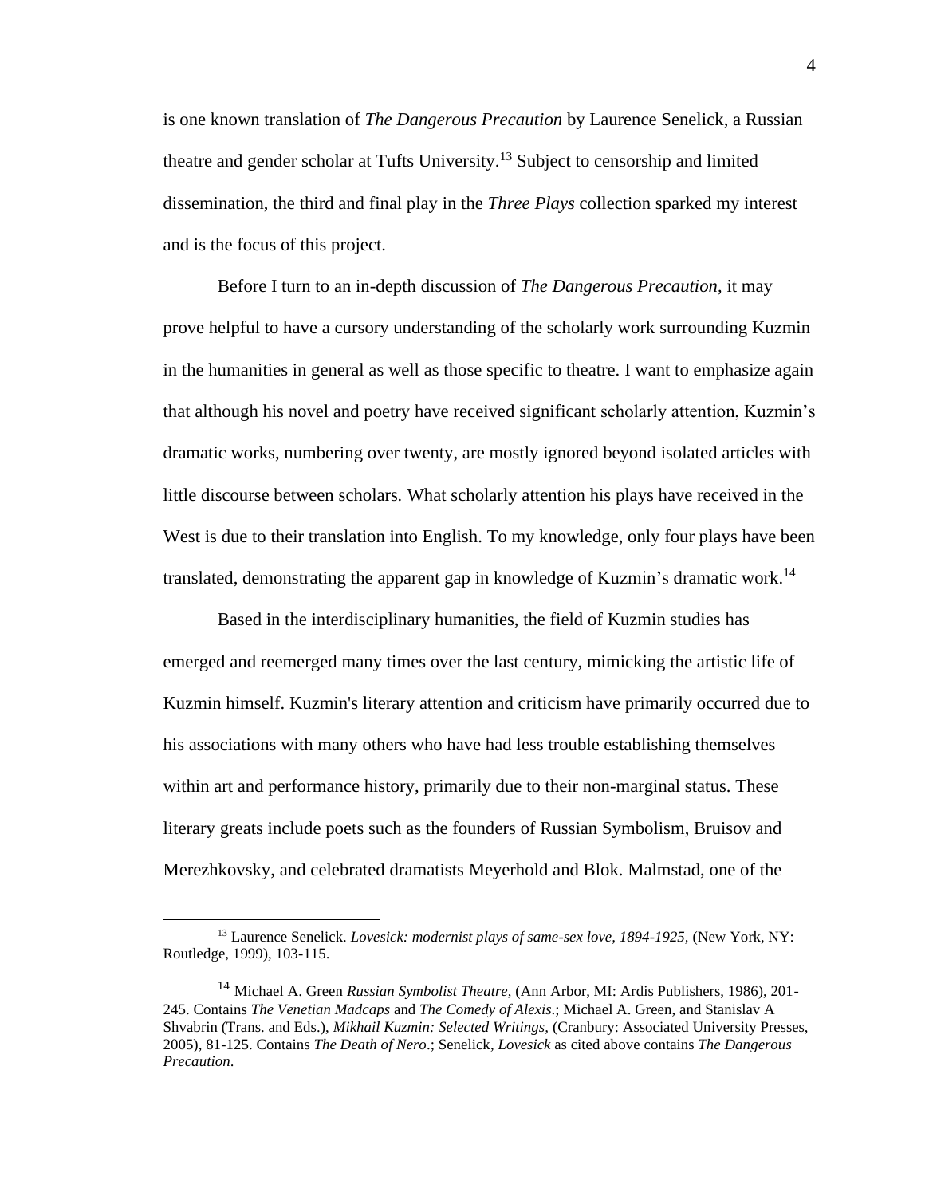is one known translation of *The Dangerous Precaution* by Laurence Senelick, a Russian theatre and gender scholar at Tufts University.[13] Subject to censorship and limited dissemination, the third and final play in the *Three Plays* collection sparked my interest and is the focus of this project.

Before I turn to an in-depth discussion of *The Dangerous Precaution*, it may prove helpful to have a cursory understanding of the scholarly work surrounding Kuzmin in the humanities in general as well as those specific to theatre. I want to emphasize again that although his novel and poetry have received significant scholarly attention, Kuzmin's dramatic works, numbering over twenty, are mostly ignored beyond isolated articles with little discourse between scholars. What scholarly attention his plays have received in the West is due to their translation into English. To my knowledge, only four plays have been translated, demonstrating the apparent gap in knowledge of Kuzmin's dramatic work.[14]

Based in the interdisciplinary humanities, the field of Kuzmin studies has emerged and reemerged many times over the last century, mimicking the artistic life of Kuzmin himself. Kuzmin's literary attention and criticism have primarily occurred due to his associations with many others who have had less trouble establishing themselves within art and performance history, primarily due to their non-marginal status. These literary greats include poets such as the founders of Russian Symbolism, Bruisov and Merezhkovsky, and celebrated dramatists Meyerhold and Blok. Malmstad, one of the

---

[13] Laurence Senelick. *Lovesick: modernist plays of same-sex love, 1894-1925,* (New York, NY: Routledge, 1999), 103-115.

[14] Michael A. Green *Russian Symbolist Theatre,* (Ann Arbor, MI: Ardis Publishers, 1986), 201-245. Contains *The Venetian Madcaps* and *The Comedy of Alexis*.; Michael A. Green, and Stanislav A Shvabrin (Trans. and Eds.), *Mikhail Kuzmin: Selected Writings,* (Cranbury: Associated University Presses, 2005), 81-125. Contains *The Death of Nero*.; Senelick, *Lovesick* as cited above contains *The Dangerous Precaution*.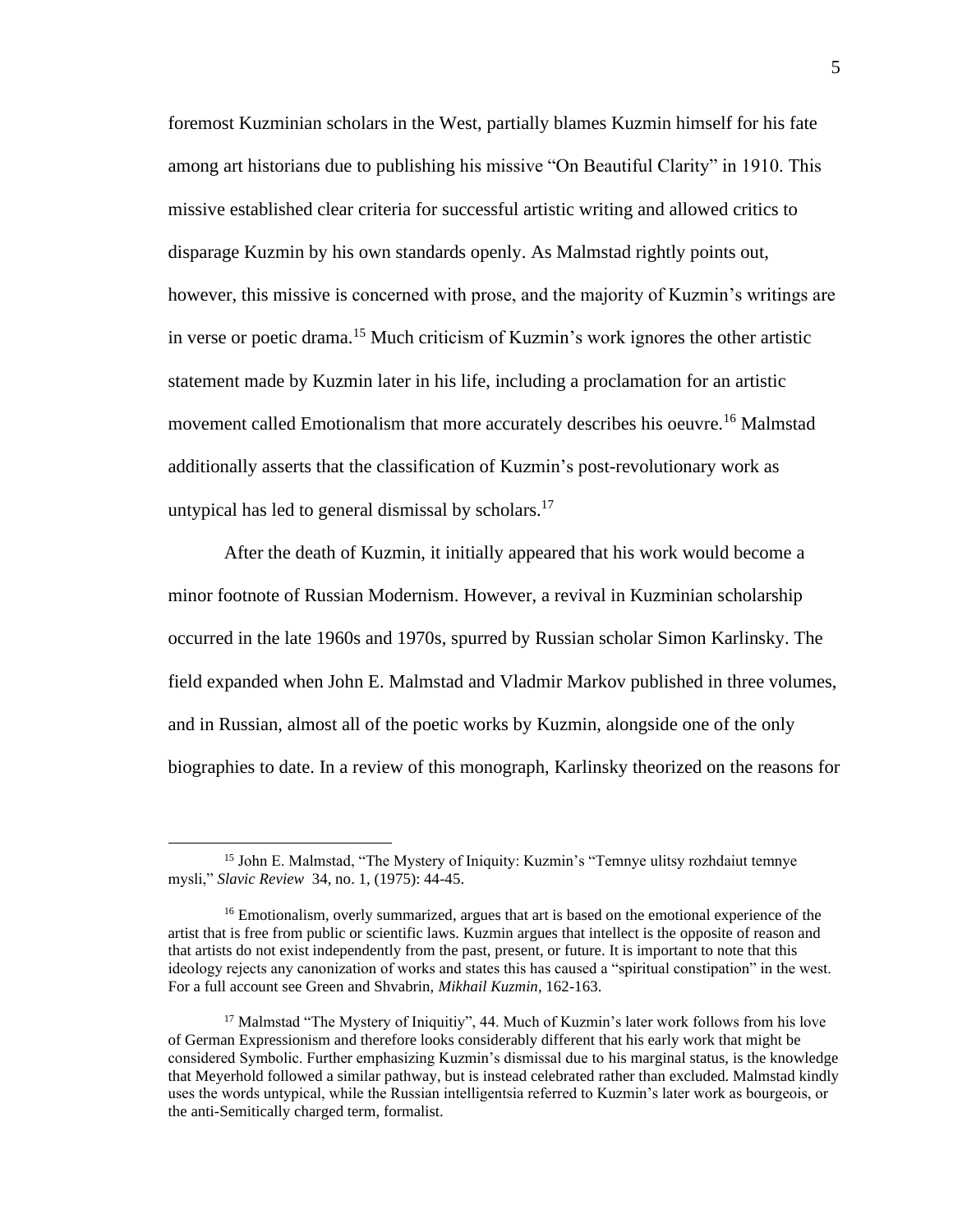foremost Kuzminian scholars in the West, partially blames Kuzmin himself for his fate among art historians due to publishing his missive "On Beautiful Clarity" in 1910. This missive established clear criteria for successful artistic writing and allowed critics to disparage Kuzmin by his own standards openly. As Malmstad rightly points out, however, this missive is concerned with prose, and the majority of Kuzmin's writings are in verse or poetic drama.[15] Much criticism of Kuzmin's work ignores the other artistic statement made by Kuzmin later in his life, including a proclamation for an artistic movement called Emotionalism that more accurately describes his oeuvre.[16] Malmstad additionally asserts that the classification of Kuzmin's post-revolutionary work as untypical has led to general dismissal by scholars.[17]

After the death of Kuzmin, it initially appeared that his work would become a minor footnote of Russian Modernism. However, a revival in Kuzminian scholarship occurred in the late 1960s and 1970s, spurred by Russian scholar Simon Karlinsky. The field expanded when John E. Malmstad and Vladmir Markov published in three volumes, and in Russian, almost all of the poetic works by Kuzmin, alongside one of the only biographies to date. In a review of this monograph, Karlinsky theorized on the reasons for

---

[15] John E. Malmstad, "The Mystery of Iniquity: Kuzmin's "Temnye ulitsy rozhdaiut temnye mysli," *Slavic Review* 34, no. 1, (1975): 44-45.

[16] Emotionalism, overly summarized, argues that art is based on the emotional experience of the artist that is free from public or scientific laws. Kuzmin argues that intellect is the opposite of reason and that artists do not exist independently from the past, present, or future. It is important to note that this ideology rejects any canonization of works and states this has caused a "spiritual constipation" in the west. For a full account see Green and Shvabrin, *Mikhail Kuzmin*, 162-163.

[17] Malmstad "The Mystery of Iniquitiy", 44. Much of Kuzmin's later work follows from his love of German Expressionism and therefore looks considerably different that his early work that might be considered Symbolic. Further emphasizing Kuzmin's dismissal due to his marginal status, is the knowledge that Meyerhold followed a similar pathway, but is instead celebrated rather than excluded. Malmstad kindly uses the words untypical, while the Russian intelligentsia referred to Kuzmin's later work as bourgeois, or the anti-Semitically charged term, formalist.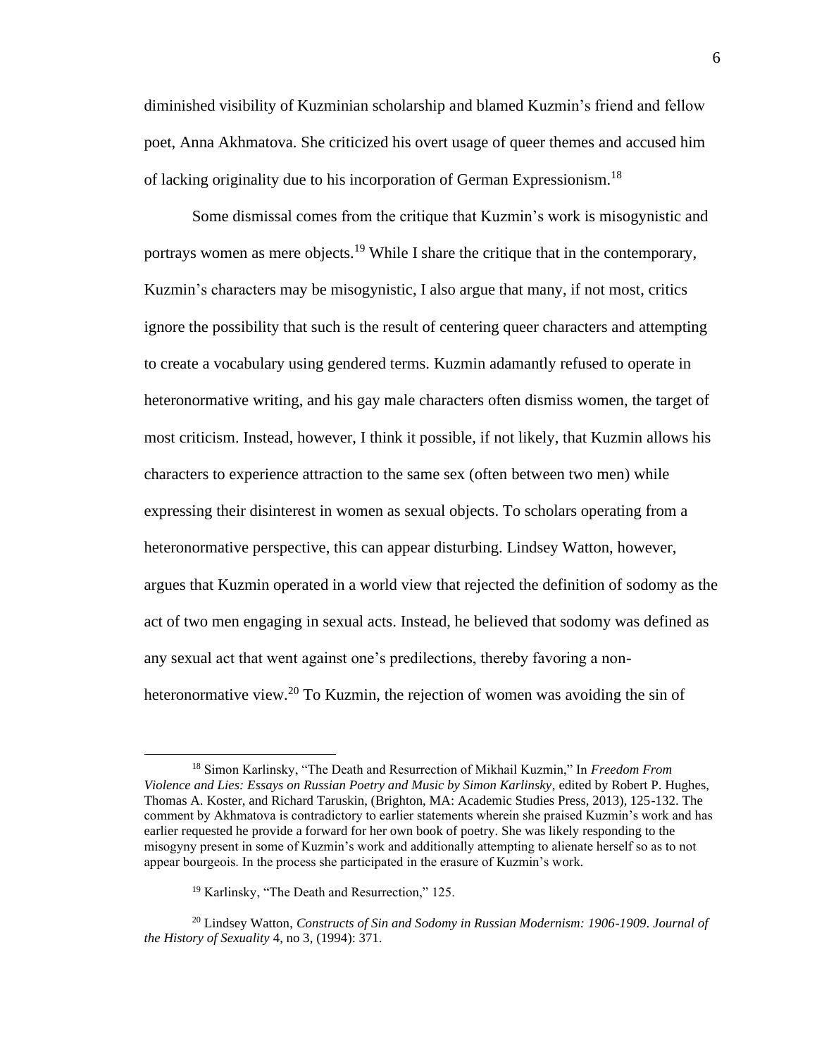diminished visibility of Kuzminian scholarship and blamed Kuzmin's friend and fellow poet, Anna Akhmatova. She criticized his overt usage of queer themes and accused him of lacking originality due to his incorporation of German Expressionism.[18]

Some dismissal comes from the critique that Kuzmin's work is misogynistic and portrays women as mere objects.[19] While I share the critique that in the contemporary, Kuzmin's characters may be misogynistic, I also argue that many, if not most, critics ignore the possibility that such is the result of centering queer characters and attempting to create a vocabulary using gendered terms. Kuzmin adamantly refused to operate in heteronormative writing, and his gay male characters often dismiss women, the target of most criticism. Instead, however, I think it possible, if not likely, that Kuzmin allows his characters to experience attraction to the same sex (often between two men) while expressing their disinterest in women as sexual objects. To scholars operating from a heteronormative perspective, this can appear disturbing. Lindsey Watton, however, argues that Kuzmin operated in a world view that rejected the definition of sodomy as the act of two men engaging in sexual acts. Instead, he believed that sodomy was defined as any sexual act that went against one's predilections, thereby favoring a non-heteronormative view.[20] To Kuzmin, the rejection of women was avoiding the sin of

---

[18] Simon Karlinsky, "The Death and Resurrection of Mikhail Kuzmin," In *Freedom From Violence and Lies: Essays on Russian Poetry and Music by Simon Karlinsky*, edited by Robert P. Hughes, Thomas A. Koster, and Richard Taruskin, (Brighton, MA: Academic Studies Press, 2013), 125-132. The comment by Akhmatova is contradictory to earlier statements wherein she praised Kuzmin's work and has earlier requested he provide a forward for her own book of poetry. She was likely responding to the misogyny present in some of Kuzmin's work and additionally attempting to alienate herself so as to not appear bourgeois. In the process she participated in the erasure of Kuzmin's work.

[19] Karlinsky, "The Death and Resurrection," 125.

[20] Lindsey Watton, *Constructs of Sin and Sodomy in Russian Modernism: 1906-1909*. *Journal of the History of Sexuality* 4, no 3, (1994): 371.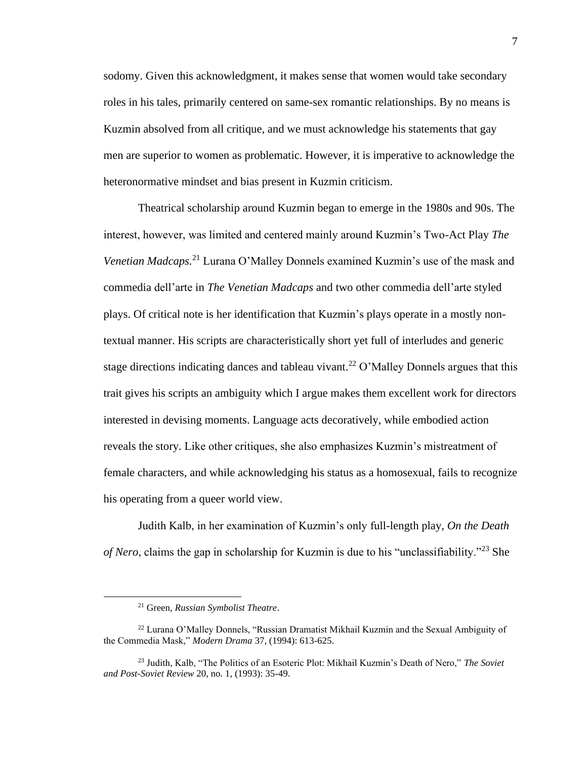sodomy. Given this acknowledgment, it makes sense that women would take secondary roles in his tales, primarily centered on same-sex romantic relationships. By no means is Kuzmin absolved from all critique, and we must acknowledge his statements that gay men are superior to women as problematic. However, it is imperative to acknowledge the heteronormative mindset and bias present in Kuzmin criticism.

Theatrical scholarship around Kuzmin began to emerge in the 1980s and 90s. The interest, however, was limited and centered mainly around Kuzmin's Two-Act Play *The Venetian Madcaps.*[21] Lurana O'Malley Donnels examined Kuzmin's use of the mask and commedia dell'arte in *The Venetian Madcaps* and two other commedia dell'arte styled plays. Of critical note is her identification that Kuzmin's plays operate in a mostly non-textual manner. His scripts are characteristically short yet full of interludes and generic stage directions indicating dances and tableau vivant.[22] O'Malley Donnels argues that this trait gives his scripts an ambiguity which I argue makes them excellent work for directors interested in devising moments. Language acts decoratively, while embodied action reveals the story. Like other critiques, she also emphasizes Kuzmin's mistreatment of female characters, and while acknowledging his status as a homosexual, fails to recognize his operating from a queer world view.

Judith Kalb, in her examination of Kuzmin's only full-length play, *On the Death of Nero*, claims the gap in scholarship for Kuzmin is due to his "unclassifiability."[23] She

---

[21] Green, *Russian Symbolist Theatre*.

[22] Lurana O'Malley Donnels, "Russian Dramatist Mikhail Kuzmin and the Sexual Ambiguity of the Commedia Mask," *Modern Drama* 37, (1994): 613-625.

[23] Judith, Kalb, "The Politics of an Esoteric Plot: Mikhail Kuzmin's Death of Nero," *The Soviet and Post-Soviet Review* 20, no. 1, (1993): 35-49.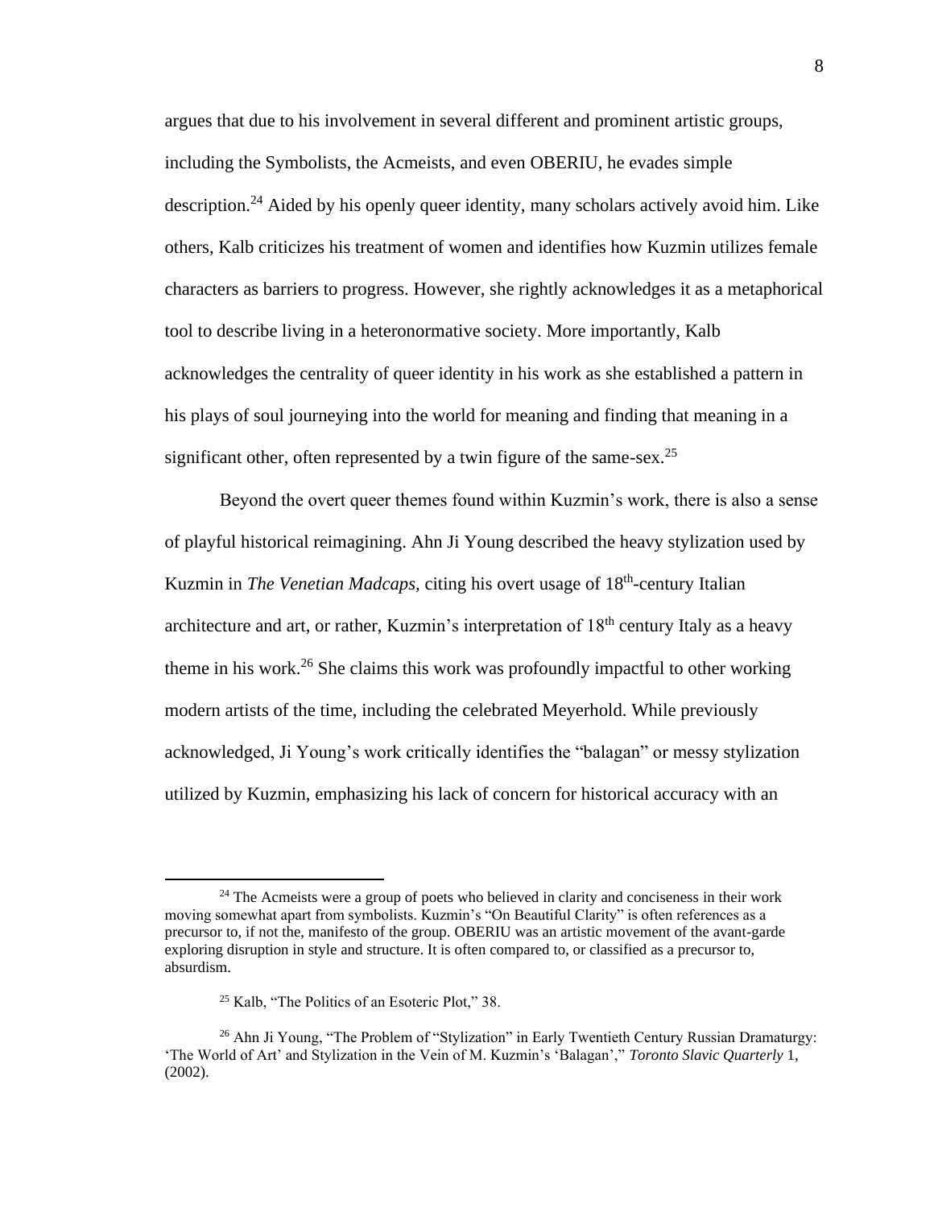argues that due to his involvement in several different and prominent artistic groups, including the Symbolists, the Acmeists, and even OBERIU, he evades simple description.[24] Aided by his openly queer identity, many scholars actively avoid him. Like others, Kalb criticizes his treatment of women and identifies how Kuzmin utilizes female characters as barriers to progress. However, she rightly acknowledges it as a metaphorical tool to describe living in a heteronormative society. More importantly, Kalb acknowledges the centrality of queer identity in his work as she established a pattern in his plays of soul journeying into the world for meaning and finding that meaning in a significant other, often represented by a twin figure of the same-sex.[25]

Beyond the overt queer themes found within Kuzmin's work, there is also a sense of playful historical reimagining. Ahn Ji Young described the heavy stylization used by Kuzmin in *The Venetian Madcaps,* citing his overt usage of 18th-century Italian architecture and art, or rather, Kuzmin's interpretation of 18th century Italy as a heavy theme in his work.[26] She claims this work was profoundly impactful to other working modern artists of the time, including the celebrated Meyerhold. While previously acknowledged, Ji Young's work critically identifies the "balagan" or messy stylization utilized by Kuzmin, emphasizing his lack of concern for historical accuracy with an

---

[24] The Acmeists were a group of poets who believed in clarity and conciseness in their work moving somewhat apart from symbolists. Kuzmin's "On Beautiful Clarity" is often references as a precursor to, if not the, manifesto of the group. OBERIU was an artistic movement of the avant-garde exploring disruption in style and structure. It is often compared to, or classified as a precursor to, absurdism.

[25] Kalb, "The Politics of an Esoteric Plot," 38.

[26] Ahn Ji Young, "The Problem of "Stylization" in Early Twentieth Century Russian Dramaturgy: 'The World of Art' and Stylization in the Vein of M. Kuzmin's 'Balagan'," *Toronto Slavic Quarterly* 1, (2002).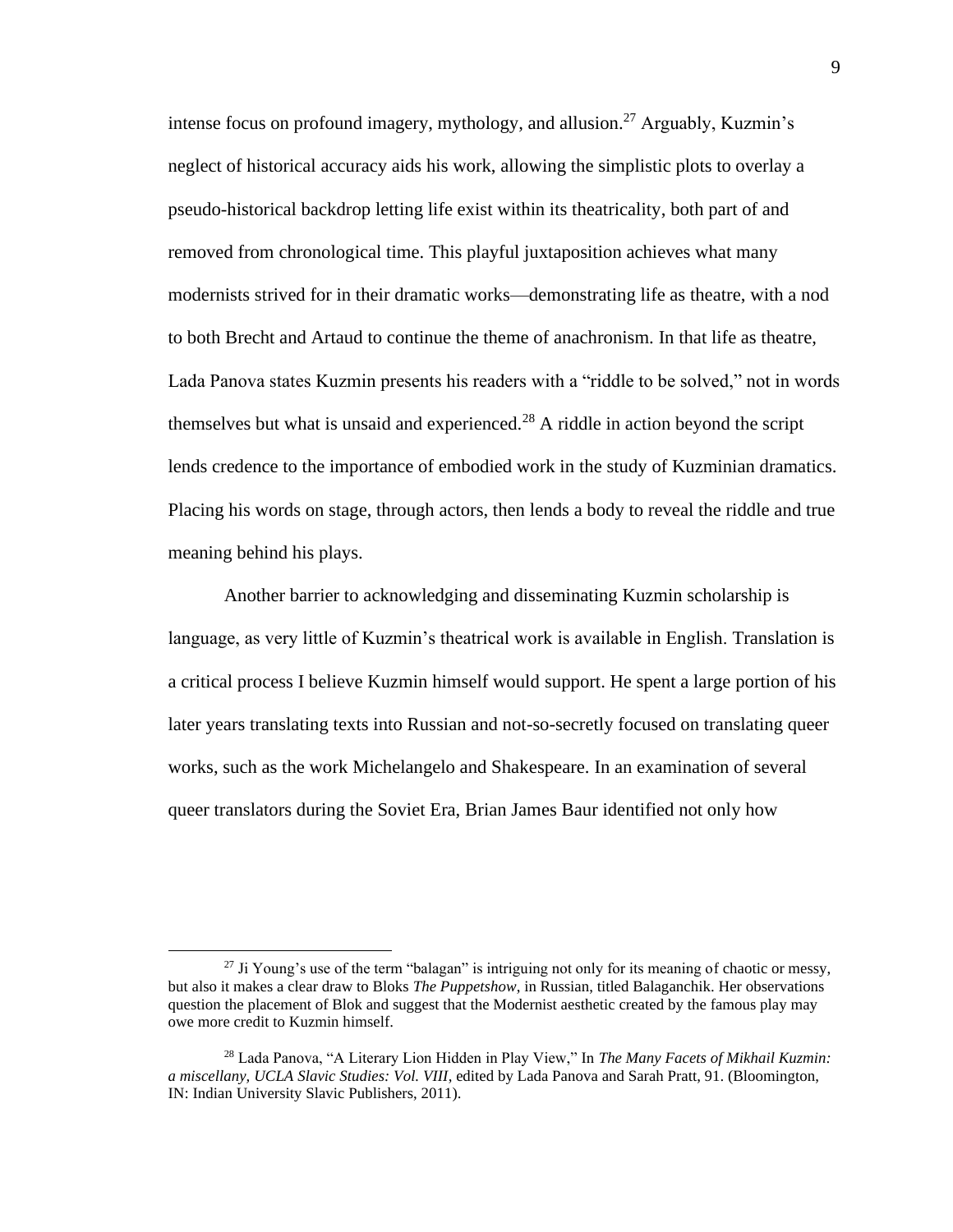intense focus on profound imagery, mythology, and allusion.[27] Arguably, Kuzmin's neglect of historical accuracy aids his work, allowing the simplistic plots to overlay a pseudo-historical backdrop letting life exist within its theatricality, both part of and removed from chronological time. This playful juxtaposition achieves what many modernists strived for in their dramatic works—demonstrating life as theatre, with a nod to both Brecht and Artaud to continue the theme of anachronism. In that life as theatre, Lada Panova states Kuzmin presents his readers with a "riddle to be solved," not in words themselves but what is unsaid and experienced.[28] A riddle in action beyond the script lends credence to the importance of embodied work in the study of Kuzminian dramatics. Placing his words on stage, through actors, then lends a body to reveal the riddle and true meaning behind his plays.

Another barrier to acknowledging and disseminating Kuzmin scholarship is language, as very little of Kuzmin's theatrical work is available in English. Translation is a critical process I believe Kuzmin himself would support. He spent a large portion of his later years translating texts into Russian and not-so-secretly focused on translating queer works, such as the work Michelangelo and Shakespeare. In an examination of several queer translators during the Soviet Era, Brian James Baur identified not only how

[27] Ji Young's use of the term "balagan" is intriguing not only for its meaning of chaotic or messy, but also it makes a clear draw to Bloks *The Puppetshow*, in Russian, titled Balaganchik. Her observations question the placement of Blok and suggest that the Modernist aesthetic created by the famous play may owe more credit to Kuzmin himself.

[28] Lada Panova, "A Literary Lion Hidden in Play View," In *The Many Facets of Mikhail Kuzmin: a miscellany, UCLA Slavic Studies: Vol. VIII*, edited by Lada Panova and Sarah Pratt, 91. (Bloomington, IN: Indian University Slavic Publishers, 2011).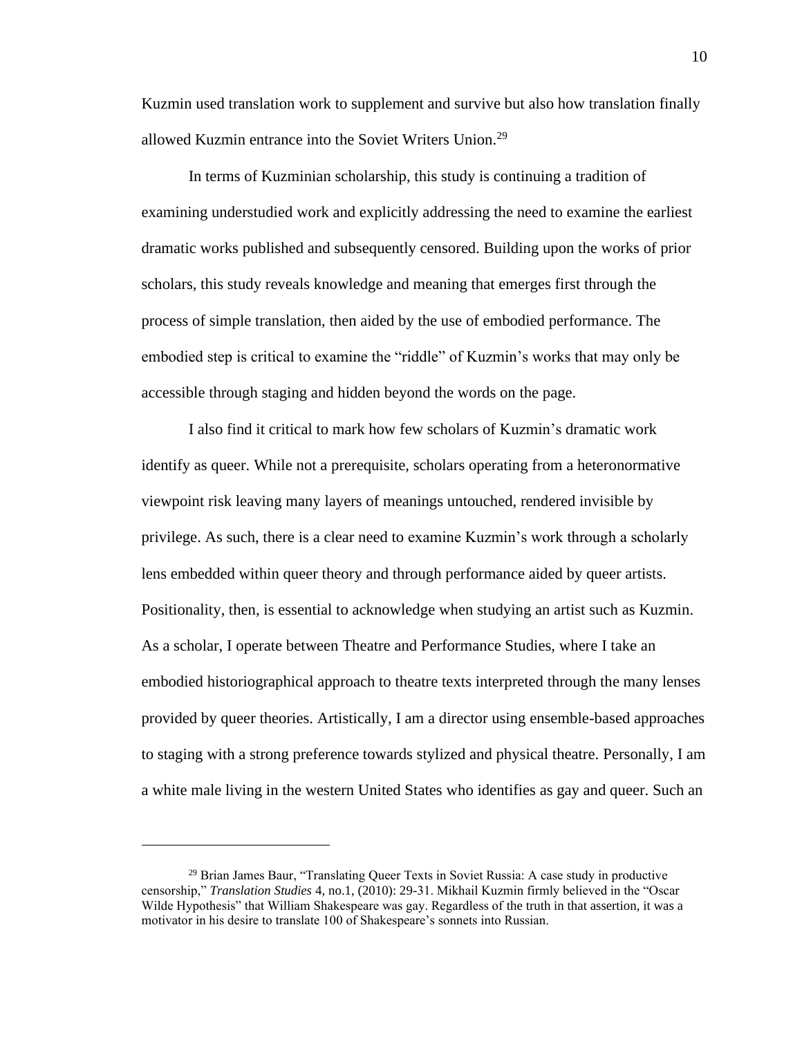Kuzmin used translation work to supplement and survive but also how translation finally allowed Kuzmin entrance into the Soviet Writers Union.[29]

In terms of Kuzminian scholarship, this study is continuing a tradition of examining understudied work and explicitly addressing the need to examine the earliest dramatic works published and subsequently censored. Building upon the works of prior scholars, this study reveals knowledge and meaning that emerges first through the process of simple translation, then aided by the use of embodied performance. The embodied step is critical to examine the "riddle" of Kuzmin's works that may only be accessible through staging and hidden beyond the words on the page.

I also find it critical to mark how few scholars of Kuzmin's dramatic work identify as queer. While not a prerequisite, scholars operating from a heteronormative viewpoint risk leaving many layers of meanings untouched, rendered invisible by privilege. As such, there is a clear need to examine Kuzmin's work through a scholarly lens embedded within queer theory and through performance aided by queer artists. Positionality, then, is essential to acknowledge when studying an artist such as Kuzmin. As a scholar, I operate between Theatre and Performance Studies, where I take an embodied historiographical approach to theatre texts interpreted through the many lenses provided by queer theories. Artistically, I am a director using ensemble-based approaches to staging with a strong preference towards stylized and physical theatre. Personally, I am a white male living in the western United States who identifies as gay and queer. Such an

---

[29] Brian James Baur, "Translating Queer Texts in Soviet Russia: A case study in productive censorship," *Translation Studies* 4, no.1, (2010): 29-31. Mikhail Kuzmin firmly believed in the "Oscar Wilde Hypothesis" that William Shakespeare was gay. Regardless of the truth in that assertion, it was a motivator in his desire to translate 100 of Shakespeare's sonnets into Russian.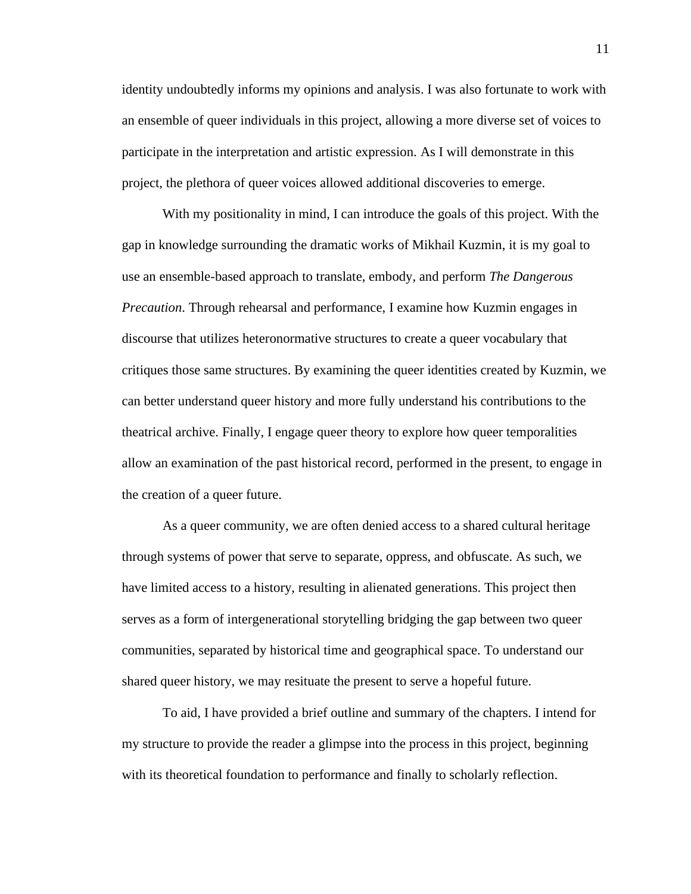identity undoubtedly informs my opinions and analysis. I was also fortunate to work with an ensemble of queer individuals in this project, allowing a more diverse set of voices to participate in the interpretation and artistic expression. As I will demonstrate in this project, the plethora of queer voices allowed additional discoveries to emerge.

With my positionality in mind, I can introduce the goals of this project. With the gap in knowledge surrounding the dramatic works of Mikhail Kuzmin, it is my goal to use an ensemble-based approach to translate, embody, and perform *The Dangerous Precaution*. Through rehearsal and performance, I examine how Kuzmin engages in discourse that utilizes heteronormative structures to create a queer vocabulary that critiques those same structures. By examining the queer identities created by Kuzmin, we can better understand queer history and more fully understand his contributions to the theatrical archive. Finally, I engage queer theory to explore how queer temporalities allow an examination of the past historical record, performed in the present, to engage in the creation of a queer future.

As a queer community, we are often denied access to a shared cultural heritage through systems of power that serve to separate, oppress, and obfuscate. As such, we have limited access to a history, resulting in alienated generations. This project then serves as a form of intergenerational storytelling bridging the gap between two queer communities, separated by historical time and geographical space. To understand our shared queer history, we may resituate the present to serve a hopeful future.

To aid, I have provided a brief outline and summary of the chapters. I intend for my structure to provide the reader a glimpse into the process in this project, beginning with its theoretical foundation to performance and finally to scholarly reflection.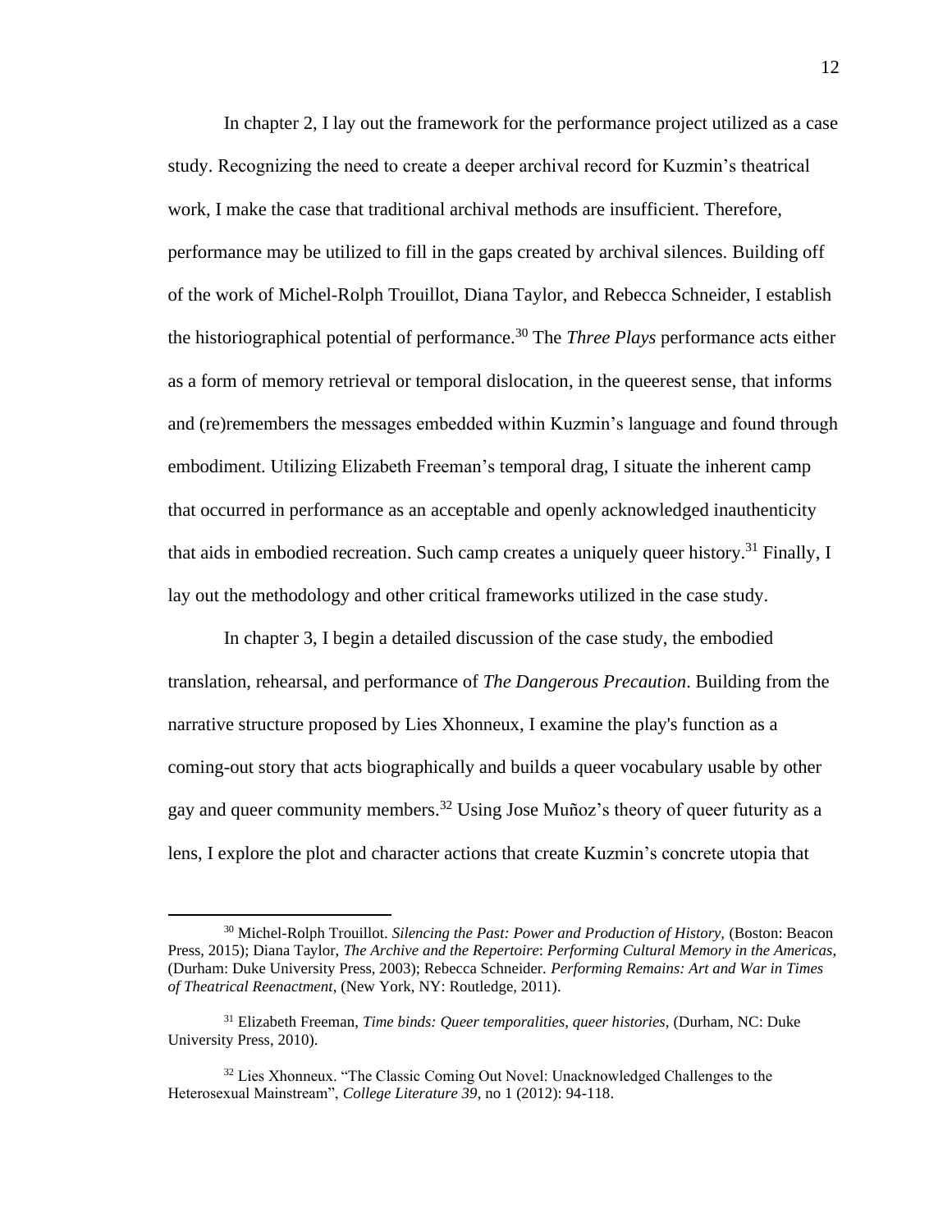In chapter 2, I lay out the framework for the performance project utilized as a case study. Recognizing the need to create a deeper archival record for Kuzmin's theatrical work, I make the case that traditional archival methods are insufficient. Therefore, performance may be utilized to fill in the gaps created by archival silences. Building off of the work of Michel-Rolph Trouillot, Diana Taylor, and Rebecca Schneider, I establish the historiographical potential of performance.[30] The *Three Plays* performance acts either as a form of memory retrieval or temporal dislocation, in the queerest sense, that informs and (re)remembers the messages embedded within Kuzmin's language and found through embodiment. Utilizing Elizabeth Freeman's temporal drag, I situate the inherent camp that occurred in performance as an acceptable and openly acknowledged inauthenticity that aids in embodied recreation. Such camp creates a uniquely queer history.[31] Finally, I lay out the methodology and other critical frameworks utilized in the case study.

In chapter 3, I begin a detailed discussion of the case study, the embodied translation, rehearsal, and performance of *The Dangerous Precaution*. Building from the narrative structure proposed by Lies Xhonneux, I examine the play's function as a coming-out story that acts biographically and builds a queer vocabulary usable by other gay and queer community members.[32] Using Jose Muñoz's theory of queer futurity as a lens, I explore the plot and character actions that create Kuzmin's concrete utopia that

---

[30] Michel-Rolph Trouillot. *Silencing the Past: Power and Production of History,* (Boston: Beacon Press, 2015); Diana Taylor, *The Archive and the Repertoire*: *Performing Cultural Memory in the Americas,* (Durham: Duke University Press, 2003); Rebecca Schneider. *Performing Remains: Art and War in Times of Theatrical Reenactment*, (New York, NY: Routledge, 2011).

[31] Elizabeth Freeman, *Time binds: Queer temporalities, queer histories,* (Durham, NC: Duke University Press, 2010).

[32] Lies Xhonneux. "The Classic Coming Out Novel: Unacknowledged Challenges to the Heterosexual Mainstream", *College Literature 39*, no 1 (2012): 94-118.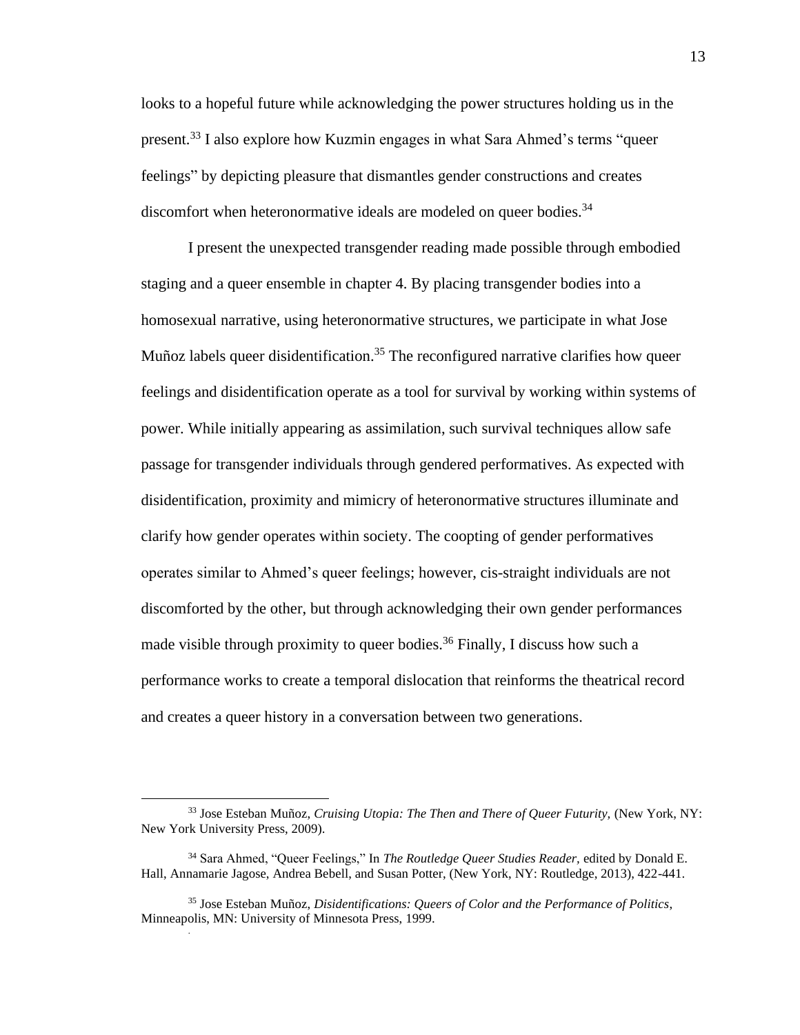looks to a hopeful future while acknowledging the power structures holding us in the present.[33] I also explore how Kuzmin engages in what Sara Ahmed's terms "queer feelings" by depicting pleasure that dismantles gender constructions and creates discomfort when heteronormative ideals are modeled on queer bodies.[34]

I present the unexpected transgender reading made possible through embodied staging and a queer ensemble in chapter 4. By placing transgender bodies into a homosexual narrative, using heteronormative structures, we participate in what Jose Muñoz labels queer disidentification.[35] The reconfigured narrative clarifies how queer feelings and disidentification operate as a tool for survival by working within systems of power. While initially appearing as assimilation, such survival techniques allow safe passage for transgender individuals through gendered performatives. As expected with disidentification, proximity and mimicry of heteronormative structures illuminate and clarify how gender operates within society. The coopting of gender performatives operates similar to Ahmed's queer feelings; however, cis-straight individuals are not discomforted by the other, but through acknowledging their own gender performances made visible through proximity to queer bodies.[36] Finally, I discuss how such a performance works to create a temporal dislocation that reinforms the theatrical record and creates a queer history in a conversation between two generations.

---

[33] Jose Esteban Muñoz, *Cruising Utopia: The Then and There of Queer Futurity,* (New York, NY: New York University Press, 2009).

[34] Sara Ahmed, "Queer Feelings," In *The Routledge Queer Studies Reader,* edited by Donald E. Hall, Annamarie Jagose, Andrea Bebell, and Susan Potter, (New York, NY: Routledge, 2013), 422-441.

[35] Jose Esteban Muñoz, *Disidentifications: Queers of Color and the Performance of Politics*, Minneapolis, MN: University of Minnesota Press, 1999.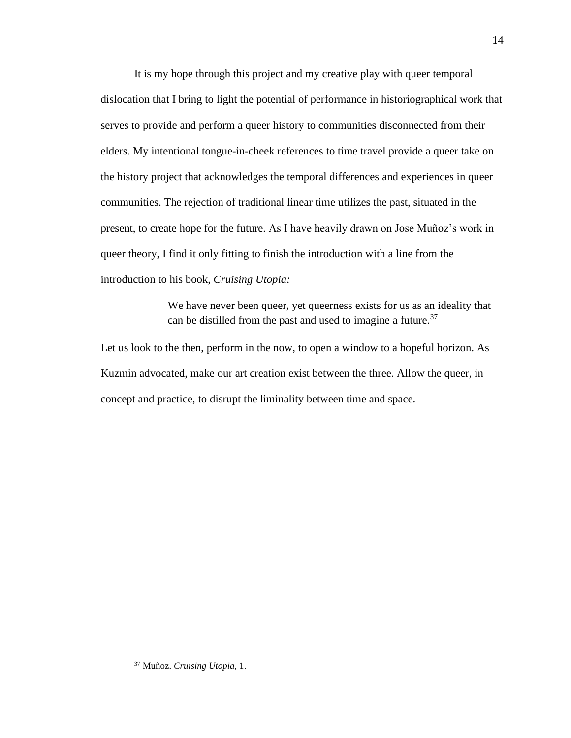It is my hope through this project and my creative play with queer temporal dislocation that I bring to light the potential of performance in historiographical work that serves to provide and perform a queer history to communities disconnected from their elders. My intentional tongue-in-cheek references to time travel provide a queer take on the history project that acknowledges the temporal differences and experiences in queer communities. The rejection of traditional linear time utilizes the past, situated in the present, to create hope for the future. As I have heavily drawn on Jose Muñoz's work in queer theory, I find it only fitting to finish the introduction with a line from the introduction to his book, *Cruising Utopia:*

> We have never been queer, yet queerness exists for us as an ideality that can be distilled from the past and used to imagine a future.[37]

Let us look to the then, perform in the now, to open a window to a hopeful horizon. As Kuzmin advocated, make our art creation exist between the three. Allow the queer, in concept and practice, to disrupt the liminality between time and space.

[37] Muñoz. *Cruising Utopia,* 1.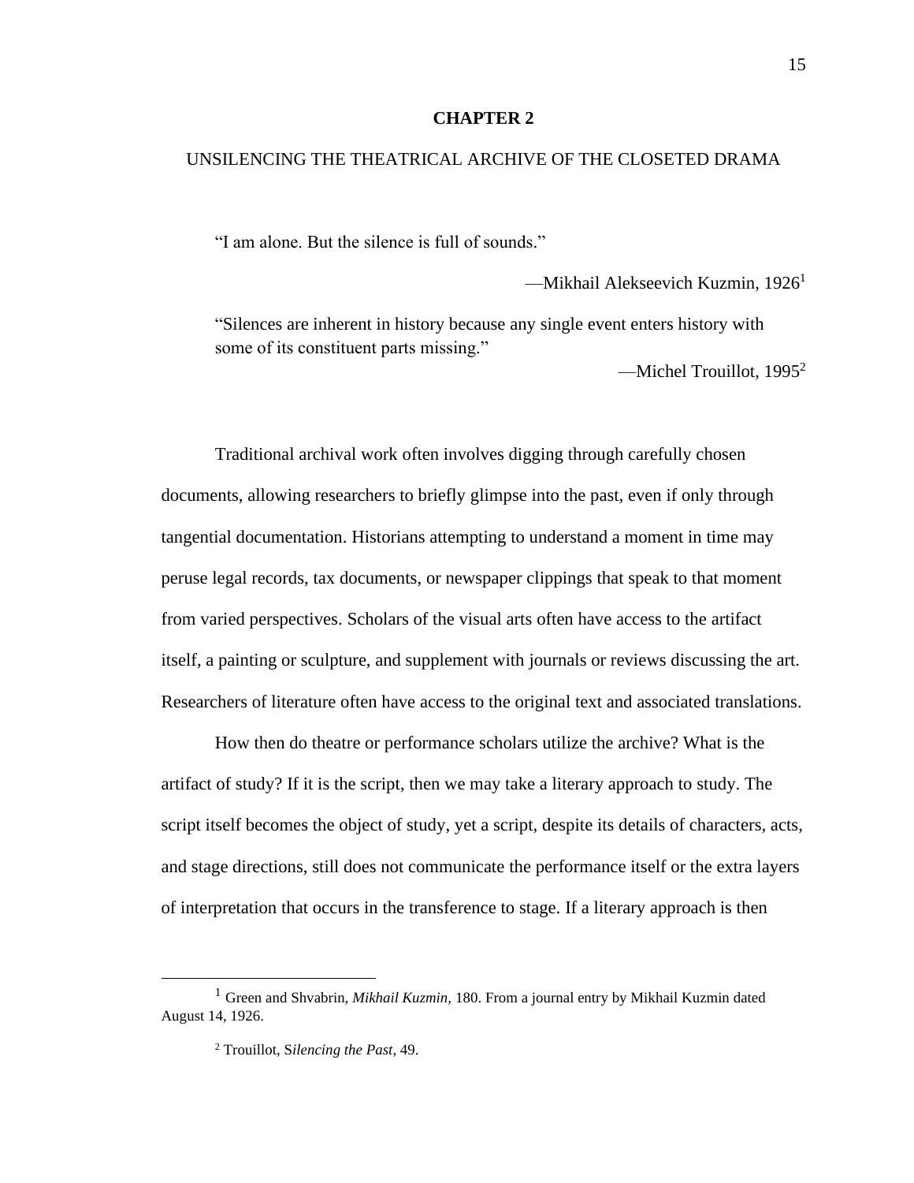# CHAPTER 2

## UNSILENCING THE THEATRICAL ARCHIVE OF THE CLOSETED DRAMA

> "I am alone. But the silence is full of sounds."
>
> —Mikhail Alekseevich Kuzmin, 1926[1]

> "Silences are inherent in history because any single event enters history with some of its constituent parts missing."
>
> —Michel Trouillot, 1995[2]

Traditional archival work often involves digging through carefully chosen documents, allowing researchers to briefly glimpse into the past, even if only through tangential documentation. Historians attempting to understand a moment in time may peruse legal records, tax documents, or newspaper clippings that speak to that moment from varied perspectives. Scholars of the visual arts often have access to the artifact itself, a painting or sculpture, and supplement with journals or reviews discussing the art. Researchers of literature often have access to the original text and associated translations.

How then do theatre or performance scholars utilize the archive? What is the artifact of study? If it is the script, then we may take a literary approach to study. The script itself becomes the object of study, yet a script, despite its details of characters, acts, and stage directions, still does not communicate the performance itself or the extra layers of interpretation that occurs in the transference to stage. If a literary approach is then

---

[1] Green and Shvabrin, *Mikhail Kuzmin,* 180. From a journal entry by Mikhail Kuzmin dated August 14, 1926.

[2] Trouillot, S*ilencing the Past*, 49.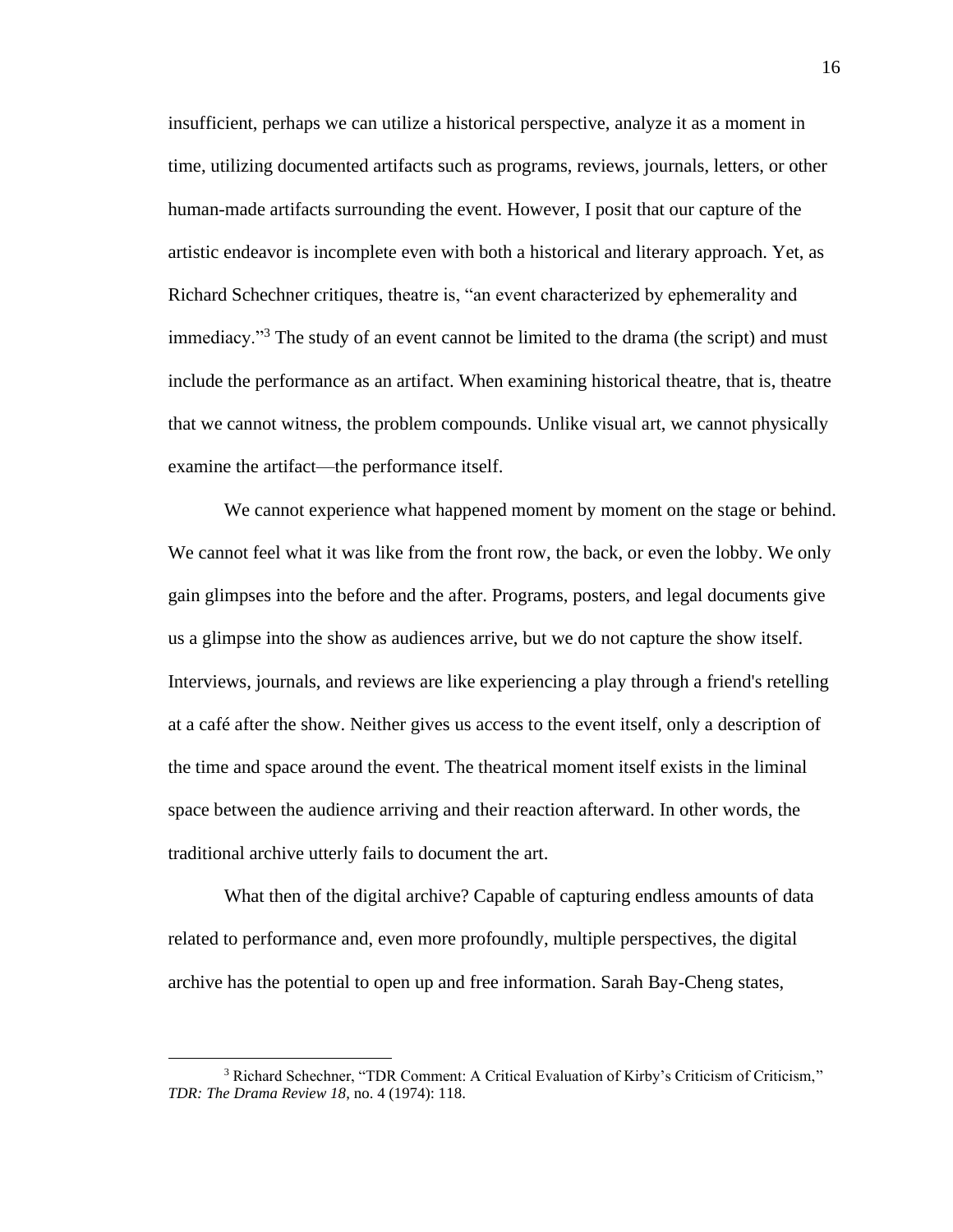insufficient, perhaps we can utilize a historical perspective, analyze it as a moment in time, utilizing documented artifacts such as programs, reviews, journals, letters, or other human-made artifacts surrounding the event. However, I posit that our capture of the artistic endeavor is incomplete even with both a historical and literary approach. Yet, as Richard Schechner critiques, theatre is, "an event characterized by ephemerality and immediacy."[3] The study of an event cannot be limited to the drama (the script) and must include the performance as an artifact. When examining historical theatre, that is, theatre that we cannot witness, the problem compounds. Unlike visual art, we cannot physically examine the artifact—the performance itself.

We cannot experience what happened moment by moment on the stage or behind. We cannot feel what it was like from the front row, the back, or even the lobby. We only gain glimpses into the before and the after. Programs, posters, and legal documents give us a glimpse into the show as audiences arrive, but we do not capture the show itself. Interviews, journals, and reviews are like experiencing a play through a friend's retelling at a café after the show. Neither gives us access to the event itself, only a description of the time and space around the event. The theatrical moment itself exists in the liminal space between the audience arriving and their reaction afterward. In other words, the traditional archive utterly fails to document the art.

What then of the digital archive? Capable of capturing endless amounts of data related to performance and, even more profoundly, multiple perspectives, the digital archive has the potential to open up and free information. Sarah Bay-Cheng states,

---

[3] Richard Schechner, "TDR Comment: A Critical Evaluation of Kirby's Criticism of Criticism," *TDR: The Drama Review 18*, no. 4 (1974): 118.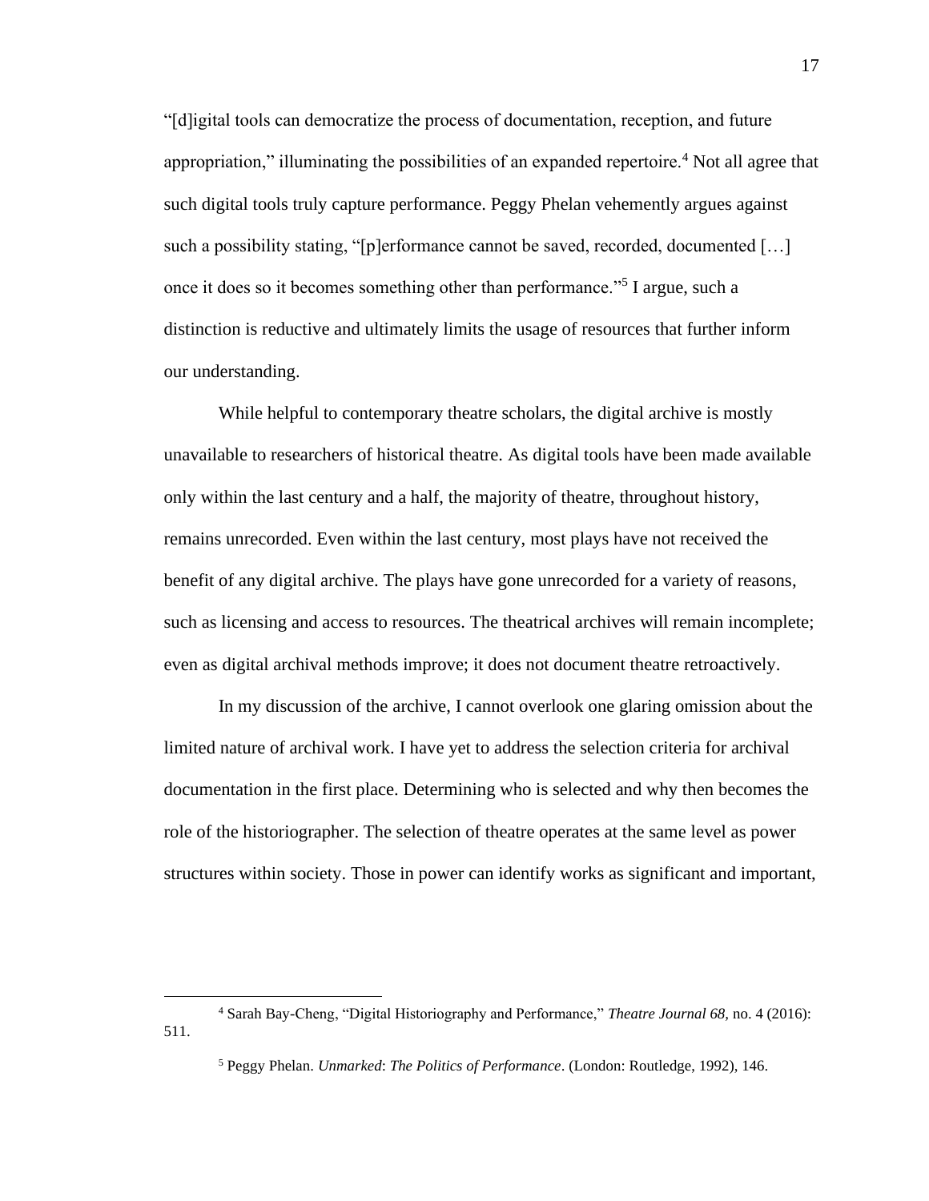"[d]igital tools can democratize the process of documentation, reception, and future appropriation," illuminating the possibilities of an expanded repertoire.[4] Not all agree that such digital tools truly capture performance. Peggy Phelan vehemently argues against such a possibility stating, "[p]erformance cannot be saved, recorded, documented […] once it does so it becomes something other than performance."[5] I argue, such a distinction is reductive and ultimately limits the usage of resources that further inform our understanding.

While helpful to contemporary theatre scholars, the digital archive is mostly unavailable to researchers of historical theatre. As digital tools have been made available only within the last century and a half, the majority of theatre, throughout history, remains unrecorded. Even within the last century, most plays have not received the benefit of any digital archive. The plays have gone unrecorded for a variety of reasons, such as licensing and access to resources. The theatrical archives will remain incomplete; even as digital archival methods improve; it does not document theatre retroactively.

In my discussion of the archive, I cannot overlook one glaring omission about the limited nature of archival work. I have yet to address the selection criteria for archival documentation in the first place. Determining who is selected and why then becomes the role of the historiographer. The selection of theatre operates at the same level as power structures within society. Those in power can identify works as significant and important,

---

[4] Sarah Bay-Cheng, "Digital Historiography and Performance," *Theatre Journal 68,* no. 4 (2016): 511.

[5] Peggy Phelan. *Unmarked*: *The Politics of Performance*. (London: Routledge, 1992), 146.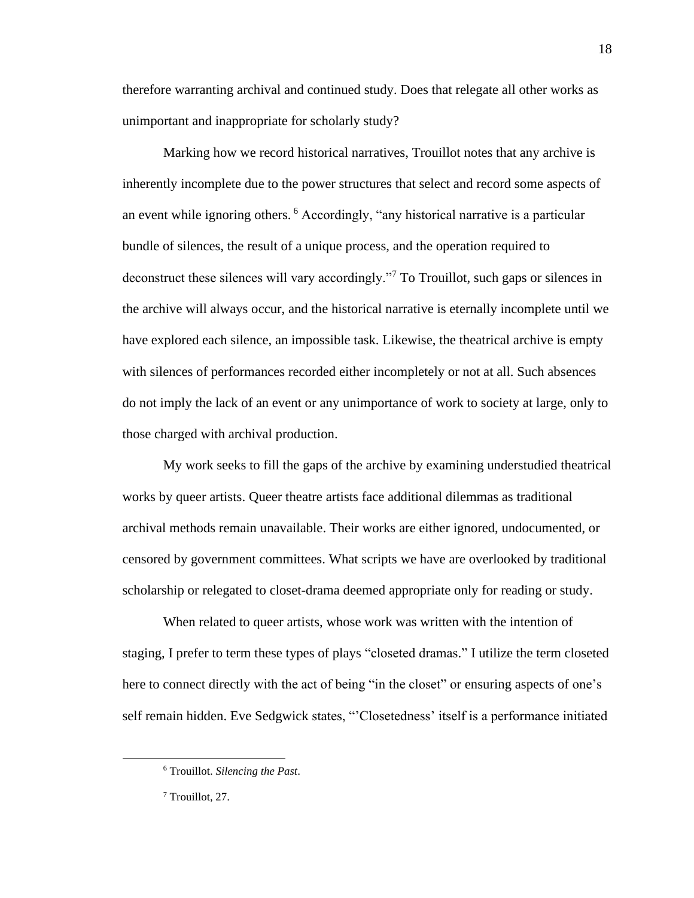therefore warranting archival and continued study. Does that relegate all other works as unimportant and inappropriate for scholarly study?

Marking how we record historical narratives, Trouillot notes that any archive is inherently incomplete due to the power structures that select and record some aspects of an event while ignoring others.[6] Accordingly, "any historical narrative is a particular bundle of silences, the result of a unique process, and the operation required to deconstruct these silences will vary accordingly."[7] To Trouillot, such gaps or silences in the archive will always occur, and the historical narrative is eternally incomplete until we have explored each silence, an impossible task. Likewise, the theatrical archive is empty with silences of performances recorded either incompletely or not at all. Such absences do not imply the lack of an event or any unimportance of work to society at large, only to those charged with archival production.

My work seeks to fill the gaps of the archive by examining understudied theatrical works by queer artists. Queer theatre artists face additional dilemmas as traditional archival methods remain unavailable. Their works are either ignored, undocumented, or censored by government committees. What scripts we have are overlooked by traditional scholarship or relegated to closet-drama deemed appropriate only for reading or study.

When related to queer artists, whose work was written with the intention of staging, I prefer to term these types of plays "closeted dramas." I utilize the term closeted here to connect directly with the act of being "in the closet" or ensuring aspects of one's self remain hidden. Eve Sedgwick states, "'Closetedness' itself is a performance initiated

---

[6] Trouillot. *Silencing the Past*.

[7] Trouillot, 27.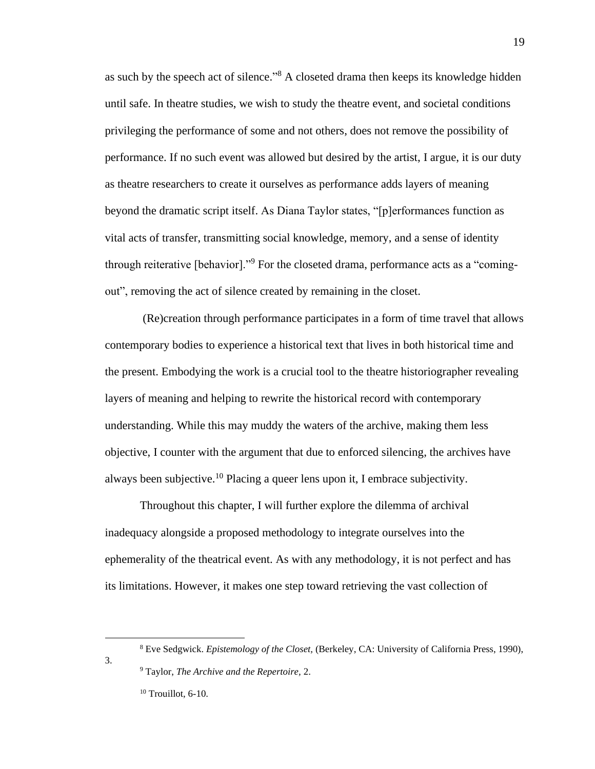as such by the speech act of silence."[8] A closeted drama then keeps its knowledge hidden until safe. In theatre studies, we wish to study the theatre event, and societal conditions privileging the performance of some and not others, does not remove the possibility of performance. If no such event was allowed but desired by the artist, I argue, it is our duty as theatre researchers to create it ourselves as performance adds layers of meaning beyond the dramatic script itself. As Diana Taylor states, "[p]erformances function as vital acts of transfer, transmitting social knowledge, memory, and a sense of identity through reiterative [behavior]."[9] For the closeted drama, performance acts as a "coming-out", removing the act of silence created by remaining in the closet.

(Re)creation through performance participates in a form of time travel that allows contemporary bodies to experience a historical text that lives in both historical time and the present. Embodying the work is a crucial tool to the theatre historiographer revealing layers of meaning and helping to rewrite the historical record with contemporary understanding. While this may muddy the waters of the archive, making them less objective, I counter with the argument that due to enforced silencing, the archives have always been subjective.[10] Placing a queer lens upon it, I embrace subjectivity.

Throughout this chapter, I will further explore the dilemma of archival inadequacy alongside a proposed methodology to integrate ourselves into the ephemerality of the theatrical event. As with any methodology, it is not perfect and has its limitations. However, it makes one step toward retrieving the vast collection of

---

[8] Eve Sedgwick. *Epistemology of the Closet,* (Berkeley, CA: University of California Press, 1990), 3.

[9] Taylor, *The Archive and the Repertoire*, 2.

[10] Trouillot, 6-10.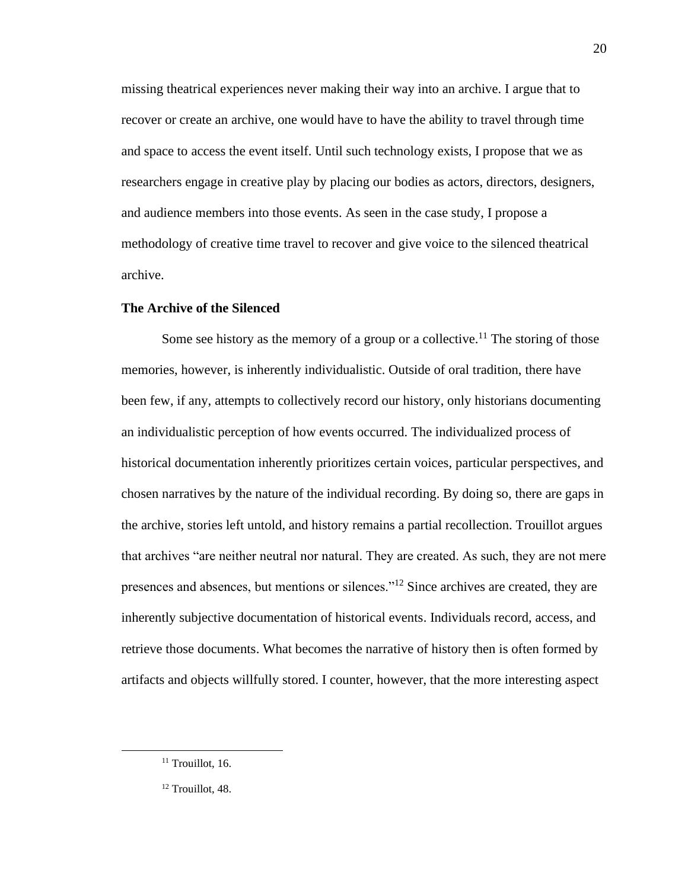missing theatrical experiences never making their way into an archive. I argue that to recover or create an archive, one would have to have the ability to travel through time and space to access the event itself. Until such technology exists, I propose that we as researchers engage in creative play by placing our bodies as actors, directors, designers, and audience members into those events. As seen in the case study, I propose a methodology of creative time travel to recover and give voice to the silenced theatrical archive.

**The Archive of the Silenced**

Some see history as the memory of a group or a collective.[11] The storing of those memories, however, is inherently individualistic. Outside of oral tradition, there have been few, if any, attempts to collectively record our history, only historians documenting an individualistic perception of how events occurred. The individualized process of historical documentation inherently prioritizes certain voices, particular perspectives, and chosen narratives by the nature of the individual recording. By doing so, there are gaps in the archive, stories left untold, and history remains a partial recollection. Trouillot argues that archives "are neither neutral nor natural. They are created. As such, they are not mere presences and absences, but mentions or silences."[12] Since archives are created, they are inherently subjective documentation of historical events. Individuals record, access, and retrieve those documents. What becomes the narrative of history then is often formed by artifacts and objects willfully stored. I counter, however, that the more interesting aspect

---

[11] Trouillot, 16.

[12] Trouillot, 48.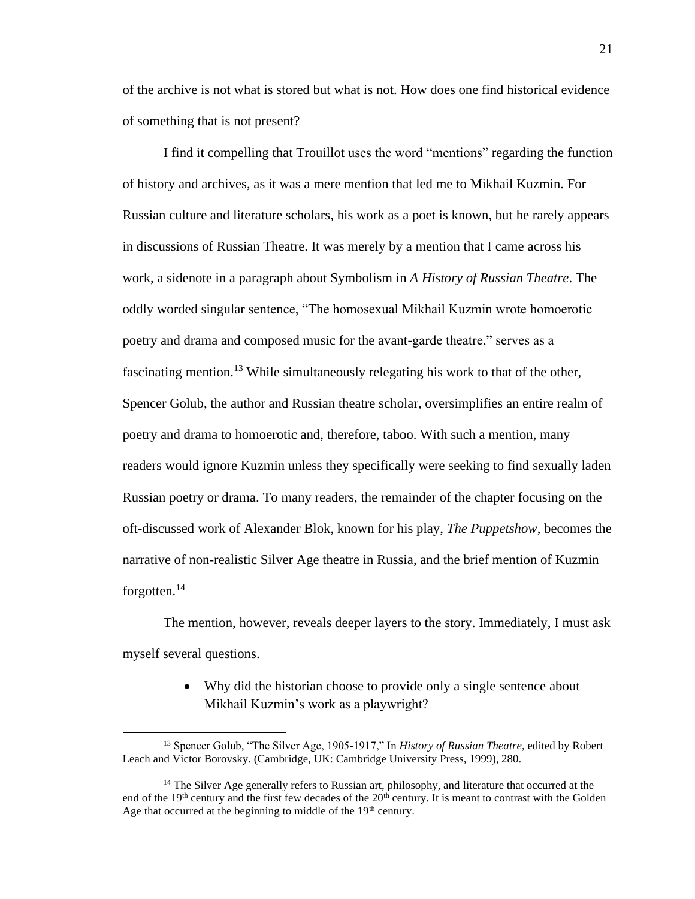of the archive is not what is stored but what is not. How does one find historical evidence of something that is not present?

I find it compelling that Trouillot uses the word "mentions" regarding the function of history and archives, as it was a mere mention that led me to Mikhail Kuzmin. For Russian culture and literature scholars, his work as a poet is known, but he rarely appears in discussions of Russian Theatre. It was merely by a mention that I came across his work, a sidenote in a paragraph about Symbolism in *A History of Russian Theatre*. The oddly worded singular sentence, "The homosexual Mikhail Kuzmin wrote homoerotic poetry and drama and composed music for the avant-garde theatre," serves as a fascinating mention.[13] While simultaneously relegating his work to that of the other, Spencer Golub, the author and Russian theatre scholar, oversimplifies an entire realm of poetry and drama to homoerotic and, therefore, taboo. With such a mention, many readers would ignore Kuzmin unless they specifically were seeking to find sexually laden Russian poetry or drama. To many readers, the remainder of the chapter focusing on the oft-discussed work of Alexander Blok, known for his play, *The Puppetshow*, becomes the narrative of non-realistic Silver Age theatre in Russia, and the brief mention of Kuzmin forgotten.[14]

The mention, however, reveals deeper layers to the story. Immediately, I must ask myself several questions.

- Why did the historian choose to provide only a single sentence about Mikhail Kuzmin's work as a playwright?

[13] Spencer Golub, "The Silver Age, 1905-1917," In *History of Russian Theatre*, edited by Robert Leach and Victor Borovsky. (Cambridge, UK: Cambridge University Press, 1999), 280.

[14] The Silver Age generally refers to Russian art, philosophy, and literature that occurred at the end of the 19th century and the first few decades of the 20th century. It is meant to contrast with the Golden Age that occurred at the beginning to middle of the 19th century.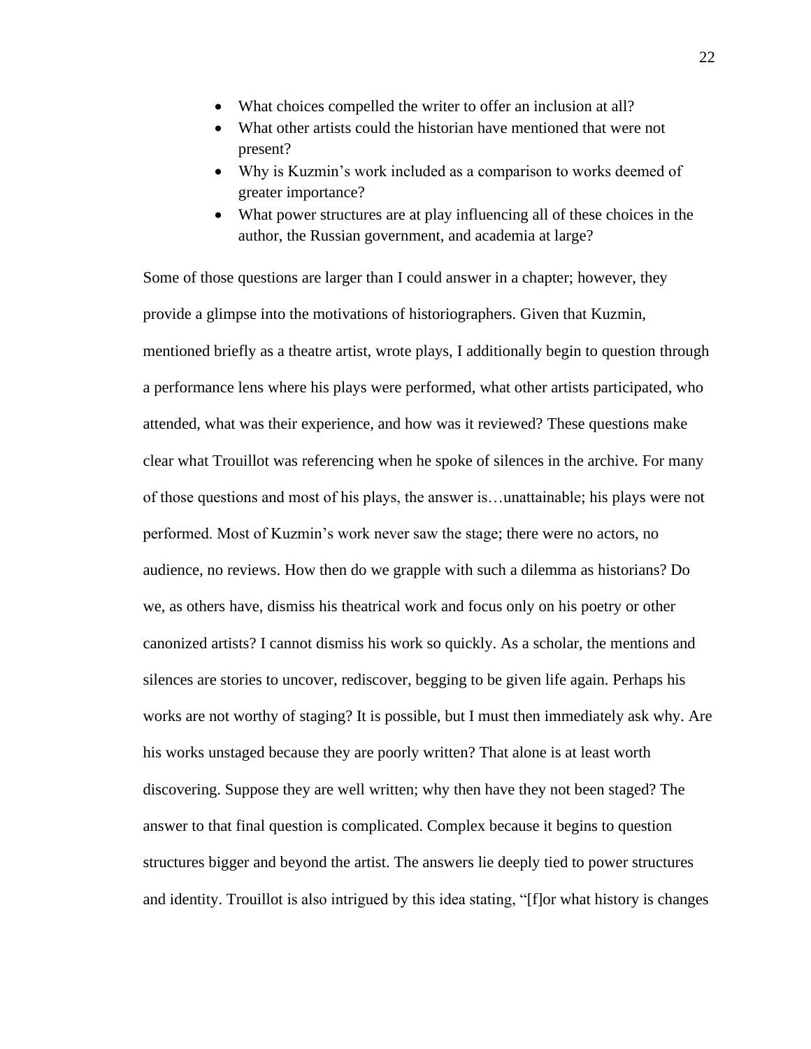- What choices compelled the writer to offer an inclusion at all?
- What other artists could the historian have mentioned that were not present?
- Why is Kuzmin's work included as a comparison to works deemed of greater importance?
- What power structures are at play influencing all of these choices in the author, the Russian government, and academia at large?

Some of those questions are larger than I could answer in a chapter; however, they provide a glimpse into the motivations of historiographers. Given that Kuzmin, mentioned briefly as a theatre artist, wrote plays, I additionally begin to question through a performance lens where his plays were performed, what other artists participated, who attended, what was their experience, and how was it reviewed? These questions make clear what Trouillot was referencing when he spoke of silences in the archive. For many of those questions and most of his plays, the answer is…unattainable; his plays were not performed. Most of Kuzmin's work never saw the stage; there were no actors, no audience, no reviews. How then do we grapple with such a dilemma as historians? Do we, as others have, dismiss his theatrical work and focus only on his poetry or other canonized artists? I cannot dismiss his work so quickly. As a scholar, the mentions and silences are stories to uncover, rediscover, begging to be given life again. Perhaps his works are not worthy of staging? It is possible, but I must then immediately ask why. Are his works unstaged because they are poorly written? That alone is at least worth discovering. Suppose they are well written; why then have they not been staged? The answer to that final question is complicated. Complex because it begins to question structures bigger and beyond the artist. The answers lie deeply tied to power structures and identity. Trouillot is also intrigued by this idea stating, "[f]or what history is changes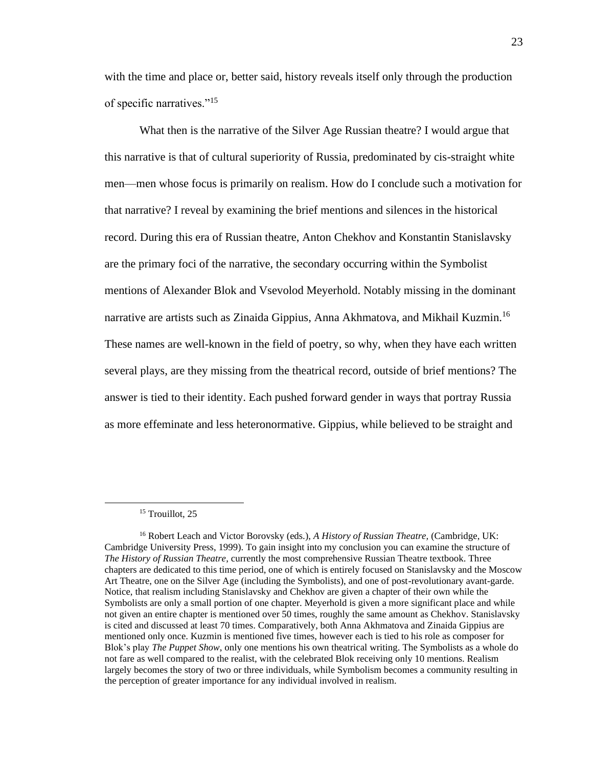with the time and place or, better said, history reveals itself only through the production of specific narratives."[15]

What then is the narrative of the Silver Age Russian theatre? I would argue that this narrative is that of cultural superiority of Russia, predominated by cis-straight white men—men whose focus is primarily on realism. How do I conclude such a motivation for that narrative? I reveal by examining the brief mentions and silences in the historical record. During this era of Russian theatre, Anton Chekhov and Konstantin Stanislavsky are the primary foci of the narrative, the secondary occurring within the Symbolist mentions of Alexander Blok and Vsevolod Meyerhold. Notably missing in the dominant narrative are artists such as Zinaida Gippius, Anna Akhmatova, and Mikhail Kuzmin.[16] These names are well-known in the field of poetry, so why, when they have each written several plays, are they missing from the theatrical record, outside of brief mentions? The answer is tied to their identity. Each pushed forward gender in ways that portray Russia as more effeminate and less heteronormative. Gippius, while believed to be straight and

---

[15] Trouillot, 25

[16] Robert Leach and Victor Borovsky (eds.), *A History of Russian Theatre,* (Cambridge, UK: Cambridge University Press, 1999). To gain insight into my conclusion you can examine the structure of *The History of Russian Theatre*, currently the most comprehensive Russian Theatre textbook. Three chapters are dedicated to this time period, one of which is entirely focused on Stanislavsky and the Moscow Art Theatre, one on the Silver Age (including the Symbolists), and one of post-revolutionary avant-garde. Notice, that realism including Stanislavsky and Chekhov are given a chapter of their own while the Symbolists are only a small portion of one chapter. Meyerhold is given a more significant place and while not given an entire chapter is mentioned over 50 times, roughly the same amount as Chekhov. Stanislavsky is cited and discussed at least 70 times. Comparatively, both Anna Akhmatova and Zinaida Gippius are mentioned only once. Kuzmin is mentioned five times, however each is tied to his role as composer for Blok's play *The Puppet Show*, only one mentions his own theatrical writing. The Symbolists as a whole do not fare as well compared to the realist, with the celebrated Blok receiving only 10 mentions. Realism largely becomes the story of two or three individuals, while Symbolism becomes a community resulting in the perception of greater importance for any individual involved in realism.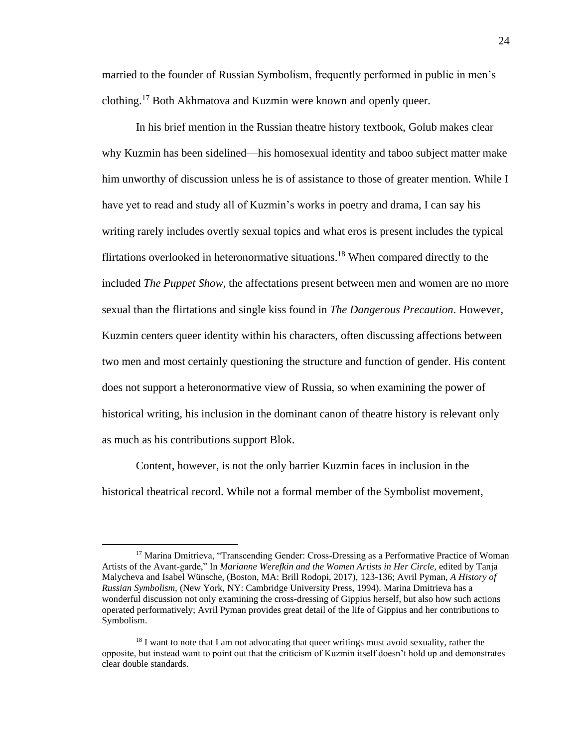married to the founder of Russian Symbolism, frequently performed in public in men's clothing.[17] Both Akhmatova and Kuzmin were known and openly queer.

In his brief mention in the Russian theatre history textbook, Golub makes clear why Kuzmin has been sidelined—his homosexual identity and taboo subject matter make him unworthy of discussion unless he is of assistance to those of greater mention. While I have yet to read and study all of Kuzmin's works in poetry and drama, I can say his writing rarely includes overtly sexual topics and what eros is present includes the typical flirtations overlooked in heteronormative situations.[18] When compared directly to the included *The Puppet Show*, the affectations present between men and women are no more sexual than the flirtations and single kiss found in *The Dangerous Precaution*. However, Kuzmin centers queer identity within his characters, often discussing affections between two men and most certainly questioning the structure and function of gender. His content does not support a heteronormative view of Russia, so when examining the power of historical writing, his inclusion in the dominant canon of theatre history is relevant only as much as his contributions support Blok.

Content, however, is not the only barrier Kuzmin faces in inclusion in the historical theatrical record. While not a formal member of the Symbolist movement,

---

[17] Marina Dmitrieva, "Transcending Gender: Cross-Dressing as a Performative Practice of Woman Artists of the Avant-garde," In *Marianne Werefkin and the Women Artists in Her Circle*, edited by Tanja Malycheva and Isabel Wünsche, (Boston, MA: Brill Rodopi, 2017), 123-136; Avril Pyman, *A History of Russian Symbolism*, (New York, NY: Cambridge University Press, 1994). Marina Dmitrieva has a wonderful discussion not only examining the cross-dressing of Gippius herself, but also how such actions operated performatively; Avril Pyman provides great detail of the life of Gippius and her contributions to Symbolism.

[18] I want to note that I am not advocating that queer writings must avoid sexuality, rather the opposite, but instead want to point out that the criticism of Kuzmin itself doesn't hold up and demonstrates clear double standards.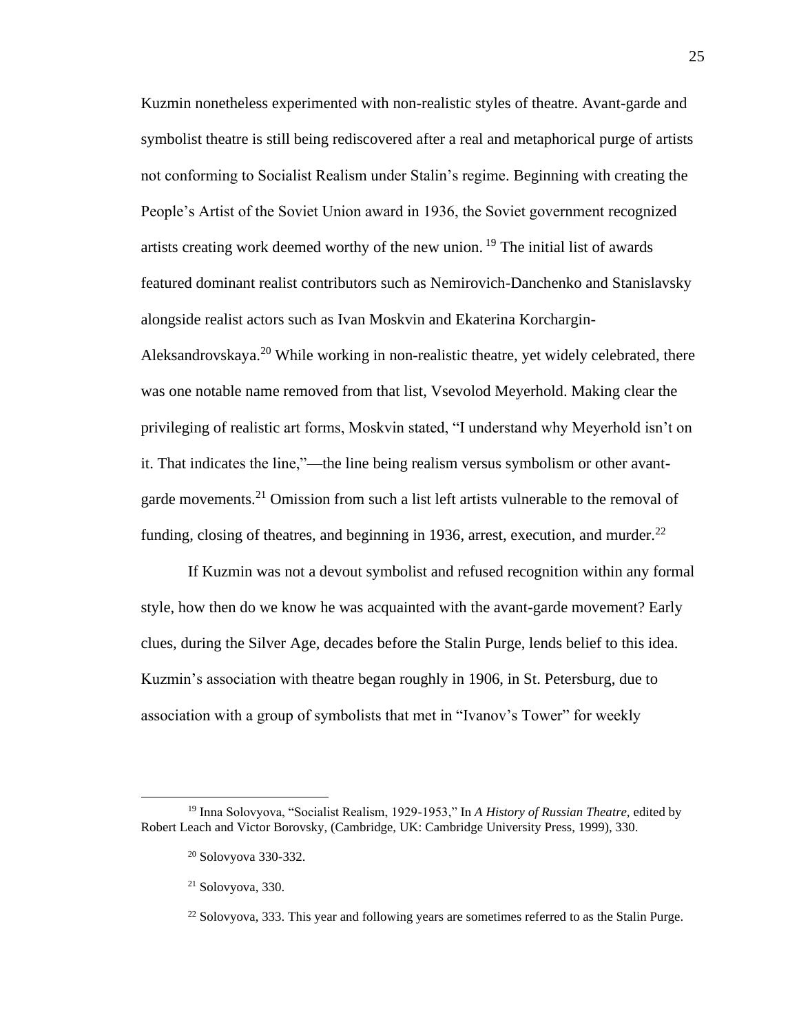Kuzmin nonetheless experimented with non-realistic styles of theatre. Avant-garde and symbolist theatre is still being rediscovered after a real and metaphorical purge of artists not conforming to Socialist Realism under Stalin's regime. Beginning with creating the People's Artist of the Soviet Union award in 1936, the Soviet government recognized artists creating work deemed worthy of the new union. [19] The initial list of awards featured dominant realist contributors such as Nemirovich-Danchenko and Stanislavsky alongside realist actors such as Ivan Moskvin and Ekaterina Korchargin-Aleksandrovskaya.[20] While working in non-realistic theatre, yet widely celebrated, there was one notable name removed from that list, Vsevolod Meyerhold. Making clear the privileging of realistic art forms, Moskvin stated, "I understand why Meyerhold isn't on it. That indicates the line,"—the line being realism versus symbolism or other avant-garde movements.[21] Omission from such a list left artists vulnerable to the removal of funding, closing of theatres, and beginning in 1936, arrest, execution, and murder.[22]

If Kuzmin was not a devout symbolist and refused recognition within any formal style, how then do we know he was acquainted with the avant-garde movement? Early clues, during the Silver Age, decades before the Stalin Purge, lends belief to this idea. Kuzmin's association with theatre began roughly in 1906, in St. Petersburg, due to association with a group of symbolists that met in "Ivanov's Tower" for weekly

---

[19] Inna Solovyova, "Socialist Realism, 1929-1953," In *A History of Russian Theatre,* edited by Robert Leach and Victor Borovsky, (Cambridge, UK: Cambridge University Press, 1999), 330.

[20] Solovyova 330-332.

[21] Solovyova, 330.

[22] Solovyova, 333. This year and following years are sometimes referred to as the Stalin Purge.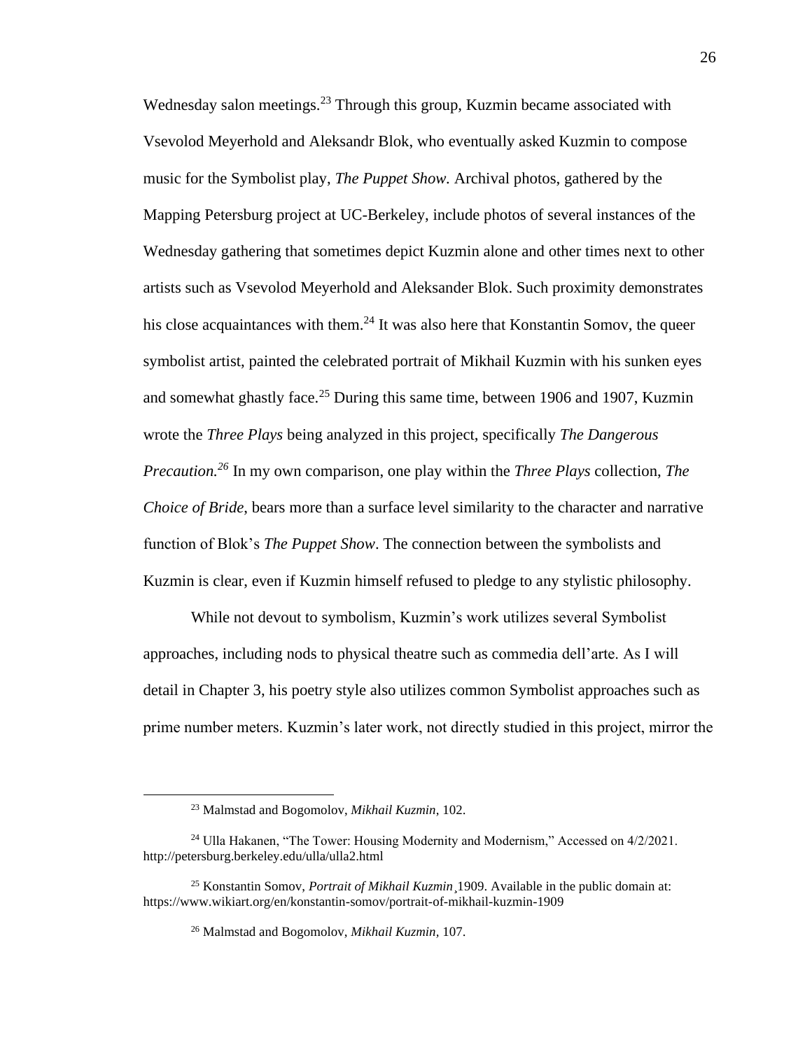Wednesday salon meetings.[23] Through this group, Kuzmin became associated with Vsevolod Meyerhold and Aleksandr Blok, who eventually asked Kuzmin to compose music for the Symbolist play, *The Puppet Show.* Archival photos, gathered by the Mapping Petersburg project at UC-Berkeley, include photos of several instances of the Wednesday gathering that sometimes depict Kuzmin alone and other times next to other artists such as Vsevolod Meyerhold and Aleksander Blok. Such proximity demonstrates his close acquaintances with them.[24] It was also here that Konstantin Somov, the queer symbolist artist, painted the celebrated portrait of Mikhail Kuzmin with his sunken eyes and somewhat ghastly face.[25] During this same time, between 1906 and 1907, Kuzmin wrote the *Three Plays* being analyzed in this project, specifically *The Dangerous Precaution.[26]* In my own comparison, one play within the *Three Plays* collection, *The Choice of Bride*, bears more than a surface level similarity to the character and narrative function of Blok's *The Puppet Show*. The connection between the symbolists and Kuzmin is clear, even if Kuzmin himself refused to pledge to any stylistic philosophy.

While not devout to symbolism, Kuzmin's work utilizes several Symbolist approaches, including nods to physical theatre such as commedia dell'arte. As I will detail in Chapter 3, his poetry style also utilizes common Symbolist approaches such as prime number meters. Kuzmin's later work, not directly studied in this project, mirror the

---

[23] Malmstad and Bogomolov, *Mikhail Kuzmin,* 102.

[24] Ulla Hakanen, "The Tower: Housing Modernity and Modernism," Accessed on 4/2/2021. http://petersburg.berkeley.edu/ulla/ulla2.html

[25] Konstantin Somov, *Portrait of Mikhail Kuzmin*¸1909. Available in the public domain at: https://www.wikiart.org/en/konstantin-somov/portrait-of-mikhail-kuzmin-1909

[26] Malmstad and Bogomolov, *Mikhail Kuzmin,* 107.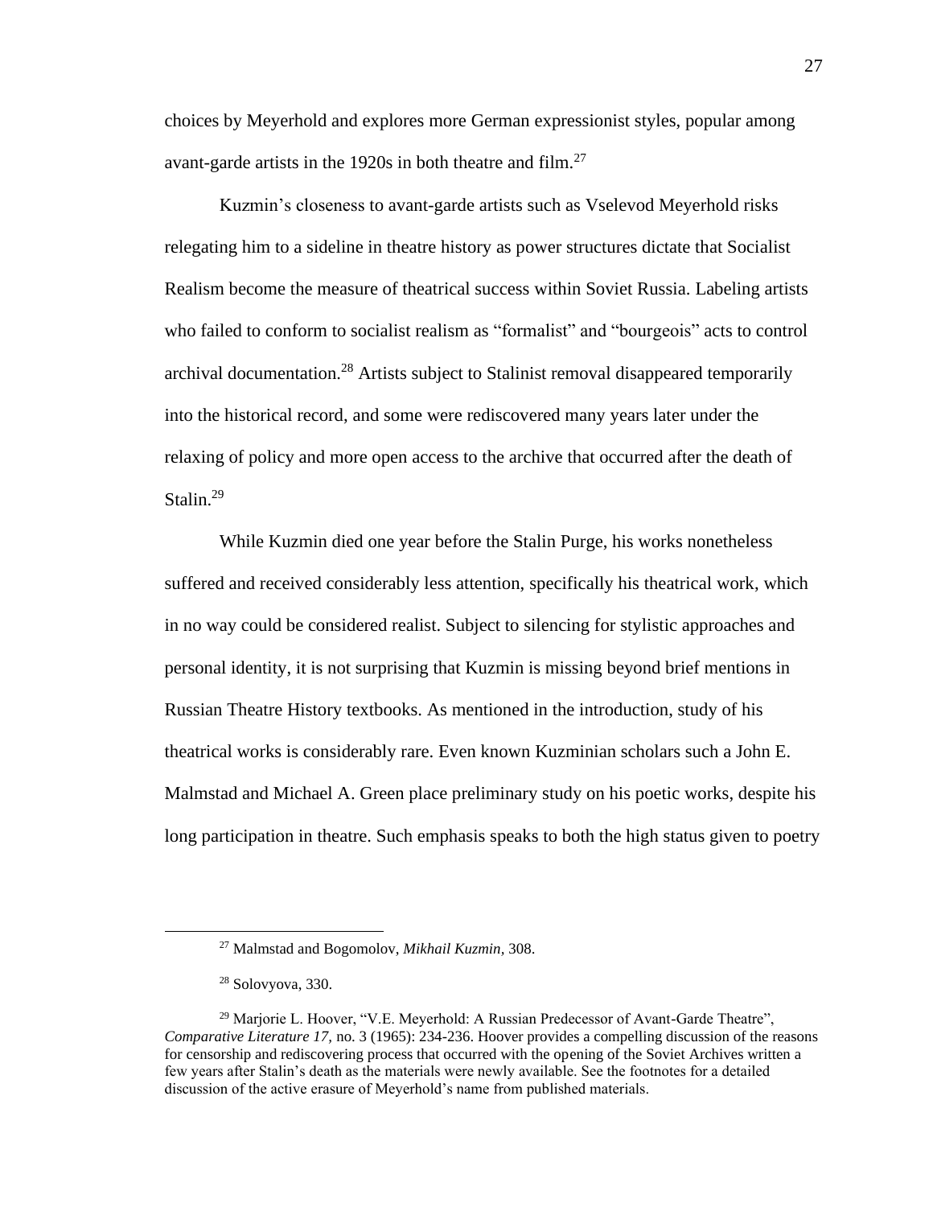choices by Meyerhold and explores more German expressionist styles, popular among avant-garde artists in the 1920s in both theatre and film.[27]

Kuzmin's closeness to avant-garde artists such as Vselevod Meyerhold risks relegating him to a sideline in theatre history as power structures dictate that Socialist Realism become the measure of theatrical success within Soviet Russia. Labeling artists who failed to conform to socialist realism as "formalist" and "bourgeois" acts to control archival documentation.[28] Artists subject to Stalinist removal disappeared temporarily into the historical record, and some were rediscovered many years later under the relaxing of policy and more open access to the archive that occurred after the death of Stalin.[29]

While Kuzmin died one year before the Stalin Purge, his works nonetheless suffered and received considerably less attention, specifically his theatrical work, which in no way could be considered realist. Subject to silencing for stylistic approaches and personal identity, it is not surprising that Kuzmin is missing beyond brief mentions in Russian Theatre History textbooks. As mentioned in the introduction, study of his theatrical works is considerably rare. Even known Kuzminian scholars such a John E. Malmstad and Michael A. Green place preliminary study on his poetic works, despite his long participation in theatre. Such emphasis speaks to both the high status given to poetry

---

[27] Malmstad and Bogomolov, *Mikhail Kuzmin*, 308.

[28] Solovyova, 330.

[29] Marjorie L. Hoover, "V.E. Meyerhold: A Russian Predecessor of Avant-Garde Theatre", *Comparative Literature 17,* no. 3 (1965): 234-236. Hoover provides a compelling discussion of the reasons for censorship and rediscovering process that occurred with the opening of the Soviet Archives written a few years after Stalin's death as the materials were newly available. See the footnotes for a detailed discussion of the active erasure of Meyerhold's name from published materials.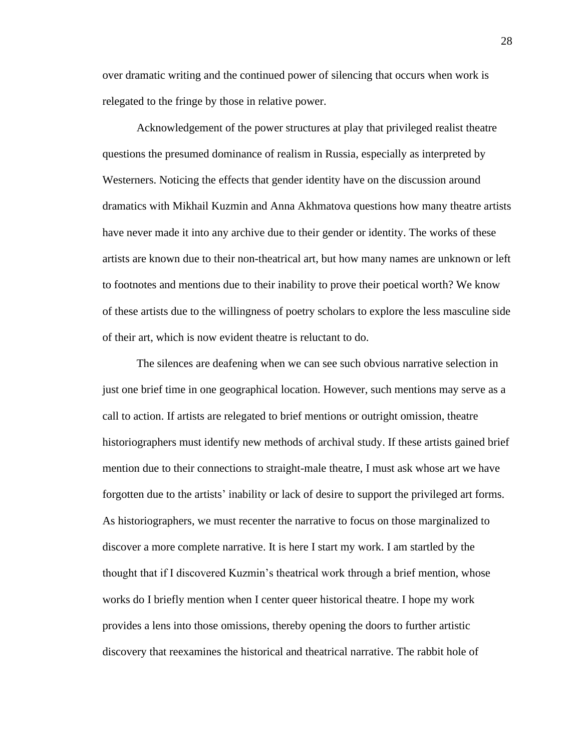over dramatic writing and the continued power of silencing that occurs when work is relegated to the fringe by those in relative power.

Acknowledgement of the power structures at play that privileged realist theatre questions the presumed dominance of realism in Russia, especially as interpreted by Westerners. Noticing the effects that gender identity have on the discussion around dramatics with Mikhail Kuzmin and Anna Akhmatova questions how many theatre artists have never made it into any archive due to their gender or identity. The works of these artists are known due to their non-theatrical art, but how many names are unknown or left to footnotes and mentions due to their inability to prove their poetical worth? We know of these artists due to the willingness of poetry scholars to explore the less masculine side of their art, which is now evident theatre is reluctant to do.

The silences are deafening when we can see such obvious narrative selection in just one brief time in one geographical location. However, such mentions may serve as a call to action. If artists are relegated to brief mentions or outright omission, theatre historiographers must identify new methods of archival study. If these artists gained brief mention due to their connections to straight-male theatre, I must ask whose art we have forgotten due to the artists' inability or lack of desire to support the privileged art forms. As historiographers, we must recenter the narrative to focus on those marginalized to discover a more complete narrative. It is here I start my work. I am startled by the thought that if I discovered Kuzmin's theatrical work through a brief mention, whose works do I briefly mention when I center queer historical theatre. I hope my work provides a lens into those omissions, thereby opening the doors to further artistic discovery that reexamines the historical and theatrical narrative. The rabbit hole of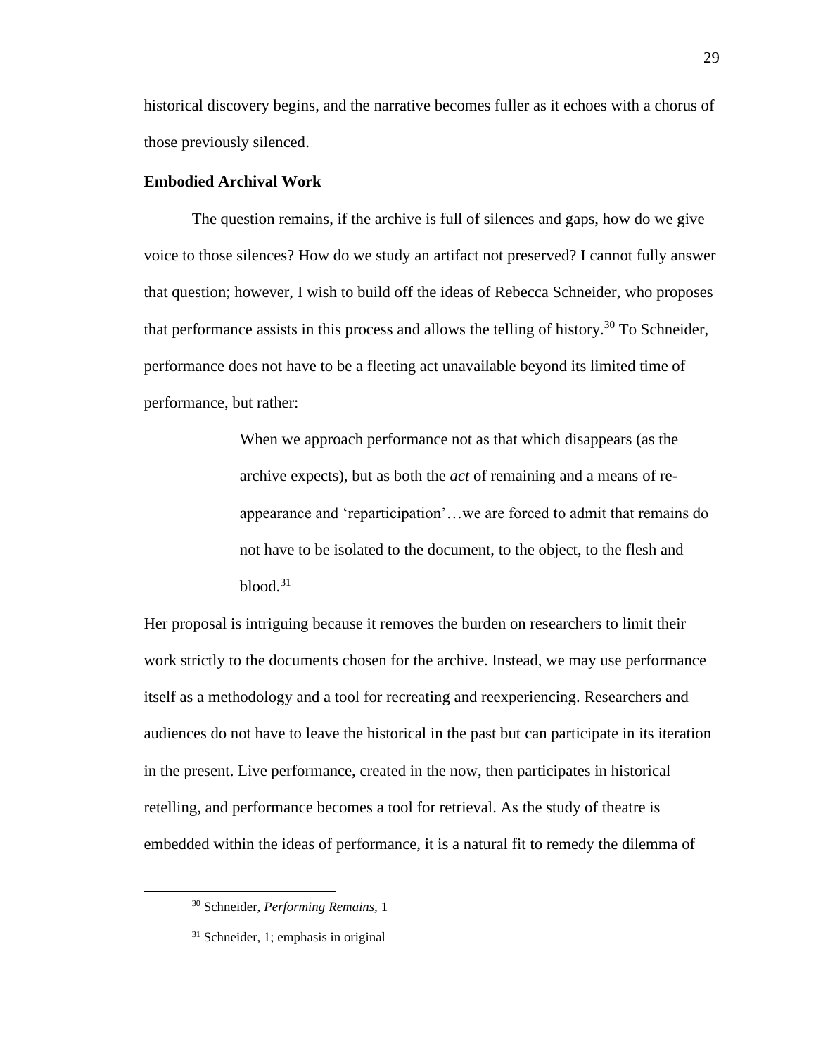historical discovery begins, and the narrative becomes fuller as it echoes with a chorus of those previously silenced.

**Embodied Archival Work**

The question remains, if the archive is full of silences and gaps, how do we give voice to those silences? How do we study an artifact not preserved? I cannot fully answer that question; however, I wish to build off the ideas of Rebecca Schneider, who proposes that performance assists in this process and allows the telling of history.[30] To Schneider, performance does not have to be a fleeting act unavailable beyond its limited time of performance, but rather:

> When we approach performance not as that which disappears (as the archive expects), but as both the *act* of remaining and a means of re-appearance and 'reparticipation'…we are forced to admit that remains do not have to be isolated to the document, to the object, to the flesh and blood.[31]

Her proposal is intriguing because it removes the burden on researchers to limit their work strictly to the documents chosen for the archive. Instead, we may use performance itself as a methodology and a tool for recreating and reexperiencing. Researchers and audiences do not have to leave the historical in the past but can participate in its iteration in the present. Live performance, created in the now, then participates in historical retelling, and performance becomes a tool for retrieval. As the study of theatre is embedded within the ideas of performance, it is a natural fit to remedy the dilemma of

---

[30] Schneider, *Performing Remains*, 1

[31] Schneider, 1; emphasis in original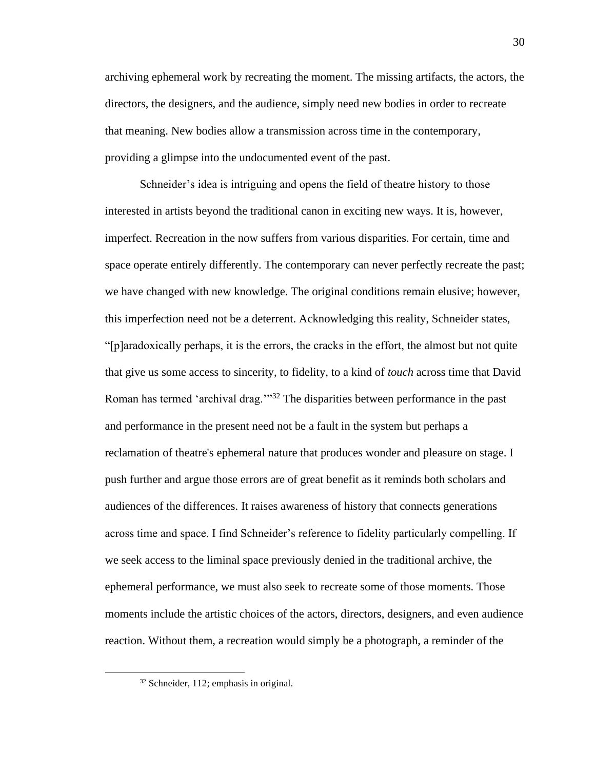archiving ephemeral work by recreating the moment. The missing artifacts, the actors, the directors, the designers, and the audience, simply need new bodies in order to recreate that meaning. New bodies allow a transmission across time in the contemporary, providing a glimpse into the undocumented event of the past.

Schneider's idea is intriguing and opens the field of theatre history to those interested in artists beyond the traditional canon in exciting new ways. It is, however, imperfect. Recreation in the now suffers from various disparities. For certain, time and space operate entirely differently. The contemporary can never perfectly recreate the past; we have changed with new knowledge. The original conditions remain elusive; however, this imperfection need not be a deterrent. Acknowledging this reality, Schneider states, "[p]aradoxically perhaps, it is the errors, the cracks in the effort, the almost but not quite that give us some access to sincerity, to fidelity, to a kind of *touch* across time that David Roman has termed 'archival drag.'"[32] The disparities between performance in the past and performance in the present need not be a fault in the system but perhaps a reclamation of theatre's ephemeral nature that produces wonder and pleasure on stage. I push further and argue those errors are of great benefit as it reminds both scholars and audiences of the differences. It raises awareness of history that connects generations across time and space. I find Schneider's reference to fidelity particularly compelling. If we seek access to the liminal space previously denied in the traditional archive, the ephemeral performance, we must also seek to recreate some of those moments. Those moments include the artistic choices of the actors, directors, designers, and even audience reaction. Without them, a recreation would simply be a photograph, a reminder of the

[32] Schneider, 112; emphasis in original.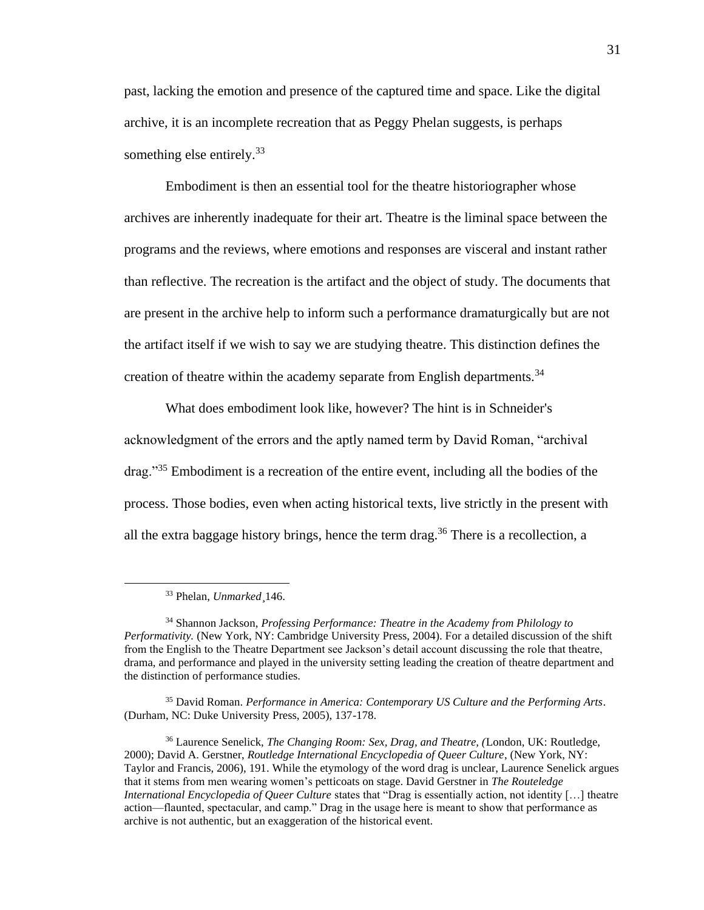past, lacking the emotion and presence of the captured time and space. Like the digital archive, it is an incomplete recreation that as Peggy Phelan suggests, is perhaps something else entirely.[33]

Embodiment is then an essential tool for the theatre historiographer whose archives are inherently inadequate for their art. Theatre is the liminal space between the programs and the reviews, where emotions and responses are visceral and instant rather than reflective. The recreation is the artifact and the object of study. The documents that are present in the archive help to inform such a performance dramaturgically but are not the artifact itself if we wish to say we are studying theatre. This distinction defines the creation of theatre within the academy separate from English departments.[34]

What does embodiment look like, however? The hint is in Schneider's acknowledgment of the errors and the aptly named term by David Roman, "archival drag."[35] Embodiment is a recreation of the entire event, including all the bodies of the process. Those bodies, even when acting historical texts, live strictly in the present with all the extra baggage history brings, hence the term drag.[36] There is a recollection, a

---

[33] Phelan, *Unmarked*¸146.

[34] Shannon Jackson, *Professing Performance: Theatre in the Academy from Philology to Performativity.* (New York, NY: Cambridge University Press, 2004). For a detailed discussion of the shift from the English to the Theatre Department see Jackson's detail account discussing the role that theatre, drama, and performance and played in the university setting leading the creation of theatre department and the distinction of performance studies.

[35] David Roman. *Performance in America: Contemporary US Culture and the Performing Arts*. (Durham, NC: Duke University Press, 2005), 137-178.

[36] Laurence Senelick, *The Changing Room: Sex, Drag, and Theatre, (*London, UK: Routledge, 2000); David A. Gerstner, *Routledge International Encyclopedia of Queer Culture*, (New York, NY: Taylor and Francis, 2006), 191. While the etymology of the word drag is unclear, Laurence Senelick argues that it stems from men wearing women's petticoats on stage. David Gerstner in *The Routeledge International Encyclopedia of Queer Culture* states that "Drag is essentially action, not identity […] theatre action—flaunted, spectacular, and camp." Drag in the usage here is meant to show that performance as archive is not authentic, but an exaggeration of the historical event.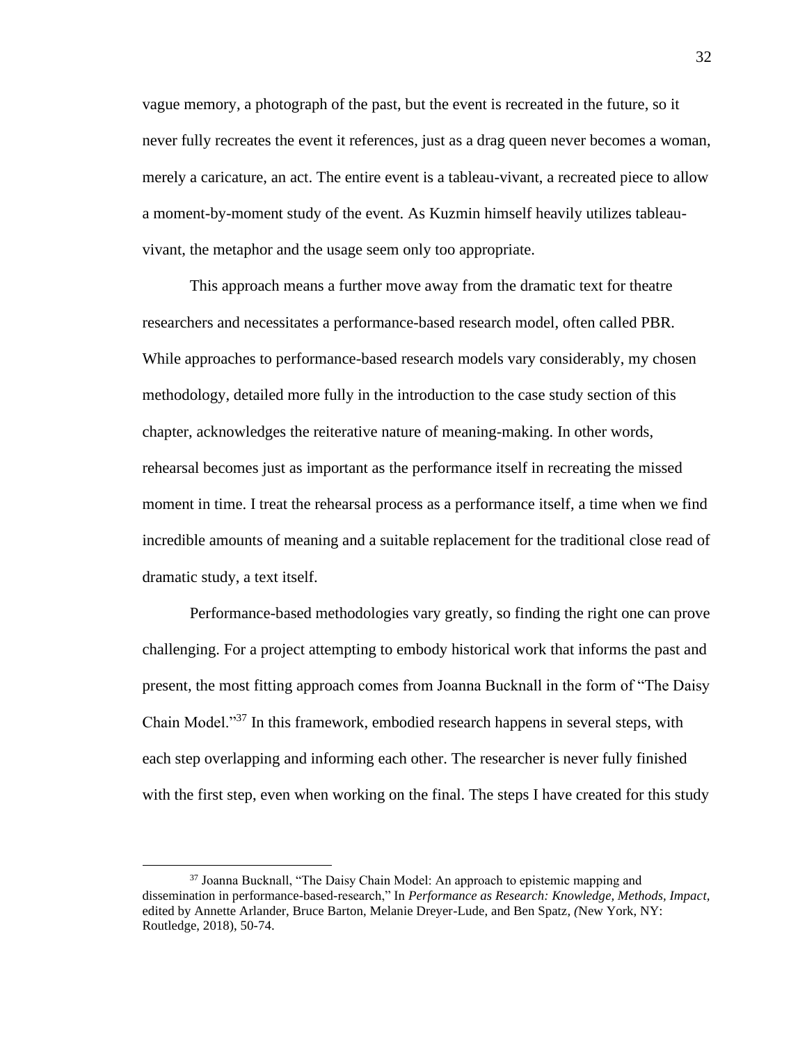vague memory, a photograph of the past, but the event is recreated in the future, so it never fully recreates the event it references, just as a drag queen never becomes a woman, merely a caricature, an act. The entire event is a tableau-vivant, a recreated piece to allow a moment-by-moment study of the event. As Kuzmin himself heavily utilizes tableau-vivant, the metaphor and the usage seem only too appropriate.

This approach means a further move away from the dramatic text for theatre researchers and necessitates a performance-based research model, often called PBR. While approaches to performance-based research models vary considerably, my chosen methodology, detailed more fully in the introduction to the case study section of this chapter, acknowledges the reiterative nature of meaning-making. In other words, rehearsal becomes just as important as the performance itself in recreating the missed moment in time. I treat the rehearsal process as a performance itself, a time when we find incredible amounts of meaning and a suitable replacement for the traditional close read of dramatic study, a text itself.

Performance-based methodologies vary greatly, so finding the right one can prove challenging. For a project attempting to embody historical work that informs the past and present, the most fitting approach comes from Joanna Bucknall in the form of "The Daisy Chain Model."[37] In this framework, embodied research happens in several steps, with each step overlapping and informing each other. The researcher is never fully finished with the first step, even when working on the final. The steps I have created for this study

---

[37] Joanna Bucknall, "The Daisy Chain Model: An approach to epistemic mapping and dissemination in performance-based-research," In *Performance as Research: Knowledge, Methods, Impact*, edited by Annette Arlander, Bruce Barton, Melanie Dreyer-Lude, and Ben Spatz, *(*New York, NY: Routledge, 2018), 50-74.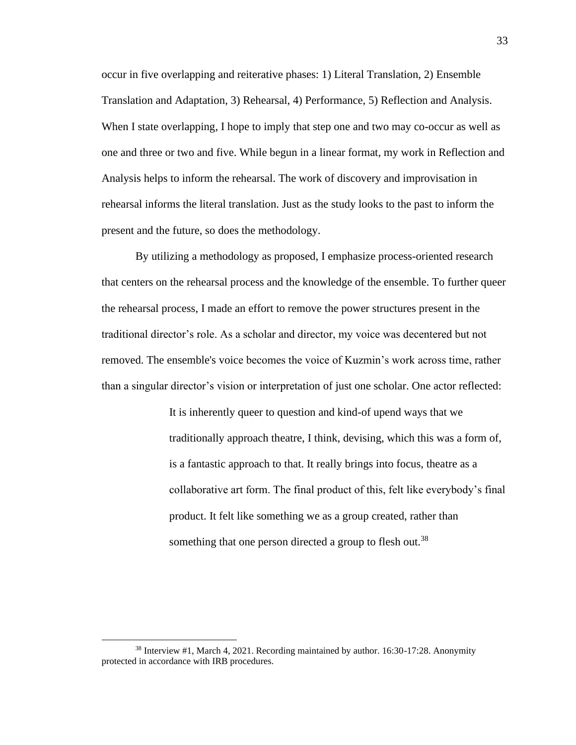occur in five overlapping and reiterative phases: 1) Literal Translation, 2) Ensemble Translation and Adaptation, 3) Rehearsal, 4) Performance, 5) Reflection and Analysis. When I state overlapping, I hope to imply that step one and two may co-occur as well as one and three or two and five. While begun in a linear format, my work in Reflection and Analysis helps to inform the rehearsal. The work of discovery and improvisation in rehearsal informs the literal translation. Just as the study looks to the past to inform the present and the future, so does the methodology.

By utilizing a methodology as proposed, I emphasize process-oriented research that centers on the rehearsal process and the knowledge of the ensemble. To further queer the rehearsal process, I made an effort to remove the power structures present in the traditional director's role. As a scholar and director, my voice was decentered but not removed. The ensemble's voice becomes the voice of Kuzmin's work across time, rather than a singular director's vision or interpretation of just one scholar. One actor reflected:

> It is inherently queer to question and kind-of upend ways that we traditionally approach theatre, I think, devising, which this was a form of, is a fantastic approach to that. It really brings into focus, theatre as a collaborative art form. The final product of this, felt like everybody's final product. It felt like something we as a group created, rather than something that one person directed a group to flesh out.[38]

[38] Interview #1, March 4, 2021. Recording maintained by author. 16:30-17:28. Anonymity protected in accordance with IRB procedures.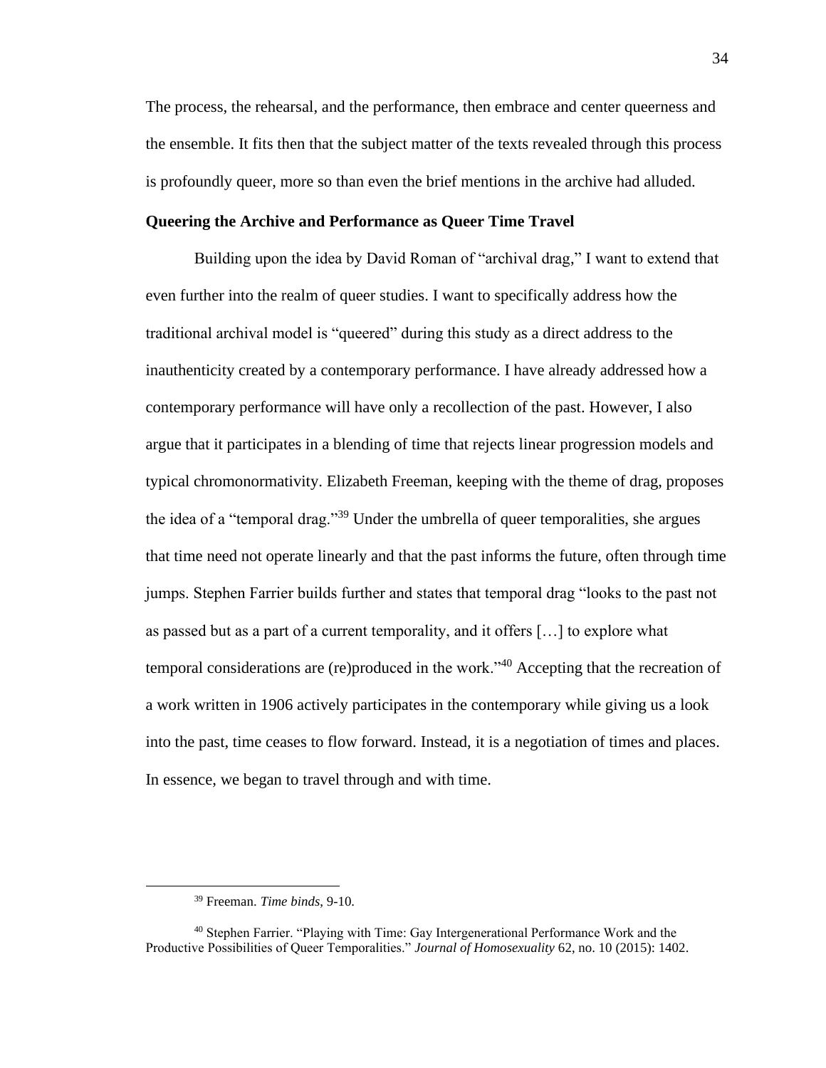The process, the rehearsal, and the performance, then embrace and center queerness and the ensemble. It fits then that the subject matter of the texts revealed through this process is profoundly queer, more so than even the brief mentions in the archive had alluded.

### Queering the Archive and Performance as Queer Time Travel

Building upon the idea by David Roman of "archival drag," I want to extend that even further into the realm of queer studies. I want to specifically address how the traditional archival model is "queered" during this study as a direct address to the inauthenticity created by a contemporary performance. I have already addressed how a contemporary performance will have only a recollection of the past. However, I also argue that it participates in a blending of time that rejects linear progression models and typical chromonormativity. Elizabeth Freeman, keeping with the theme of drag, proposes the idea of a "temporal drag."[39] Under the umbrella of queer temporalities, she argues that time need not operate linearly and that the past informs the future, often through time jumps. Stephen Farrier builds further and states that temporal drag "looks to the past not as passed but as a part of a current temporality, and it offers […] to explore what temporal considerations are (re)produced in the work."[40] Accepting that the recreation of a work written in 1906 actively participates in the contemporary while giving us a look into the past, time ceases to flow forward. Instead, it is a negotiation of times and places. In essence, we began to travel through and with time.

---

[39] Freeman. *Time binds,* 9-10.

[40] Stephen Farrier. "Playing with Time: Gay Intergenerational Performance Work and the Productive Possibilities of Queer Temporalities." *Journal of Homosexuality* 62, no. 10 (2015): 1402.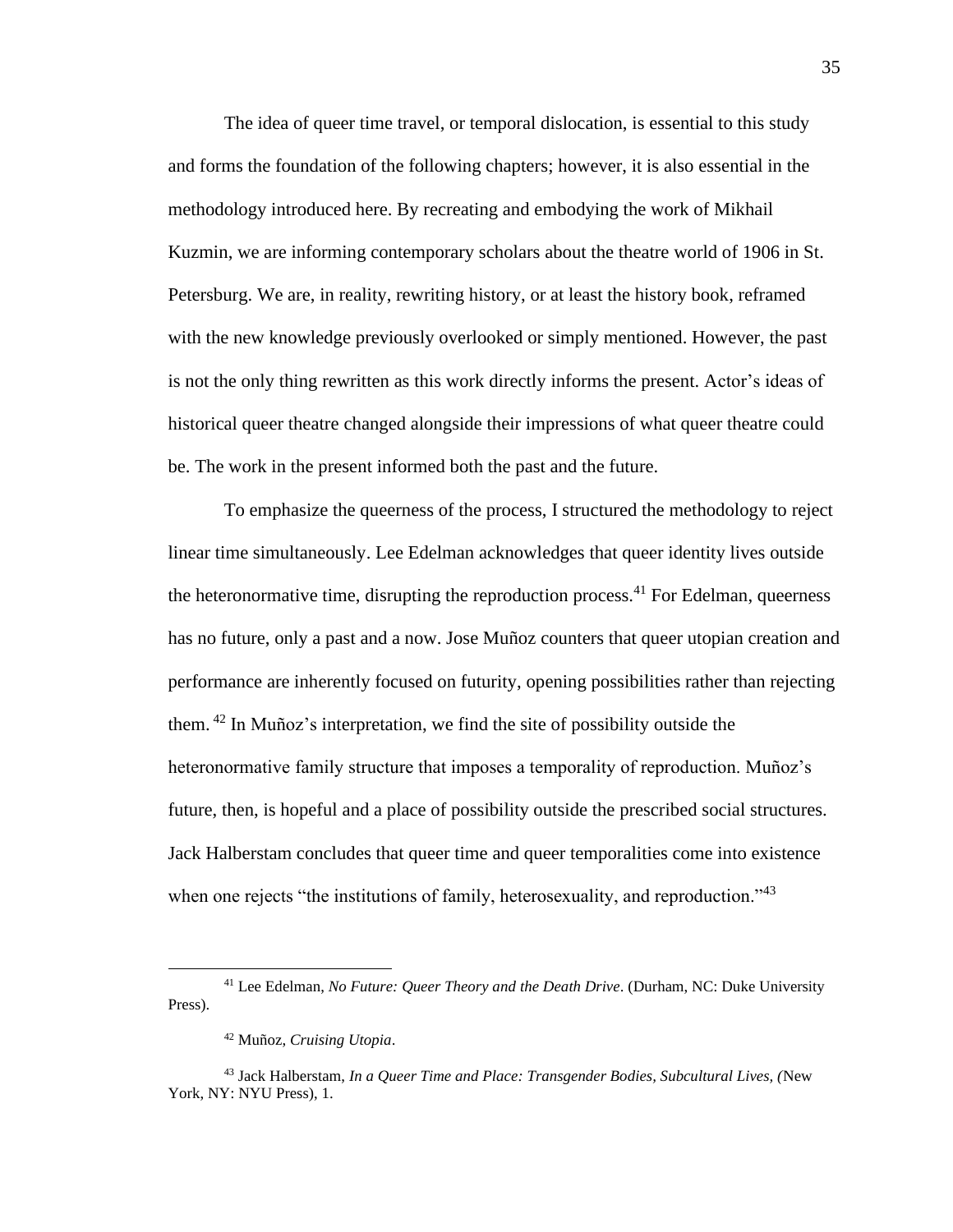The idea of queer time travel, or temporal dislocation, is essential to this study and forms the foundation of the following chapters; however, it is also essential in the methodology introduced here. By recreating and embodying the work of Mikhail Kuzmin, we are informing contemporary scholars about the theatre world of 1906 in St. Petersburg. We are, in reality, rewriting history, or at least the history book, reframed with the new knowledge previously overlooked or simply mentioned. However, the past is not the only thing rewritten as this work directly informs the present. Actor's ideas of historical queer theatre changed alongside their impressions of what queer theatre could be. The work in the present informed both the past and the future.

To emphasize the queerness of the process, I structured the methodology to reject linear time simultaneously. Lee Edelman acknowledges that queer identity lives outside the heteronormative time, disrupting the reproduction process.[41] For Edelman, queerness has no future, only a past and a now. Jose Muñoz counters that queer utopian creation and performance are inherently focused on futurity, opening possibilities rather than rejecting them.[42] In Muñoz's interpretation, we find the site of possibility outside the heteronormative family structure that imposes a temporality of reproduction. Muñoz's future, then, is hopeful and a place of possibility outside the prescribed social structures. Jack Halberstam concludes that queer time and queer temporalities come into existence when one rejects "the institutions of family, heterosexuality, and reproduction."[43]

---

[41] Lee Edelman, *No Future: Queer Theory and the Death Drive*. (Durham, NC: Duke University Press).

[42] Muñoz, *Cruising Utopia*.

[43] Jack Halberstam, *In a Queer Time and Place: Transgender Bodies, Subcultural Lives, (*New York, NY: NYU Press), 1.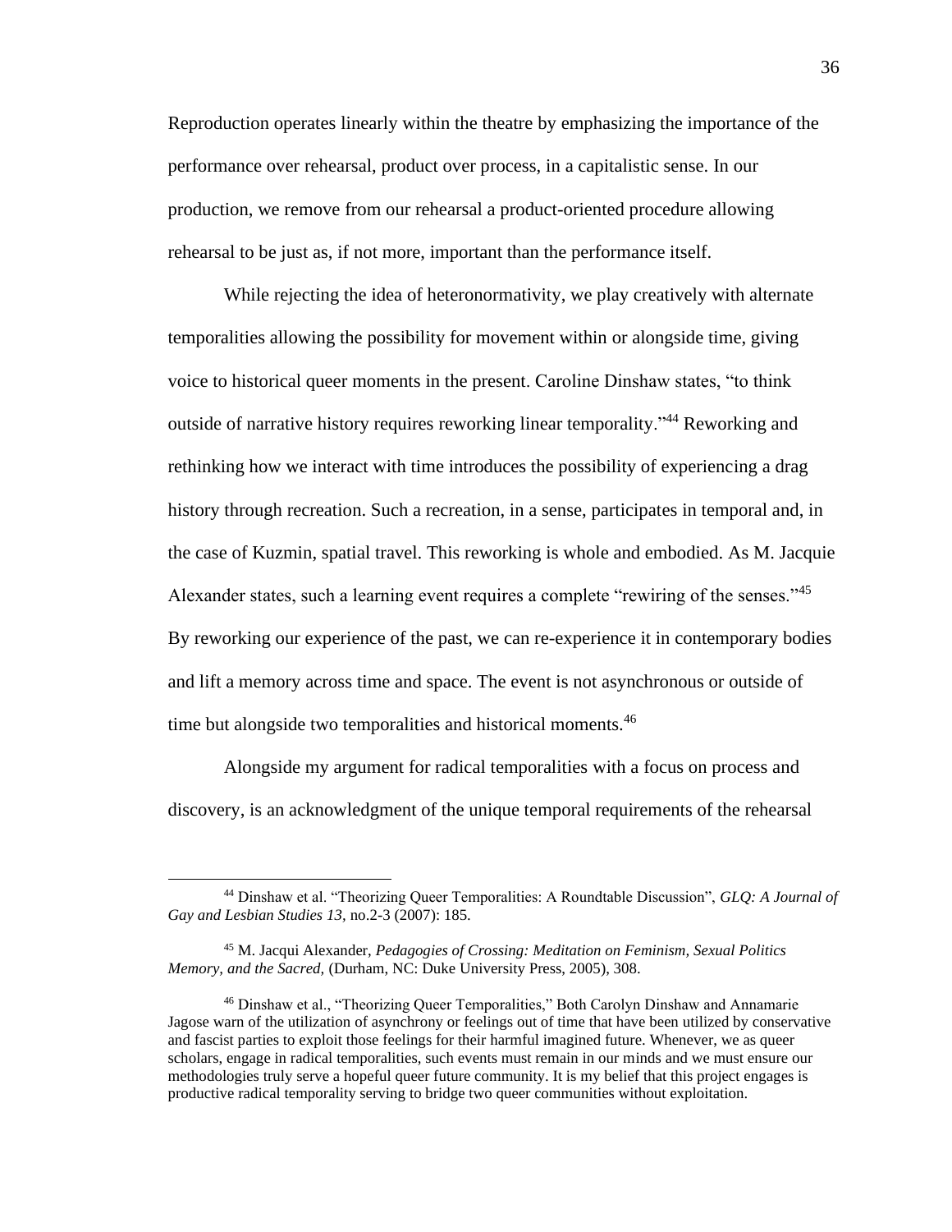Reproduction operates linearly within the theatre by emphasizing the importance of the performance over rehearsal, product over process, in a capitalistic sense. In our production, we remove from our rehearsal a product-oriented procedure allowing rehearsal to be just as, if not more, important than the performance itself.

While rejecting the idea of heteronormativity, we play creatively with alternate temporalities allowing the possibility for movement within or alongside time, giving voice to historical queer moments in the present. Caroline Dinshaw states, "to think outside of narrative history requires reworking linear temporality."[44] Reworking and rethinking how we interact with time introduces the possibility of experiencing a drag history through recreation. Such a recreation, in a sense, participates in temporal and, in the case of Kuzmin, spatial travel. This reworking is whole and embodied. As M. Jacquie Alexander states, such a learning event requires a complete "rewiring of the senses."[45] By reworking our experience of the past, we can re-experience it in contemporary bodies and lift a memory across time and space. The event is not asynchronous or outside of time but alongside two temporalities and historical moments.[46]

Alongside my argument for radical temporalities with a focus on process and discovery, is an acknowledgment of the unique temporal requirements of the rehearsal

---

[44] Dinshaw et al. "Theorizing Queer Temporalities: A Roundtable Discussion", *GLQ: A Journal of Gay and Lesbian Studies 13,* no.2-3 (2007): 185.

[45] M. Jacqui Alexander, *Pedagogies of Crossing: Meditation on Feminism, Sexual Politics Memory, and the Sacred,* (Durham, NC: Duke University Press, 2005), 308.

[46] Dinshaw et al., "Theorizing Queer Temporalities," Both Carolyn Dinshaw and Annamarie Jagose warn of the utilization of asynchrony or feelings out of time that have been utilized by conservative and fascist parties to exploit those feelings for their harmful imagined future. Whenever, we as queer scholars, engage in radical temporalities, such events must remain in our minds and we must ensure our methodologies truly serve a hopeful queer future community. It is my belief that this project engages is productive radical temporality serving to bridge two queer communities without exploitation.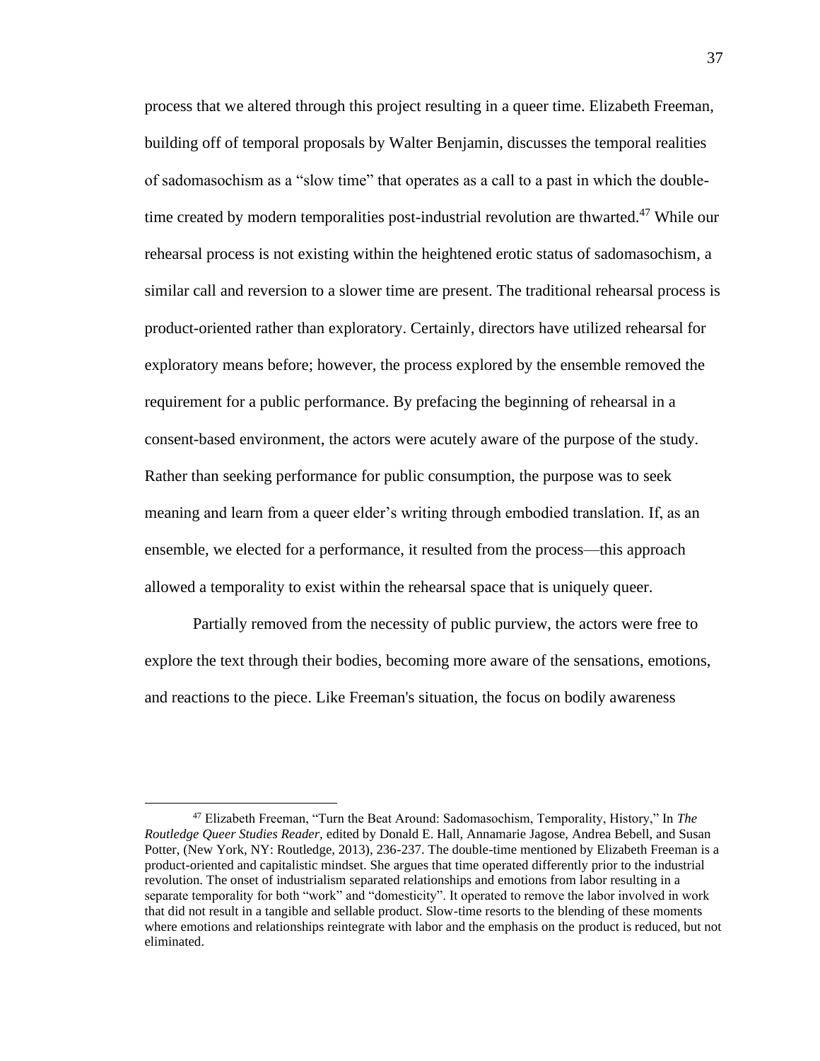process that we altered through this project resulting in a queer time. Elizabeth Freeman, building off of temporal proposals by Walter Benjamin, discusses the temporal realities of sadomasochism as a "slow time" that operates as a call to a past in which the double-time created by modern temporalities post-industrial revolution are thwarted.[47] While our rehearsal process is not existing within the heightened erotic status of sadomasochism, a similar call and reversion to a slower time are present. The traditional rehearsal process is product-oriented rather than exploratory. Certainly, directors have utilized rehearsal for exploratory means before; however, the process explored by the ensemble removed the requirement for a public performance. By prefacing the beginning of rehearsal in a consent-based environment, the actors were acutely aware of the purpose of the study. Rather than seeking performance for public consumption, the purpose was to seek meaning and learn from a queer elder's writing through embodied translation. If, as an ensemble, we elected for a performance, it resulted from the process—this approach allowed a temporality to exist within the rehearsal space that is uniquely queer.

Partially removed from the necessity of public purview, the actors were free to explore the text through their bodies, becoming more aware of the sensations, emotions, and reactions to the piece. Like Freeman's situation, the focus on bodily awareness

---

[47] Elizabeth Freeman, "Turn the Beat Around: Sadomasochism, Temporality, History," In *The Routledge Queer Studies Reader,* edited by Donald E. Hall, Annamarie Jagose, Andrea Bebell, and Susan Potter, (New York, NY: Routledge, 2013), 236-237. The double-time mentioned by Elizabeth Freeman is a product-oriented and capitalistic mindset. She argues that time operated differently prior to the industrial revolution. The onset of industrialism separated relationships and emotions from labor resulting in a separate temporality for both "work" and "domesticity". It operated to remove the labor involved in work that did not result in a tangible and sellable product. Slow-time resorts to the blending of these moments where emotions and relationships reintegrate with labor and the emphasis on the product is reduced, but not eliminated.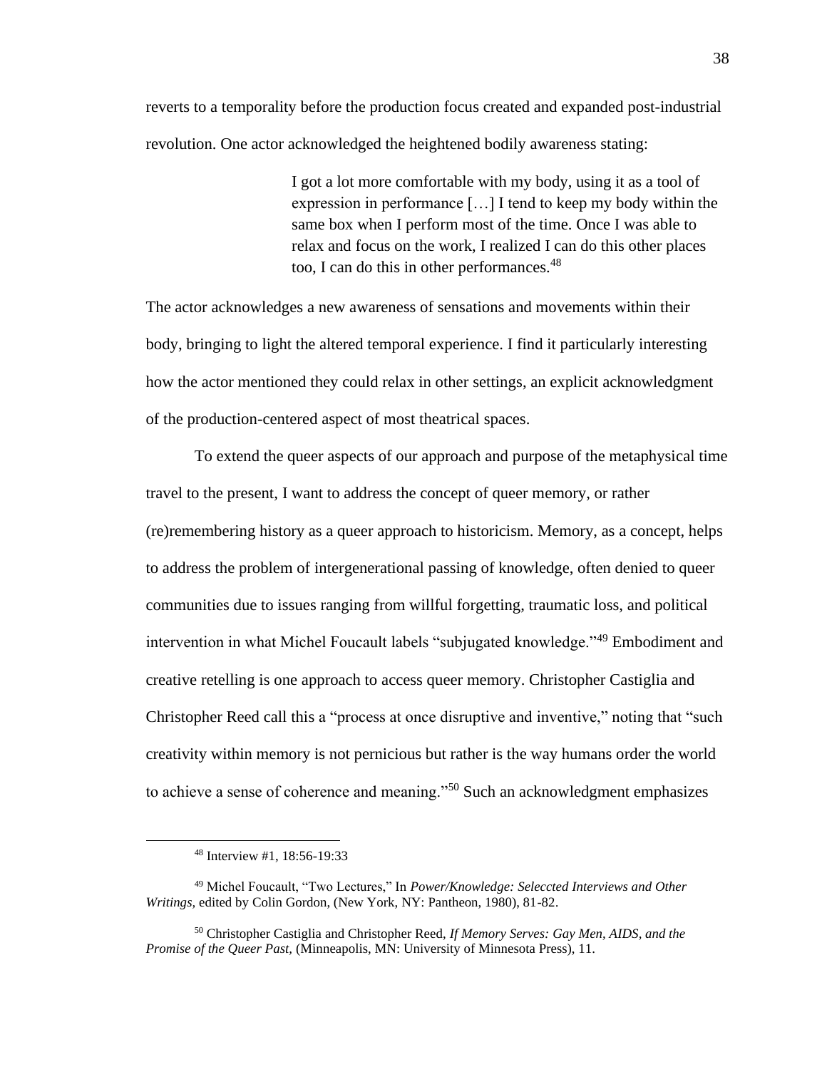reverts to a temporality before the production focus created and expanded post-industrial revolution. One actor acknowledged the heightened bodily awareness stating:

> I got a lot more comfortable with my body, using it as a tool of expression in performance […] I tend to keep my body within the same box when I perform most of the time. Once I was able to relax and focus on the work, I realized I can do this other places too, I can do this in other performances.[48]

The actor acknowledges a new awareness of sensations and movements within their body, bringing to light the altered temporal experience. I find it particularly interesting how the actor mentioned they could relax in other settings, an explicit acknowledgment of the production-centered aspect of most theatrical spaces.

To extend the queer aspects of our approach and purpose of the metaphysical time travel to the present, I want to address the concept of queer memory, or rather (re)remembering history as a queer approach to historicism. Memory, as a concept, helps to address the problem of intergenerational passing of knowledge, often denied to queer communities due to issues ranging from willful forgetting, traumatic loss, and political intervention in what Michel Foucault labels "subjugated knowledge."[49] Embodiment and creative retelling is one approach to access queer memory. Christopher Castiglia and Christopher Reed call this a "process at once disruptive and inventive," noting that "such creativity within memory is not pernicious but rather is the way humans order the world to achieve a sense of coherence and meaning."[50] Such an acknowledgment emphasizes

---

[48] Interview #1, 18:56-19:33

[49] Michel Foucault, "Two Lectures," In *Power/Knowledge: Seleccted Interviews and Other Writings,* edited by Colin Gordon, (New York, NY: Pantheon, 1980), 81-82.

[50] Christopher Castiglia and Christopher Reed, *If Memory Serves: Gay Men, AIDS, and the Promise of the Queer Past,* (Minneapolis, MN: University of Minnesota Press), 11.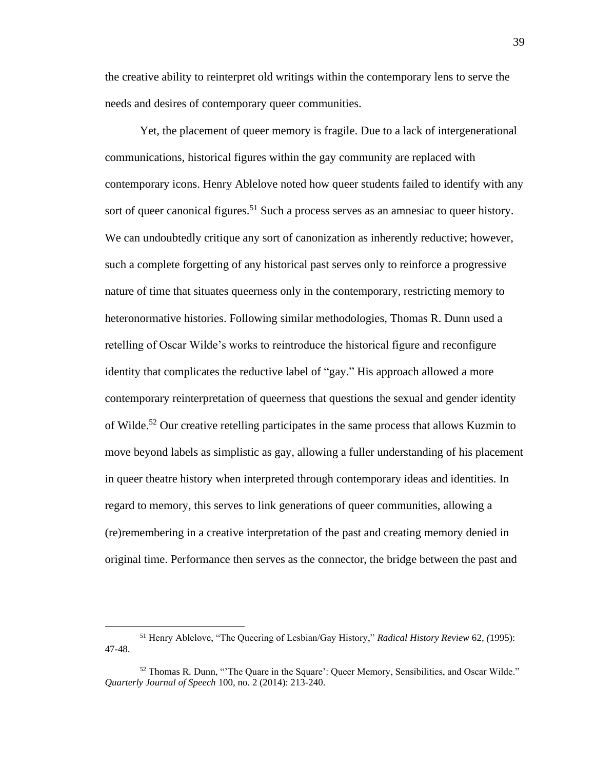the creative ability to reinterpret old writings within the contemporary lens to serve the needs and desires of contemporary queer communities.

Yet, the placement of queer memory is fragile. Due to a lack of intergenerational communications, historical figures within the gay community are replaced with contemporary icons. Henry Ablelove noted how queer students failed to identify with any sort of queer canonical figures.[51] Such a process serves as an amnesiac to queer history. We can undoubtedly critique any sort of canonization as inherently reductive; however, such a complete forgetting of any historical past serves only to reinforce a progressive nature of time that situates queerness only in the contemporary, restricting memory to heteronormative histories. Following similar methodologies, Thomas R. Dunn used a retelling of Oscar Wilde's works to reintroduce the historical figure and reconfigure identity that complicates the reductive label of "gay." His approach allowed a more contemporary reinterpretation of queerness that questions the sexual and gender identity of Wilde.[52] Our creative retelling participates in the same process that allows Kuzmin to move beyond labels as simplistic as gay, allowing a fuller understanding of his placement in queer theatre history when interpreted through contemporary ideas and identities. In regard to memory, this serves to link generations of queer communities, allowing a (re)remembering in a creative interpretation of the past and creating memory denied in original time. Performance then serves as the connector, the bridge between the past and

---

[51] Henry Ablelove, "The Queering of Lesbian/Gay History," *Radical History Review* 62, *(*1995): 47-48.

[52] Thomas R. Dunn, "'The Quare in the Square': Queer Memory, Sensibilities, and Oscar Wilde." *Quarterly Journal of Speech* 100, no. 2 (2014): 213-240.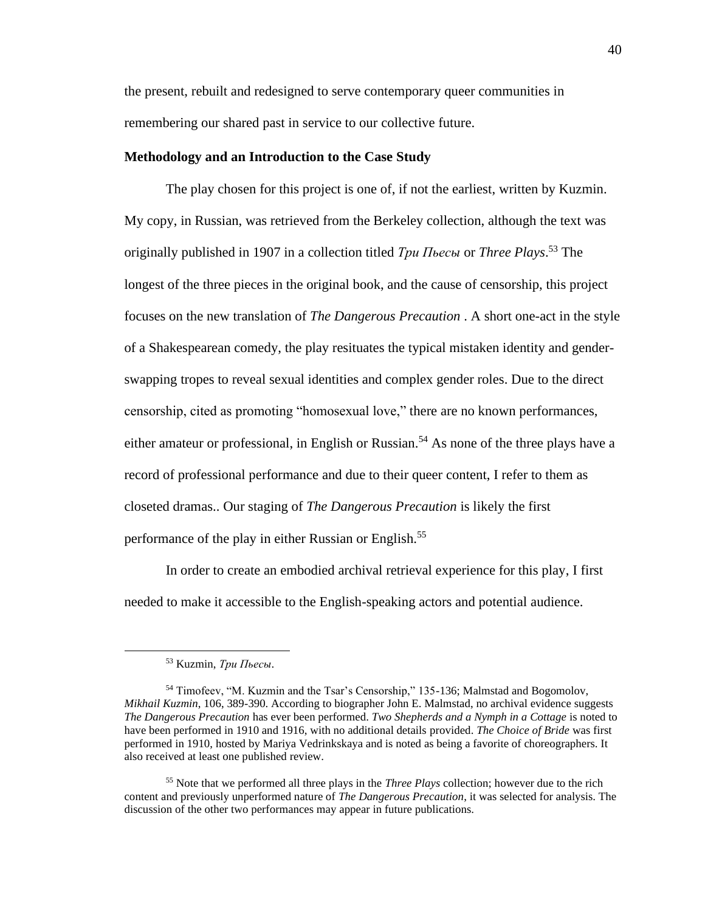the present, rebuilt and redesigned to serve contemporary queer communities in remembering our shared past in service to our collective future.

**Methodology and an Introduction to the Case Study**

The play chosen for this project is one of, if not the earliest, written by Kuzmin. My copy, in Russian, was retrieved from the Berkeley collection, although the text was originally published in 1907 in a collection titled *Три Пьесы* or *Three Plays*.[53] The longest of the three pieces in the original book, and the cause of censorship, this project focuses on the new translation of *The Dangerous Precaution* . A short one-act in the style of a Shakespearean comedy, the play resituates the typical mistaken identity and gender-swapping tropes to reveal sexual identities and complex gender roles. Due to the direct censorship, cited as promoting "homosexual love," there are no known performances, either amateur or professional, in English or Russian.[54] As none of the three plays have a record of professional performance and due to their queer content, I refer to them as closeted dramas.. Our staging of *The Dangerous Precaution* is likely the first performance of the play in either Russian or English.[55]

In order to create an embodied archival retrieval experience for this play, I first needed to make it accessible to the English-speaking actors and potential audience.

---

[53] Kuzmin, *Три Пьесы*.

[54] Timofeev, "M. Kuzmin and the Tsar's Censorship," 135-136; Malmstad and Bogomolov, *Mikhail Kuzmin*, 106, 389-390. According to biographer John E. Malmstad, no archival evidence suggests *The Dangerous Precaution* has ever been performed. *Two Shepherds and a Nymph in a Cottage* is noted to have been performed in 1910 and 1916, with no additional details provided. *The Choice of Bride* was first performed in 1910, hosted by Mariya Vedrinkskaya and is noted as being a favorite of choreographers. It also received at least one published review.

[55] Note that we performed all three plays in the *Three Plays* collection; however due to the rich content and previously unperformed nature of *The Dangerous Precaution*, it was selected for analysis. The discussion of the other two performances may appear in future publications.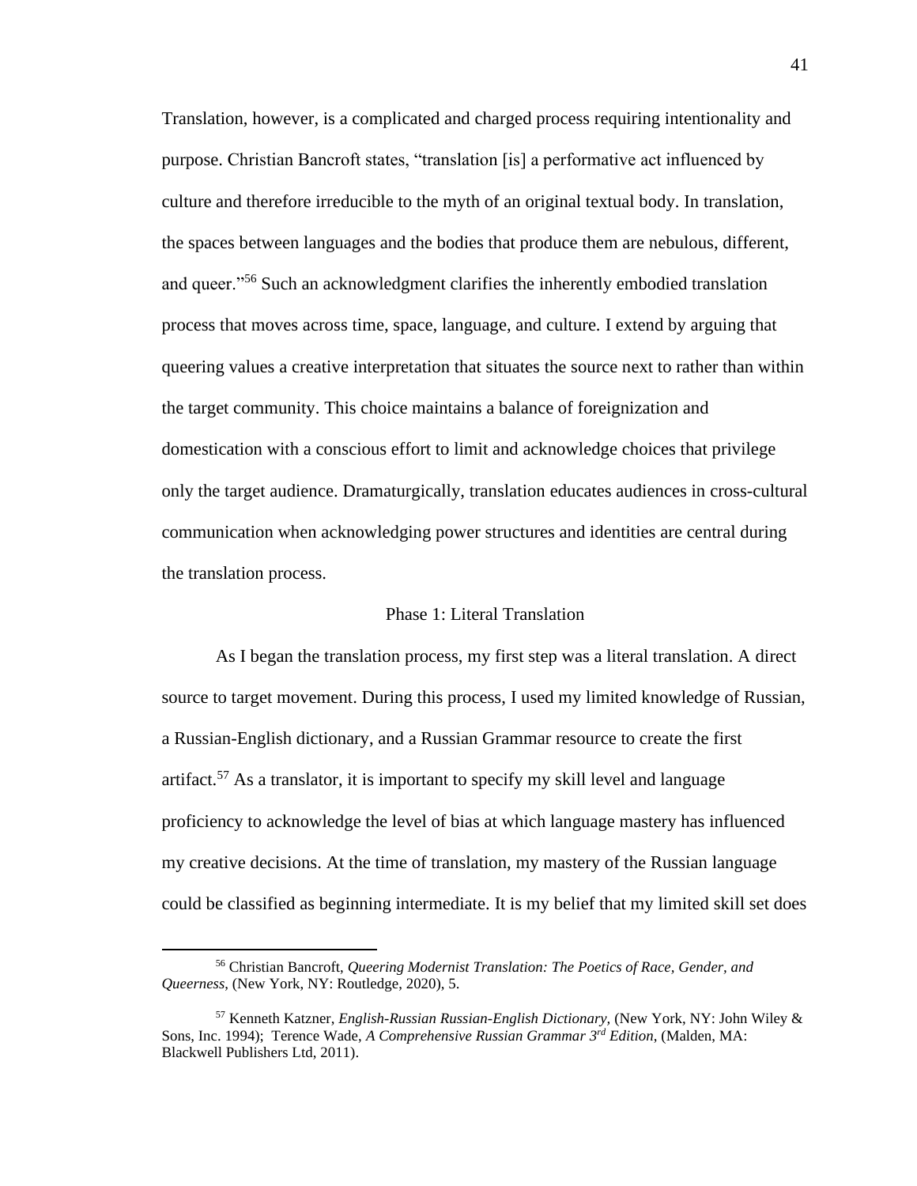Translation, however, is a complicated and charged process requiring intentionality and purpose. Christian Bancroft states, "translation [is] a performative act influenced by culture and therefore irreducible to the myth of an original textual body. In translation, the spaces between languages and the bodies that produce them are nebulous, different, and queer."[56] Such an acknowledgment clarifies the inherently embodied translation process that moves across time, space, language, and culture. I extend by arguing that queering values a creative interpretation that situates the source next to rather than within the target community. This choice maintains a balance of foreignization and domestication with a conscious effort to limit and acknowledge choices that privilege only the target audience. Dramaturgically, translation educates audiences in cross-cultural communication when acknowledging power structures and identities are central during the translation process.

## Phase 1: Literal Translation

As I began the translation process, my first step was a literal translation. A direct source to target movement. During this process, I used my limited knowledge of Russian, a Russian-English dictionary, and a Russian Grammar resource to create the first artifact.[57] As a translator, it is important to specify my skill level and language proficiency to acknowledge the level of bias at which language mastery has influenced my creative decisions. At the time of translation, my mastery of the Russian language could be classified as beginning intermediate. It is my belief that my limited skill set does

---

[56] Christian Bancroft, *Queering Modernist Translation: The Poetics of Race, Gender, and Queerness*, (New York, NY: Routledge, 2020), 5.

[57] Kenneth Katzner, *English-Russian Russian-English Dictionary*, (New York, NY: John Wiley & Sons, Inc. 1994); Terence Wade, *A Comprehensive Russian Grammar 3rd Edition*, (Malden, MA: Blackwell Publishers Ltd, 2011).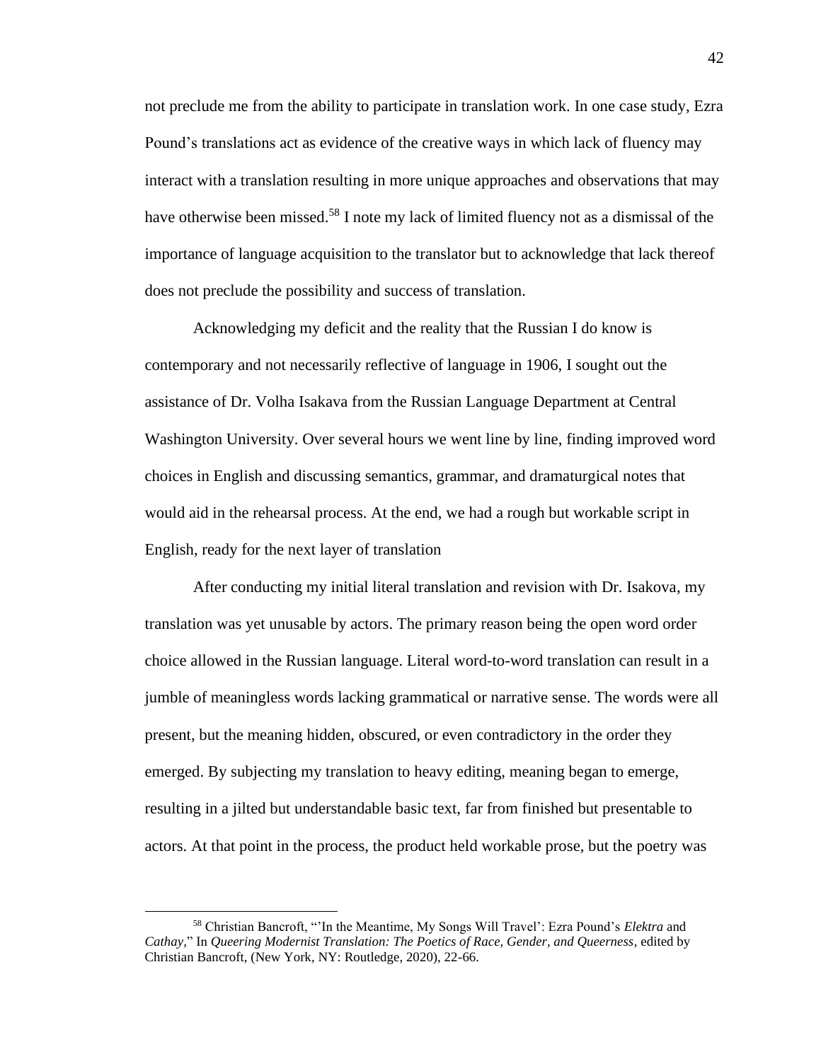not preclude me from the ability to participate in translation work. In one case study, Ezra Pound's translations act as evidence of the creative ways in which lack of fluency may interact with a translation resulting in more unique approaches and observations that may have otherwise been missed.[58] I note my lack of limited fluency not as a dismissal of the importance of language acquisition to the translator but to acknowledge that lack thereof does not preclude the possibility and success of translation.

Acknowledging my deficit and the reality that the Russian I do know is contemporary and not necessarily reflective of language in 1906, I sought out the assistance of Dr. Volha Isakava from the Russian Language Department at Central Washington University. Over several hours we went line by line, finding improved word choices in English and discussing semantics, grammar, and dramaturgical notes that would aid in the rehearsal process. At the end, we had a rough but workable script in English, ready for the next layer of translation

After conducting my initial literal translation and revision with Dr. Isakova, my translation was yet unusable by actors. The primary reason being the open word order choice allowed in the Russian language. Literal word-to-word translation can result in a jumble of meaningless words lacking grammatical or narrative sense. The words were all present, but the meaning hidden, obscured, or even contradictory in the order they emerged. By subjecting my translation to heavy editing, meaning began to emerge, resulting in a jilted but understandable basic text, far from finished but presentable to actors. At that point in the process, the product held workable prose, but the poetry was

---

[58] Christian Bancroft, "'In the Meantime, My Songs Will Travel': Ezra Pound's *Elektra* and *Cathay*," In *Queering Modernist Translation: The Poetics of Race, Gender, and Queerness*, edited by Christian Bancroft, (New York, NY: Routledge, 2020), 22-66.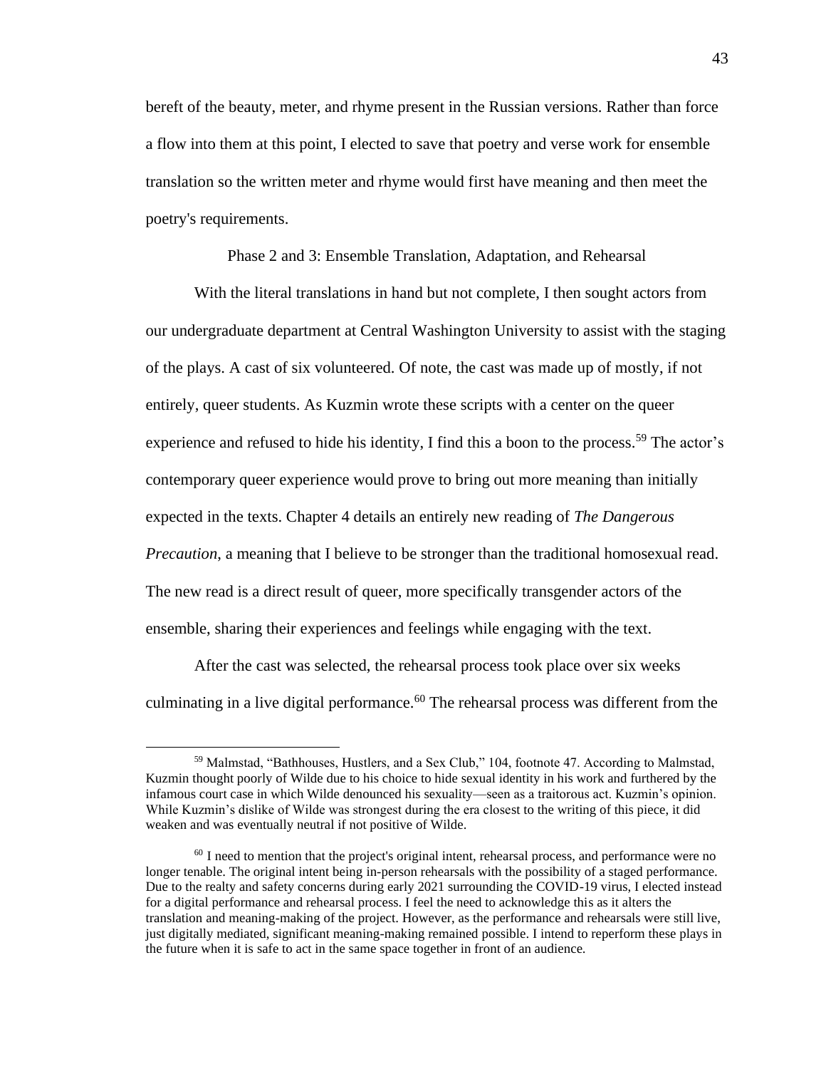bereft of the beauty, meter, and rhyme present in the Russian versions. Rather than force a flow into them at this point, I elected to save that poetry and verse work for ensemble translation so the written meter and rhyme would first have meaning and then meet the poetry's requirements.

### Phase 2 and 3: Ensemble Translation, Adaptation, and Rehearsal

With the literal translations in hand but not complete, I then sought actors from our undergraduate department at Central Washington University to assist with the staging of the plays. A cast of six volunteered. Of note, the cast was made up of mostly, if not entirely, queer students. As Kuzmin wrote these scripts with a center on the queer experience and refused to hide his identity, I find this a boon to the process.[59] The actor's contemporary queer experience would prove to bring out more meaning than initially expected in the texts. Chapter 4 details an entirely new reading of *The Dangerous Precaution*, a meaning that I believe to be stronger than the traditional homosexual read. The new read is a direct result of queer, more specifically transgender actors of the ensemble, sharing their experiences and feelings while engaging with the text.

After the cast was selected, the rehearsal process took place over six weeks culminating in a live digital performance.[60] The rehearsal process was different from the

---

[59] Malmstad, "Bathhouses, Hustlers, and a Sex Club," 104, footnote 47. According to Malmstad, Kuzmin thought poorly of Wilde due to his choice to hide sexual identity in his work and furthered by the infamous court case in which Wilde denounced his sexuality—seen as a traitorous act. Kuzmin's opinion. While Kuzmin's dislike of Wilde was strongest during the era closest to the writing of this piece, it did weaken and was eventually neutral if not positive of Wilde.

[60] I need to mention that the project's original intent, rehearsal process, and performance were no longer tenable. The original intent being in-person rehearsals with the possibility of a staged performance. Due to the realty and safety concerns during early 2021 surrounding the COVID-19 virus, I elected instead for a digital performance and rehearsal process. I feel the need to acknowledge this as it alters the translation and meaning-making of the project. However, as the performance and rehearsals were still live, just digitally mediated, significant meaning-making remained possible. I intend to reperform these plays in the future when it is safe to act in the same space together in front of an audience.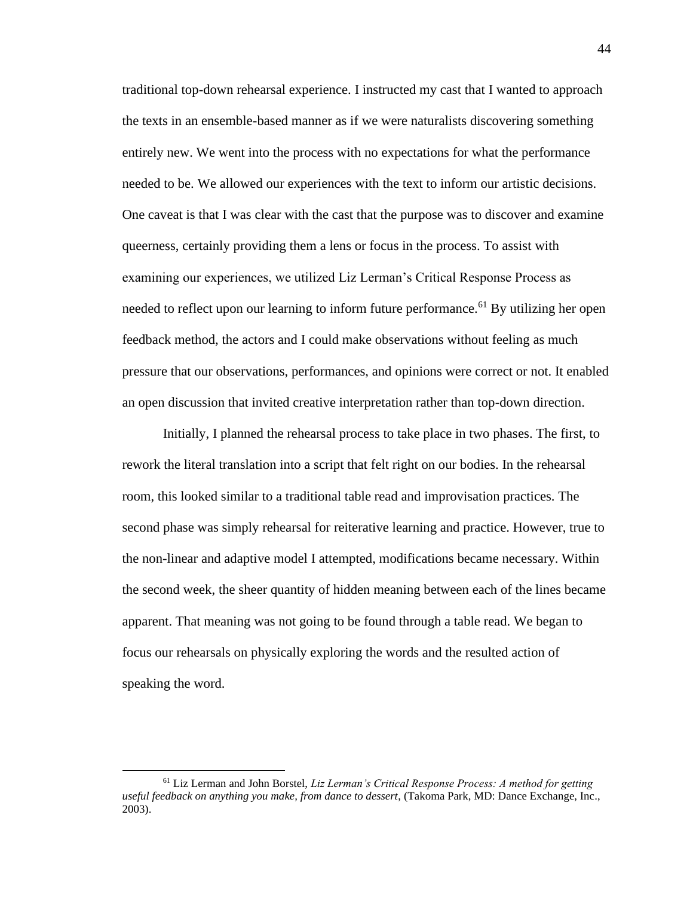traditional top-down rehearsal experience. I instructed my cast that I wanted to approach the texts in an ensemble-based manner as if we were naturalists discovering something entirely new. We went into the process with no expectations for what the performance needed to be. We allowed our experiences with the text to inform our artistic decisions. One caveat is that I was clear with the cast that the purpose was to discover and examine queerness, certainly providing them a lens or focus in the process. To assist with examining our experiences, we utilized Liz Lerman's Critical Response Process as needed to reflect upon our learning to inform future performance.[61] By utilizing her open feedback method, the actors and I could make observations without feeling as much pressure that our observations, performances, and opinions were correct or not. It enabled an open discussion that invited creative interpretation rather than top-down direction.

Initially, I planned the rehearsal process to take place in two phases. The first, to rework the literal translation into a script that felt right on our bodies. In the rehearsal room, this looked similar to a traditional table read and improvisation practices. The second phase was simply rehearsal for reiterative learning and practice. However, true to the non-linear and adaptive model I attempted, modifications became necessary. Within the second week, the sheer quantity of hidden meaning between each of the lines became apparent. That meaning was not going to be found through a table read. We began to focus our rehearsals on physically exploring the words and the resulted action of speaking the word.

---

[61] Liz Lerman and John Borstel, *Liz Lerman's Critical Response Process: A method for getting useful feedback on anything you make, from dance to dessert*, (Takoma Park, MD: Dance Exchange, Inc., 2003).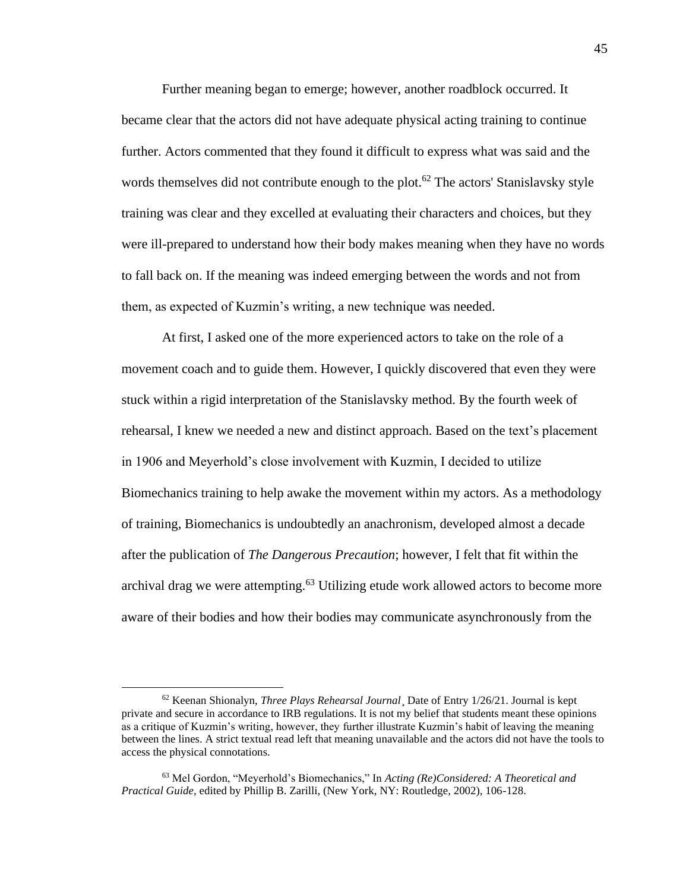Further meaning began to emerge; however, another roadblock occurred. It became clear that the actors did not have adequate physical acting training to continue further. Actors commented that they found it difficult to express what was said and the words themselves did not contribute enough to the plot.[62] The actors' Stanislavsky style training was clear and they excelled at evaluating their characters and choices, but they were ill-prepared to understand how their body makes meaning when they have no words to fall back on. If the meaning was indeed emerging between the words and not from them, as expected of Kuzmin's writing, a new technique was needed.

At first, I asked one of the more experienced actors to take on the role of a movement coach and to guide them. However, I quickly discovered that even they were stuck within a rigid interpretation of the Stanislavsky method. By the fourth week of rehearsal, I knew we needed a new and distinct approach. Based on the text's placement in 1906 and Meyerhold's close involvement with Kuzmin, I decided to utilize Biomechanics training to help awake the movement within my actors. As a methodology of training, Biomechanics is undoubtedly an anachronism, developed almost a decade after the publication of *The Dangerous Precaution*; however, I felt that fit within the archival drag we were attempting.[63] Utilizing etude work allowed actors to become more aware of their bodies and how their bodies may communicate asynchronously from the

---

[62] Keenan Shionalyn, *Three Plays Rehearsal Journal*¸ Date of Entry 1/26/21. Journal is kept private and secure in accordance to IRB regulations. It is not my belief that students meant these opinions as a critique of Kuzmin's writing, however, they further illustrate Kuzmin's habit of leaving the meaning between the lines. A strict textual read left that meaning unavailable and the actors did not have the tools to access the physical connotations.

[63] Mel Gordon, "Meyerhold's Biomechanics," In *Acting (Re)Considered: A Theoretical and Practical Guide*, edited by Phillip B. Zarilli, (New York, NY: Routledge, 2002), 106-128.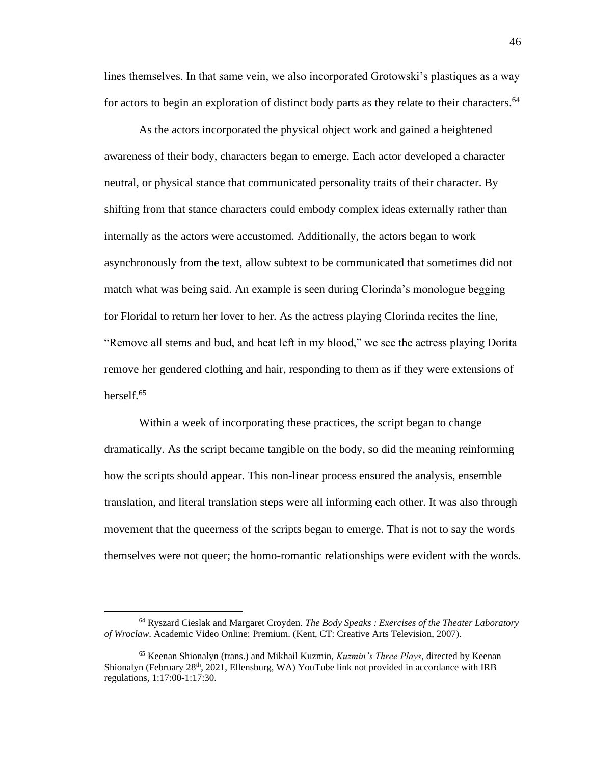lines themselves. In that same vein, we also incorporated Grotowski's plastiques as a way for actors to begin an exploration of distinct body parts as they relate to their characters.[64]

As the actors incorporated the physical object work and gained a heightened awareness of their body, characters began to emerge. Each actor developed a character neutral, or physical stance that communicated personality traits of their character. By shifting from that stance characters could embody complex ideas externally rather than internally as the actors were accustomed. Additionally, the actors began to work asynchronously from the text, allow subtext to be communicated that sometimes did not match what was being said. An example is seen during Clorinda's monologue begging for Floridal to return her lover to her. As the actress playing Clorinda recites the line, "Remove all stems and bud, and heat left in my blood," we see the actress playing Dorita remove her gendered clothing and hair, responding to them as if they were extensions of herself.[65]

Within a week of incorporating these practices, the script began to change dramatically. As the script became tangible on the body, so did the meaning reinforming how the scripts should appear. This non-linear process ensured the analysis, ensemble translation, and literal translation steps were all informing each other. It was also through movement that the queerness of the scripts began to emerge. That is not to say the words themselves were not queer; the homo-romantic relationships were evident with the words.

---

[64] Ryszard Cieslak and Margaret Croyden. *The Body Speaks : Exercises of the Theater Laboratory of Wroclaw*. Academic Video Online: Premium. (Kent, CT: Creative Arts Television, 2007).

[65] Keenan Shionalyn (trans.) and Mikhail Kuzmin, *Kuzmin's Three Plays*, directed by Keenan Shionalyn (February 28th, 2021, Ellensburg, WA) YouTube link not provided in accordance with IRB regulations, 1:17:00-1:17:30.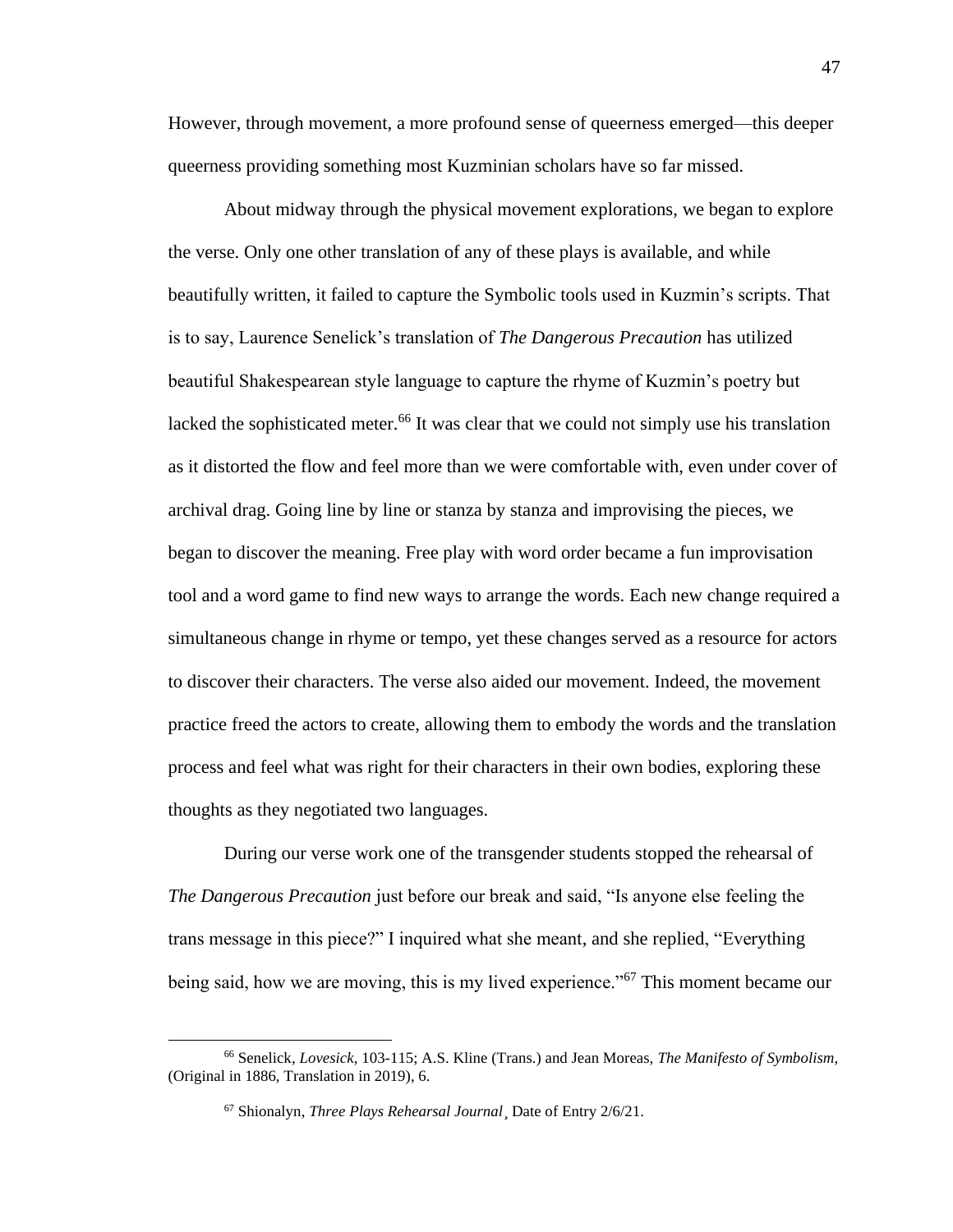However, through movement, a more profound sense of queerness emerged—this deeper queerness providing something most Kuzminian scholars have so far missed.

About midway through the physical movement explorations, we began to explore the verse. Only one other translation of any of these plays is available, and while beautifully written, it failed to capture the Symbolic tools used in Kuzmin's scripts. That is to say, Laurence Senelick's translation of *The Dangerous Precaution* has utilized beautiful Shakespearean style language to capture the rhyme of Kuzmin's poetry but lacked the sophisticated meter.[66] It was clear that we could not simply use his translation as it distorted the flow and feel more than we were comfortable with, even under cover of archival drag. Going line by line or stanza by stanza and improvising the pieces, we began to discover the meaning. Free play with word order became a fun improvisation tool and a word game to find new ways to arrange the words. Each new change required a simultaneous change in rhyme or tempo, yet these changes served as a resource for actors to discover their characters. The verse also aided our movement. Indeed, the movement practice freed the actors to create, allowing them to embody the words and the translation process and feel what was right for their characters in their own bodies, exploring these thoughts as they negotiated two languages.

During our verse work one of the transgender students stopped the rehearsal of *The Dangerous Precaution* just before our break and said, "Is anyone else feeling the trans message in this piece?" I inquired what she meant, and she replied, "Everything being said, how we are moving, this is my lived experience."[67] This moment became our

---

[66] Senelick, *Lovesick*, 103-115; A.S. Kline (Trans.) and Jean Moreas, *The Manifesto of Symbolism*, (Original in 1886, Translation in 2019), 6.

[67] Shionalyn, *Three Plays Rehearsal Journal*¸ Date of Entry 2/6/21.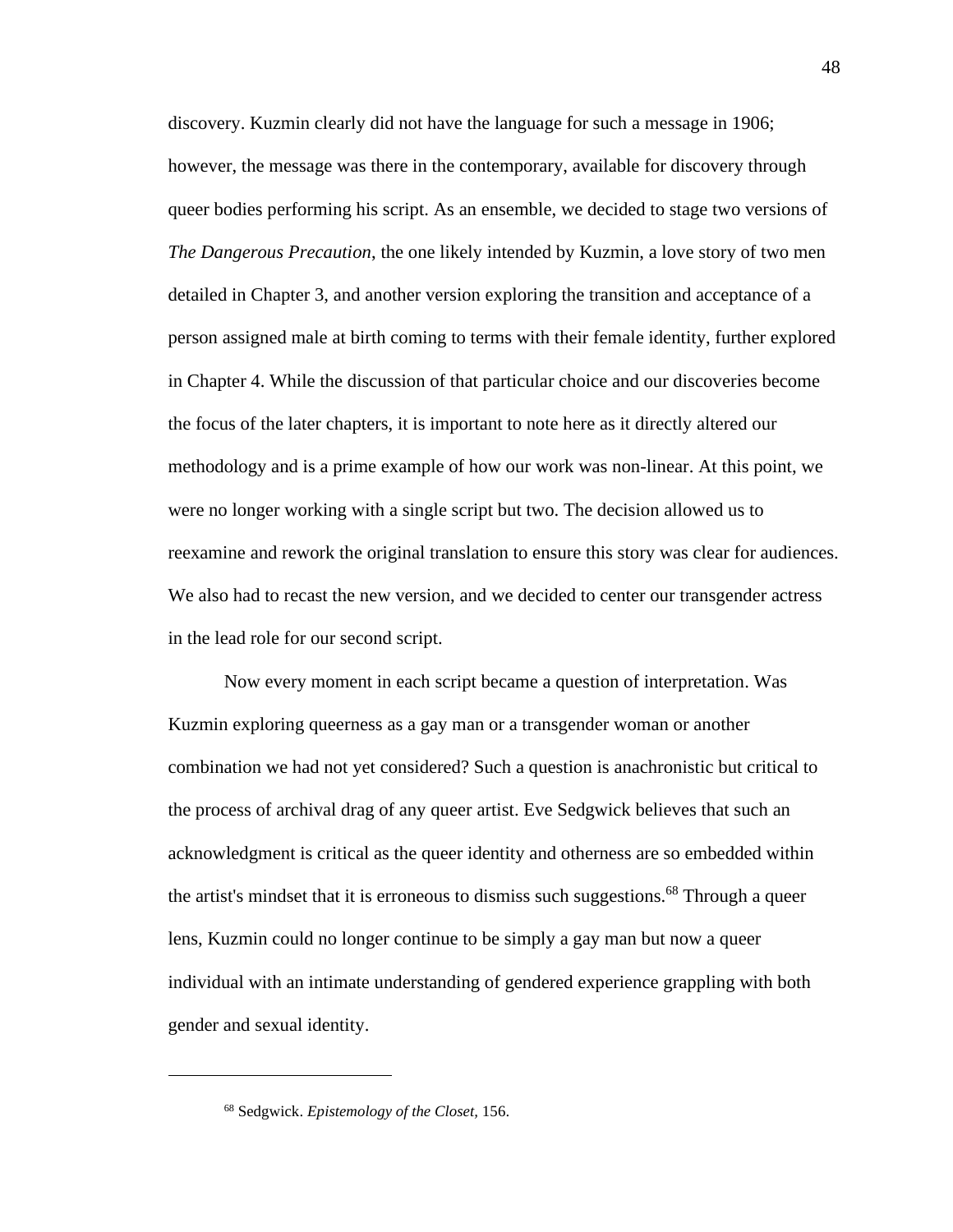discovery. Kuzmin clearly did not have the language for such a message in 1906; however, the message was there in the contemporary, available for discovery through queer bodies performing his script. As an ensemble, we decided to stage two versions of *The Dangerous Precaution*, the one likely intended by Kuzmin, a love story of two men detailed in Chapter 3, and another version exploring the transition and acceptance of a person assigned male at birth coming to terms with their female identity, further explored in Chapter 4. While the discussion of that particular choice and our discoveries become the focus of the later chapters, it is important to note here as it directly altered our methodology and is a prime example of how our work was non-linear. At this point, we were no longer working with a single script but two. The decision allowed us to reexamine and rework the original translation to ensure this story was clear for audiences. We also had to recast the new version, and we decided to center our transgender actress in the lead role for our second script.

Now every moment in each script became a question of interpretation. Was Kuzmin exploring queerness as a gay man or a transgender woman or another combination we had not yet considered? Such a question is anachronistic but critical to the process of archival drag of any queer artist. Eve Sedgwick believes that such an acknowledgment is critical as the queer identity and otherness are so embedded within the artist's mindset that it is erroneous to dismiss such suggestions.[68] Through a queer lens, Kuzmin could no longer continue to be simply a gay man but now a queer individual with an intimate understanding of gendered experience grappling with both gender and sexual identity.

---

[68] Sedgwick. *Epistemology of the Closet*, 156.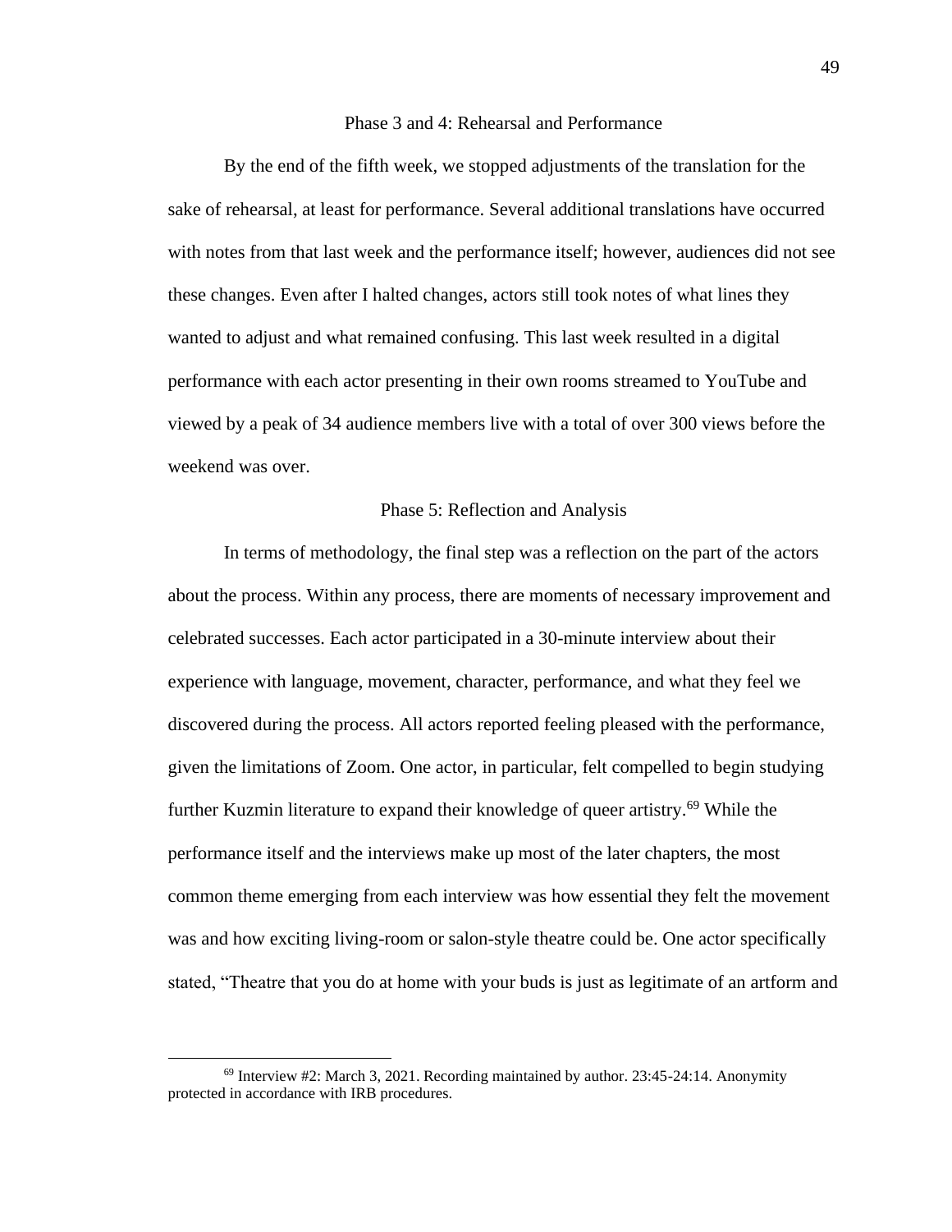## Phase 3 and 4: Rehearsal and Performance

By the end of the fifth week, we stopped adjustments of the translation for the sake of rehearsal, at least for performance. Several additional translations have occurred with notes from that last week and the performance itself; however, audiences did not see these changes. Even after I halted changes, actors still took notes of what lines they wanted to adjust and what remained confusing. This last week resulted in a digital performance with each actor presenting in their own rooms streamed to YouTube and viewed by a peak of 34 audience members live with a total of over 300 views before the weekend was over.

## Phase 5: Reflection and Analysis

In terms of methodology, the final step was a reflection on the part of the actors about the process. Within any process, there are moments of necessary improvement and celebrated successes. Each actor participated in a 30-minute interview about their experience with language, movement, character, performance, and what they feel we discovered during the process. All actors reported feeling pleased with the performance, given the limitations of Zoom. One actor, in particular, felt compelled to begin studying further Kuzmin literature to expand their knowledge of queer artistry.[69] While the performance itself and the interviews make up most of the later chapters, the most common theme emerging from each interview was how essential they felt the movement was and how exciting living-room or salon-style theatre could be. One actor specifically stated, "Theatre that you do at home with your buds is just as legitimate of an artform and

[69] Interview #2: March 3, 2021. Recording maintained by author. 23:45-24:14. Anonymity protected in accordance with IRB procedures.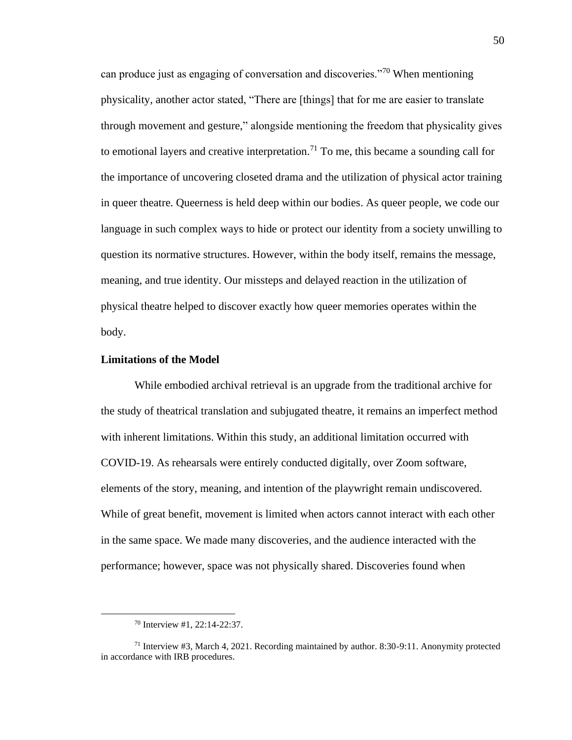can produce just as engaging of conversation and discoveries."[70] When mentioning physicality, another actor stated, "There are [things] that for me are easier to translate through movement and gesture," alongside mentioning the freedom that physicality gives to emotional layers and creative interpretation.[71] To me, this became a sounding call for the importance of uncovering closeted drama and the utilization of physical actor training in queer theatre. Queerness is held deep within our bodies. As queer people, we code our language in such complex ways to hide or protect our identity from a society unwilling to question its normative structures. However, within the body itself, remains the message, meaning, and true identity. Our missteps and delayed reaction in the utilization of physical theatre helped to discover exactly how queer memories operates within the body.

**Limitations of the Model**

While embodied archival retrieval is an upgrade from the traditional archive for the study of theatrical translation and subjugated theatre, it remains an imperfect method with inherent limitations. Within this study, an additional limitation occurred with COVID-19. As rehearsals were entirely conducted digitally, over Zoom software, elements of the story, meaning, and intention of the playwright remain undiscovered. While of great benefit, movement is limited when actors cannot interact with each other in the same space. We made many discoveries, and the audience interacted with the performance; however, space was not physically shared. Discoveries found when

---

[70] Interview #1, 22:14-22:37.

[71] Interview #3, March 4, 2021. Recording maintained by author. 8:30-9:11. Anonymity protected in accordance with IRB procedures.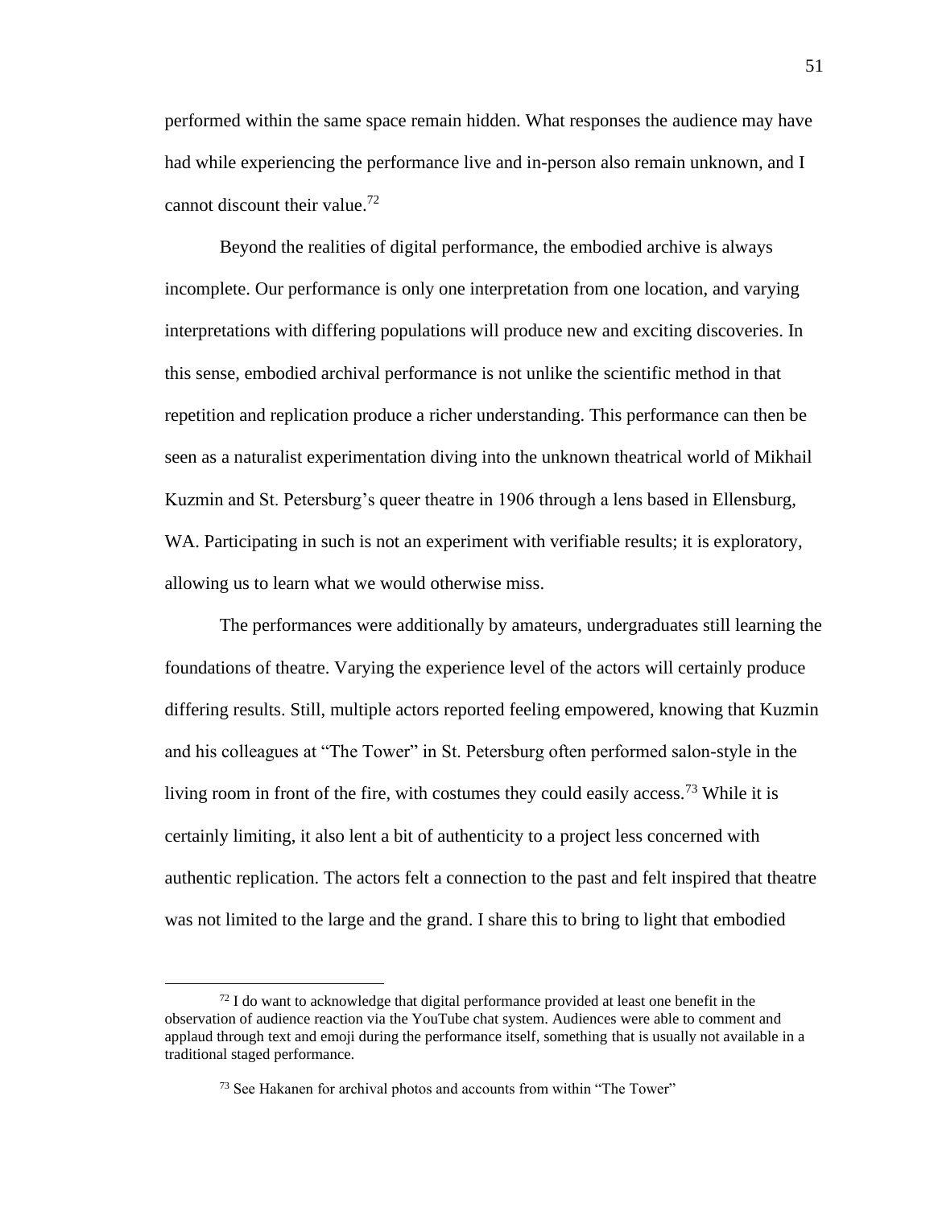performed within the same space remain hidden. What responses the audience may have had while experiencing the performance live and in-person also remain unknown, and I cannot discount their value.[72]

Beyond the realities of digital performance, the embodied archive is always incomplete. Our performance is only one interpretation from one location, and varying interpretations with differing populations will produce new and exciting discoveries. In this sense, embodied archival performance is not unlike the scientific method in that repetition and replication produce a richer understanding. This performance can then be seen as a naturalist experimentation diving into the unknown theatrical world of Mikhail Kuzmin and St. Petersburg's queer theatre in 1906 through a lens based in Ellensburg, WA. Participating in such is not an experiment with verifiable results; it is exploratory, allowing us to learn what we would otherwise miss.

The performances were additionally by amateurs, undergraduates still learning the foundations of theatre. Varying the experience level of the actors will certainly produce differing results. Still, multiple actors reported feeling empowered, knowing that Kuzmin and his colleagues at "The Tower" in St. Petersburg often performed salon-style in the living room in front of the fire, with costumes they could easily access.[73] While it is certainly limiting, it also lent a bit of authenticity to a project less concerned with authentic replication. The actors felt a connection to the past and felt inspired that theatre was not limited to the large and the grand. I share this to bring to light that embodied

---

[72] I do want to acknowledge that digital performance provided at least one benefit in the observation of audience reaction via the YouTube chat system. Audiences were able to comment and applaud through text and emoji during the performance itself, something that is usually not available in a traditional staged performance.

[73] See Hakanen for archival photos and accounts from within "The Tower"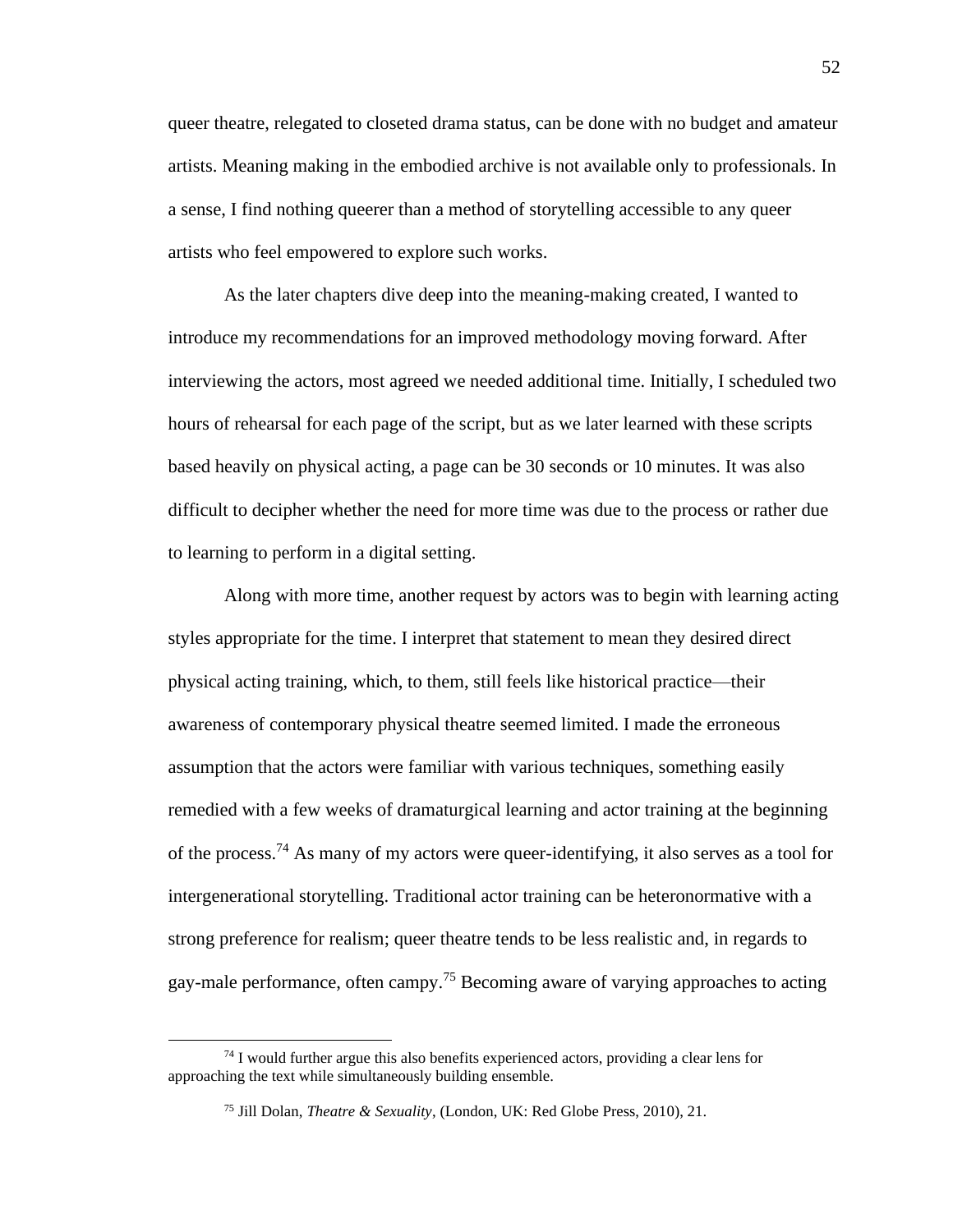queer theatre, relegated to closeted drama status, can be done with no budget and amateur artists. Meaning making in the embodied archive is not available only to professionals. In a sense, I find nothing queerer than a method of storytelling accessible to any queer artists who feel empowered to explore such works.

As the later chapters dive deep into the meaning-making created, I wanted to introduce my recommendations for an improved methodology moving forward. After interviewing the actors, most agreed we needed additional time. Initially, I scheduled two hours of rehearsal for each page of the script, but as we later learned with these scripts based heavily on physical acting, a page can be 30 seconds or 10 minutes. It was also difficult to decipher whether the need for more time was due to the process or rather due to learning to perform in a digital setting.

Along with more time, another request by actors was to begin with learning acting styles appropriate for the time. I interpret that statement to mean they desired direct physical acting training, which, to them, still feels like historical practice—their awareness of contemporary physical theatre seemed limited. I made the erroneous assumption that the actors were familiar with various techniques, something easily remedied with a few weeks of dramaturgical learning and actor training at the beginning of the process.[74] As many of my actors were queer-identifying, it also serves as a tool for intergenerational storytelling. Traditional actor training can be heteronormative with a strong preference for realism; queer theatre tends to be less realistic and, in regards to gay-male performance, often campy.[75] Becoming aware of varying approaches to acting

---

[74] I would further argue this also benefits experienced actors, providing a clear lens for approaching the text while simultaneously building ensemble.

[75] Jill Dolan, *Theatre & Sexuality*, (London, UK: Red Globe Press, 2010), 21.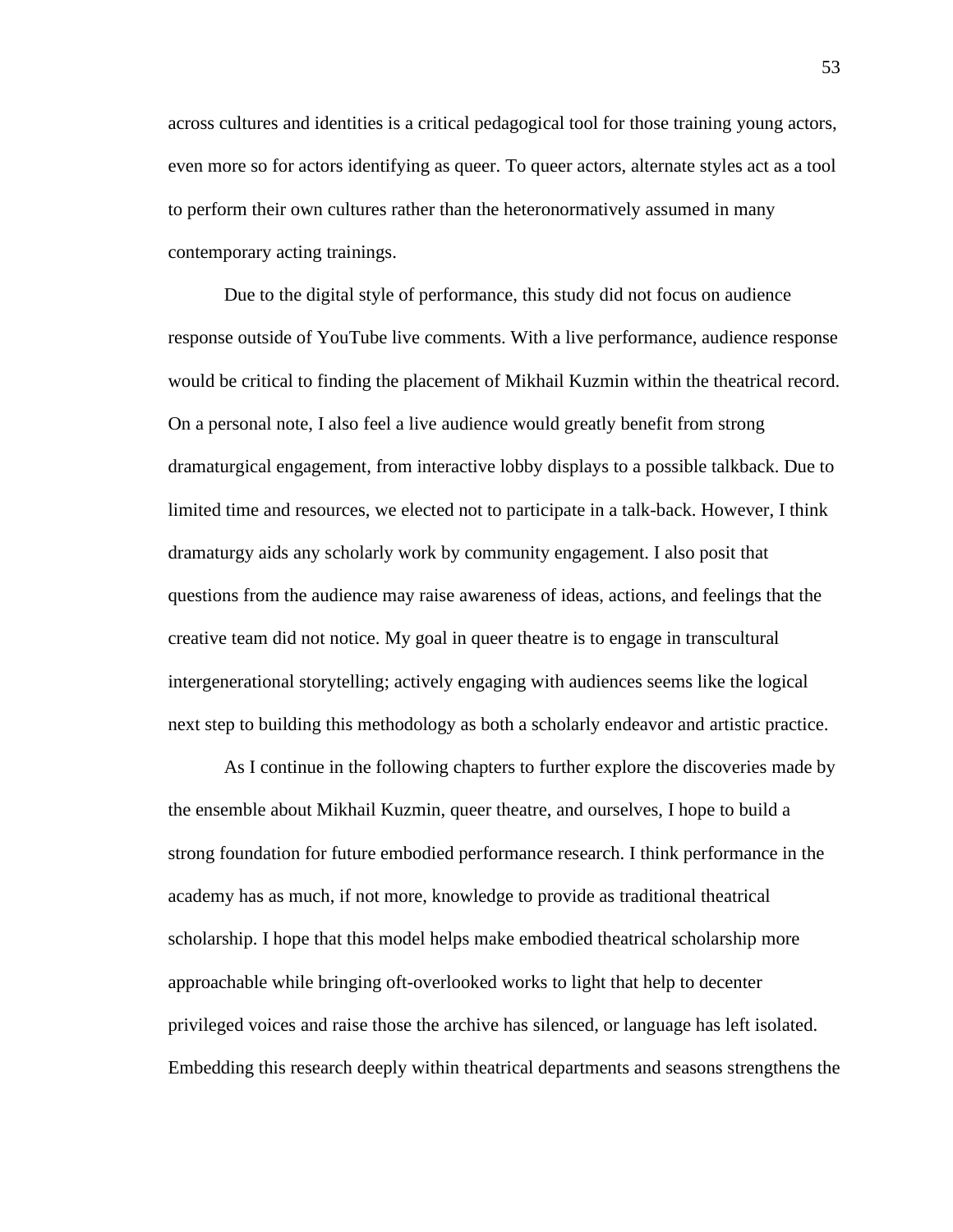across cultures and identities is a critical pedagogical tool for those training young actors, even more so for actors identifying as queer. To queer actors, alternate styles act as a tool to perform their own cultures rather than the heteronormatively assumed in many contemporary acting trainings.

Due to the digital style of performance, this study did not focus on audience response outside of YouTube live comments. With a live performance, audience response would be critical to finding the placement of Mikhail Kuzmin within the theatrical record. On a personal note, I also feel a live audience would greatly benefit from strong dramaturgical engagement, from interactive lobby displays to a possible talkback. Due to limited time and resources, we elected not to participate in a talk-back. However, I think dramaturgy aids any scholarly work by community engagement. I also posit that questions from the audience may raise awareness of ideas, actions, and feelings that the creative team did not notice. My goal in queer theatre is to engage in transcultural intergenerational storytelling; actively engaging with audiences seems like the logical next step to building this methodology as both a scholarly endeavor and artistic practice.

As I continue in the following chapters to further explore the discoveries made by the ensemble about Mikhail Kuzmin, queer theatre, and ourselves, I hope to build a strong foundation for future embodied performance research. I think performance in the academy has as much, if not more, knowledge to provide as traditional theatrical scholarship. I hope that this model helps make embodied theatrical scholarship more approachable while bringing oft-overlooked works to light that help to decenter privileged voices and raise those the archive has silenced, or language has left isolated. Embedding this research deeply within theatrical departments and seasons strengthens the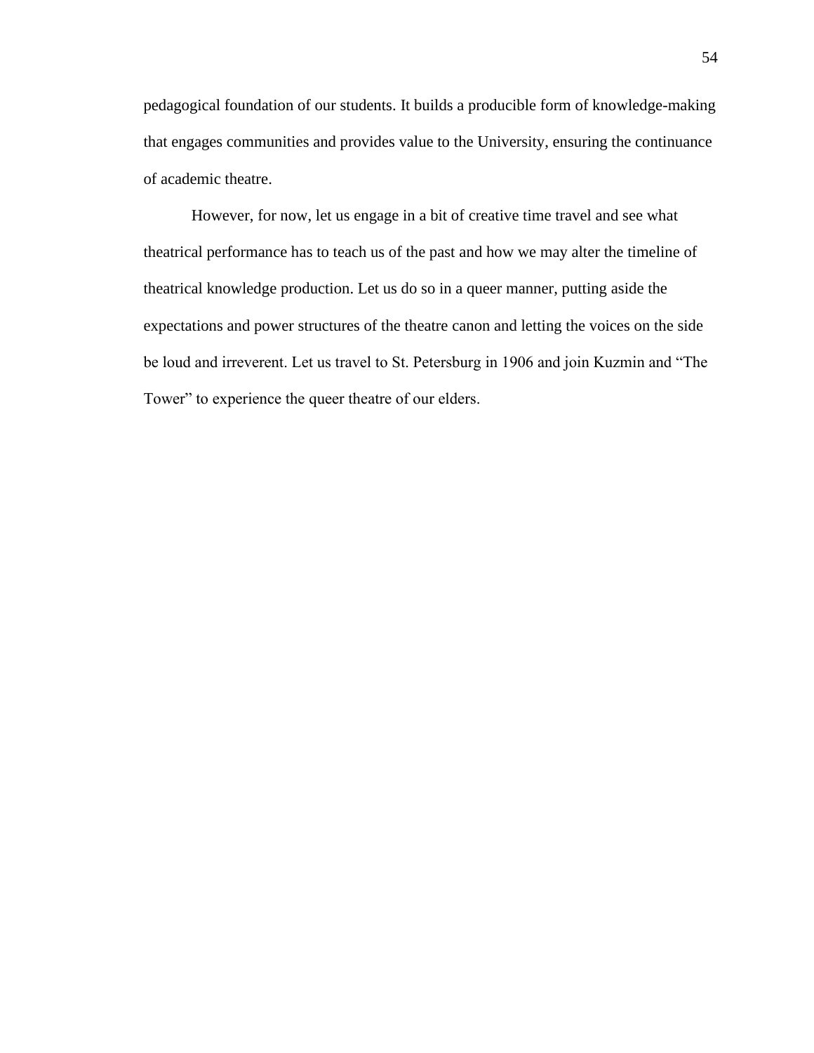pedagogical foundation of our students. It builds a producible form of knowledge-making that engages communities and provides value to the University, ensuring the continuance of academic theatre.

However, for now, let us engage in a bit of creative time travel and see what theatrical performance has to teach us of the past and how we may alter the timeline of theatrical knowledge production. Let us do so in a queer manner, putting aside the expectations and power structures of the theatre canon and letting the voices on the side be loud and irreverent. Let us travel to St. Petersburg in 1906 and join Kuzmin and "The Tower" to experience the queer theatre of our elders.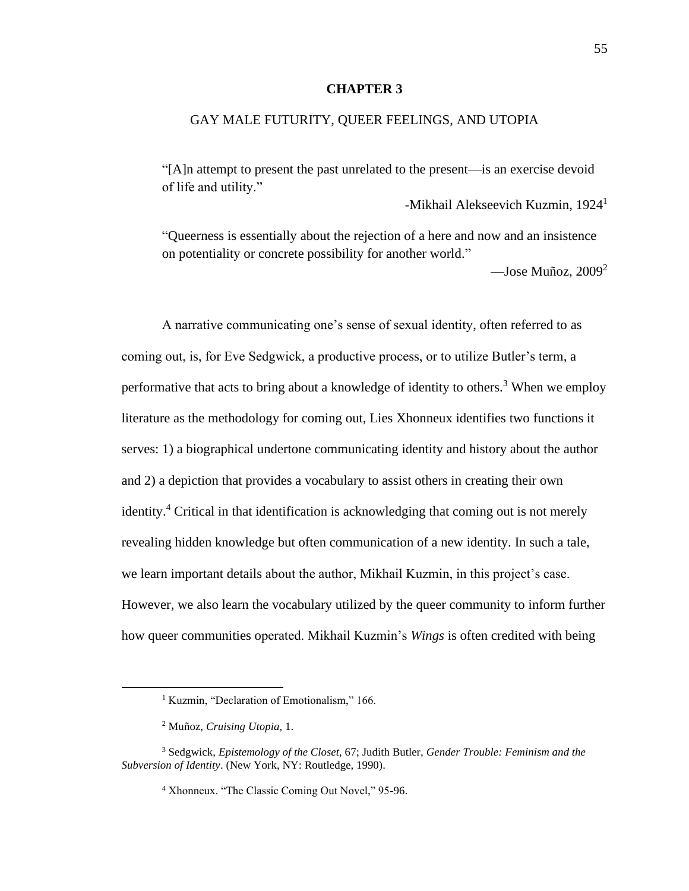# CHAPTER 3

## GAY MALE FUTURITY, QUEER FEELINGS, AND UTOPIA

> "[A]n attempt to present the past unrelated to the present—is an exercise devoid of life and utility."
>
> -Mikhail Alekseevich Kuzmin, 1924[1]

> "Queerness is essentially about the rejection of a here and now and an insistence on potentiality or concrete possibility for another world."
>
> —Jose Muñoz, 2009[2]

A narrative communicating one's sense of sexual identity, often referred to as coming out, is, for Eve Sedgwick, a productive process, or to utilize Butler's term, a performative that acts to bring about a knowledge of identity to others.[3] When we employ literature as the methodology for coming out, Lies Xhonneux identifies two functions it serves: 1) a biographical undertone communicating identity and history about the author and 2) a depiction that provides a vocabulary to assist others in creating their own identity.[4] Critical in that identification is acknowledging that coming out is not merely revealing hidden knowledge but often communication of a new identity. In such a tale, we learn important details about the author, Mikhail Kuzmin, in this project's case. However, we also learn the vocabulary utilized by the queer community to inform further how queer communities operated. Mikhail Kuzmin's *Wings* is often credited with being

---

[1] Kuzmin, "Declaration of Emotionalism," 166.

[2] Muñoz, *Cruising Utopia,* 1.

[3] Sedgwick, *Epistemology of the Closet*, 67; Judith Butler, *Gender Trouble: Feminism and the Subversion of Identity*. (New York, NY: Routledge, 1990).

[4] Xhonneux. "The Classic Coming Out Novel," 95-96.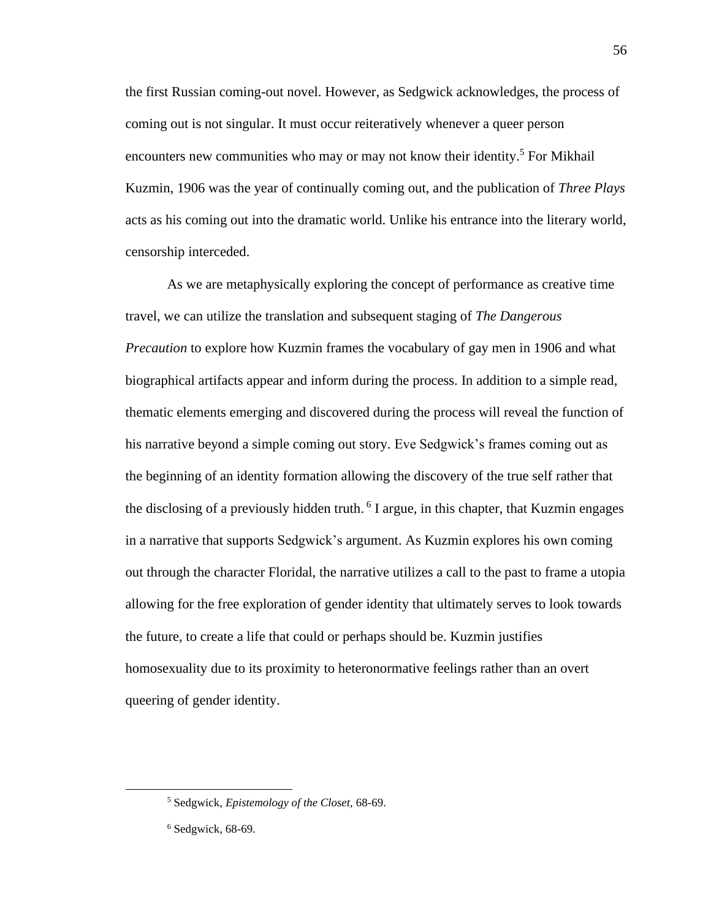the first Russian coming-out novel. However, as Sedgwick acknowledges, the process of coming out is not singular. It must occur reiteratively whenever a queer person encounters new communities who may or may not know their identity.[5] For Mikhail Kuzmin, 1906 was the year of continually coming out, and the publication of *Three Plays* acts as his coming out into the dramatic world. Unlike his entrance into the literary world, censorship interceded.

As we are metaphysically exploring the concept of performance as creative time travel, we can utilize the translation and subsequent staging of *The Dangerous Precaution* to explore how Kuzmin frames the vocabulary of gay men in 1906 and what biographical artifacts appear and inform during the process. In addition to a simple read, thematic elements emerging and discovered during the process will reveal the function of his narrative beyond a simple coming out story. Eve Sedgwick's frames coming out as the beginning of an identity formation allowing the discovery of the true self rather that the disclosing of a previously hidden truth.[6] I argue, in this chapter, that Kuzmin engages in a narrative that supports Sedgwick's argument. As Kuzmin explores his own coming out through the character Floridal, the narrative utilizes a call to the past to frame a utopia allowing for the free exploration of gender identity that ultimately serves to look towards the future, to create a life that could or perhaps should be. Kuzmin justifies homosexuality due to its proximity to heteronormative feelings rather than an overt queering of gender identity.

---

[5] Sedgwick, *Epistemology of the Closet,* 68-69.

[6] Sedgwick, 68-69.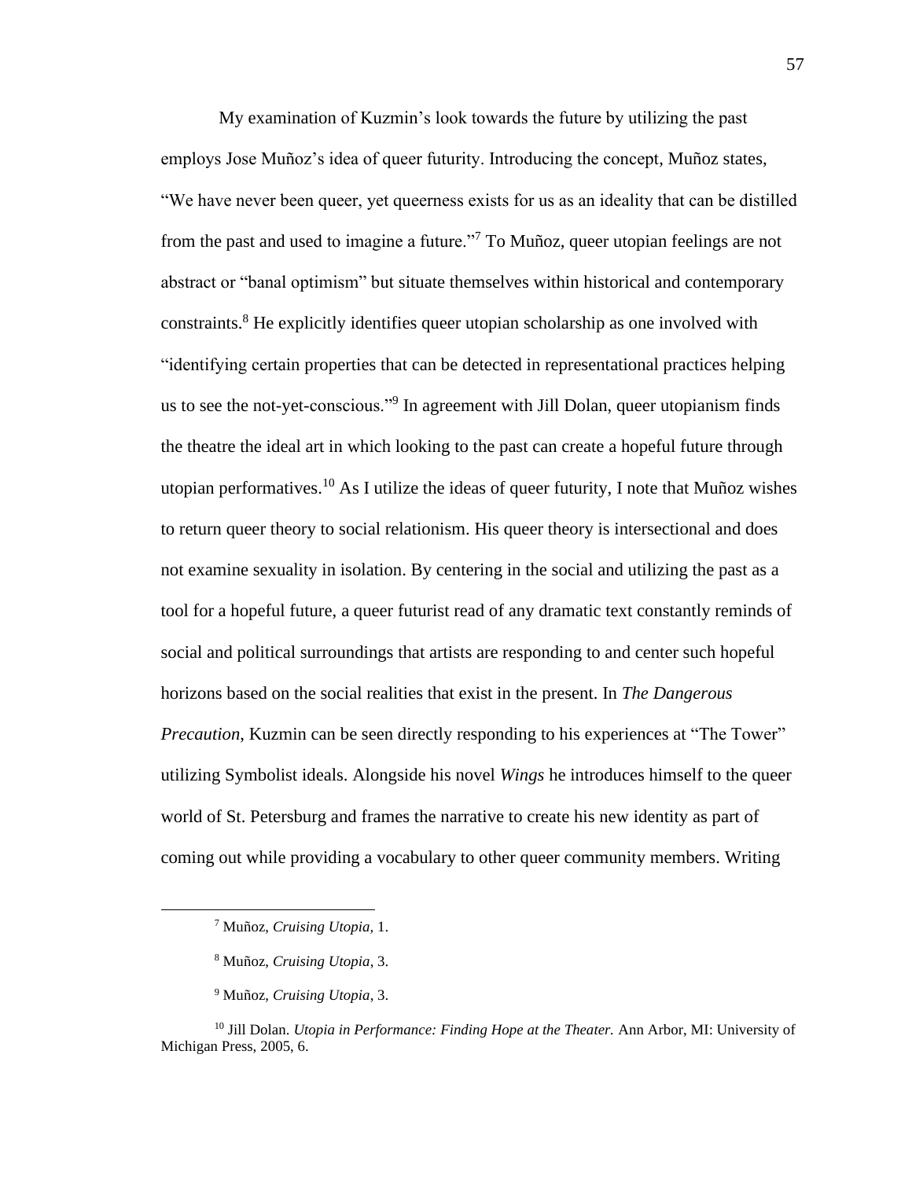My examination of Kuzmin's look towards the future by utilizing the past employs Jose Muñoz's idea of queer futurity. Introducing the concept, Muñoz states, "We have never been queer, yet queerness exists for us as an ideality that can be distilled from the past and used to imagine a future."[7] To Muñoz, queer utopian feelings are not abstract or "banal optimism" but situate themselves within historical and contemporary constraints.[8] He explicitly identifies queer utopian scholarship as one involved with "identifying certain properties that can be detected in representational practices helping us to see the not-yet-conscious."[9] In agreement with Jill Dolan, queer utopianism finds the theatre the ideal art in which looking to the past can create a hopeful future through utopian performatives.[10] As I utilize the ideas of queer futurity, I note that Muñoz wishes to return queer theory to social relationism. His queer theory is intersectional and does not examine sexuality in isolation. By centering in the social and utilizing the past as a tool for a hopeful future, a queer futurist read of any dramatic text constantly reminds of social and political surroundings that artists are responding to and center such hopeful horizons based on the social realities that exist in the present. In *The Dangerous Precaution,* Kuzmin can be seen directly responding to his experiences at "The Tower" utilizing Symbolist ideals. Alongside his novel *Wings* he introduces himself to the queer world of St. Petersburg and frames the narrative to create his new identity as part of coming out while providing a vocabulary to other queer community members. Writing

---

[7] Muñoz, *Cruising Utopia,* 1.

[8] Muñoz, *Cruising Utopia,* 3.

[9] Muñoz, *Cruising Utopia,* 3.

[10] Jill Dolan. *Utopia in Performance: Finding Hope at the Theater.* Ann Arbor, MI: University of Michigan Press, 2005, 6.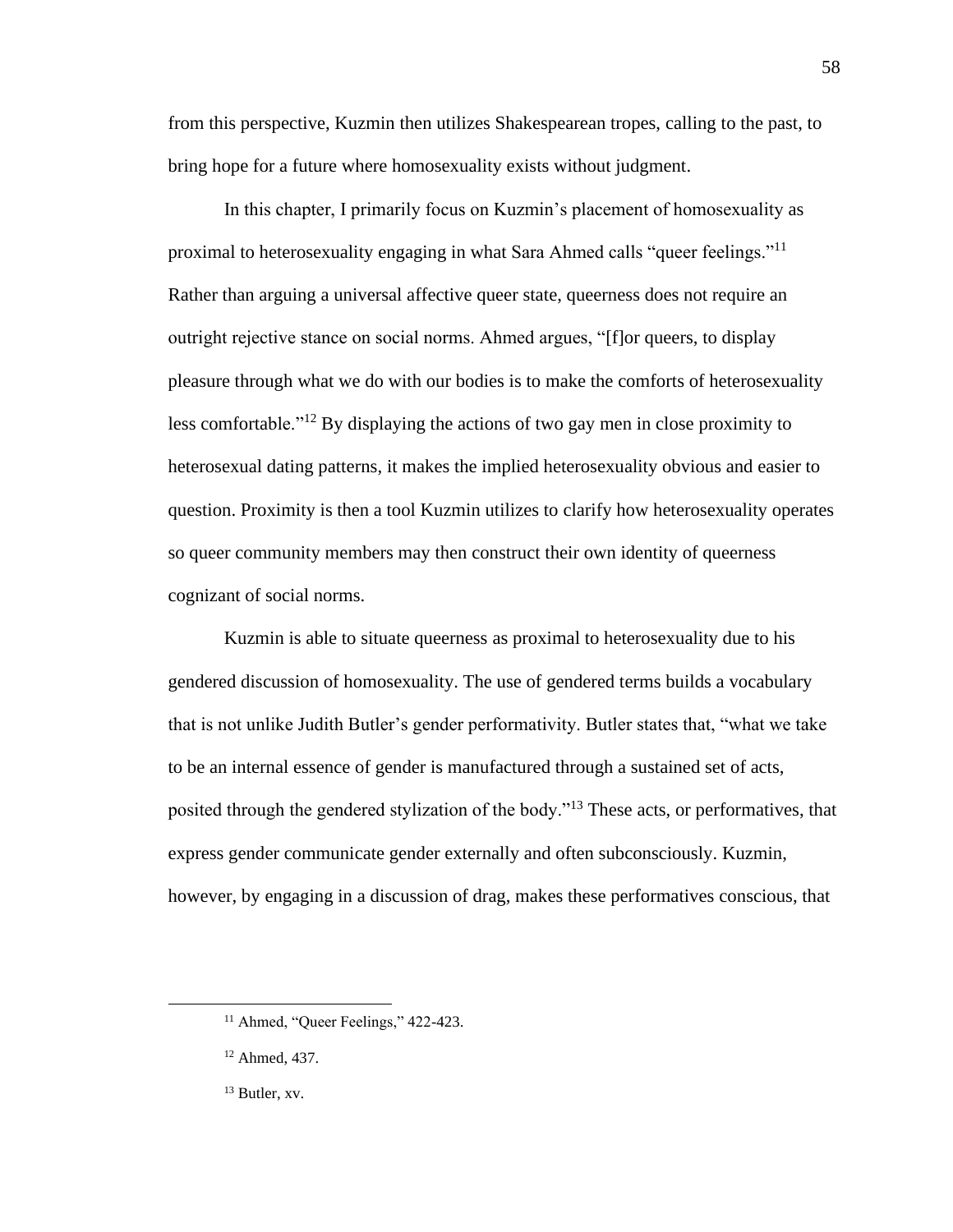from this perspective, Kuzmin then utilizes Shakespearean tropes, calling to the past, to bring hope for a future where homosexuality exists without judgment.

In this chapter, I primarily focus on Kuzmin's placement of homosexuality as proximal to heterosexuality engaging in what Sara Ahmed calls "queer feelings."[11] Rather than arguing a universal affective queer state, queerness does not require an outright rejective stance on social norms. Ahmed argues, "[f]or queers, to display pleasure through what we do with our bodies is to make the comforts of heterosexuality less comfortable."[12] By displaying the actions of two gay men in close proximity to heterosexual dating patterns, it makes the implied heterosexuality obvious and easier to question. Proximity is then a tool Kuzmin utilizes to clarify how heterosexuality operates so queer community members may then construct their own identity of queerness cognizant of social norms.

Kuzmin is able to situate queerness as proximal to heterosexuality due to his gendered discussion of homosexuality. The use of gendered terms builds a vocabulary that is not unlike Judith Butler's gender performativity. Butler states that, "what we take to be an internal essence of gender is manufactured through a sustained set of acts, posited through the gendered stylization of the body."[13] These acts, or performatives, that express gender communicate gender externally and often subconsciously. Kuzmin, however, by engaging in a discussion of drag, makes these performatives conscious, that

[11] Ahmed, "Queer Feelings," 422-423.

[12] Ahmed, 437.

[13] Butler, xv.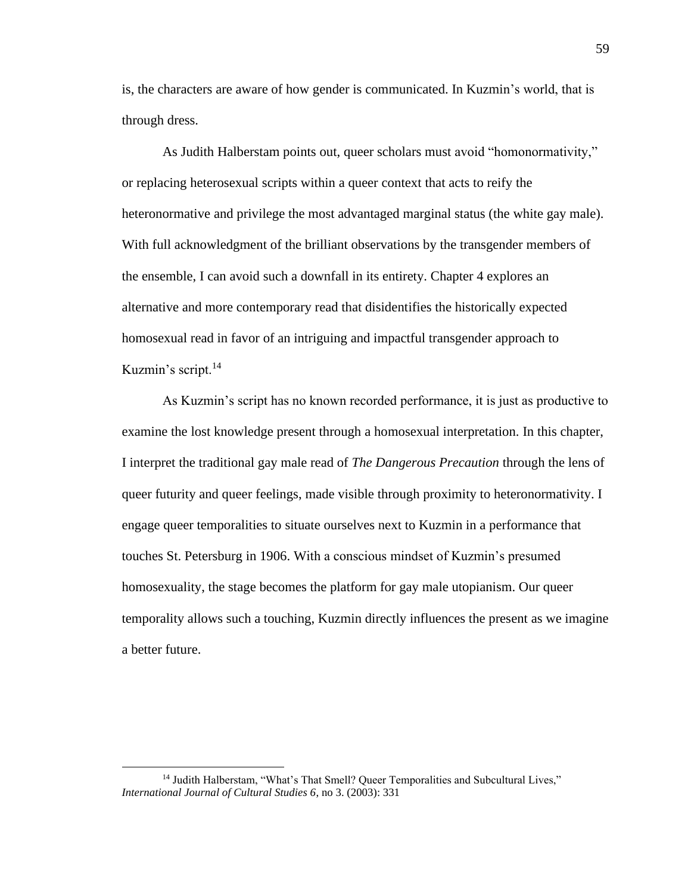is, the characters are aware of how gender is communicated. In Kuzmin's world, that is through dress.

As Judith Halberstam points out, queer scholars must avoid "homonormativity," or replacing heterosexual scripts within a queer context that acts to reify the heteronormative and privilege the most advantaged marginal status (the white gay male). With full acknowledgment of the brilliant observations by the transgender members of the ensemble, I can avoid such a downfall in its entirety. Chapter 4 explores an alternative and more contemporary read that disidentifies the historically expected homosexual read in favor of an intriguing and impactful transgender approach to Kuzmin's script.[14]

As Kuzmin's script has no known recorded performance, it is just as productive to examine the lost knowledge present through a homosexual interpretation. In this chapter, I interpret the traditional gay male read of *The Dangerous Precaution* through the lens of queer futurity and queer feelings, made visible through proximity to heteronormativity. I engage queer temporalities to situate ourselves next to Kuzmin in a performance that touches St. Petersburg in 1906. With a conscious mindset of Kuzmin's presumed homosexuality, the stage becomes the platform for gay male utopianism. Our queer temporality allows such a touching, Kuzmin directly influences the present as we imagine a better future.

---

[14] Judith Halberstam, "What's That Smell? Queer Temporalities and Subcultural Lives," *International Journal of Cultural Studies 6*, no 3. (2003): 331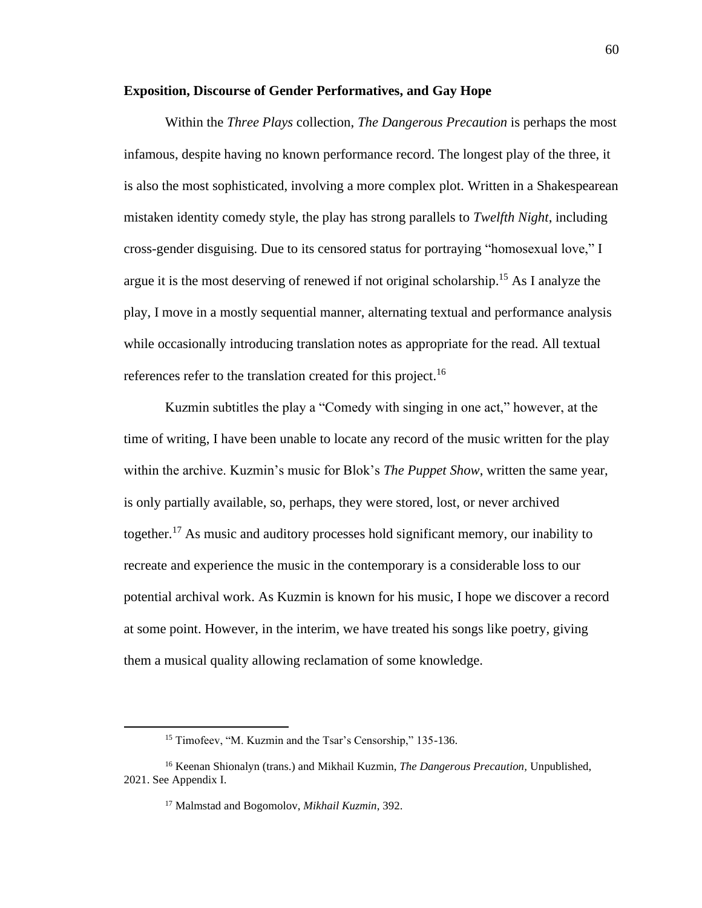### Exposition, Discourse of Gender Performatives, and Gay Hope

Within the *Three Plays* collection, *The Dangerous Precaution* is perhaps the most infamous, despite having no known performance record. The longest play of the three, it is also the most sophisticated, involving a more complex plot. Written in a Shakespearean mistaken identity comedy style, the play has strong parallels to *Twelfth Night*, including cross-gender disguising. Due to its censored status for portraying "homosexual love," I argue it is the most deserving of renewed if not original scholarship.[15] As I analyze the play, I move in a mostly sequential manner, alternating textual and performance analysis while occasionally introducing translation notes as appropriate for the read. All textual references refer to the translation created for this project.[16]

Kuzmin subtitles the play a "Comedy with singing in one act," however, at the time of writing, I have been unable to locate any record of the music written for the play within the archive. Kuzmin's music for Blok's *The Puppet Show*, written the same year, is only partially available, so, perhaps, they were stored, lost, or never archived together.[17] As music and auditory processes hold significant memory, our inability to recreate and experience the music in the contemporary is a considerable loss to our potential archival work. As Kuzmin is known for his music, I hope we discover a record at some point. However, in the interim, we have treated his songs like poetry, giving them a musical quality allowing reclamation of some knowledge.

---

[15] Timofeev, "M. Kuzmin and the Tsar's Censorship," 135-136.

[16] Keenan Shionalyn (trans.) and Mikhail Kuzmin, *The Dangerous Precaution*, Unpublished, 2021. See Appendix I.

[17] Malmstad and Bogomolov, *Mikhail Kuzmin*, 392.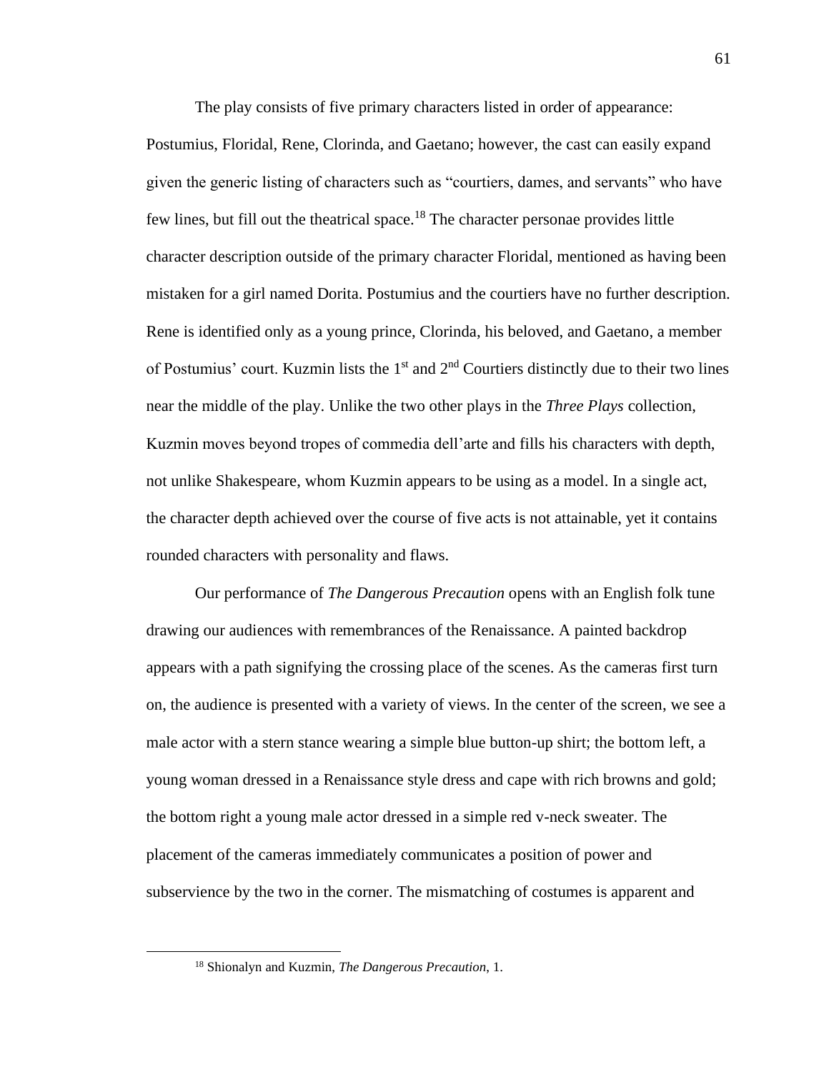The play consists of five primary characters listed in order of appearance: Postumius, Floridal, Rene, Clorinda, and Gaetano; however, the cast can easily expand given the generic listing of characters such as "courtiers, dames, and servants" who have few lines, but fill out the theatrical space.[18] The character personae provides little character description outside of the primary character Floridal, mentioned as having been mistaken for a girl named Dorita. Postumius and the courtiers have no further description. Rene is identified only as a young prince, Clorinda, his beloved, and Gaetano, a member of Postumius' court. Kuzmin lists the 1st and 2nd Courtiers distinctly due to their two lines near the middle of the play. Unlike the two other plays in the *Three Plays* collection, Kuzmin moves beyond tropes of commedia dell'arte and fills his characters with depth, not unlike Shakespeare, whom Kuzmin appears to be using as a model. In a single act, the character depth achieved over the course of five acts is not attainable, yet it contains rounded characters with personality and flaws.

Our performance of *The Dangerous Precaution* opens with an English folk tune drawing our audiences with remembrances of the Renaissance. A painted backdrop appears with a path signifying the crossing place of the scenes. As the cameras first turn on, the audience is presented with a variety of views. In the center of the screen, we see a male actor with a stern stance wearing a simple blue button-up shirt; the bottom left, a young woman dressed in a Renaissance style dress and cape with rich browns and gold; the bottom right a young male actor dressed in a simple red v-neck sweater. The placement of the cameras immediately communicates a position of power and subservience by the two in the corner. The mismatching of costumes is apparent and

[18] Shionalyn and Kuzmin, *The Dangerous Precaution*, 1.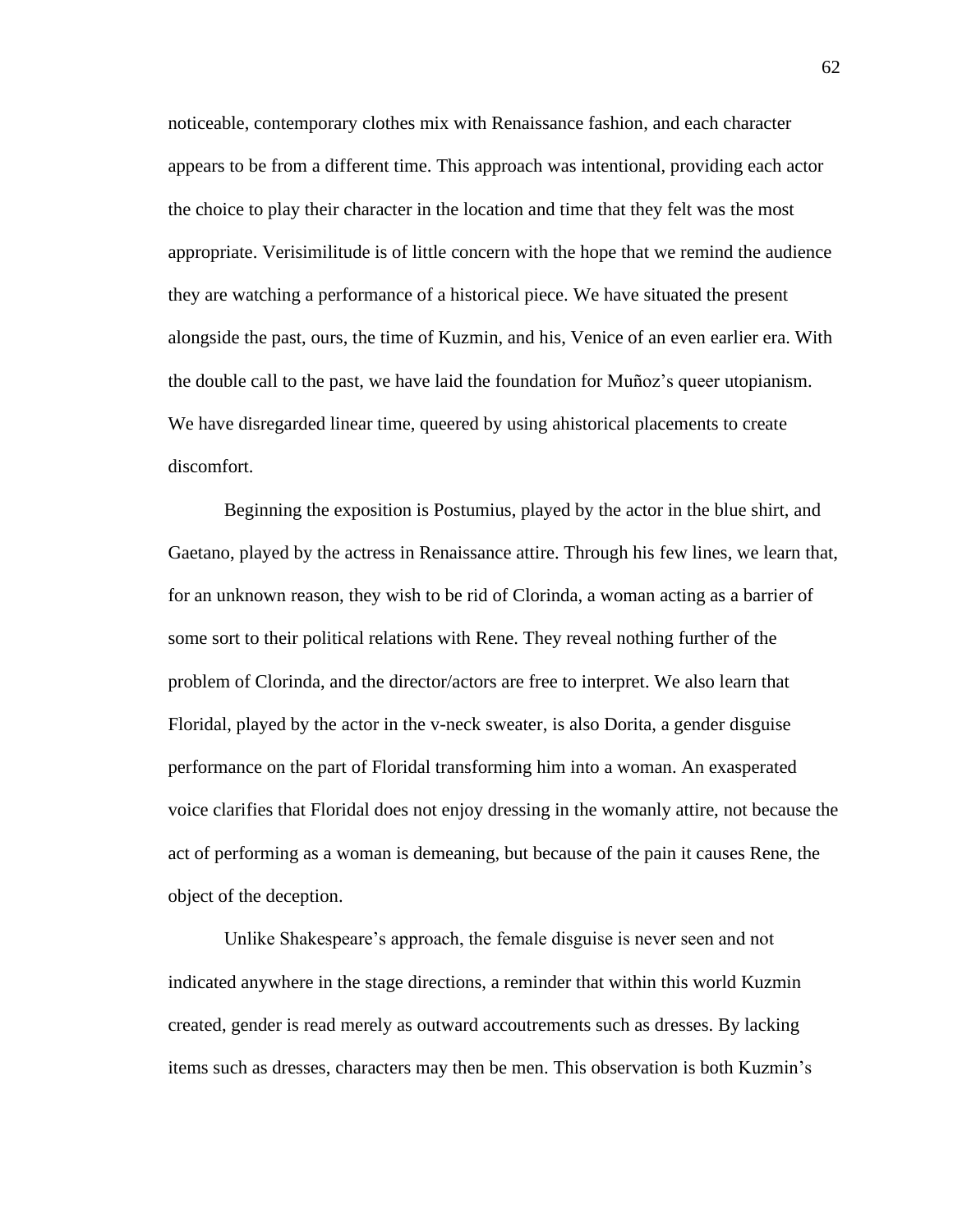noticeable, contemporary clothes mix with Renaissance fashion, and each character appears to be from a different time. This approach was intentional, providing each actor the choice to play their character in the location and time that they felt was the most appropriate. Verisimilitude is of little concern with the hope that we remind the audience they are watching a performance of a historical piece. We have situated the present alongside the past, ours, the time of Kuzmin, and his, Venice of an even earlier era. With the double call to the past, we have laid the foundation for Muñoz's queer utopianism. We have disregarded linear time, queered by using ahistorical placements to create discomfort.

Beginning the exposition is Postumius, played by the actor in the blue shirt, and Gaetano, played by the actress in Renaissance attire. Through his few lines, we learn that, for an unknown reason, they wish to be rid of Clorinda, a woman acting as a barrier of some sort to their political relations with Rene. They reveal nothing further of the problem of Clorinda, and the director/actors are free to interpret. We also learn that Floridal, played by the actor in the v-neck sweater, is also Dorita, a gender disguise performance on the part of Floridal transforming him into a woman. An exasperated voice clarifies that Floridal does not enjoy dressing in the womanly attire, not because the act of performing as a woman is demeaning, but because of the pain it causes Rene, the object of the deception.

Unlike Shakespeare's approach, the female disguise is never seen and not indicated anywhere in the stage directions, a reminder that within this world Kuzmin created, gender is read merely as outward accoutrements such as dresses. By lacking items such as dresses, characters may then be men. This observation is both Kuzmin's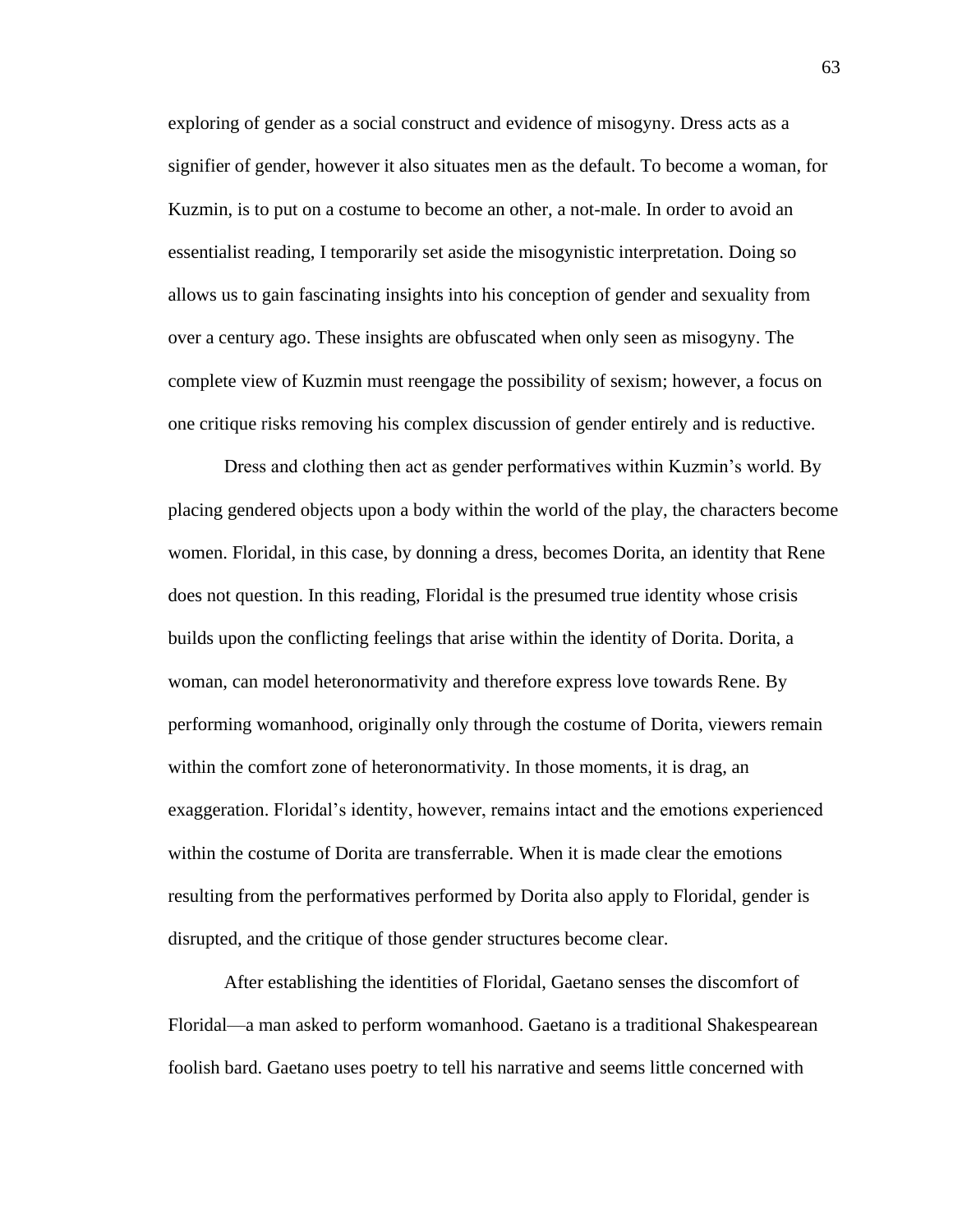exploring of gender as a social construct and evidence of misogyny. Dress acts as a signifier of gender, however it also situates men as the default. To become a woman, for Kuzmin, is to put on a costume to become an other, a not-male. In order to avoid an essentialist reading, I temporarily set aside the misogynistic interpretation. Doing so allows us to gain fascinating insights into his conception of gender and sexuality from over a century ago. These insights are obfuscated when only seen as misogyny. The complete view of Kuzmin must reengage the possibility of sexism; however, a focus on one critique risks removing his complex discussion of gender entirely and is reductive.

Dress and clothing then act as gender performatives within Kuzmin's world. By placing gendered objects upon a body within the world of the play, the characters become women. Floridal, in this case, by donning a dress, becomes Dorita, an identity that Rene does not question. In this reading, Floridal is the presumed true identity whose crisis builds upon the conflicting feelings that arise within the identity of Dorita. Dorita, a woman, can model heteronormativity and therefore express love towards Rene. By performing womanhood, originally only through the costume of Dorita, viewers remain within the comfort zone of heteronormativity. In those moments, it is drag, an exaggeration. Floridal's identity, however, remains intact and the emotions experienced within the costume of Dorita are transferrable. When it is made clear the emotions resulting from the performatives performed by Dorita also apply to Floridal, gender is disrupted, and the critique of those gender structures become clear.

After establishing the identities of Floridal, Gaetano senses the discomfort of Floridal—a man asked to perform womanhood. Gaetano is a traditional Shakespearean foolish bard. Gaetano uses poetry to tell his narrative and seems little concerned with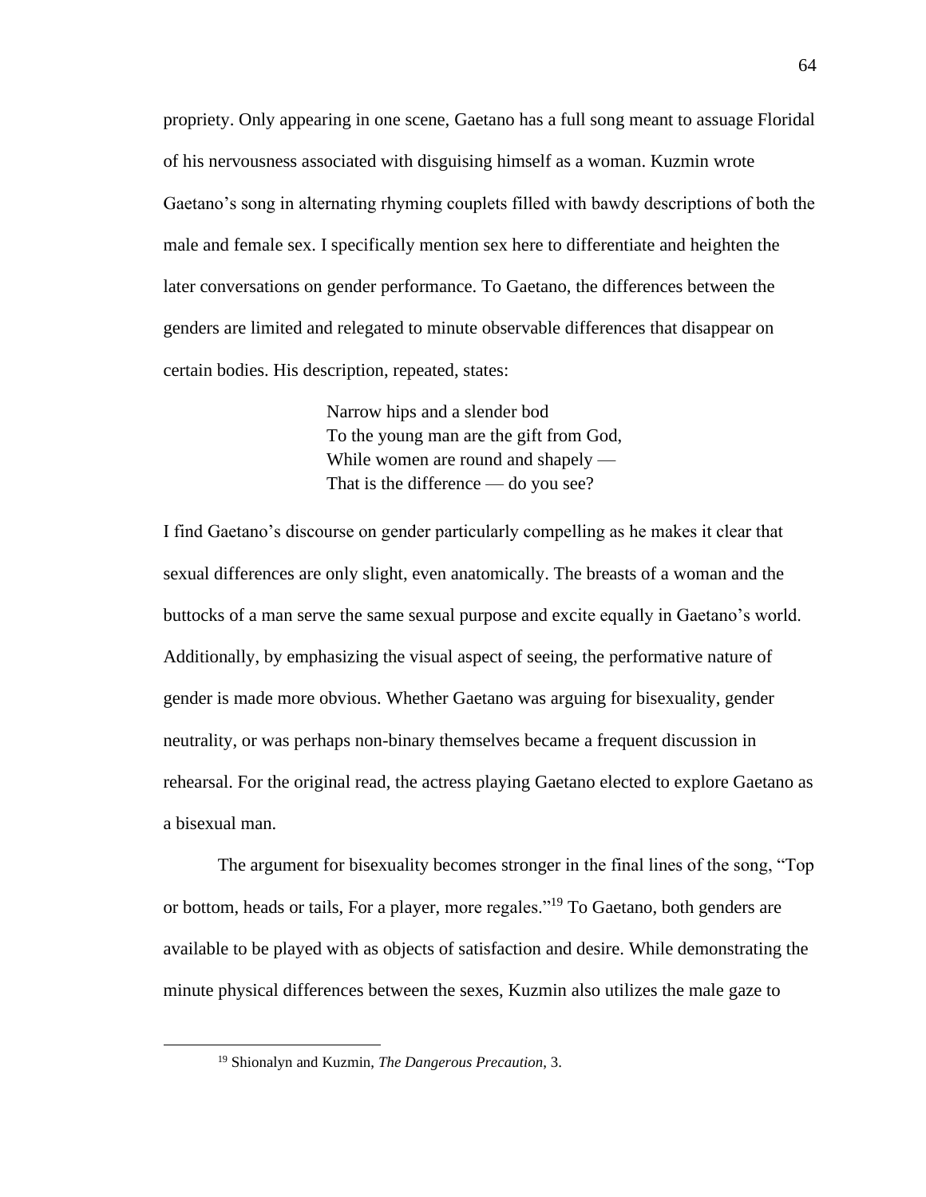propriety. Only appearing in one scene, Gaetano has a full song meant to assuage Floridal of his nervousness associated with disguising himself as a woman. Kuzmin wrote Gaetano's song in alternating rhyming couplets filled with bawdy descriptions of both the male and female sex. I specifically mention sex here to differentiate and heighten the later conversations on gender performance. To Gaetano, the differences between the genders are limited and relegated to minute observable differences that disappear on certain bodies. His description, repeated, states:

> Narrow hips and a slender bod
> To the young man are the gift from God,
> While women are round and shapely —
> That is the difference — do you see?

I find Gaetano's discourse on gender particularly compelling as he makes it clear that sexual differences are only slight, even anatomically. The breasts of a woman and the buttocks of a man serve the same sexual purpose and excite equally in Gaetano's world. Additionally, by emphasizing the visual aspect of seeing, the performative nature of gender is made more obvious. Whether Gaetano was arguing for bisexuality, gender neutrality, or was perhaps non-binary themselves became a frequent discussion in rehearsal. For the original read, the actress playing Gaetano elected to explore Gaetano as a bisexual man.

The argument for bisexuality becomes stronger in the final lines of the song, "Top or bottom, heads or tails, For a player, more regales."[19] To Gaetano, both genders are available to be played with as objects of satisfaction and desire. While demonstrating the minute physical differences between the sexes, Kuzmin also utilizes the male gaze to

[19] Shionalyn and Kuzmin, *The Dangerous Precaution*, 3.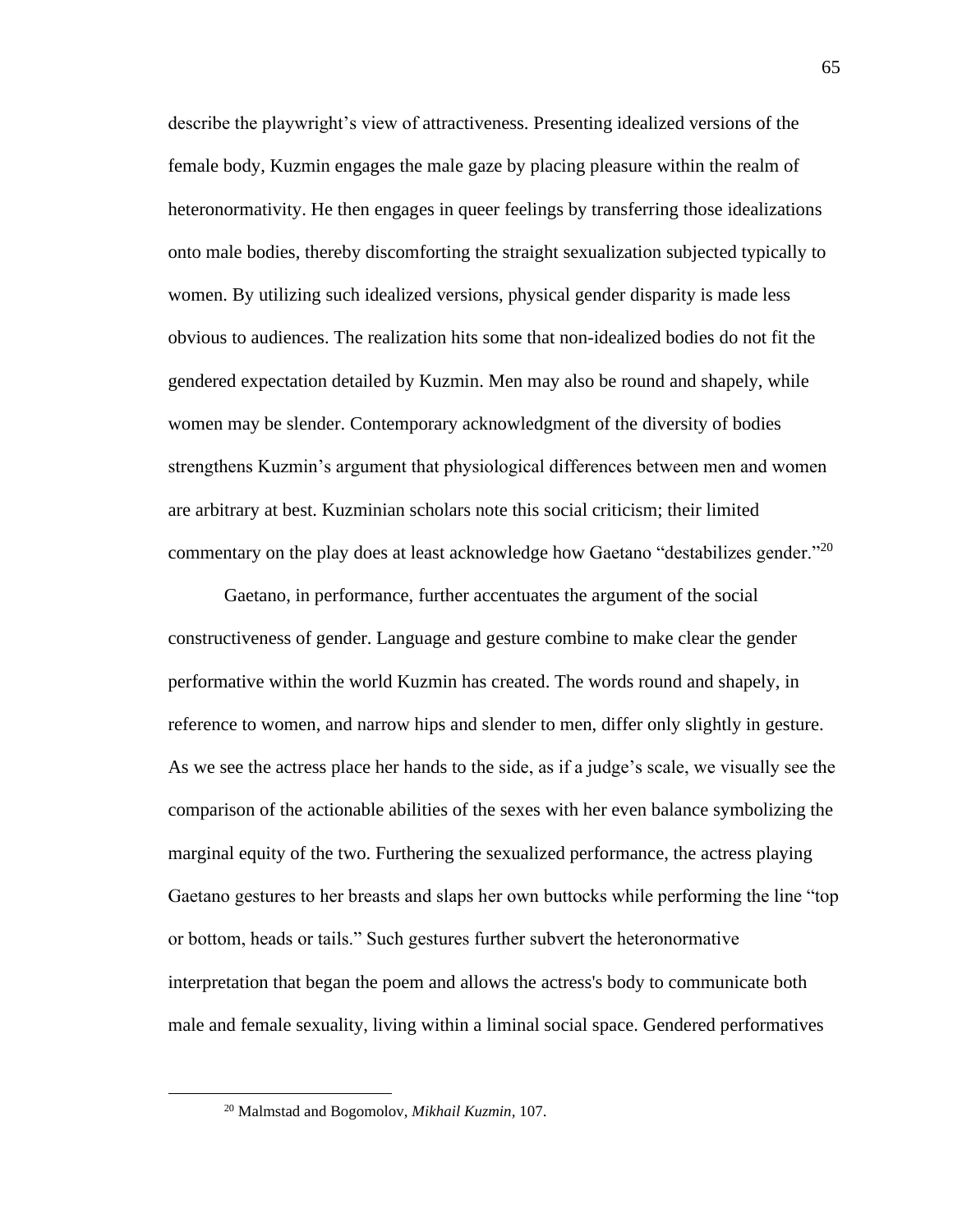describe the playwright's view of attractiveness. Presenting idealized versions of the female body, Kuzmin engages the male gaze by placing pleasure within the realm of heteronormativity. He then engages in queer feelings by transferring those idealizations onto male bodies, thereby discomforting the straight sexualization subjected typically to women. By utilizing such idealized versions, physical gender disparity is made less obvious to audiences. The realization hits some that non-idealized bodies do not fit the gendered expectation detailed by Kuzmin. Men may also be round and shapely, while women may be slender. Contemporary acknowledgment of the diversity of bodies strengthens Kuzmin's argument that physiological differences between men and women are arbitrary at best. Kuzminian scholars note this social criticism; their limited commentary on the play does at least acknowledge how Gaetano "destabilizes gender."[20]

Gaetano, in performance, further accentuates the argument of the social constructiveness of gender. Language and gesture combine to make clear the gender performative within the world Kuzmin has created. The words round and shapely, in reference to women, and narrow hips and slender to men, differ only slightly in gesture. As we see the actress place her hands to the side, as if a judge's scale, we visually see the comparison of the actionable abilities of the sexes with her even balance symbolizing the marginal equity of the two. Furthering the sexualized performance, the actress playing Gaetano gestures to her breasts and slaps her own buttocks while performing the line "top or bottom, heads or tails." Such gestures further subvert the heteronormative interpretation that began the poem and allows the actress's body to communicate both male and female sexuality, living within a liminal social space. Gendered performatives

[20] Malmstad and Bogomolov, *Mikhail Kuzmin,* 107.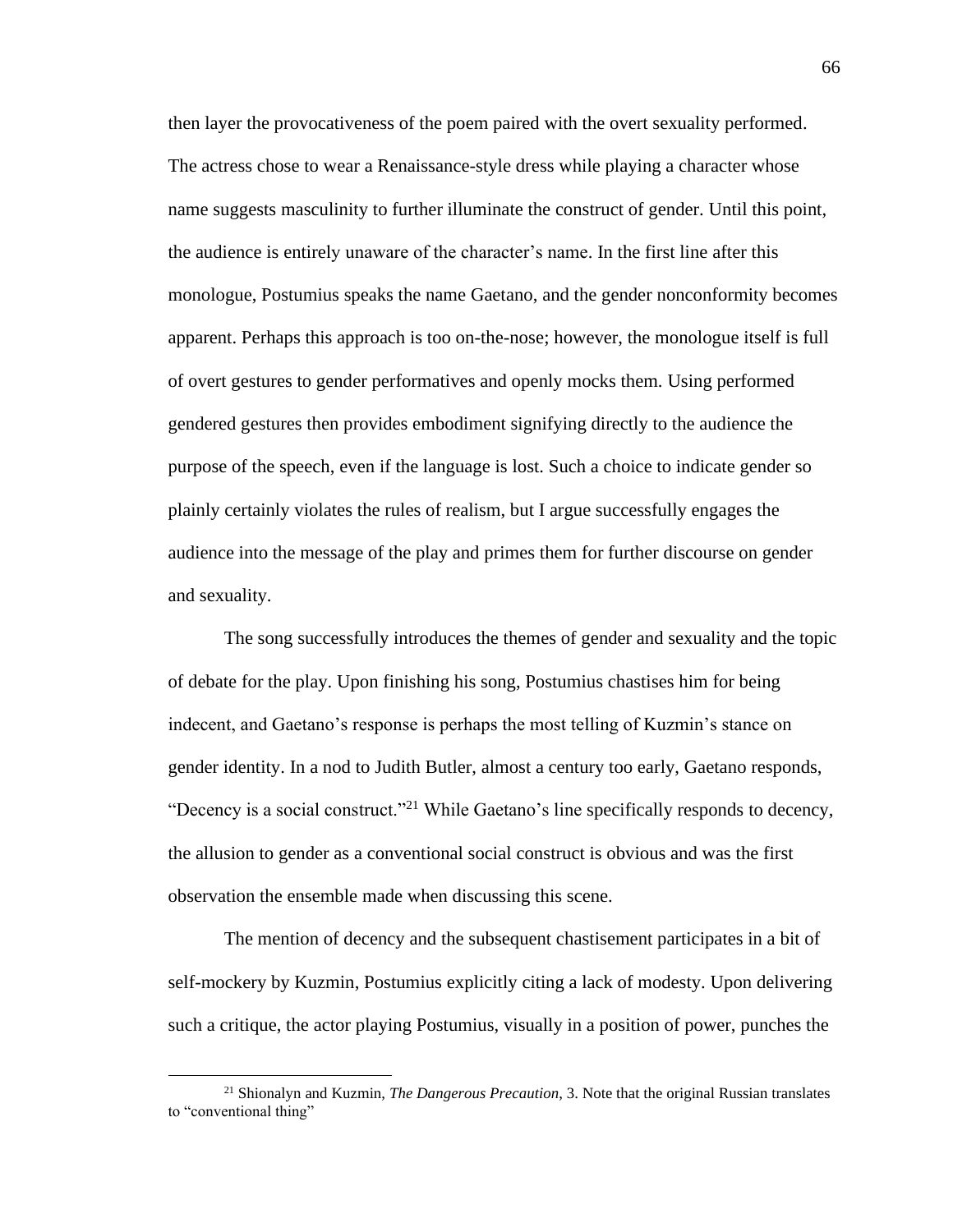then layer the provocativeness of the poem paired with the overt sexuality performed. The actress chose to wear a Renaissance-style dress while playing a character whose name suggests masculinity to further illuminate the construct of gender. Until this point, the audience is entirely unaware of the character's name. In the first line after this monologue, Postumius speaks the name Gaetano, and the gender nonconformity becomes apparent. Perhaps this approach is too on-the-nose; however, the monologue itself is full of overt gestures to gender performatives and openly mocks them. Using performed gendered gestures then provides embodiment signifying directly to the audience the purpose of the speech, even if the language is lost. Such a choice to indicate gender so plainly certainly violates the rules of realism, but I argue successfully engages the audience into the message of the play and primes them for further discourse on gender and sexuality.

The song successfully introduces the themes of gender and sexuality and the topic of debate for the play. Upon finishing his song, Postumius chastises him for being indecent, and Gaetano's response is perhaps the most telling of Kuzmin's stance on gender identity. In a nod to Judith Butler, almost a century too early, Gaetano responds, "Decency is a social construct."[21] While Gaetano's line specifically responds to decency, the allusion to gender as a conventional social construct is obvious and was the first observation the ensemble made when discussing this scene.

The mention of decency and the subsequent chastisement participates in a bit of self-mockery by Kuzmin, Postumius explicitly citing a lack of modesty. Upon delivering such a critique, the actor playing Postumius, visually in a position of power, punches the

[21] Shionalyn and Kuzmin, *The Dangerous Precaution*, 3. Note that the original Russian translates to "conventional thing"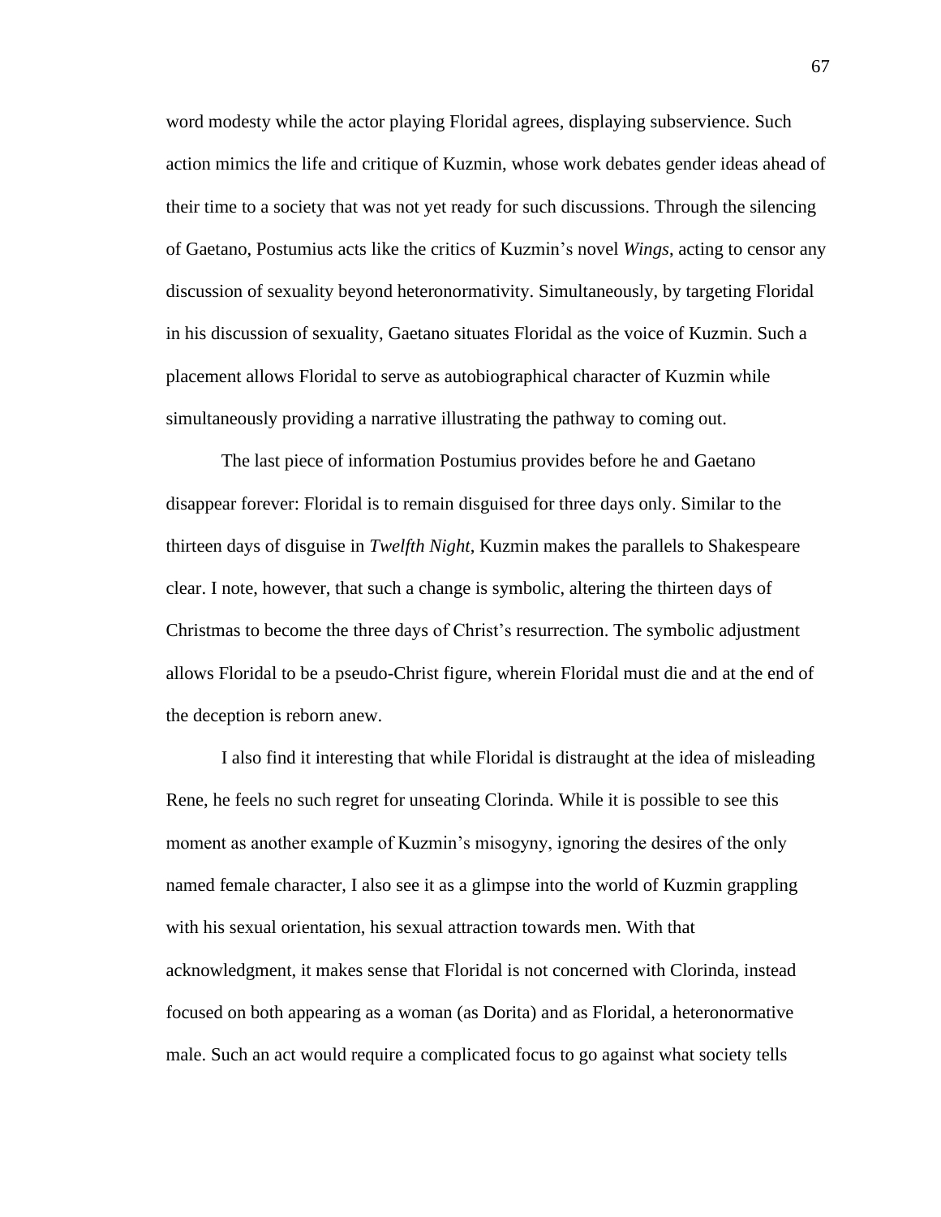word modesty while the actor playing Floridal agrees, displaying subservience. Such action mimics the life and critique of Kuzmin, whose work debates gender ideas ahead of their time to a society that was not yet ready for such discussions. Through the silencing of Gaetano, Postumius acts like the critics of Kuzmin's novel *Wings*, acting to censor any discussion of sexuality beyond heteronormativity. Simultaneously, by targeting Floridal in his discussion of sexuality, Gaetano situates Floridal as the voice of Kuzmin. Such a placement allows Floridal to serve as autobiographical character of Kuzmin while simultaneously providing a narrative illustrating the pathway to coming out.

The last piece of information Postumius provides before he and Gaetano disappear forever: Floridal is to remain disguised for three days only. Similar to the thirteen days of disguise in *Twelfth Night*, Kuzmin makes the parallels to Shakespeare clear. I note, however, that such a change is symbolic, altering the thirteen days of Christmas to become the three days of Christ's resurrection. The symbolic adjustment allows Floridal to be a pseudo-Christ figure, wherein Floridal must die and at the end of the deception is reborn anew.

I also find it interesting that while Floridal is distraught at the idea of misleading Rene, he feels no such regret for unseating Clorinda. While it is possible to see this moment as another example of Kuzmin's misogyny, ignoring the desires of the only named female character, I also see it as a glimpse into the world of Kuzmin grappling with his sexual orientation, his sexual attraction towards men. With that acknowledgment, it makes sense that Floridal is not concerned with Clorinda, instead focused on both appearing as a woman (as Dorita) and as Floridal, a heteronormative male. Such an act would require a complicated focus to go against what society tells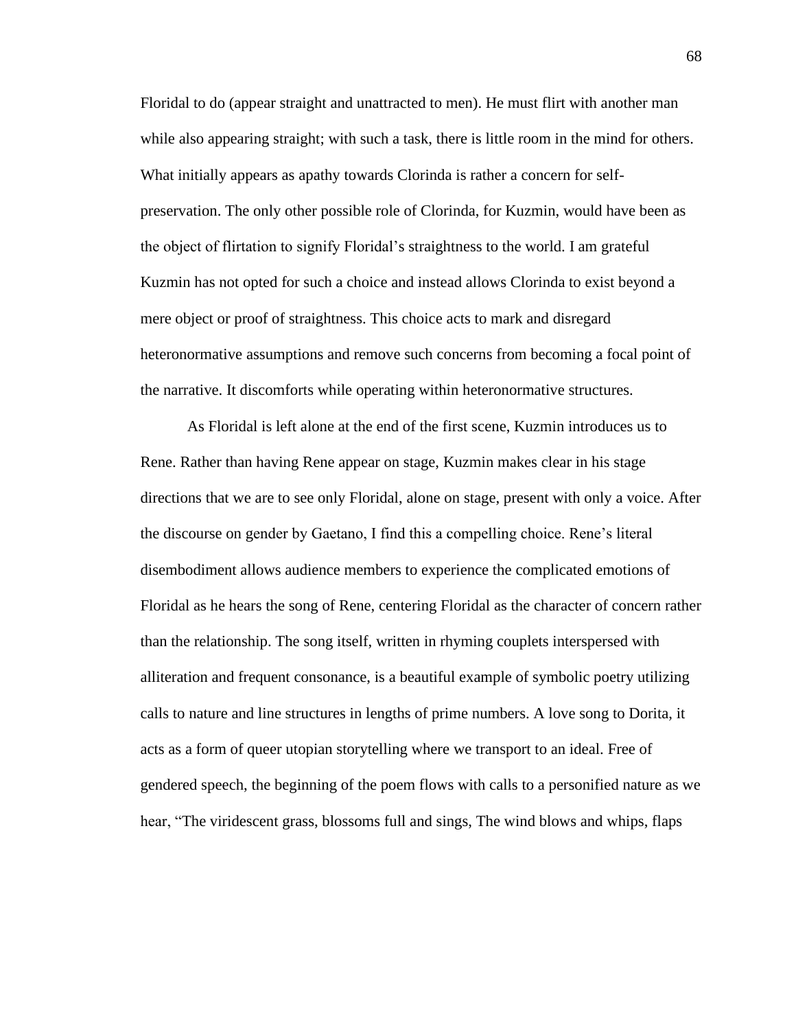Floridal to do (appear straight and unattracted to men). He must flirt with another man while also appearing straight; with such a task, there is little room in the mind for others. What initially appears as apathy towards Clorinda is rather a concern for self-preservation. The only other possible role of Clorinda, for Kuzmin, would have been as the object of flirtation to signify Floridal's straightness to the world. I am grateful Kuzmin has not opted for such a choice and instead allows Clorinda to exist beyond a mere object or proof of straightness. This choice acts to mark and disregard heteronormative assumptions and remove such concerns from becoming a focal point of the narrative. It discomforts while operating within heteronormative structures.

As Floridal is left alone at the end of the first scene, Kuzmin introduces us to Rene. Rather than having Rene appear on stage, Kuzmin makes clear in his stage directions that we are to see only Floridal, alone on stage, present with only a voice. After the discourse on gender by Gaetano, I find this a compelling choice. Rene's literal disembodiment allows audience members to experience the complicated emotions of Floridal as he hears the song of Rene, centering Floridal as the character of concern rather than the relationship. The song itself, written in rhyming couplets interspersed with alliteration and frequent consonance, is a beautiful example of symbolic poetry utilizing calls to nature and line structures in lengths of prime numbers. A love song to Dorita, it acts as a form of queer utopian storytelling where we transport to an ideal. Free of gendered speech, the beginning of the poem flows with calls to a personified nature as we hear, "The viridescent grass, blossoms full and sings, The wind blows and whips, flaps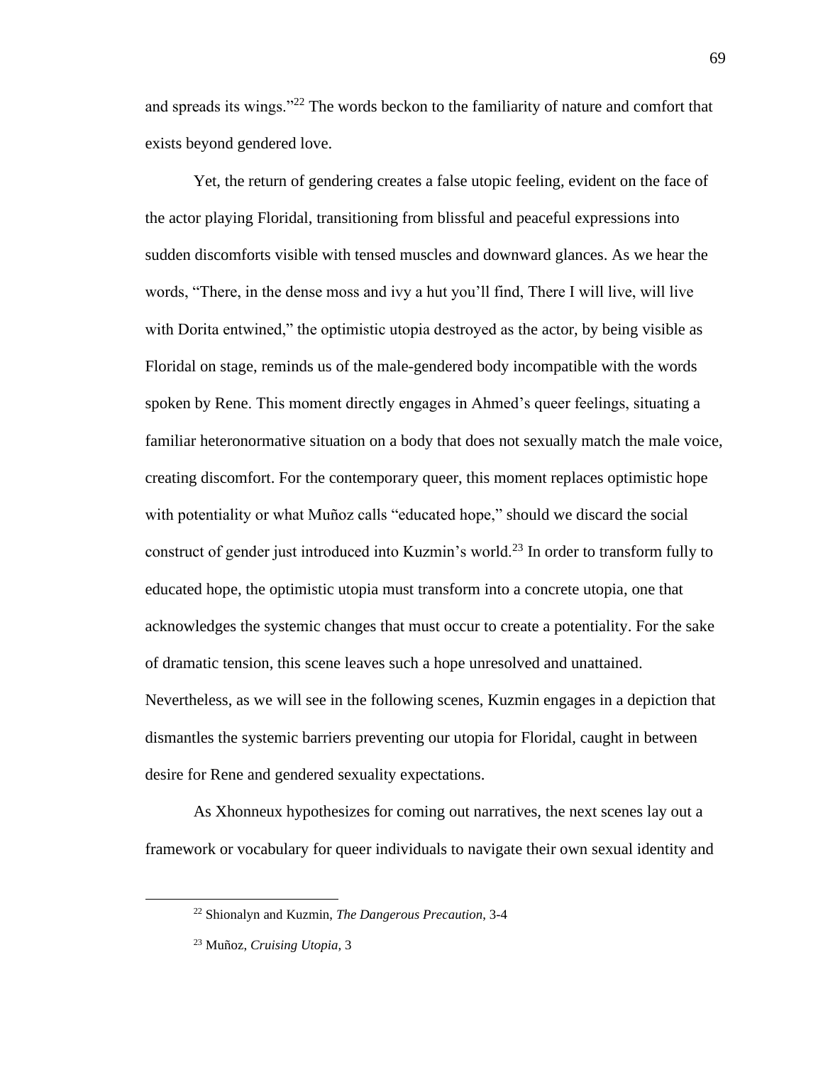and spreads its wings."[22] The words beckon to the familiarity of nature and comfort that exists beyond gendered love.

Yet, the return of gendering creates a false utopic feeling, evident on the face of the actor playing Floridal, transitioning from blissful and peaceful expressions into sudden discomforts visible with tensed muscles and downward glances. As we hear the words, "There, in the dense moss and ivy a hut you'll find, There I will live, will live with Dorita entwined," the optimistic utopia destroyed as the actor, by being visible as Floridal on stage, reminds us of the male-gendered body incompatible with the words spoken by Rene. This moment directly engages in Ahmed's queer feelings, situating a familiar heteronormative situation on a body that does not sexually match the male voice, creating discomfort. For the contemporary queer, this moment replaces optimistic hope with potentiality or what Muñoz calls "educated hope," should we discard the social construct of gender just introduced into Kuzmin's world.[23] In order to transform fully to educated hope, the optimistic utopia must transform into a concrete utopia, one that acknowledges the systemic changes that must occur to create a potentiality. For the sake of dramatic tension, this scene leaves such a hope unresolved and unattained. Nevertheless, as we will see in the following scenes, Kuzmin engages in a depiction that dismantles the systemic barriers preventing our utopia for Floridal, caught in between desire for Rene and gendered sexuality expectations.

As Xhonneux hypothesizes for coming out narratives, the next scenes lay out a framework or vocabulary for queer individuals to navigate their own sexual identity and

---

[22] Shionalyn and Kuzmin, *The Dangerous Precaution*, 3-4

[23] Muñoz, *Cruising Utopia*, 3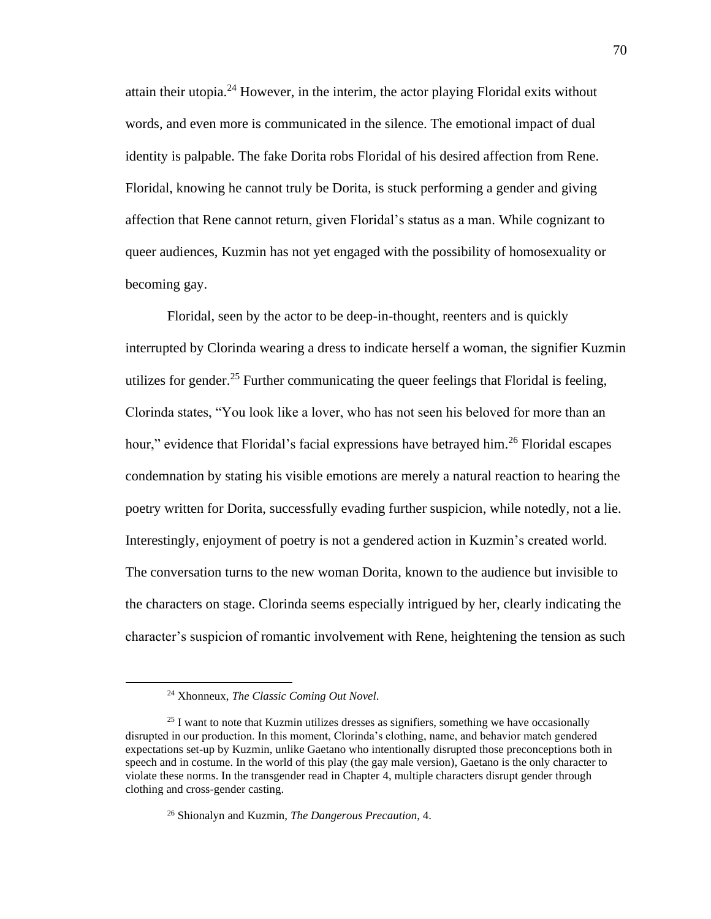attain their utopia.[24] However, in the interim, the actor playing Floridal exits without words, and even more is communicated in the silence. The emotional impact of dual identity is palpable. The fake Dorita robs Floridal of his desired affection from Rene. Floridal, knowing he cannot truly be Dorita, is stuck performing a gender and giving affection that Rene cannot return, given Floridal's status as a man. While cognizant to queer audiences, Kuzmin has not yet engaged with the possibility of homosexuality or becoming gay.

Floridal, seen by the actor to be deep-in-thought, reenters and is quickly interrupted by Clorinda wearing a dress to indicate herself a woman, the signifier Kuzmin utilizes for gender.[25] Further communicating the queer feelings that Floridal is feeling, Clorinda states, "You look like a lover, who has not seen his beloved for more than an hour," evidence that Floridal's facial expressions have betrayed him.[26] Floridal escapes condemnation by stating his visible emotions are merely a natural reaction to hearing the poetry written for Dorita, successfully evading further suspicion, while notedly, not a lie. Interestingly, enjoyment of poetry is not a gendered action in Kuzmin's created world. The conversation turns to the new woman Dorita, known to the audience but invisible to the characters on stage. Clorinda seems especially intrigued by her, clearly indicating the character's suspicion of romantic involvement with Rene, heightening the tension as such

---

[24] Xhonneux, *The Classic Coming Out Novel*.

[25] I want to note that Kuzmin utilizes dresses as signifiers, something we have occasionally disrupted in our production. In this moment, Clorinda's clothing, name, and behavior match gendered expectations set-up by Kuzmin, unlike Gaetano who intentionally disrupted those preconceptions both in speech and in costume. In the world of this play (the gay male version), Gaetano is the only character to violate these norms. In the transgender read in Chapter 4, multiple characters disrupt gender through clothing and cross-gender casting.

[26] Shionalyn and Kuzmin, *The Dangerous Precaution*, 4.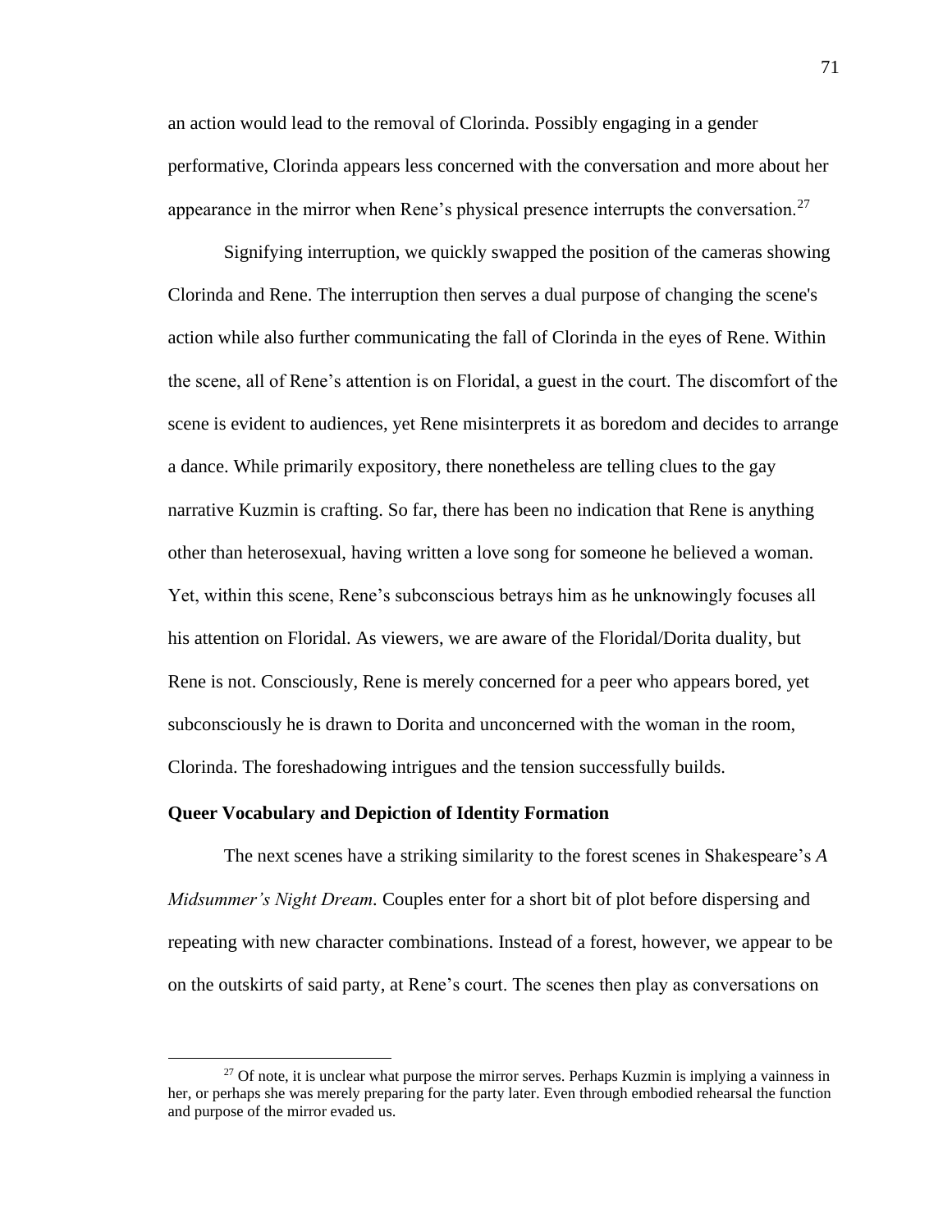an action would lead to the removal of Clorinda. Possibly engaging in a gender performative, Clorinda appears less concerned with the conversation and more about her appearance in the mirror when Rene's physical presence interrupts the conversation.[27]

Signifying interruption, we quickly swapped the position of the cameras showing Clorinda and Rene. The interruption then serves a dual purpose of changing the scene's action while also further communicating the fall of Clorinda in the eyes of Rene. Within the scene, all of Rene's attention is on Floridal, a guest in the court. The discomfort of the scene is evident to audiences, yet Rene misinterprets it as boredom and decides to arrange a dance. While primarily expository, there nonetheless are telling clues to the gay narrative Kuzmin is crafting. So far, there has been no indication that Rene is anything other than heterosexual, having written a love song for someone he believed a woman. Yet, within this scene, Rene's subconscious betrays him as he unknowingly focuses all his attention on Floridal. As viewers, we are aware of the Floridal/Dorita duality, but Rene is not. Consciously, Rene is merely concerned for a peer who appears bored, yet subconsciously he is drawn to Dorita and unconcerned with the woman in the room, Clorinda. The foreshadowing intrigues and the tension successfully builds.

**Queer Vocabulary and Depiction of Identity Formation**

The next scenes have a striking similarity to the forest scenes in Shakespeare's *A Midsummer's Night Dream*. Couples enter for a short bit of plot before dispersing and repeating with new character combinations. Instead of a forest, however, we appear to be on the outskirts of said party, at Rene's court. The scenes then play as conversations on

[27] Of note, it is unclear what purpose the mirror serves. Perhaps Kuzmin is implying a vainness in her, or perhaps she was merely preparing for the party later. Even through embodied rehearsal the function and purpose of the mirror evaded us.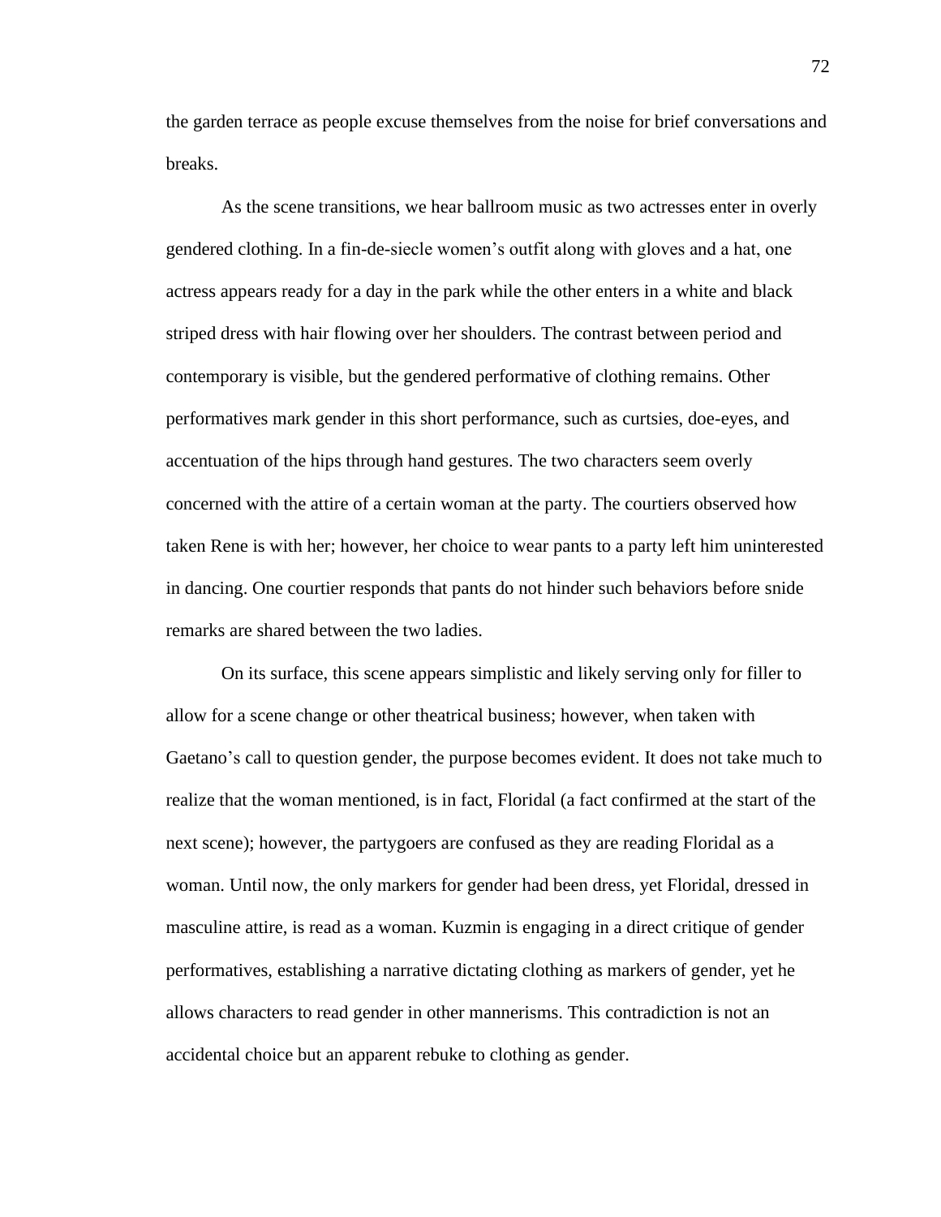the garden terrace as people excuse themselves from the noise for brief conversations and breaks.

As the scene transitions, we hear ballroom music as two actresses enter in overly gendered clothing. In a fin-de-siecle women's outfit along with gloves and a hat, one actress appears ready for a day in the park while the other enters in a white and black striped dress with hair flowing over her shoulders. The contrast between period and contemporary is visible, but the gendered performative of clothing remains. Other performatives mark gender in this short performance, such as curtsies, doe-eyes, and accentuation of the hips through hand gestures. The two characters seem overly concerned with the attire of a certain woman at the party. The courtiers observed how taken Rene is with her; however, her choice to wear pants to a party left him uninterested in dancing. One courtier responds that pants do not hinder such behaviors before snide remarks are shared between the two ladies.

On its surface, this scene appears simplistic and likely serving only for filler to allow for a scene change or other theatrical business; however, when taken with Gaetano's call to question gender, the purpose becomes evident. It does not take much to realize that the woman mentioned, is in fact, Floridal (a fact confirmed at the start of the next scene); however, the partygoers are confused as they are reading Floridal as a woman. Until now, the only markers for gender had been dress, yet Floridal, dressed in masculine attire, is read as a woman. Kuzmin is engaging in a direct critique of gender performatives, establishing a narrative dictating clothing as markers of gender, yet he allows characters to read gender in other mannerisms. This contradiction is not an accidental choice but an apparent rebuke to clothing as gender.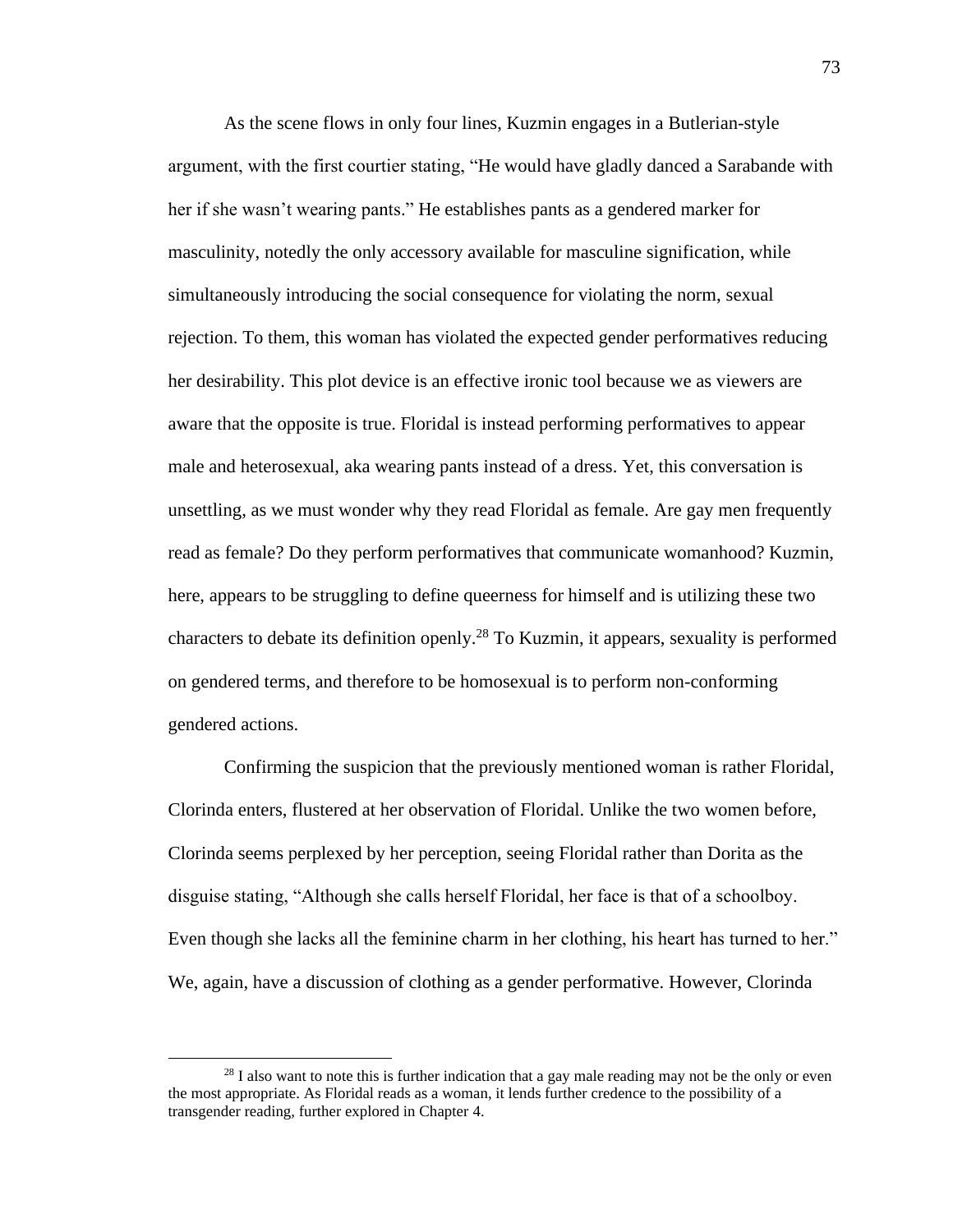As the scene flows in only four lines, Kuzmin engages in a Butlerian-style argument, with the first courtier stating, "He would have gladly danced a Sarabande with her if she wasn't wearing pants." He establishes pants as a gendered marker for masculinity, notedly the only accessory available for masculine signification, while simultaneously introducing the social consequence for violating the norm, sexual rejection. To them, this woman has violated the expected gender performatives reducing her desirability. This plot device is an effective ironic tool because we as viewers are aware that the opposite is true. Floridal is instead performing performatives to appear male and heterosexual, aka wearing pants instead of a dress. Yet, this conversation is unsettling, as we must wonder why they read Floridal as female. Are gay men frequently read as female? Do they perform performatives that communicate womanhood? Kuzmin, here, appears to be struggling to define queerness for himself and is utilizing these two characters to debate its definition openly.[28] To Kuzmin, it appears, sexuality is performed on gendered terms, and therefore to be homosexual is to perform non-conforming gendered actions.

Confirming the suspicion that the previously mentioned woman is rather Floridal, Clorinda enters, flustered at her observation of Floridal. Unlike the two women before, Clorinda seems perplexed by her perception, seeing Floridal rather than Dorita as the disguise stating, "Although she calls herself Floridal, her face is that of a schoolboy. Even though she lacks all the feminine charm in her clothing, his heart has turned to her." We, again, have a discussion of clothing as a gender performative. However, Clorinda

[28] I also want to note this is further indication that a gay male reading may not be the only or even the most appropriate. As Floridal reads as a woman, it lends further credence to the possibility of a transgender reading, further explored in Chapter 4.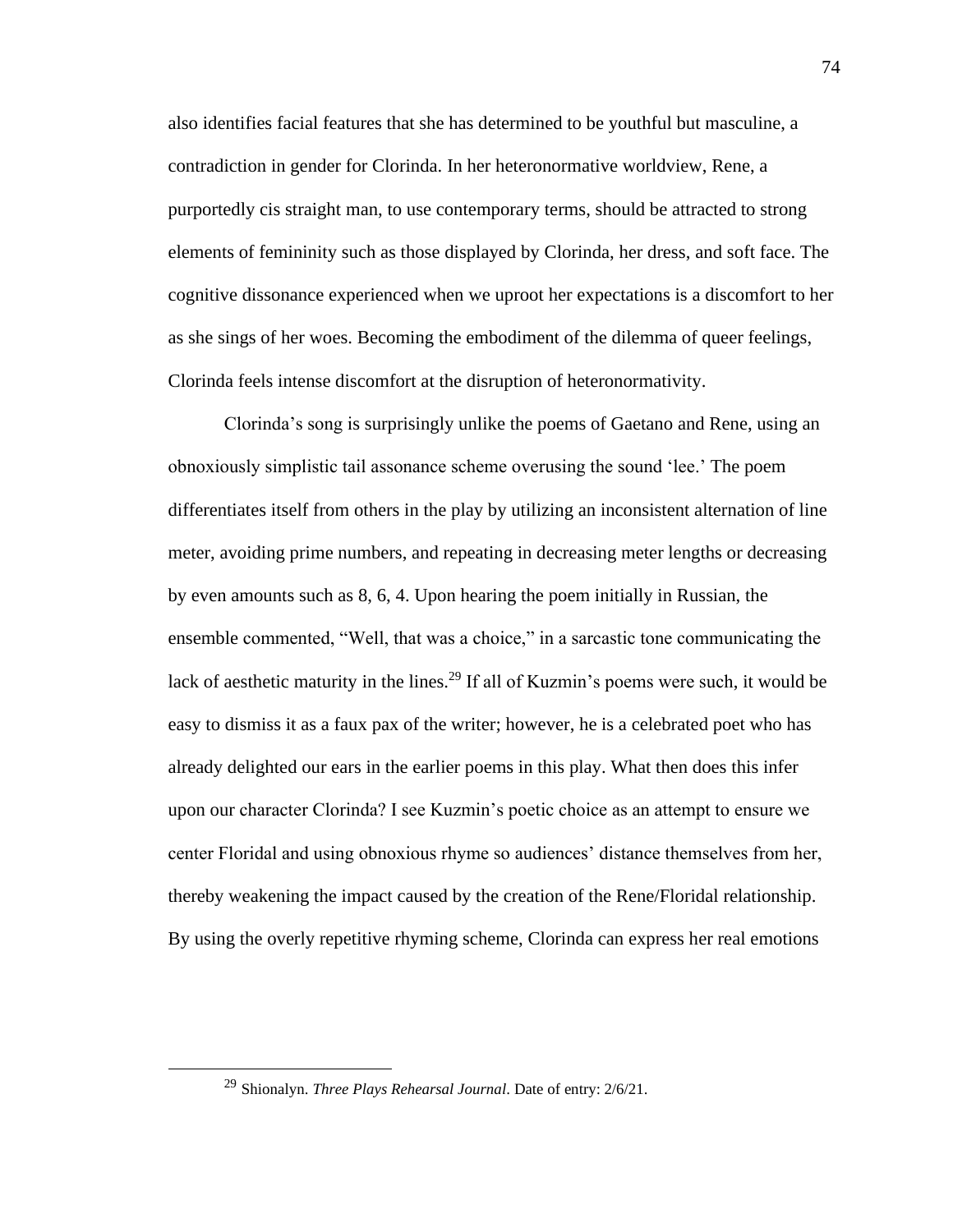also identifies facial features that she has determined to be youthful but masculine, a contradiction in gender for Clorinda. In her heteronormative worldview, Rene, a purportedly cis straight man, to use contemporary terms, should be attracted to strong elements of femininity such as those displayed by Clorinda, her dress, and soft face. The cognitive dissonance experienced when we uproot her expectations is a discomfort to her as she sings of her woes. Becoming the embodiment of the dilemma of queer feelings, Clorinda feels intense discomfort at the disruption of heteronormativity.

Clorinda's song is surprisingly unlike the poems of Gaetano and Rene, using an obnoxiously simplistic tail assonance scheme overusing the sound 'lee.' The poem differentiates itself from others in the play by utilizing an inconsistent alternation of line meter, avoiding prime numbers, and repeating in decreasing meter lengths or decreasing by even amounts such as 8, 6, 4. Upon hearing the poem initially in Russian, the ensemble commented, "Well, that was a choice," in a sarcastic tone communicating the lack of aesthetic maturity in the lines.[29] If all of Kuzmin's poems were such, it would be easy to dismiss it as a faux pax of the writer; however, he is a celebrated poet who has already delighted our ears in the earlier poems in this play. What then does this infer upon our character Clorinda? I see Kuzmin's poetic choice as an attempt to ensure we center Floridal and using obnoxious rhyme so audiences' distance themselves from her, thereby weakening the impact caused by the creation of the Rene/Floridal relationship. By using the overly repetitive rhyming scheme, Clorinda can express her real emotions

[29] Shionalyn. *Three Plays Rehearsal Journal*. Date of entry: 2/6/21.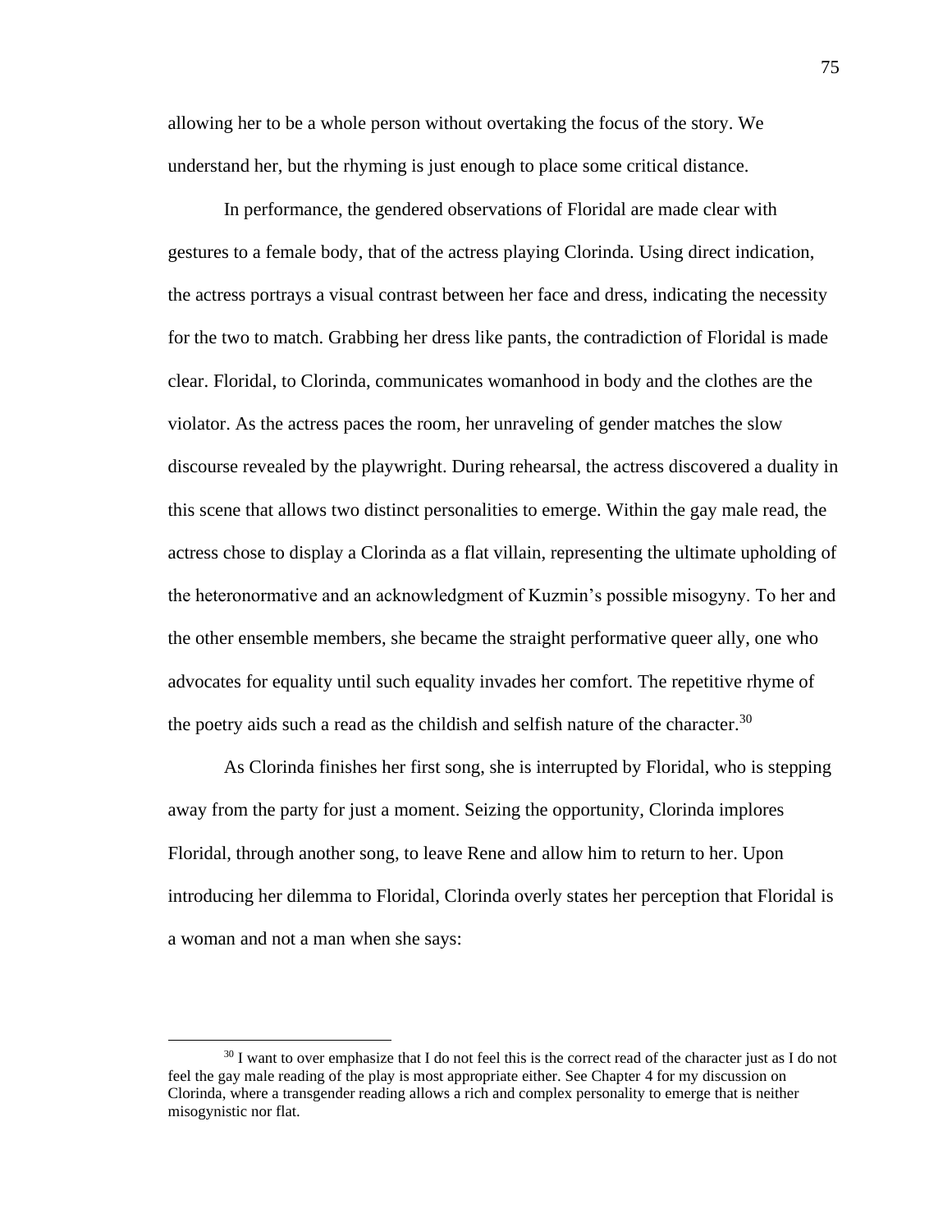allowing her to be a whole person without overtaking the focus of the story. We understand her, but the rhyming is just enough to place some critical distance.

In performance, the gendered observations of Floridal are made clear with gestures to a female body, that of the actress playing Clorinda. Using direct indication, the actress portrays a visual contrast between her face and dress, indicating the necessity for the two to match. Grabbing her dress like pants, the contradiction of Floridal is made clear. Floridal, to Clorinda, communicates womanhood in body and the clothes are the violator. As the actress paces the room, her unraveling of gender matches the slow discourse revealed by the playwright. During rehearsal, the actress discovered a duality in this scene that allows two distinct personalities to emerge. Within the gay male read, the actress chose to display a Clorinda as a flat villain, representing the ultimate upholding of the heteronormative and an acknowledgment of Kuzmin's possible misogyny. To her and the other ensemble members, she became the straight performative queer ally, one who advocates for equality until such equality invades her comfort. The repetitive rhyme of the poetry aids such a read as the childish and selfish nature of the character.[30]

As Clorinda finishes her first song, she is interrupted by Floridal, who is stepping away from the party for just a moment. Seizing the opportunity, Clorinda implores Floridal, through another song, to leave Rene and allow him to return to her. Upon introducing her dilemma to Floridal, Clorinda overly states her perception that Floridal is a woman and not a man when she says:

---

[30] I want to over emphasize that I do not feel this is the correct read of the character just as I do not feel the gay male reading of the play is most appropriate either. See Chapter 4 for my discussion on Clorinda, where a transgender reading allows a rich and complex personality to emerge that is neither misogynistic nor flat.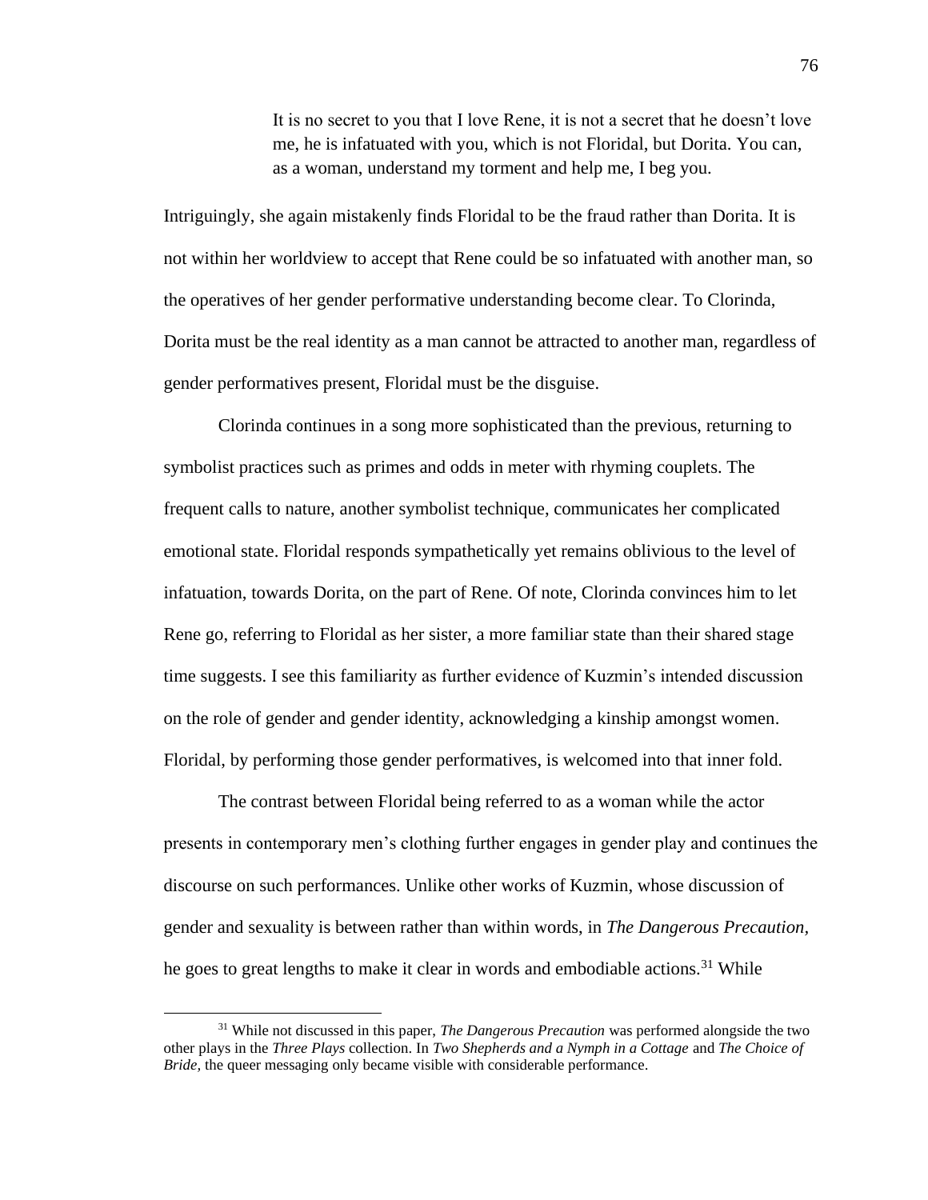> It is no secret to you that I love Rene, it is not a secret that he doesn't love me, he is infatuated with you, which is not Floridal, but Dorita. You can, as a woman, understand my torment and help me, I beg you.

Intriguingly, she again mistakenly finds Floridal to be the fraud rather than Dorita. It is not within her worldview to accept that Rene could be so infatuated with another man, so the operatives of her gender performative understanding become clear. To Clorinda, Dorita must be the real identity as a man cannot be attracted to another man, regardless of gender performatives present, Floridal must be the disguise.

Clorinda continues in a song more sophisticated than the previous, returning to symbolist practices such as primes and odds in meter with rhyming couplets. The frequent calls to nature, another symbolist technique, communicates her complicated emotional state. Floridal responds sympathetically yet remains oblivious to the level of infatuation, towards Dorita, on the part of Rene. Of note, Clorinda convinces him to let Rene go, referring to Floridal as her sister, a more familiar state than their shared stage time suggests. I see this familiarity as further evidence of Kuzmin's intended discussion on the role of gender and gender identity, acknowledging a kinship amongst women. Floridal, by performing those gender performatives, is welcomed into that inner fold.

The contrast between Floridal being referred to as a woman while the actor presents in contemporary men's clothing further engages in gender play and continues the discourse on such performances. Unlike other works of Kuzmin, whose discussion of gender and sexuality is between rather than within words, in *The Dangerous Precaution*, he goes to great lengths to make it clear in words and embodiable actions.[31] While

---

[31] While not discussed in this paper, *The Dangerous Precaution* was performed alongside the two other plays in the *Three Plays* collection. In *Two Shepherds and a Nymph in a Cottage* and *The Choice of Bride*, the queer messaging only became visible with considerable performance.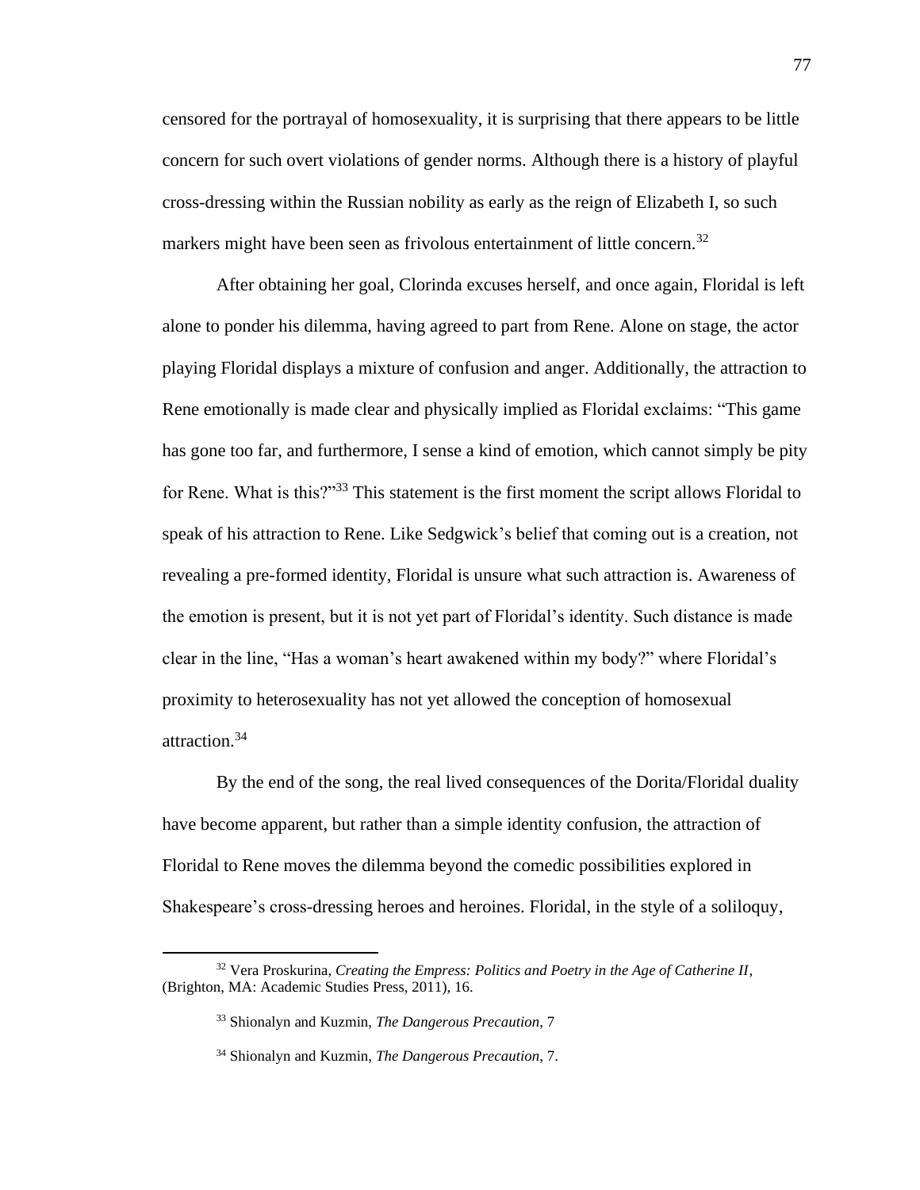censored for the portrayal of homosexuality, it is surprising that there appears to be little concern for such overt violations of gender norms. Although there is a history of playful cross-dressing within the Russian nobility as early as the reign of Elizabeth I, so such markers might have been seen as frivolous entertainment of little concern.[32]

After obtaining her goal, Clorinda excuses herself, and once again, Floridal is left alone to ponder his dilemma, having agreed to part from Rene. Alone on stage, the actor playing Floridal displays a mixture of confusion and anger. Additionally, the attraction to Rene emotionally is made clear and physically implied as Floridal exclaims: "This game has gone too far, and furthermore, I sense a kind of emotion, which cannot simply be pity for Rene. What is this?"[33] This statement is the first moment the script allows Floridal to speak of his attraction to Rene. Like Sedgwick's belief that coming out is a creation, not revealing a pre-formed identity, Floridal is unsure what such attraction is. Awareness of the emotion is present, but it is not yet part of Floridal's identity. Such distance is made clear in the line, "Has a woman's heart awakened within my body?" where Floridal's proximity to heterosexuality has not yet allowed the conception of homosexual attraction.[34]

By the end of the song, the real lived consequences of the Dorita/Floridal duality have become apparent, but rather than a simple identity confusion, the attraction of Floridal to Rene moves the dilemma beyond the comedic possibilities explored in Shakespeare's cross-dressing heroes and heroines. Floridal, in the style of a soliloquy,

---

[32] Vera Proskurina, *Creating the Empress: Politics and Poetry in the Age of Catherine II*, (Brighton, MA: Academic Studies Press, 2011), 16.

[33] Shionalyn and Kuzmin, *The Dangerous Precaution*, 7

[34] Shionalyn and Kuzmin, *The Dangerous Precaution*, 7.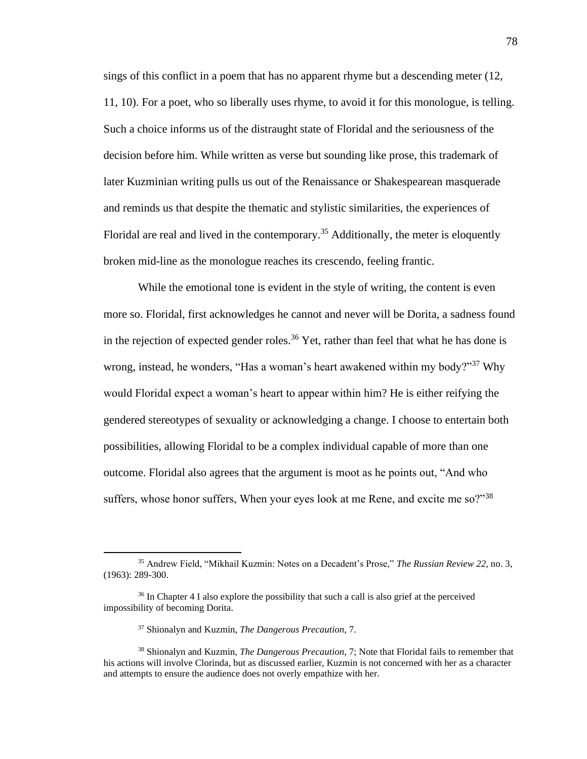sings of this conflict in a poem that has no apparent rhyme but a descending meter (12, 11, 10). For a poet, who so liberally uses rhyme, to avoid it for this monologue, is telling. Such a choice informs us of the distraught state of Floridal and the seriousness of the decision before him. While written as verse but sounding like prose, this trademark of later Kuzminian writing pulls us out of the Renaissance or Shakespearean masquerade and reminds us that despite the thematic and stylistic similarities, the experiences of Floridal are real and lived in the contemporary.[35] Additionally, the meter is eloquently broken mid-line as the monologue reaches its crescendo, feeling frantic.

While the emotional tone is evident in the style of writing, the content is even more so. Floridal, first acknowledges he cannot and never will be Dorita, a sadness found in the rejection of expected gender roles.[36] Yet, rather than feel that what he has done is wrong, instead, he wonders, "Has a woman's heart awakened within my body?"[37] Why would Floridal expect a woman's heart to appear within him? He is either reifying the gendered stereotypes of sexuality or acknowledging a change. I choose to entertain both possibilities, allowing Floridal to be a complex individual capable of more than one outcome. Floridal also agrees that the argument is moot as he points out, "And who suffers, whose honor suffers, When your eyes look at me Rene, and excite me so?"[38]

---

[35] Andrew Field, "Mikhail Kuzmin: Notes on a Decadent's Prose," *The Russian Review 22*, no. 3, (1963): 289-300.

[36] In Chapter 4 I also explore the possibility that such a call is also grief at the perceived impossibility of becoming Dorita.

[37] Shionalyn and Kuzmin, *The Dangerous Precaution*, 7.

[38] Shionalyn and Kuzmin, *The Dangerous Precaution*, 7; Note that Floridal fails to remember that his actions will involve Clorinda, but as discussed earlier, Kuzmin is not concerned with her as a character and attempts to ensure the audience does not overly empathize with her.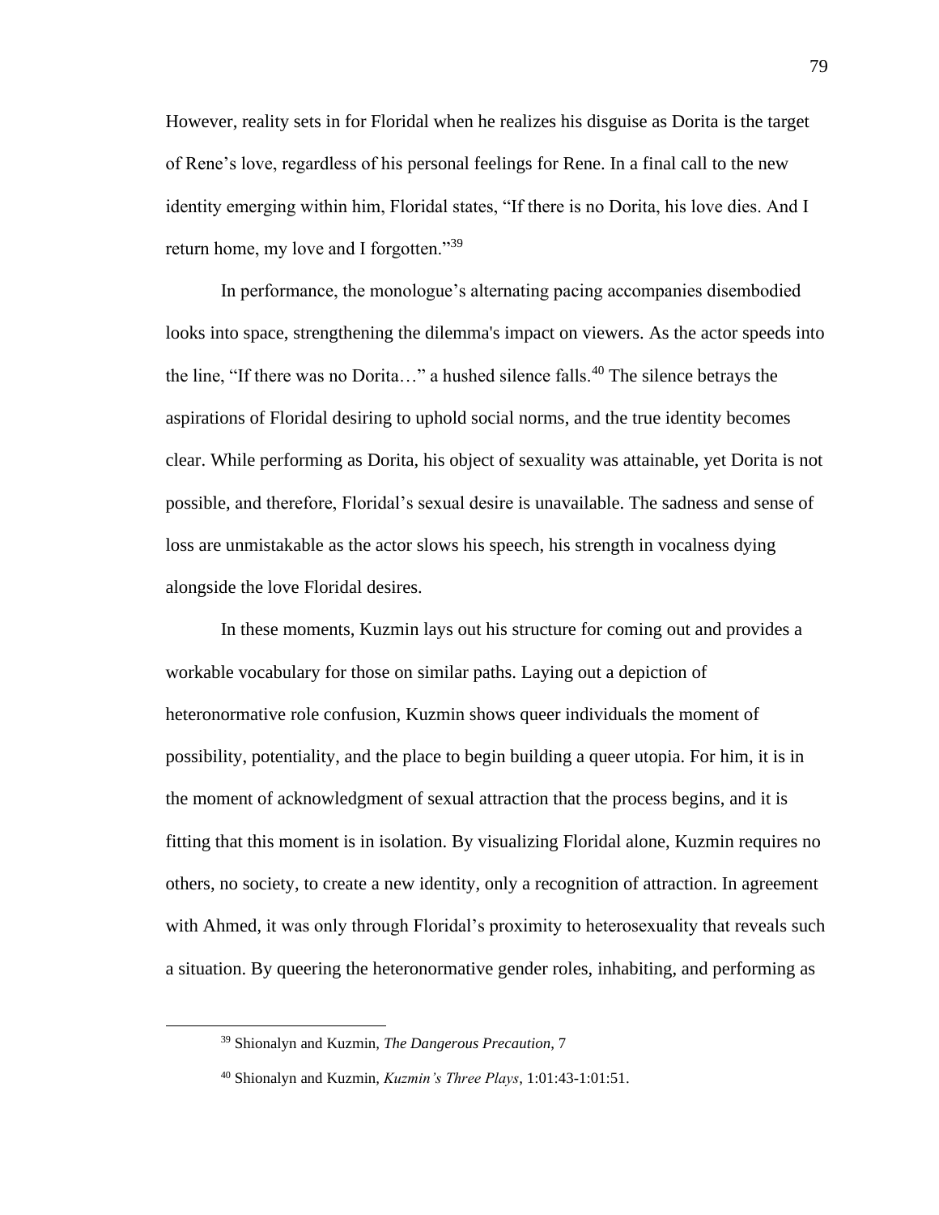However, reality sets in for Floridal when he realizes his disguise as Dorita is the target of Rene's love, regardless of his personal feelings for Rene. In a final call to the new identity emerging within him, Floridal states, "If there is no Dorita, his love dies. And I return home, my love and I forgotten."[39]

In performance, the monologue's alternating pacing accompanies disembodied looks into space, strengthening the dilemma's impact on viewers. As the actor speeds into the line, "If there was no Dorita…" a hushed silence falls.[40] The silence betrays the aspirations of Floridal desiring to uphold social norms, and the true identity becomes clear. While performing as Dorita, his object of sexuality was attainable, yet Dorita is not possible, and therefore, Floridal's sexual desire is unavailable. The sadness and sense of loss are unmistakable as the actor slows his speech, his strength in vocalness dying alongside the love Floridal desires.

In these moments, Kuzmin lays out his structure for coming out and provides a workable vocabulary for those on similar paths. Laying out a depiction of heteronormative role confusion, Kuzmin shows queer individuals the moment of possibility, potentiality, and the place to begin building a queer utopia. For him, it is in the moment of acknowledgment of sexual attraction that the process begins, and it is fitting that this moment is in isolation. By visualizing Floridal alone, Kuzmin requires no others, no society, to create a new identity, only a recognition of attraction. In agreement with Ahmed, it was only through Floridal's proximity to heterosexuality that reveals such a situation. By queering the heteronormative gender roles, inhabiting, and performing as

---

[39] Shionalyn and Kuzmin, *The Dangerous Precaution*, 7

[40] Shionalyn and Kuzmin, *Kuzmin's Three Plays*, 1:01:43-1:01:51.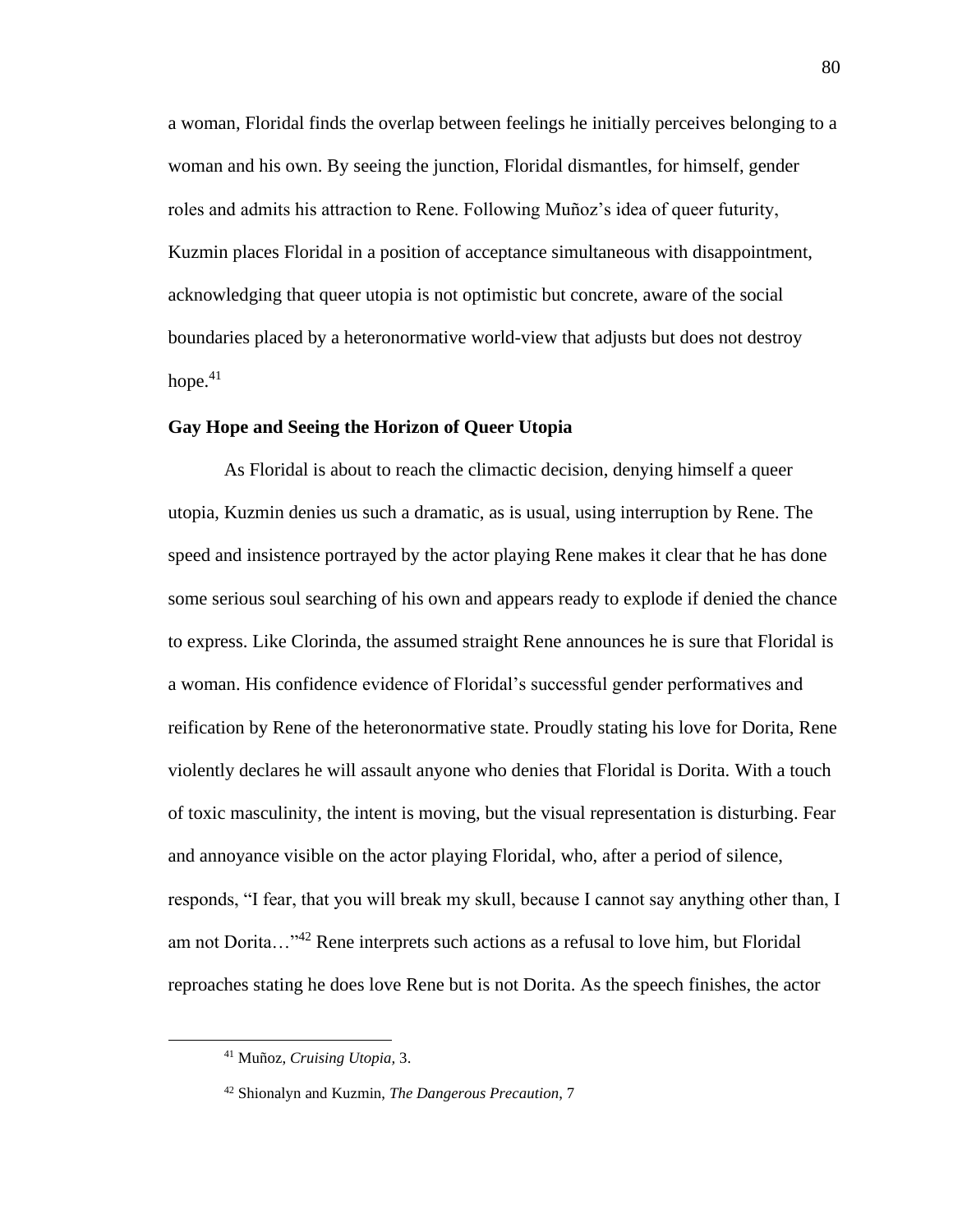a woman, Floridal finds the overlap between feelings he initially perceives belonging to a woman and his own. By seeing the junction, Floridal dismantles, for himself, gender roles and admits his attraction to Rene. Following Muñoz's idea of queer futurity, Kuzmin places Floridal in a position of acceptance simultaneous with disappointment, acknowledging that queer utopia is not optimistic but concrete, aware of the social boundaries placed by a heteronormative world-view that adjusts but does not destroy hope.[41]

### Gay Hope and Seeing the Horizon of Queer Utopia

As Floridal is about to reach the climactic decision, denying himself a queer utopia, Kuzmin denies us such a dramatic, as is usual, using interruption by Rene. The speed and insistence portrayed by the actor playing Rene makes it clear that he has done some serious soul searching of his own and appears ready to explode if denied the chance to express. Like Clorinda, the assumed straight Rene announces he is sure that Floridal is a woman. His confidence evidence of Floridal's successful gender performatives and reification by Rene of the heteronormative state. Proudly stating his love for Dorita, Rene violently declares he will assault anyone who denies that Floridal is Dorita. With a touch of toxic masculinity, the intent is moving, but the visual representation is disturbing. Fear and annoyance visible on the actor playing Floridal, who, after a period of silence, responds, "I fear, that you will break my skull, because I cannot say anything other than, I am not Dorita…"[42] Rene interprets such actions as a refusal to love him, but Floridal reproaches stating he does love Rene but is not Dorita. As the speech finishes, the actor

---

[41] Muñoz, *Cruising Utopia,* 3.

[42] Shionalyn and Kuzmin, *The Dangerous Precaution*, 7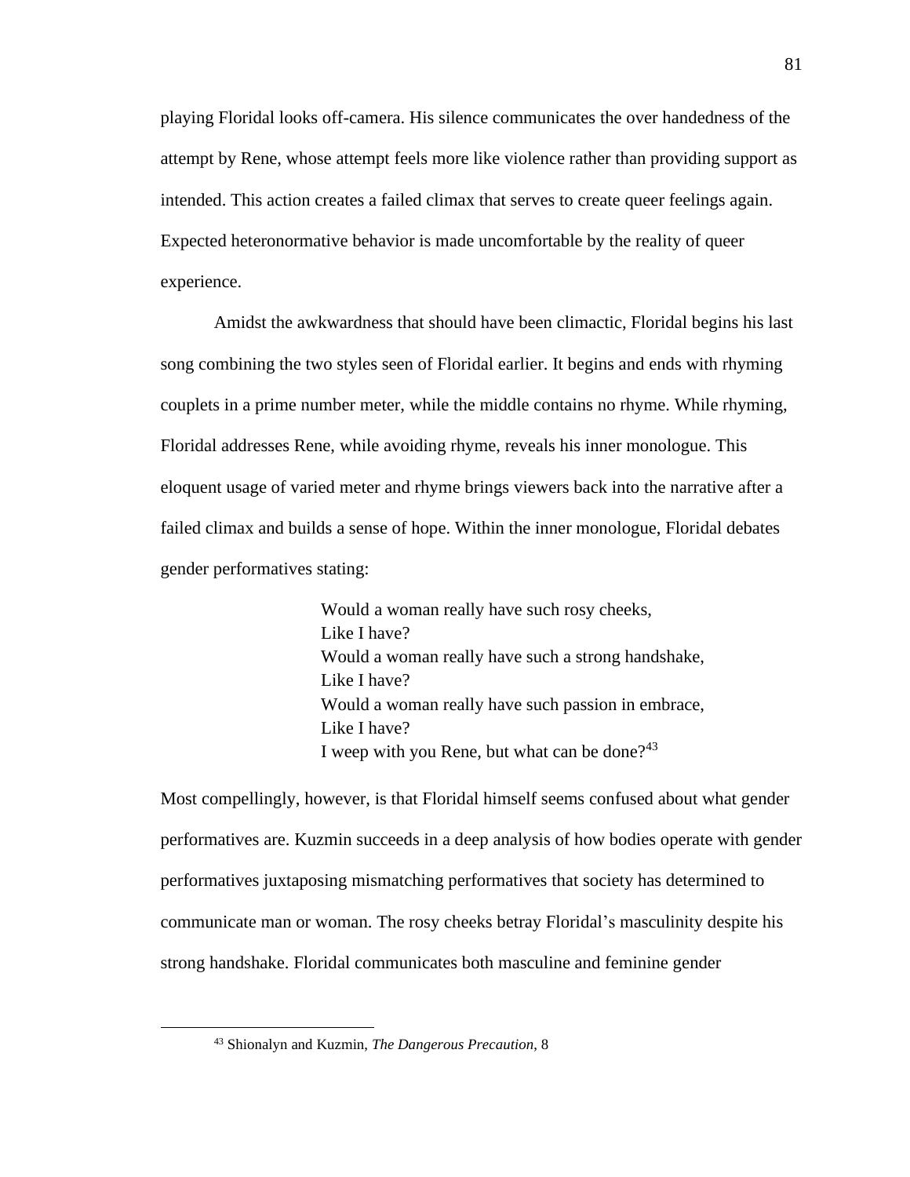playing Floridal looks off-camera. His silence communicates the over handedness of the attempt by Rene, whose attempt feels more like violence rather than providing support as intended. This action creates a failed climax that serves to create queer feelings again. Expected heteronormative behavior is made uncomfortable by the reality of queer experience.

Amidst the awkwardness that should have been climactic, Floridal begins his last song combining the two styles seen of Floridal earlier. It begins and ends with rhyming couplets in a prime number meter, while the middle contains no rhyme. While rhyming, Floridal addresses Rene, while avoiding rhyme, reveals his inner monologue. This eloquent usage of varied meter and rhyme brings viewers back into the narrative after a failed climax and builds a sense of hope. Within the inner monologue, Floridal debates gender performatives stating:

> Would a woman really have such rosy cheeks,
> Like I have?
> Would a woman really have such a strong handshake,
> Like I have?
> Would a woman really have such passion in embrace,
> Like I have?
> I weep with you Rene, but what can be done?[43]

Most compellingly, however, is that Floridal himself seems confused about what gender performatives are. Kuzmin succeeds in a deep analysis of how bodies operate with gender performatives juxtaposing mismatching performatives that society has determined to communicate man or woman. The rosy cheeks betray Floridal's masculinity despite his strong handshake. Floridal communicates both masculine and feminine gender

[43] Shionalyn and Kuzmin, *The Dangerous Precaution*, 8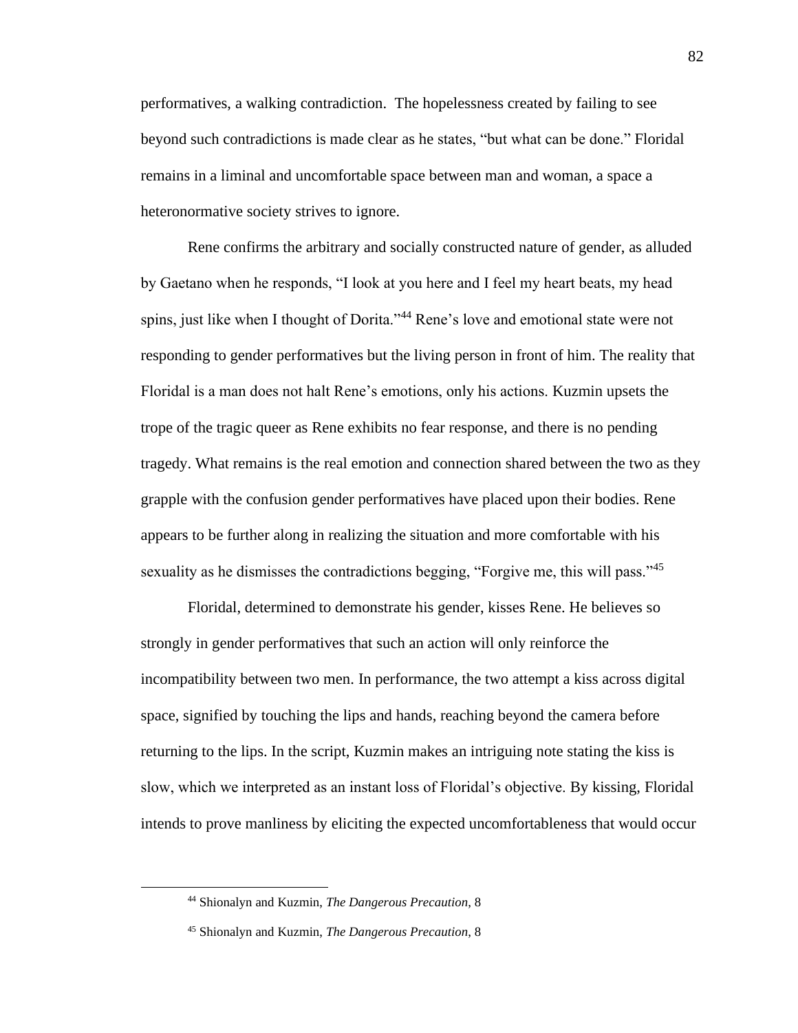performatives, a walking contradiction. The hopelessness created by failing to see beyond such contradictions is made clear as he states, "but what can be done." Floridal remains in a liminal and uncomfortable space between man and woman, a space a heteronormative society strives to ignore.

Rene confirms the arbitrary and socially constructed nature of gender, as alluded by Gaetano when he responds, "I look at you here and I feel my heart beats, my head spins, just like when I thought of Dorita."[44] Rene's love and emotional state were not responding to gender performatives but the living person in front of him. The reality that Floridal is a man does not halt Rene's emotions, only his actions. Kuzmin upsets the trope of the tragic queer as Rene exhibits no fear response, and there is no pending tragedy. What remains is the real emotion and connection shared between the two as they grapple with the confusion gender performatives have placed upon their bodies. Rene appears to be further along in realizing the situation and more comfortable with his sexuality as he dismisses the contradictions begging, "Forgive me, this will pass."[45]

Floridal, determined to demonstrate his gender, kisses Rene. He believes so strongly in gender performatives that such an action will only reinforce the incompatibility between two men. In performance, the two attempt a kiss across digital space, signified by touching the lips and hands, reaching beyond the camera before returning to the lips. In the script, Kuzmin makes an intriguing note stating the kiss is slow, which we interpreted as an instant loss of Floridal's objective. By kissing, Floridal intends to prove manliness by eliciting the expected uncomfortableness that would occur

---

[44] Shionalyn and Kuzmin, *The Dangerous Precaution*, 8

[45] Shionalyn and Kuzmin, *The Dangerous Precaution*, 8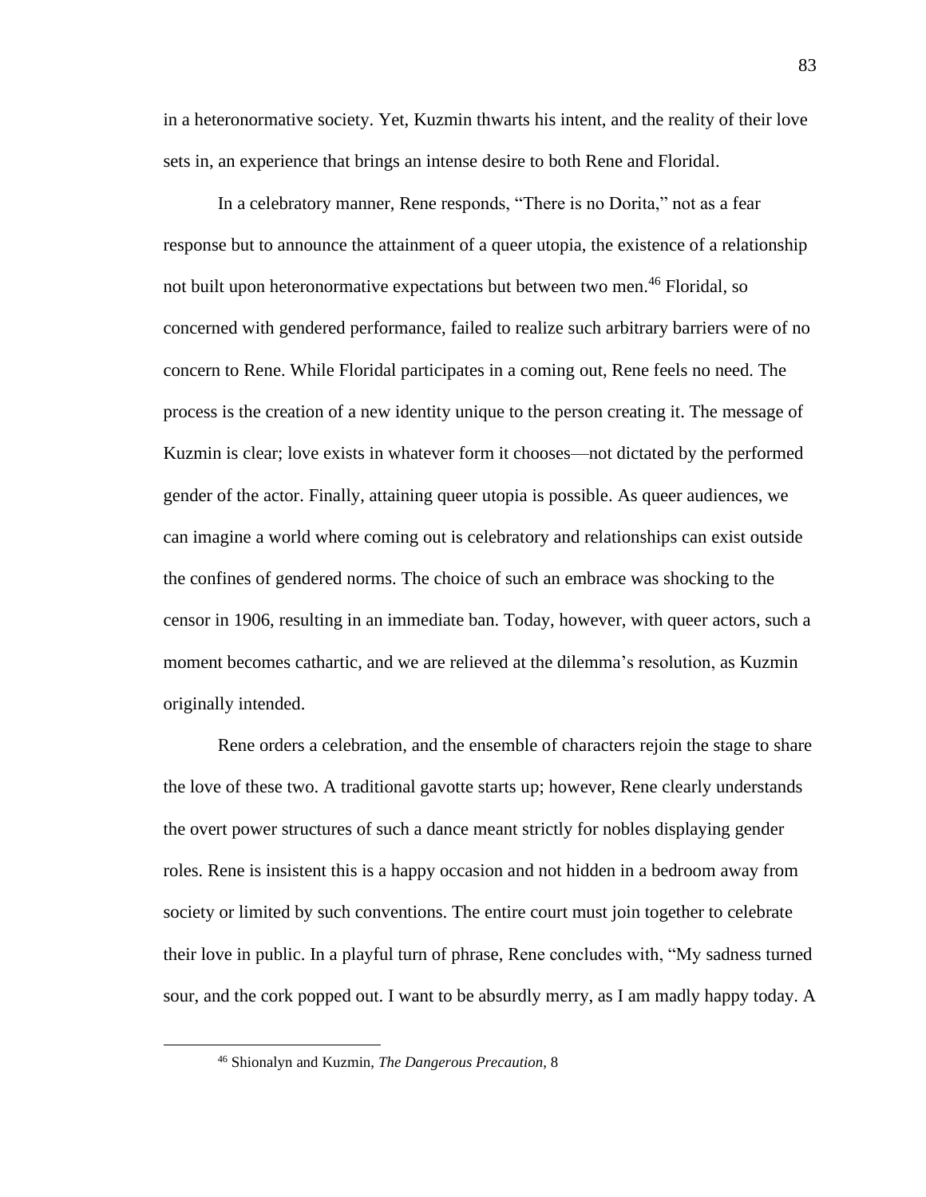in a heteronormative society. Yet, Kuzmin thwarts his intent, and the reality of their love sets in, an experience that brings an intense desire to both Rene and Floridal.

In a celebratory manner, Rene responds, "There is no Dorita," not as a fear response but to announce the attainment of a queer utopia, the existence of a relationship not built upon heteronormative expectations but between two men.[46] Floridal, so concerned with gendered performance, failed to realize such arbitrary barriers were of no concern to Rene. While Floridal participates in a coming out, Rene feels no need. The process is the creation of a new identity unique to the person creating it. The message of Kuzmin is clear; love exists in whatever form it chooses—not dictated by the performed gender of the actor. Finally, attaining queer utopia is possible. As queer audiences, we can imagine a world where coming out is celebratory and relationships can exist outside the confines of gendered norms. The choice of such an embrace was shocking to the censor in 1906, resulting in an immediate ban. Today, however, with queer actors, such a moment becomes cathartic, and we are relieved at the dilemma's resolution, as Kuzmin originally intended.

Rene orders a celebration, and the ensemble of characters rejoin the stage to share the love of these two. A traditional gavotte starts up; however, Rene clearly understands the overt power structures of such a dance meant strictly for nobles displaying gender roles. Rene is insistent this is a happy occasion and not hidden in a bedroom away from society or limited by such conventions. The entire court must join together to celebrate their love in public. In a playful turn of phrase, Rene concludes with, "My sadness turned sour, and the cork popped out. I want to be absurdly merry, as I am madly happy today. A

[46] Shionalyn and Kuzmin, *The Dangerous Precaution*, 8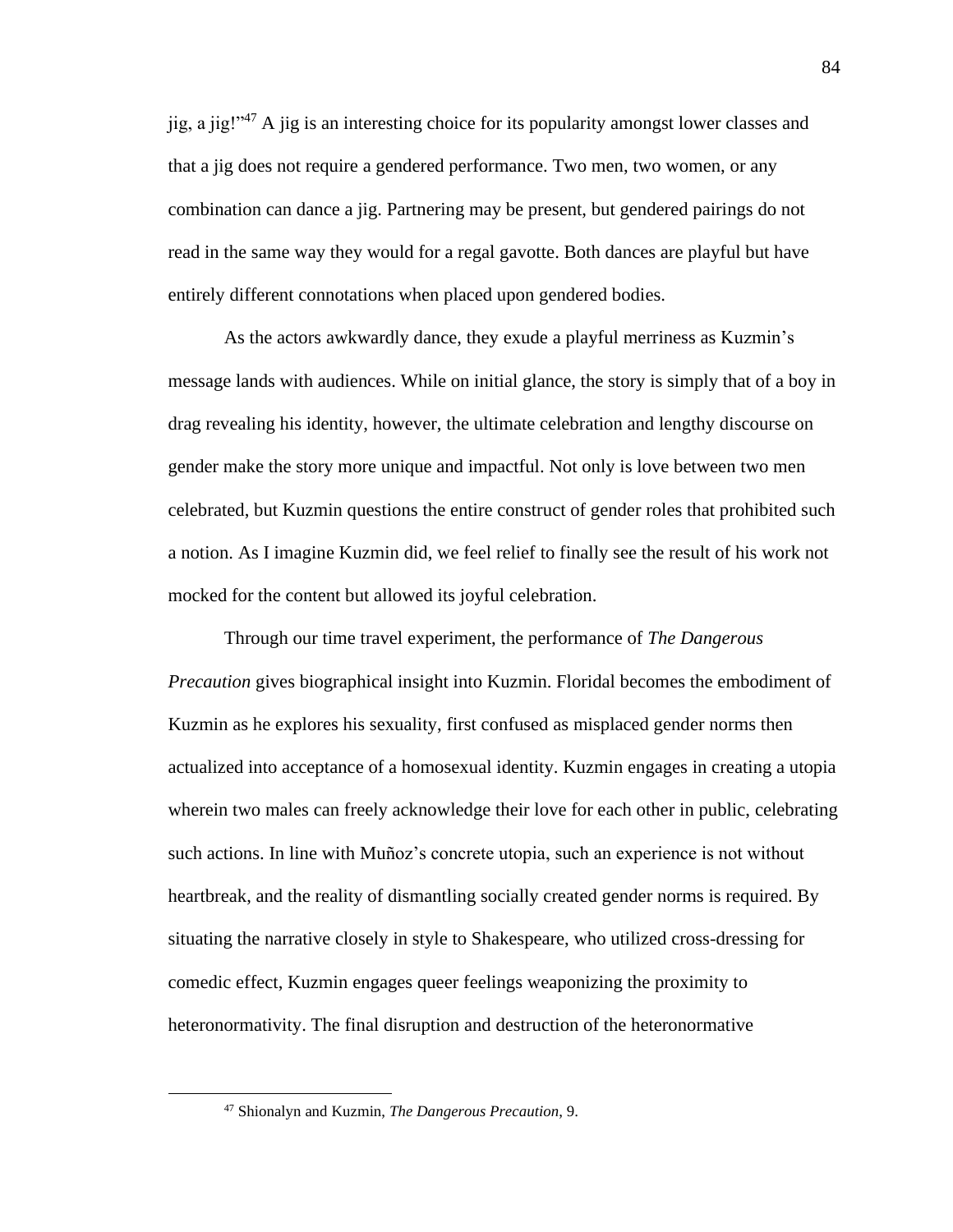jig, a jig!"[47] A jig is an interesting choice for its popularity amongst lower classes and that a jig does not require a gendered performance. Two men, two women, or any combination can dance a jig. Partnering may be present, but gendered pairings do not read in the same way they would for a regal gavotte. Both dances are playful but have entirely different connotations when placed upon gendered bodies.

As the actors awkwardly dance, they exude a playful merriness as Kuzmin's message lands with audiences. While on initial glance, the story is simply that of a boy in drag revealing his identity, however, the ultimate celebration and lengthy discourse on gender make the story more unique and impactful. Not only is love between two men celebrated, but Kuzmin questions the entire construct of gender roles that prohibited such a notion. As I imagine Kuzmin did, we feel relief to finally see the result of his work not mocked for the content but allowed its joyful celebration.

Through our time travel experiment, the performance of *The Dangerous Precaution* gives biographical insight into Kuzmin. Floridal becomes the embodiment of Kuzmin as he explores his sexuality, first confused as misplaced gender norms then actualized into acceptance of a homosexual identity. Kuzmin engages in creating a utopia wherein two males can freely acknowledge their love for each other in public, celebrating such actions. In line with Muñoz's concrete utopia, such an experience is not without heartbreak, and the reality of dismantling socially created gender norms is required. By situating the narrative closely in style to Shakespeare, who utilized cross-dressing for comedic effect, Kuzmin engages queer feelings weaponizing the proximity to heteronormativity. The final disruption and destruction of the heteronormative

[47] Shionalyn and Kuzmin, *The Dangerous Precaution*, 9.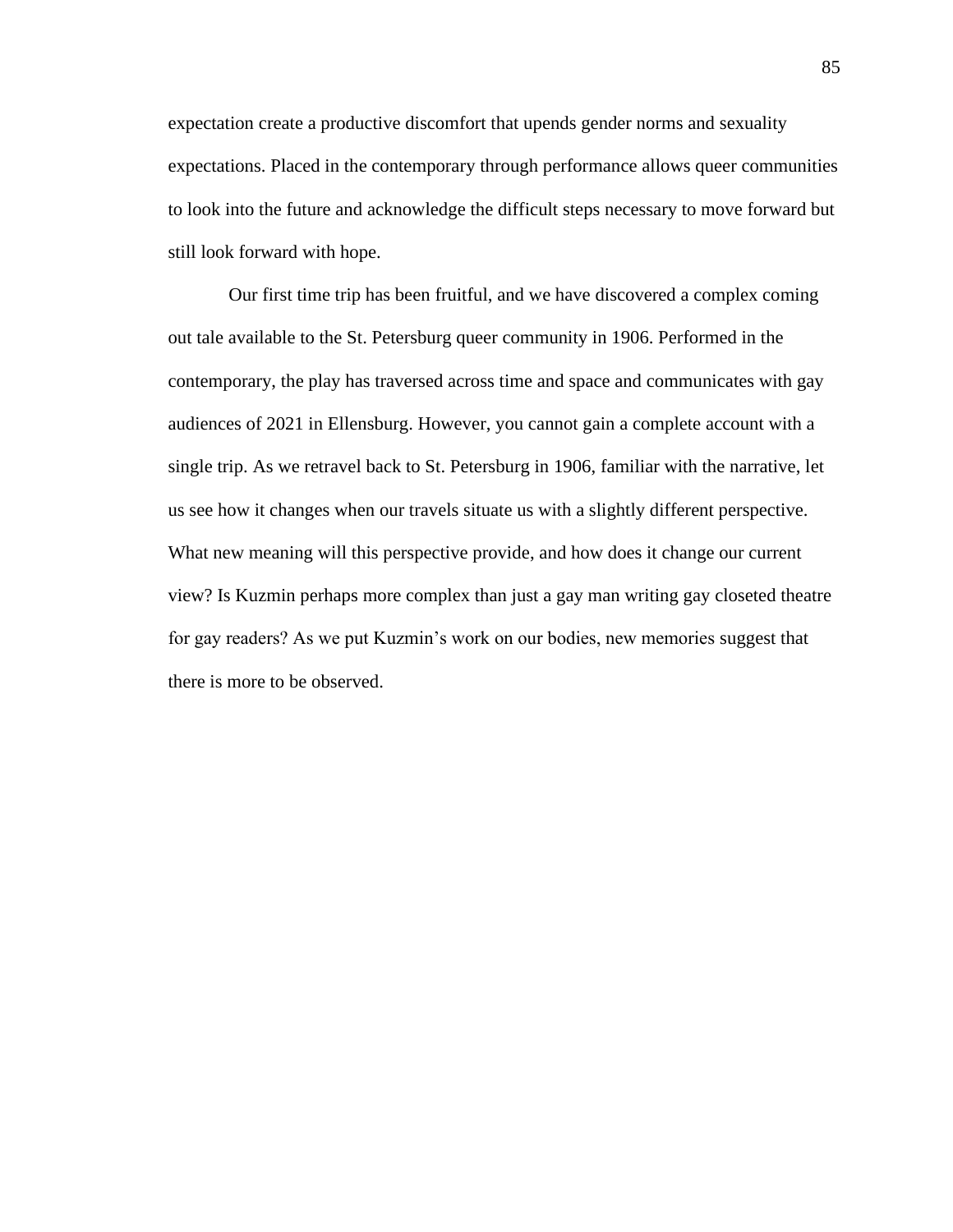expectation create a productive discomfort that upends gender norms and sexuality expectations. Placed in the contemporary through performance allows queer communities to look into the future and acknowledge the difficult steps necessary to move forward but still look forward with hope.

Our first time trip has been fruitful, and we have discovered a complex coming out tale available to the St. Petersburg queer community in 1906. Performed in the contemporary, the play has traversed across time and space and communicates with gay audiences of 2021 in Ellensburg. However, you cannot gain a complete account with a single trip. As we retravel back to St. Petersburg in 1906, familiar with the narrative, let us see how it changes when our travels situate us with a slightly different perspective. What new meaning will this perspective provide, and how does it change our current view? Is Kuzmin perhaps more complex than just a gay man writing gay closeted theatre for gay readers? As we put Kuzmin's work on our bodies, new memories suggest that there is more to be observed.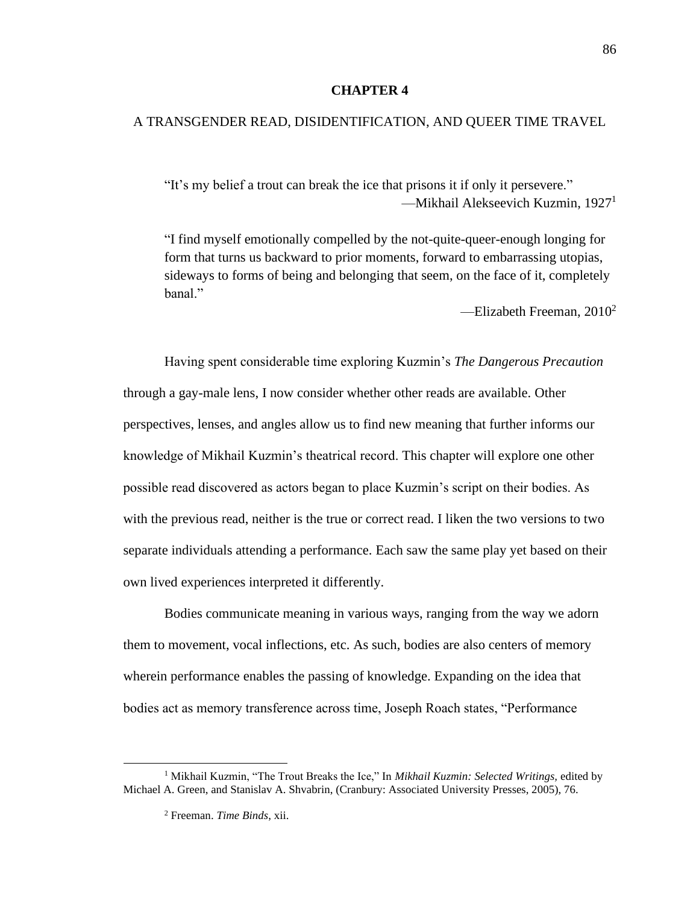# CHAPTER 4

## A TRANSGENDER READ, DISIDENTIFICATION, AND QUEER TIME TRAVEL

> "It's my belief a trout can break the ice that prisons it if only it persevere."
> —Mikhail Alekseevich Kuzmin, 1927[1]

> "I find myself emotionally compelled by the not-quite-queer-enough longing for form that turns us backward to prior moments, forward to embarrassing utopias, sideways to forms of being and belonging that seem, on the face of it, completely banal."
> —Elizabeth Freeman, 2010[2]

Having spent considerable time exploring Kuzmin's *The Dangerous Precaution* through a gay-male lens, I now consider whether other reads are available. Other perspectives, lenses, and angles allow us to find new meaning that further informs our knowledge of Mikhail Kuzmin's theatrical record. This chapter will explore one other possible read discovered as actors began to place Kuzmin's script on their bodies. As with the previous read, neither is the true or correct read. I liken the two versions to two separate individuals attending a performance. Each saw the same play yet based on their own lived experiences interpreted it differently.

Bodies communicate meaning in various ways, ranging from the way we adorn them to movement, vocal inflections, etc. As such, bodies are also centers of memory wherein performance enables the passing of knowledge. Expanding on the idea that bodies act as memory transference across time, Joseph Roach states, "Performance

---

[1] Mikhail Kuzmin, "The Trout Breaks the Ice," In *Mikhail Kuzmin: Selected Writings,* edited by Michael A. Green, and Stanislav A. Shvabrin, (Cranbury: Associated University Presses, 2005), 76.

[2] Freeman. *Time Binds*, xii.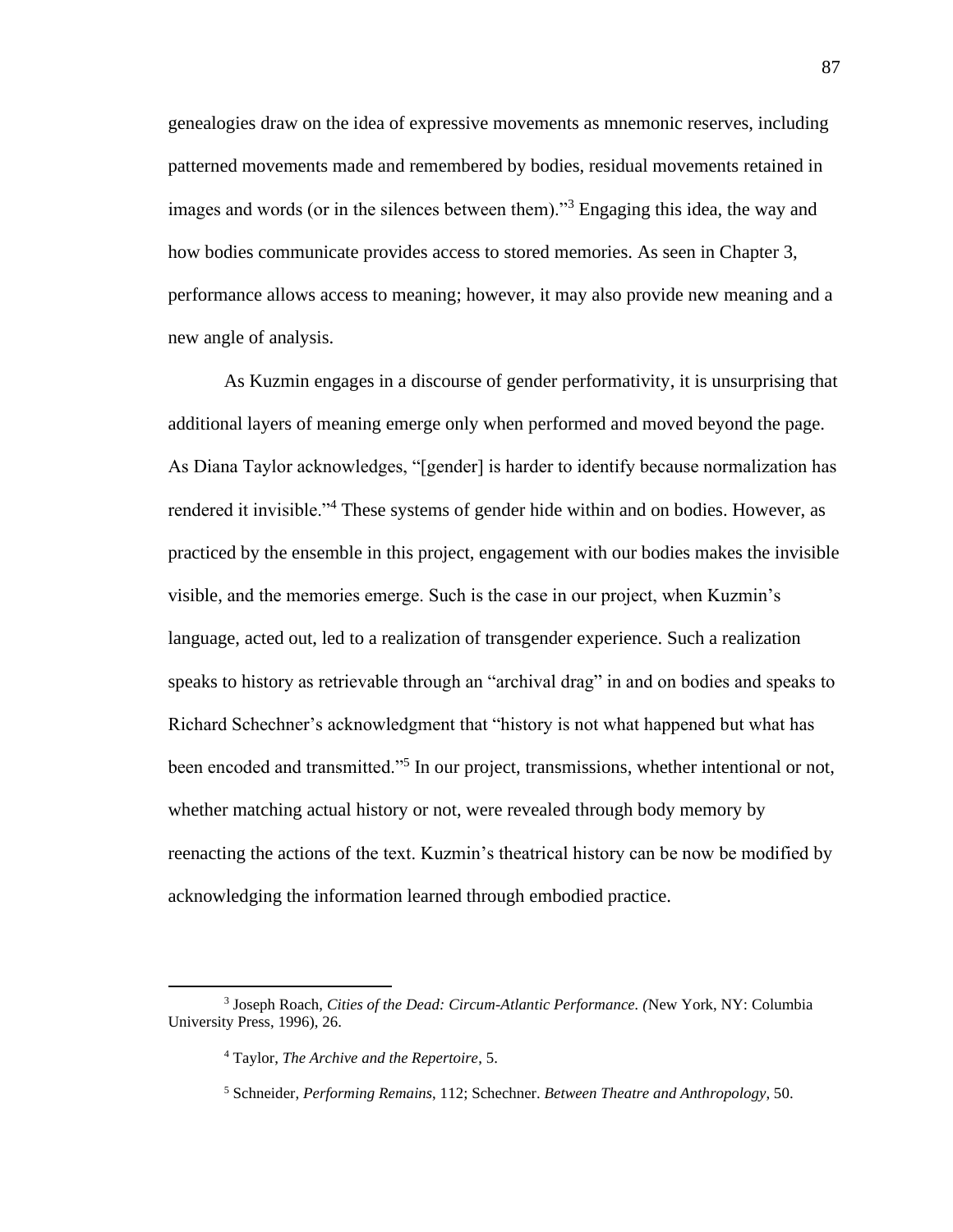genealogies draw on the idea of expressive movements as mnemonic reserves, including patterned movements made and remembered by bodies, residual movements retained in images and words (or in the silences between them)."[3] Engaging this idea, the way and how bodies communicate provides access to stored memories. As seen in Chapter 3, performance allows access to meaning; however, it may also provide new meaning and a new angle of analysis.

As Kuzmin engages in a discourse of gender performativity, it is unsurprising that additional layers of meaning emerge only when performed and moved beyond the page. As Diana Taylor acknowledges, "[gender] is harder to identify because normalization has rendered it invisible."[4] These systems of gender hide within and on bodies. However, as practiced by the ensemble in this project, engagement with our bodies makes the invisible visible, and the memories emerge. Such is the case in our project, when Kuzmin's language, acted out, led to a realization of transgender experience. Such a realization speaks to history as retrievable through an "archival drag" in and on bodies and speaks to Richard Schechner's acknowledgment that "history is not what happened but what has been encoded and transmitted."[5] In our project, transmissions, whether intentional or not, whether matching actual history or not, were revealed through body memory by reenacting the actions of the text. Kuzmin's theatrical history can be now be modified by acknowledging the information learned through embodied practice.

---

[3] Joseph Roach, *Cities of the Dead: Circum-Atlantic Performance. (*New York, NY: Columbia University Press, 1996), 26.

[4] Taylor, *The Archive and the Repertoire*, 5.

[5] Schneider, *Performing Remains*, 112; Schechner. *Between Theatre and Anthropology*, 50.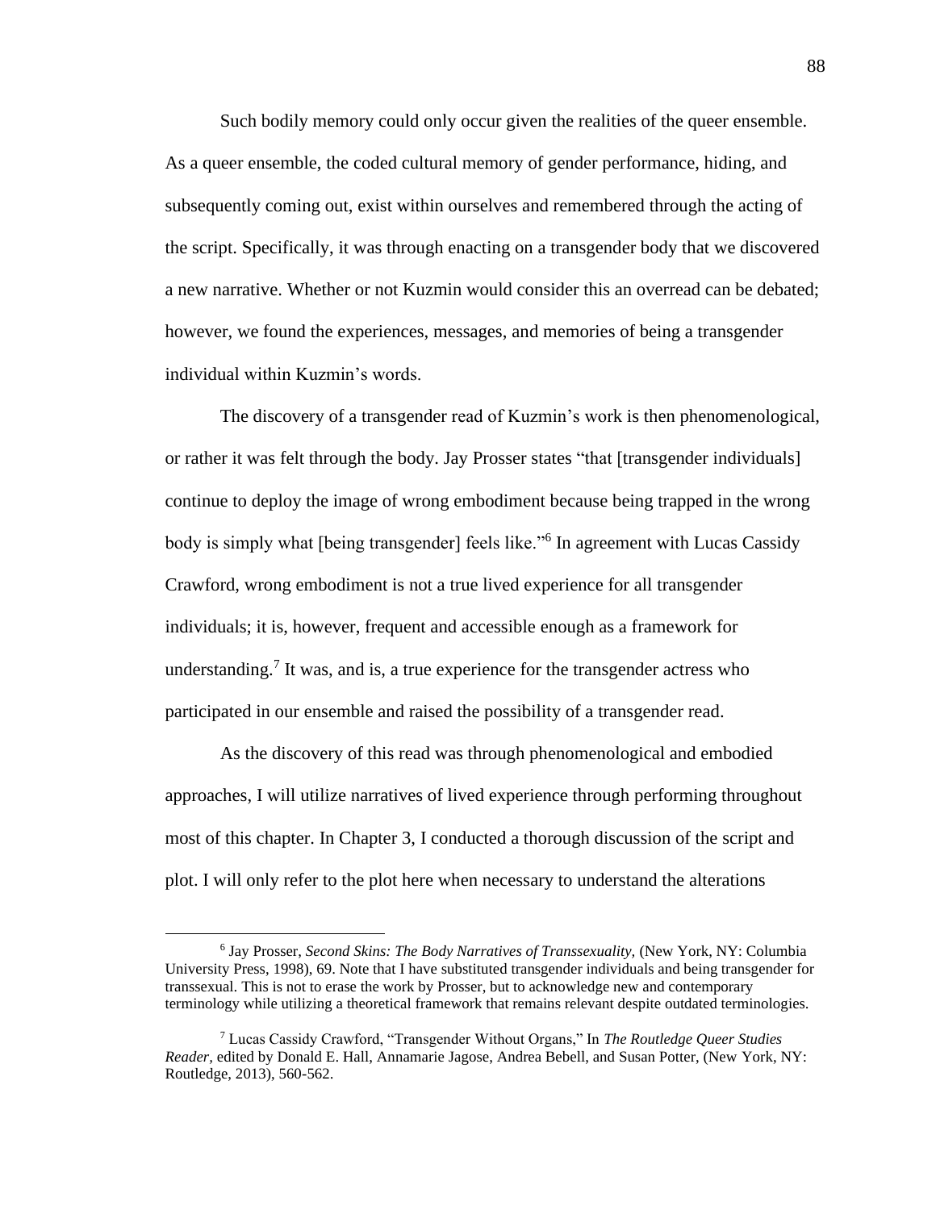Such bodily memory could only occur given the realities of the queer ensemble. As a queer ensemble, the coded cultural memory of gender performance, hiding, and subsequently coming out, exist within ourselves and remembered through the acting of the script. Specifically, it was through enacting on a transgender body that we discovered a new narrative. Whether or not Kuzmin would consider this an overread can be debated; however, we found the experiences, messages, and memories of being a transgender individual within Kuzmin's words.

The discovery of a transgender read of Kuzmin's work is then phenomenological, or rather it was felt through the body. Jay Prosser states "that [transgender individuals] continue to deploy the image of wrong embodiment because being trapped in the wrong body is simply what [being transgender] feels like."[6] In agreement with Lucas Cassidy Crawford, wrong embodiment is not a true lived experience for all transgender individuals; it is, however, frequent and accessible enough as a framework for understanding.[7] It was, and is, a true experience for the transgender actress who participated in our ensemble and raised the possibility of a transgender read.

As the discovery of this read was through phenomenological and embodied approaches, I will utilize narratives of lived experience through performing throughout most of this chapter. In Chapter 3, I conducted a thorough discussion of the script and plot. I will only refer to the plot here when necessary to understand the alterations

---

[6] Jay Prosser, *Second Skins: The Body Narratives of Transsexuality,* (New York, NY: Columbia University Press, 1998), 69. Note that I have substituted transgender individuals and being transgender for transsexual. This is not to erase the work by Prosser, but to acknowledge new and contemporary terminology while utilizing a theoretical framework that remains relevant despite outdated terminologies.

[7] Lucas Cassidy Crawford, "Transgender Without Organs," In *The Routledge Queer Studies Reader,* edited by Donald E. Hall, Annamarie Jagose, Andrea Bebell, and Susan Potter, (New York, NY: Routledge, 2013), 560-562.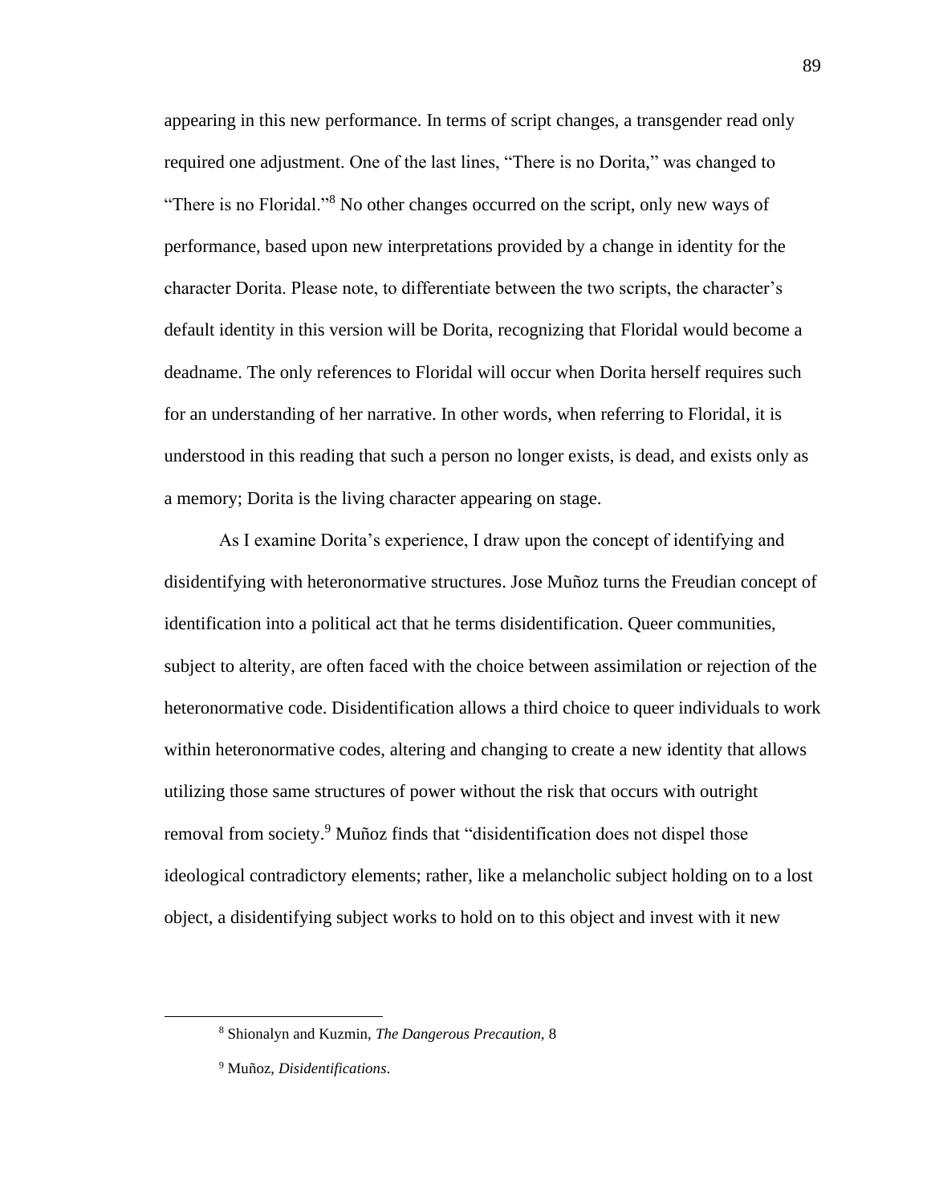appearing in this new performance. In terms of script changes, a transgender read only required one adjustment. One of the last lines, "There is no Dorita," was changed to "There is no Floridal."[8] No other changes occurred on the script, only new ways of performance, based upon new interpretations provided by a change in identity for the character Dorita. Please note, to differentiate between the two scripts, the character's default identity in this version will be Dorita, recognizing that Floridal would become a deadname. The only references to Floridal will occur when Dorita herself requires such for an understanding of her narrative. In other words, when referring to Floridal, it is understood in this reading that such a person no longer exists, is dead, and exists only as a memory; Dorita is the living character appearing on stage.

As I examine Dorita's experience, I draw upon the concept of identifying and disidentifying with heteronormative structures. Jose Muñoz turns the Freudian concept of identification into a political act that he terms disidentification. Queer communities, subject to alterity, are often faced with the choice between assimilation or rejection of the heteronormative code. Disidentification allows a third choice to queer individuals to work within heteronormative codes, altering and changing to create a new identity that allows utilizing those same structures of power without the risk that occurs with outright removal from society.[9] Muñoz finds that "disidentification does not dispel those ideological contradictory elements; rather, like a melancholic subject holding on to a lost object, a disidentifying subject works to hold on to this object and invest with it new

---

[8] Shionalyn and Kuzmin, *The Dangerous Precaution,* 8

[9] Muñoz, *Disidentifications*.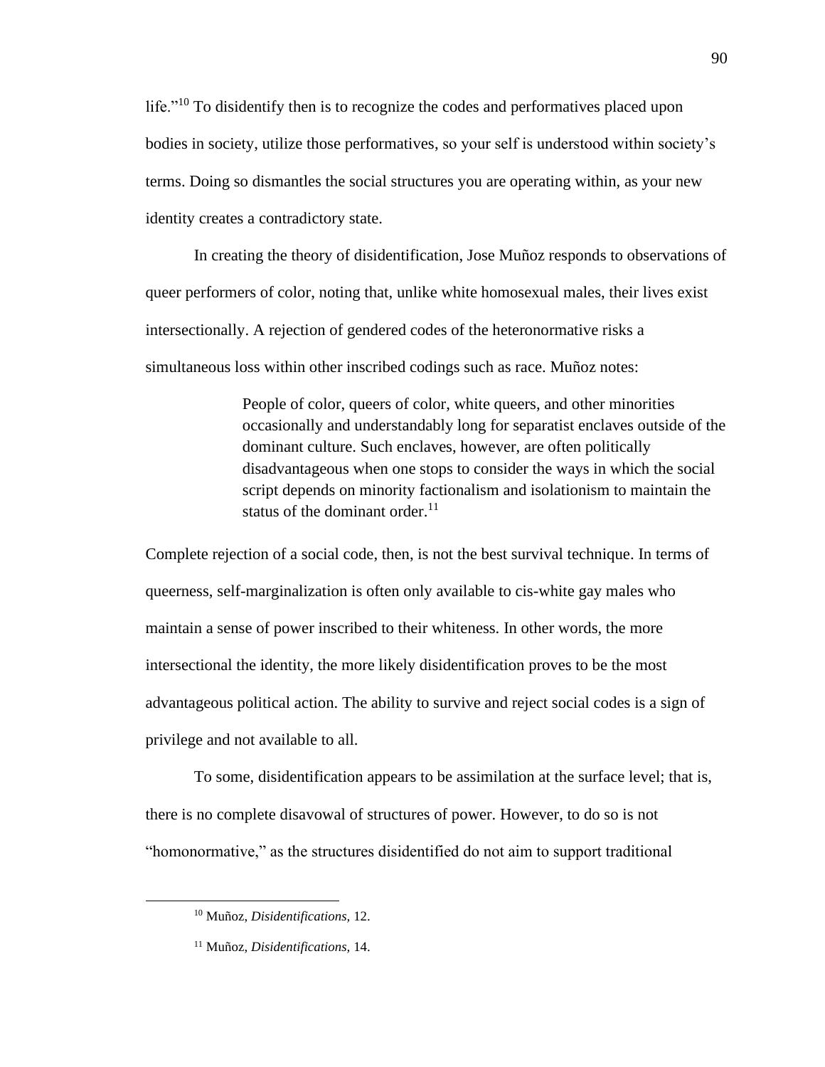life."[10] To disidentify then is to recognize the codes and performatives placed upon bodies in society, utilize those performatives, so your self is understood within society's terms. Doing so dismantles the social structures you are operating within, as your new identity creates a contradictory state.

In creating the theory of disidentification, Jose Muñoz responds to observations of queer performers of color, noting that, unlike white homosexual males, their lives exist intersectionally. A rejection of gendered codes of the heteronormative risks a simultaneous loss within other inscribed codings such as race. Muñoz notes:

> People of color, queers of color, white queers, and other minorities occasionally and understandably long for separatist enclaves outside of the dominant culture. Such enclaves, however, are often politically disadvantageous when one stops to consider the ways in which the social script depends on minority factionalism and isolationism to maintain the status of the dominant order.[11]

Complete rejection of a social code, then, is not the best survival technique. In terms of queerness, self-marginalization is often only available to cis-white gay males who maintain a sense of power inscribed to their whiteness. In other words, the more intersectional the identity, the more likely disidentification proves to be the most advantageous political action. The ability to survive and reject social codes is a sign of privilege and not available to all.

To some, disidentification appears to be assimilation at the surface level; that is, there is no complete disavowal of structures of power. However, to do so is not "homonormative," as the structures disidentified do not aim to support traditional

---

[10] Muñoz, *Disidentifications,* 12.

[11] Muñoz, *Disidentifications,* 14.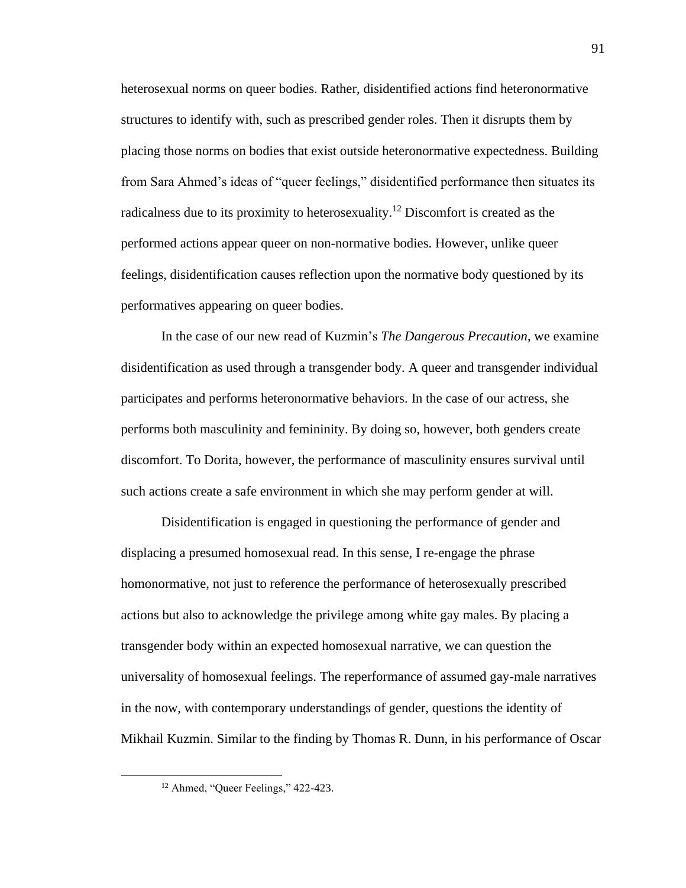heterosexual norms on queer bodies. Rather, disidentified actions find heteronormative structures to identify with, such as prescribed gender roles. Then it disrupts them by placing those norms on bodies that exist outside heteronormative expectedness. Building from Sara Ahmed's ideas of "queer feelings," disidentified performance then situates its radicalness due to its proximity to heterosexuality.[12] Discomfort is created as the performed actions appear queer on non-normative bodies. However, unlike queer feelings, disidentification causes reflection upon the normative body questioned by its performatives appearing on queer bodies.

In the case of our new read of Kuzmin's *The Dangerous Precaution*, we examine disidentification as used through a transgender body. A queer and transgender individual participates and performs heteronormative behaviors. In the case of our actress, she performs both masculinity and femininity. By doing so, however, both genders create discomfort. To Dorita, however, the performance of masculinity ensures survival until such actions create a safe environment in which she may perform gender at will.

Disidentification is engaged in questioning the performance of gender and displacing a presumed homosexual read. In this sense, I re-engage the phrase homonormative, not just to reference the performance of heterosexually prescribed actions but also to acknowledge the privilege among white gay males. By placing a transgender body within an expected homosexual narrative, we can question the universality of homosexual feelings. The reperformance of assumed gay-male narratives in the now, with contemporary understandings of gender, questions the identity of Mikhail Kuzmin. Similar to the finding by Thomas R. Dunn, in his performance of Oscar

[12] Ahmed, "Queer Feelings," 422-423.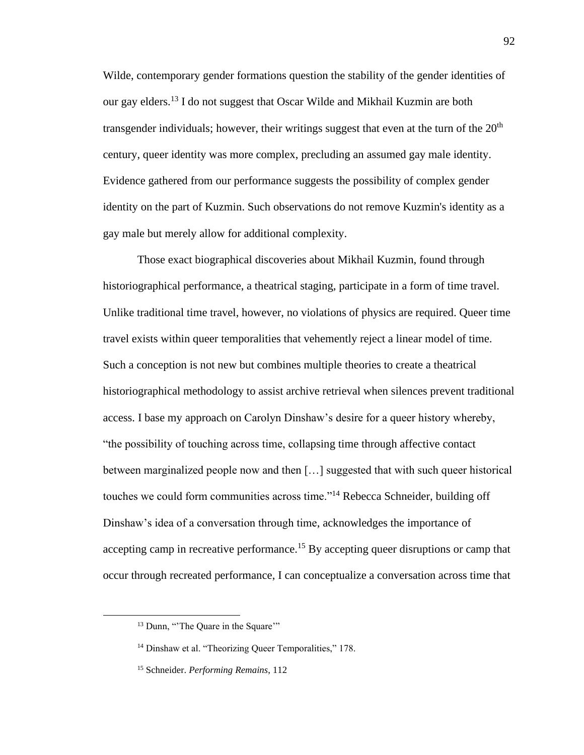Wilde, contemporary gender formations question the stability of the gender identities of our gay elders.[13] I do not suggest that Oscar Wilde and Mikhail Kuzmin are both transgender individuals; however, their writings suggest that even at the turn of the 20th century, queer identity was more complex, precluding an assumed gay male identity. Evidence gathered from our performance suggests the possibility of complex gender identity on the part of Kuzmin. Such observations do not remove Kuzmin's identity as a gay male but merely allow for additional complexity.

Those exact biographical discoveries about Mikhail Kuzmin, found through historiographical performance, a theatrical staging, participate in a form of time travel. Unlike traditional time travel, however, no violations of physics are required. Queer time travel exists within queer temporalities that vehemently reject a linear model of time. Such a conception is not new but combines multiple theories to create a theatrical historiographical methodology to assist archive retrieval when silences prevent traditional access. I base my approach on Carolyn Dinshaw's desire for a queer history whereby, "the possibility of touching across time, collapsing time through affective contact between marginalized people now and then […] suggested that with such queer historical touches we could form communities across time."[14] Rebecca Schneider, building off Dinshaw's idea of a conversation through time, acknowledges the importance of accepting camp in recreative performance.[15] By accepting queer disruptions or camp that occur through recreated performance, I can conceptualize a conversation across time that

---

[13] Dunn, "'The Quare in the Square'"

[14] Dinshaw et al. "Theorizing Queer Temporalities," 178.

[15] Schneider. *Performing Remains*, 112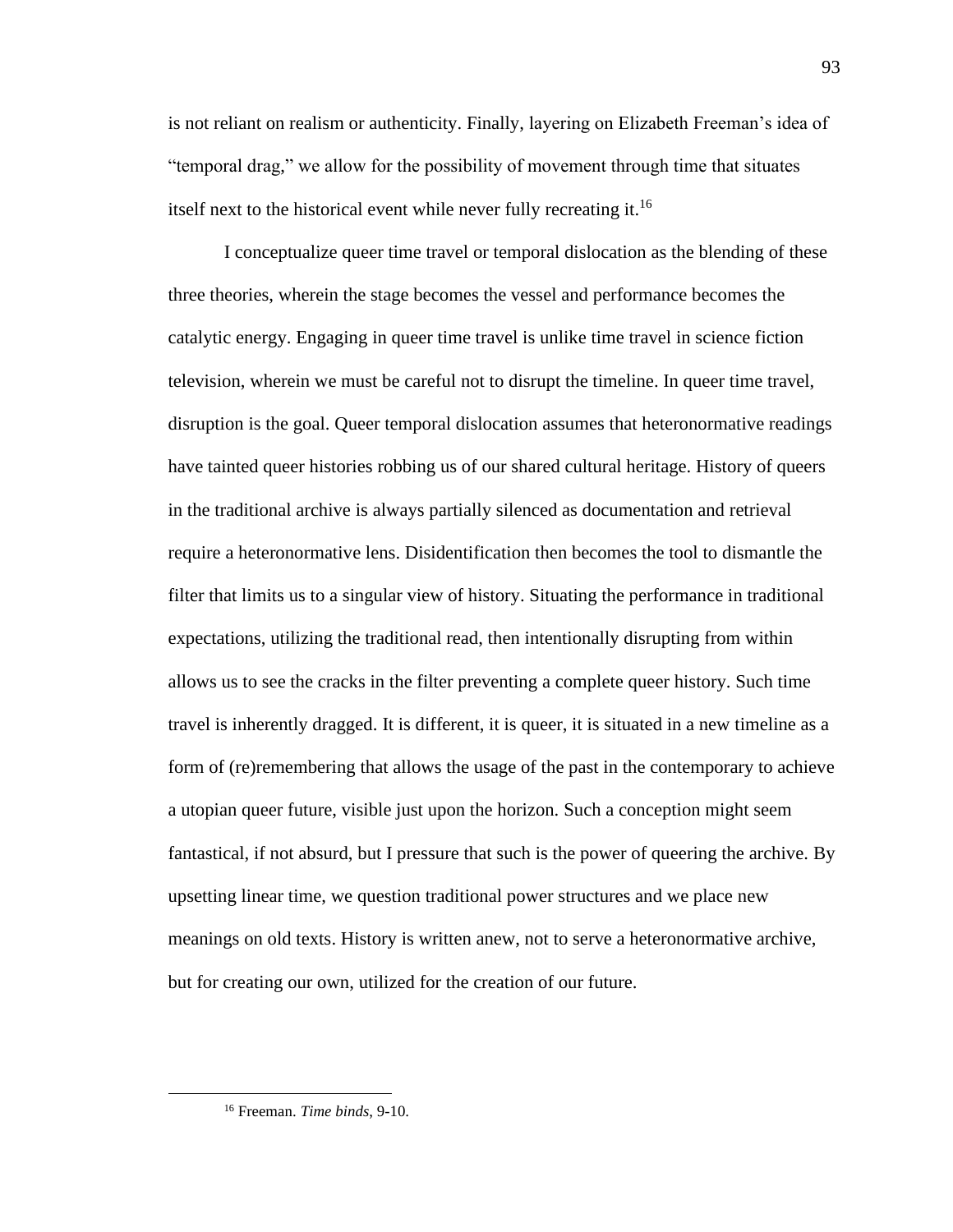is not reliant on realism or authenticity. Finally, layering on Elizabeth Freeman's idea of "temporal drag," we allow for the possibility of movement through time that situates itself next to the historical event while never fully recreating it.[16]

I conceptualize queer time travel or temporal dislocation as the blending of these three theories, wherein the stage becomes the vessel and performance becomes the catalytic energy. Engaging in queer time travel is unlike time travel in science fiction television, wherein we must be careful not to disrupt the timeline. In queer time travel, disruption is the goal. Queer temporal dislocation assumes that heteronormative readings have tainted queer histories robbing us of our shared cultural heritage. History of queers in the traditional archive is always partially silenced as documentation and retrieval require a heteronormative lens. Disidentification then becomes the tool to dismantle the filter that limits us to a singular view of history. Situating the performance in traditional expectations, utilizing the traditional read, then intentionally disrupting from within allows us to see the cracks in the filter preventing a complete queer history. Such time travel is inherently dragged. It is different, it is queer, it is situated in a new timeline as a form of (re)remembering that allows the usage of the past in the contemporary to achieve a utopian queer future, visible just upon the horizon. Such a conception might seem fantastical, if not absurd, but I pressure that such is the power of queering the archive. By upsetting linear time, we question traditional power structures and we place new meanings on old texts. History is written anew, not to serve a heteronormative archive, but for creating our own, utilized for the creation of our future.

---

[16] Freeman. *Time binds*, 9-10.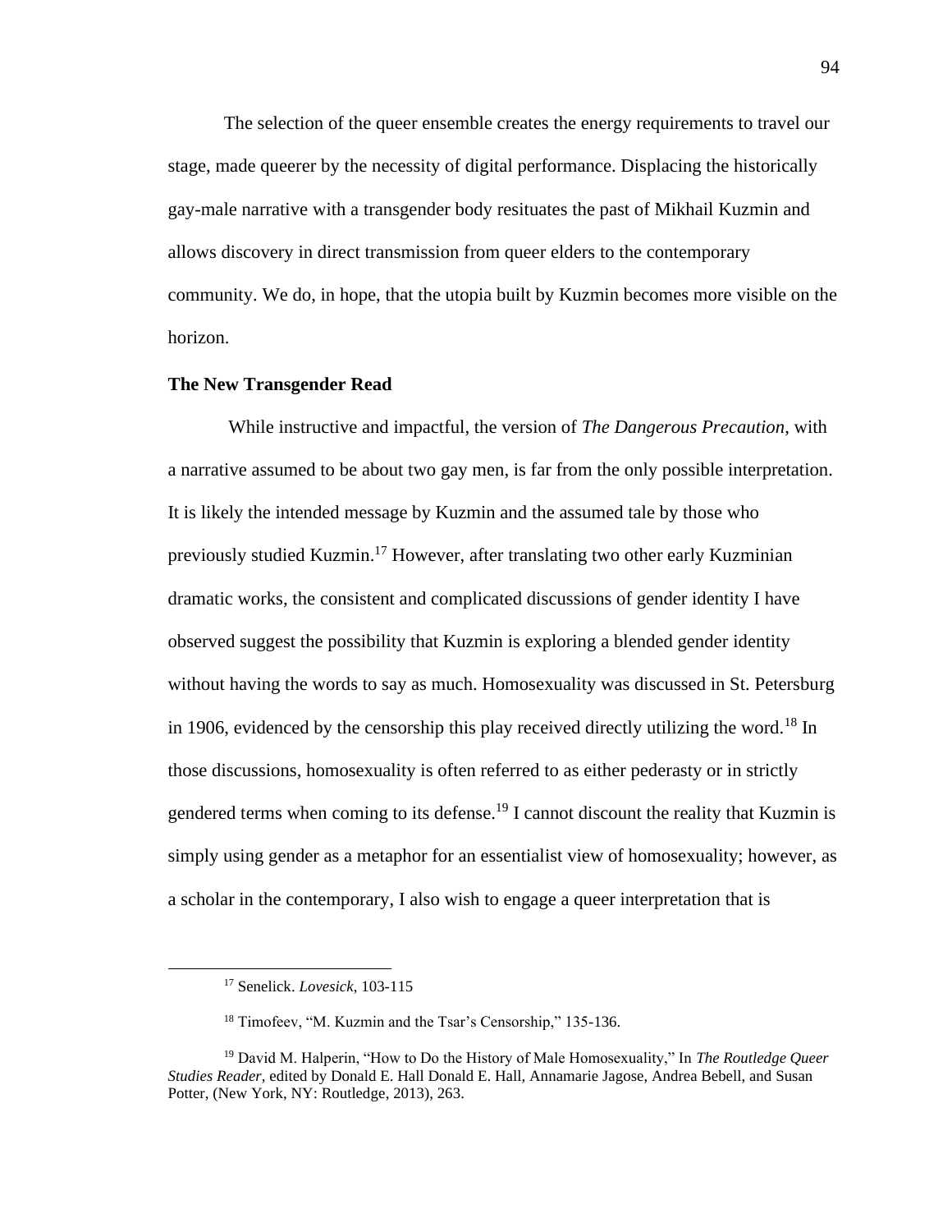The selection of the queer ensemble creates the energy requirements to travel our stage, made queerer by the necessity of digital performance. Displacing the historically gay-male narrative with a transgender body resituates the past of Mikhail Kuzmin and allows discovery in direct transmission from queer elders to the contemporary community. We do, in hope, that the utopia built by Kuzmin becomes more visible on the horizon.

**The New Transgender Read**

While instructive and impactful, the version of *The Dangerous Precaution*, with a narrative assumed to be about two gay men, is far from the only possible interpretation. It is likely the intended message by Kuzmin and the assumed tale by those who previously studied Kuzmin.[17] However, after translating two other early Kuzminian dramatic works, the consistent and complicated discussions of gender identity I have observed suggest the possibility that Kuzmin is exploring a blended gender identity without having the words to say as much. Homosexuality was discussed in St. Petersburg in 1906, evidenced by the censorship this play received directly utilizing the word.[18] In those discussions, homosexuality is often referred to as either pederasty or in strictly gendered terms when coming to its defense.[19] I cannot discount the reality that Kuzmin is simply using gender as a metaphor for an essentialist view of homosexuality; however, as a scholar in the contemporary, I also wish to engage a queer interpretation that is

---

[17] Senelick. *Lovesick*, 103-115

[18] Timofeev, "M. Kuzmin and the Tsar's Censorship," 135-136.

[19] David M. Halperin, "How to Do the History of Male Homosexuality," In *The Routledge Queer Studies Reader*, edited by Donald E. Hall Donald E. Hall, Annamarie Jagose, Andrea Bebell, and Susan Potter, (New York, NY: Routledge, 2013), 263.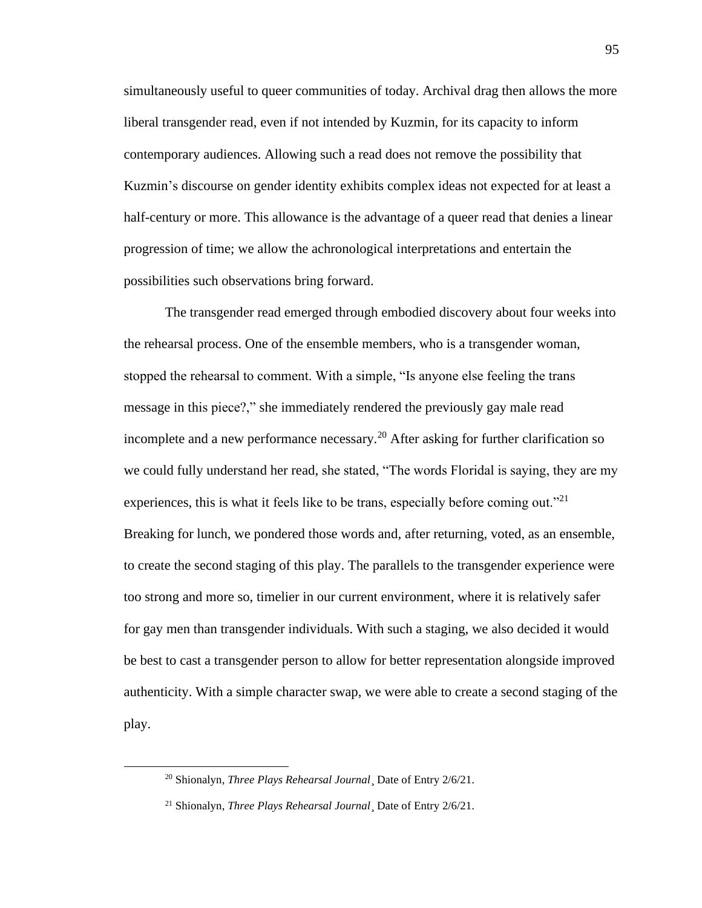simultaneously useful to queer communities of today. Archival drag then allows the more liberal transgender read, even if not intended by Kuzmin, for its capacity to inform contemporary audiences. Allowing such a read does not remove the possibility that Kuzmin's discourse on gender identity exhibits complex ideas not expected for at least a half-century or more. This allowance is the advantage of a queer read that denies a linear progression of time; we allow the achronological interpretations and entertain the possibilities such observations bring forward.

The transgender read emerged through embodied discovery about four weeks into the rehearsal process. One of the ensemble members, who is a transgender woman, stopped the rehearsal to comment. With a simple, "Is anyone else feeling the trans message in this piece?," she immediately rendered the previously gay male read incomplete and a new performance necessary.[20] After asking for further clarification so we could fully understand her read, she stated, "The words Floridal is saying, they are my experiences, this is what it feels like to be trans, especially before coming out."[21] Breaking for lunch, we pondered those words and, after returning, voted, as an ensemble, to create the second staging of this play. The parallels to the transgender experience were too strong and more so, timelier in our current environment, where it is relatively safer for gay men than transgender individuals. With such a staging, we also decided it would be best to cast a transgender person to allow for better representation alongside improved authenticity. With a simple character swap, we were able to create a second staging of the play.

[20] Shionalyn, *Three Plays Rehearsal Journal*¸ Date of Entry 2/6/21.

[21] Shionalyn, *Three Plays Rehearsal Journal*¸ Date of Entry 2/6/21.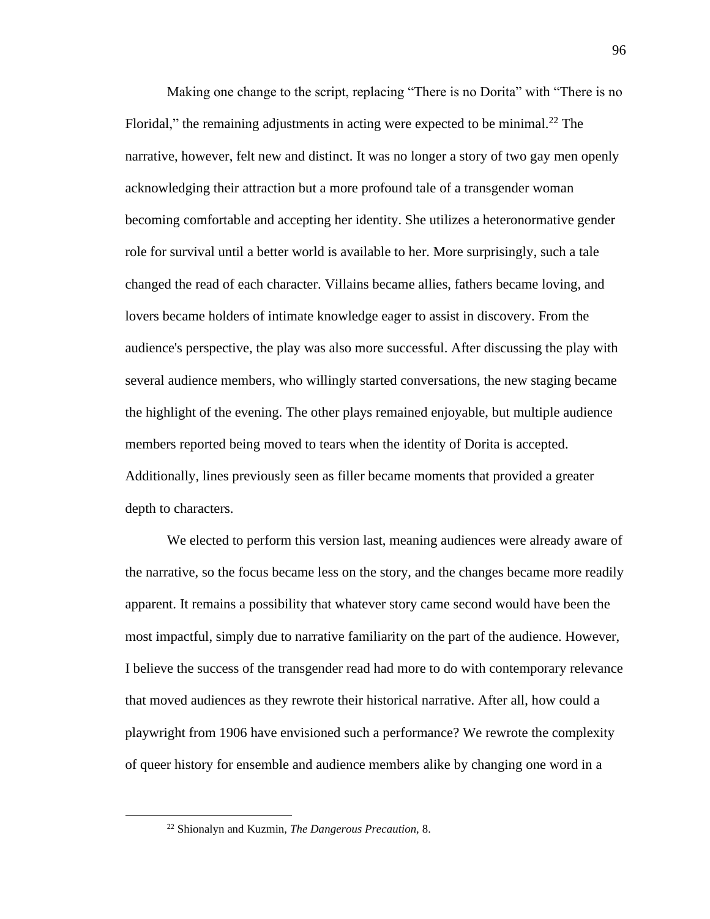Making one change to the script, replacing "There is no Dorita" with "There is no Floridal," the remaining adjustments in acting were expected to be minimal.[22] The narrative, however, felt new and distinct. It was no longer a story of two gay men openly acknowledging their attraction but a more profound tale of a transgender woman becoming comfortable and accepting her identity. She utilizes a heteronormative gender role for survival until a better world is available to her. More surprisingly, such a tale changed the read of each character. Villains became allies, fathers became loving, and lovers became holders of intimate knowledge eager to assist in discovery. From the audience's perspective, the play was also more successful. After discussing the play with several audience members, who willingly started conversations, the new staging became the highlight of the evening. The other plays remained enjoyable, but multiple audience members reported being moved to tears when the identity of Dorita is accepted. Additionally, lines previously seen as filler became moments that provided a greater depth to characters.

We elected to perform this version last, meaning audiences were already aware of the narrative, so the focus became less on the story, and the changes became more readily apparent. It remains a possibility that whatever story came second would have been the most impactful, simply due to narrative familiarity on the part of the audience. However, I believe the success of the transgender read had more to do with contemporary relevance that moved audiences as they rewrote their historical narrative. After all, how could a playwright from 1906 have envisioned such a performance? We rewrote the complexity of queer history for ensemble and audience members alike by changing one word in a

---

[22] Shionalyn and Kuzmin, *The Dangerous Precaution*, 8.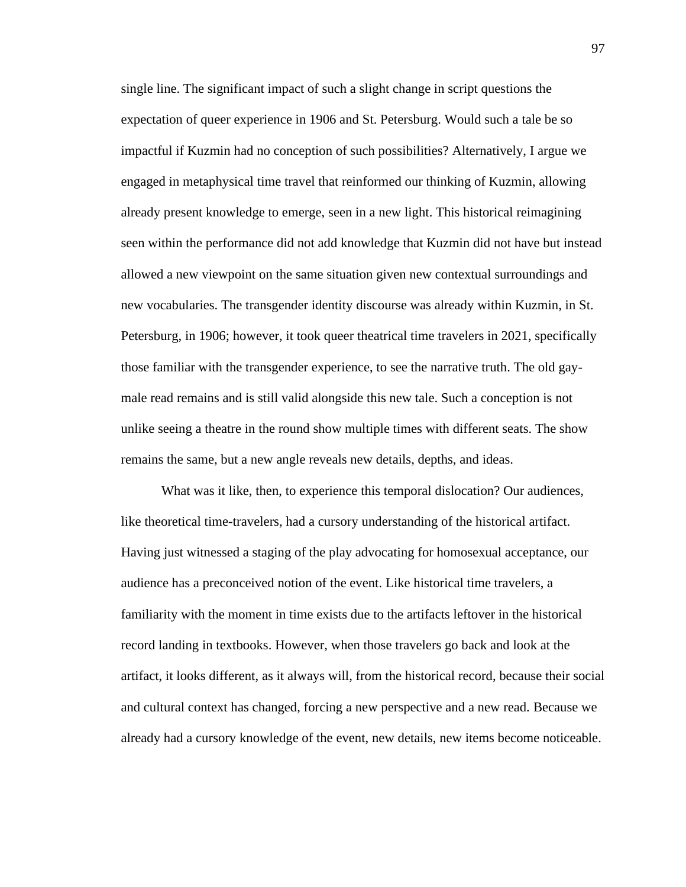single line. The significant impact of such a slight change in script questions the expectation of queer experience in 1906 and St. Petersburg. Would such a tale be so impactful if Kuzmin had no conception of such possibilities? Alternatively, I argue we engaged in metaphysical time travel that reinformed our thinking of Kuzmin, allowing already present knowledge to emerge, seen in a new light. This historical reimagining seen within the performance did not add knowledge that Kuzmin did not have but instead allowed a new viewpoint on the same situation given new contextual surroundings and new vocabularies. The transgender identity discourse was already within Kuzmin, in St. Petersburg, in 1906; however, it took queer theatrical time travelers in 2021, specifically those familiar with the transgender experience, to see the narrative truth. The old gay-male read remains and is still valid alongside this new tale. Such a conception is not unlike seeing a theatre in the round show multiple times with different seats. The show remains the same, but a new angle reveals new details, depths, and ideas.

What was it like, then, to experience this temporal dislocation? Our audiences, like theoretical time-travelers, had a cursory understanding of the historical artifact. Having just witnessed a staging of the play advocating for homosexual acceptance, our audience has a preconceived notion of the event. Like historical time travelers, a familiarity with the moment in time exists due to the artifacts leftover in the historical record landing in textbooks. However, when those travelers go back and look at the artifact, it looks different, as it always will, from the historical record, because their social and cultural context has changed, forcing a new perspective and a new read. Because we already had a cursory knowledge of the event, new details, new items become noticeable.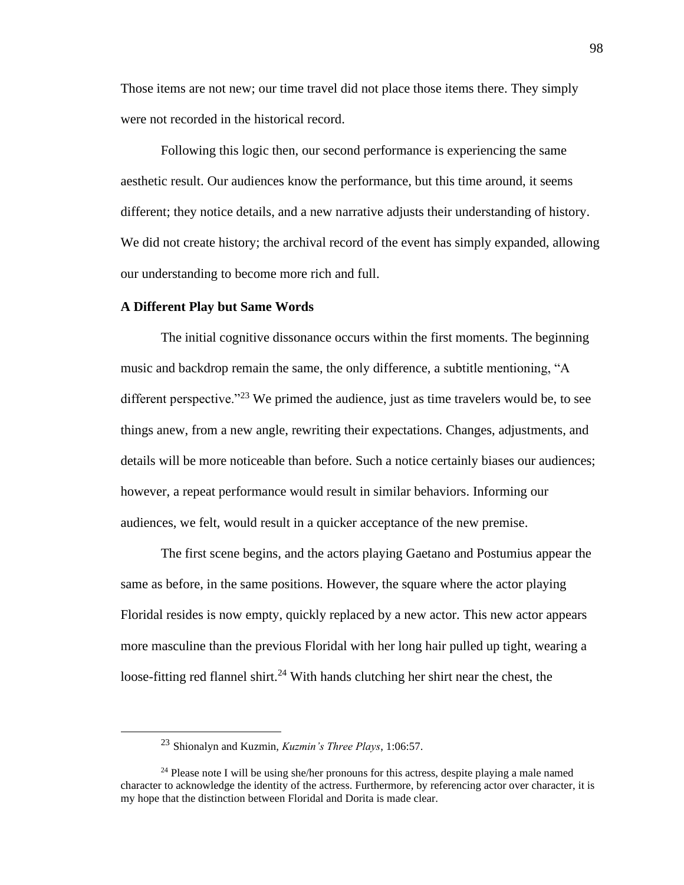Those items are not new; our time travel did not place those items there. They simply were not recorded in the historical record.

Following this logic then, our second performance is experiencing the same aesthetic result. Our audiences know the performance, but this time around, it seems different; they notice details, and a new narrative adjusts their understanding of history. We did not create history; the archival record of the event has simply expanded, allowing our understanding to become more rich and full.

**A Different Play but Same Words**

The initial cognitive dissonance occurs within the first moments. The beginning music and backdrop remain the same, the only difference, a subtitle mentioning, "A different perspective."[23] We primed the audience, just as time travelers would be, to see things anew, from a new angle, rewriting their expectations. Changes, adjustments, and details will be more noticeable than before. Such a notice certainly biases our audiences; however, a repeat performance would result in similar behaviors. Informing our audiences, we felt, would result in a quicker acceptance of the new premise.

The first scene begins, and the actors playing Gaetano and Postumius appear the same as before, in the same positions. However, the square where the actor playing Floridal resides is now empty, quickly replaced by a new actor. This new actor appears more masculine than the previous Floridal with her long hair pulled up tight, wearing a loose-fitting red flannel shirt.[24] With hands clutching her shirt near the chest, the

[23] Shionalyn and Kuzmin, *Kuzmin's Three Plays*, 1:06:57.

[24] Please note I will be using she/her pronouns for this actress, despite playing a male named character to acknowledge the identity of the actress. Furthermore, by referencing actor over character, it is my hope that the distinction between Floridal and Dorita is made clear.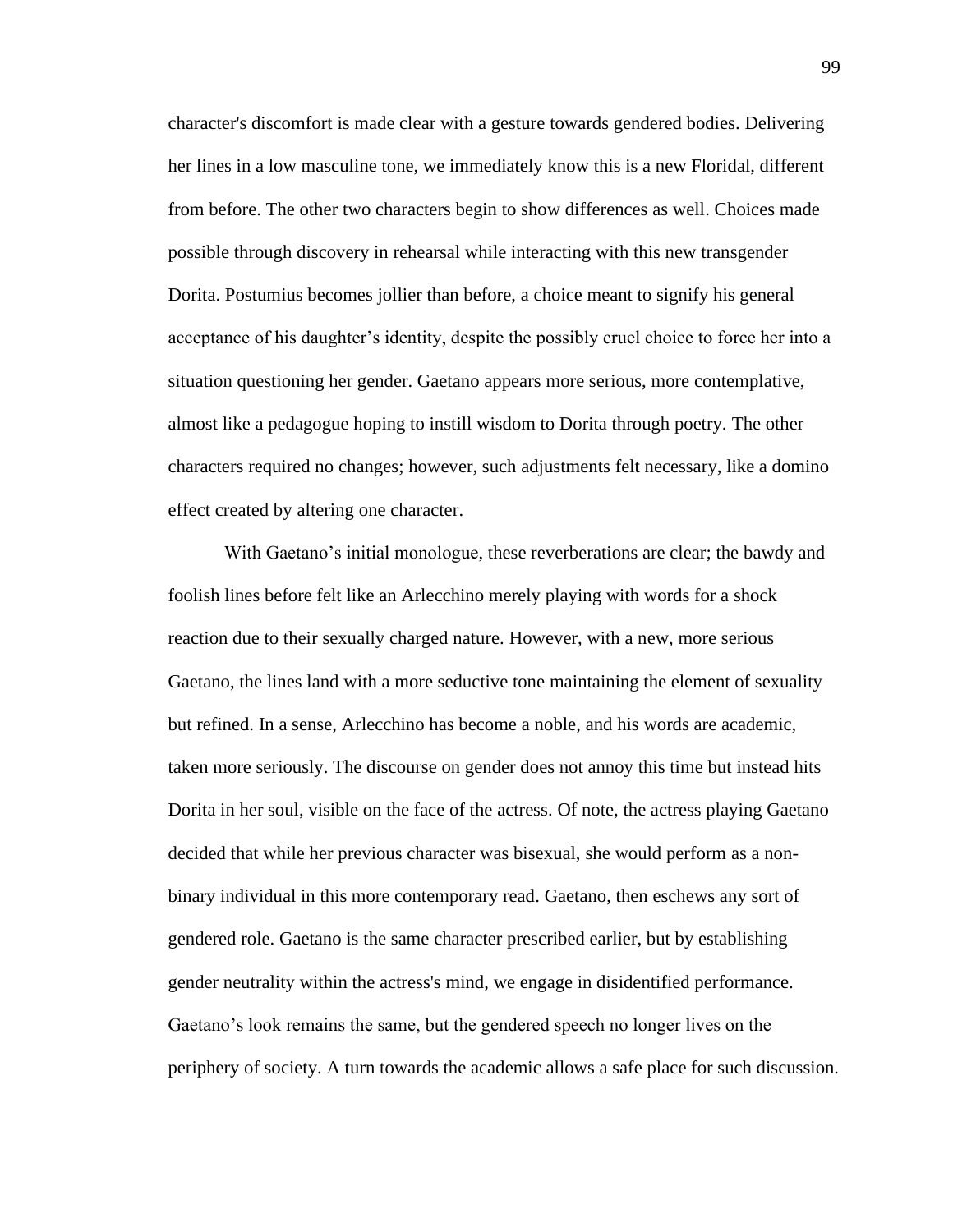character's discomfort is made clear with a gesture towards gendered bodies. Delivering her lines in a low masculine tone, we immediately know this is a new Floridal, different from before. The other two characters begin to show differences as well. Choices made possible through discovery in rehearsal while interacting with this new transgender Dorita. Postumius becomes jollier than before, a choice meant to signify his general acceptance of his daughter's identity, despite the possibly cruel choice to force her into a situation questioning her gender. Gaetano appears more serious, more contemplative, almost like a pedagogue hoping to instill wisdom to Dorita through poetry. The other characters required no changes; however, such adjustments felt necessary, like a domino effect created by altering one character.

With Gaetano's initial monologue, these reverberations are clear; the bawdy and foolish lines before felt like an Arlecchino merely playing with words for a shock reaction due to their sexually charged nature. However, with a new, more serious Gaetano, the lines land with a more seductive tone maintaining the element of sexuality but refined. In a sense, Arlecchino has become a noble, and his words are academic, taken more seriously. The discourse on gender does not annoy this time but instead hits Dorita in her soul, visible on the face of the actress. Of note, the actress playing Gaetano decided that while her previous character was bisexual, she would perform as a non-binary individual in this more contemporary read. Gaetano, then eschews any sort of gendered role. Gaetano is the same character prescribed earlier, but by establishing gender neutrality within the actress's mind, we engage in disidentified performance. Gaetano's look remains the same, but the gendered speech no longer lives on the periphery of society. A turn towards the academic allows a safe place for such discussion.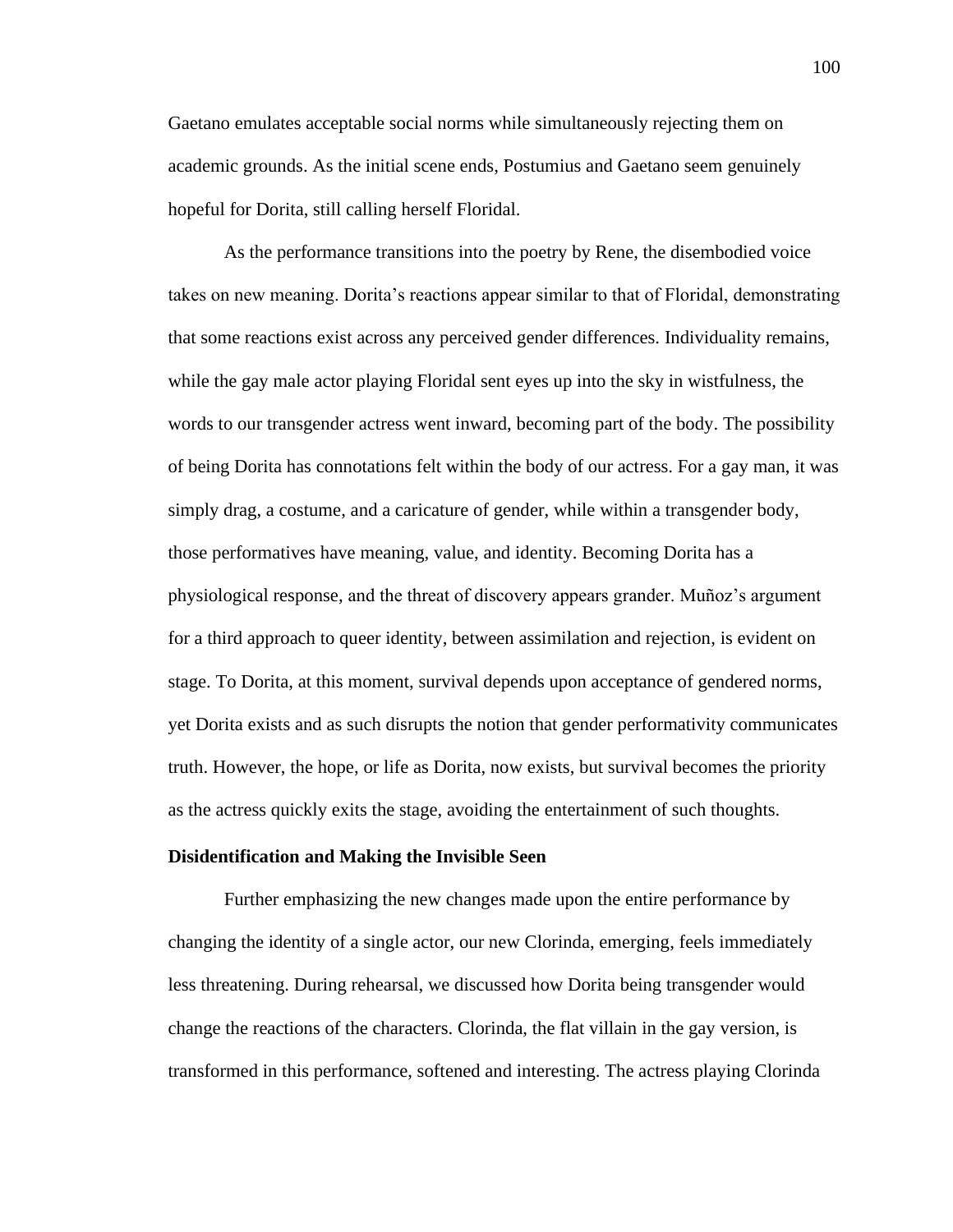Gaetano emulates acceptable social norms while simultaneously rejecting them on academic grounds. As the initial scene ends, Postumius and Gaetano seem genuinely hopeful for Dorita, still calling herself Floridal.

As the performance transitions into the poetry by Rene, the disembodied voice takes on new meaning. Dorita's reactions appear similar to that of Floridal, demonstrating that some reactions exist across any perceived gender differences. Individuality remains, while the gay male actor playing Floridal sent eyes up into the sky in wistfulness, the words to our transgender actress went inward, becoming part of the body. The possibility of being Dorita has connotations felt within the body of our actress. For a gay man, it was simply drag, a costume, and a caricature of gender, while within a transgender body, those performatives have meaning, value, and identity. Becoming Dorita has a physiological response, and the threat of discovery appears grander. Muñoz's argument for a third approach to queer identity, between assimilation and rejection, is evident on stage. To Dorita, at this moment, survival depends upon acceptance of gendered norms, yet Dorita exists and as such disrupts the notion that gender performativity communicates truth. However, the hope, or life as Dorita, now exists, but survival becomes the priority as the actress quickly exits the stage, avoiding the entertainment of such thoughts.

### Disidentification and Making the Invisible Seen

Further emphasizing the new changes made upon the entire performance by changing the identity of a single actor, our new Clorinda, emerging, feels immediately less threatening. During rehearsal, we discussed how Dorita being transgender would change the reactions of the characters. Clorinda, the flat villain in the gay version, is transformed in this performance, softened and interesting. The actress playing Clorinda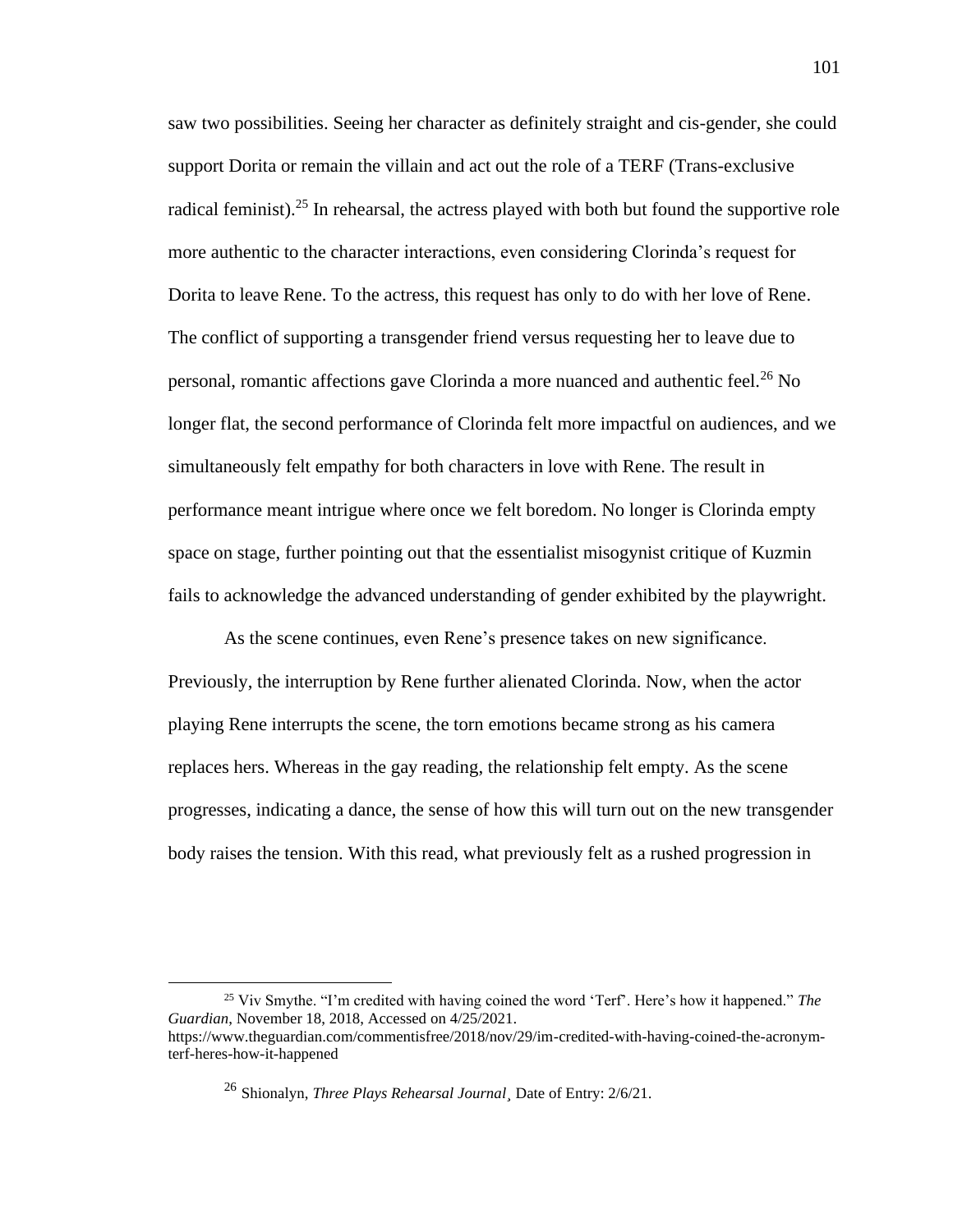saw two possibilities. Seeing her character as definitely straight and cis-gender, she could support Dorita or remain the villain and act out the role of a TERF (Trans-exclusive radical feminist).[25] In rehearsal, the actress played with both but found the supportive role more authentic to the character interactions, even considering Clorinda's request for Dorita to leave Rene. To the actress, this request has only to do with her love of Rene. The conflict of supporting a transgender friend versus requesting her to leave due to personal, romantic affections gave Clorinda a more nuanced and authentic feel.[26] No longer flat, the second performance of Clorinda felt more impactful on audiences, and we simultaneously felt empathy for both characters in love with Rene. The result in performance meant intrigue where once we felt boredom. No longer is Clorinda empty space on stage, further pointing out that the essentialist misogynist critique of Kuzmin fails to acknowledge the advanced understanding of gender exhibited by the playwright.

As the scene continues, even Rene's presence takes on new significance. Previously, the interruption by Rene further alienated Clorinda. Now, when the actor playing Rene interrupts the scene, the torn emotions became strong as his camera replaces hers. Whereas in the gay reading, the relationship felt empty. As the scene progresses, indicating a dance, the sense of how this will turn out on the new transgender body raises the tension. With this read, what previously felt as a rushed progression in

---

[25] Viv Smythe. "I'm credited with having coined the word 'Terf'. Here's how it happened." *The Guardian*, November 18, 2018, Accessed on 4/25/2021. https://www.theguardian.com/commentisfree/2018/nov/29/im-credited-with-having-coined-the-acronym-terf-heres-how-it-happened

[26] Shionalyn, *Three Plays Rehearsal Journal*¸ Date of Entry: 2/6/21.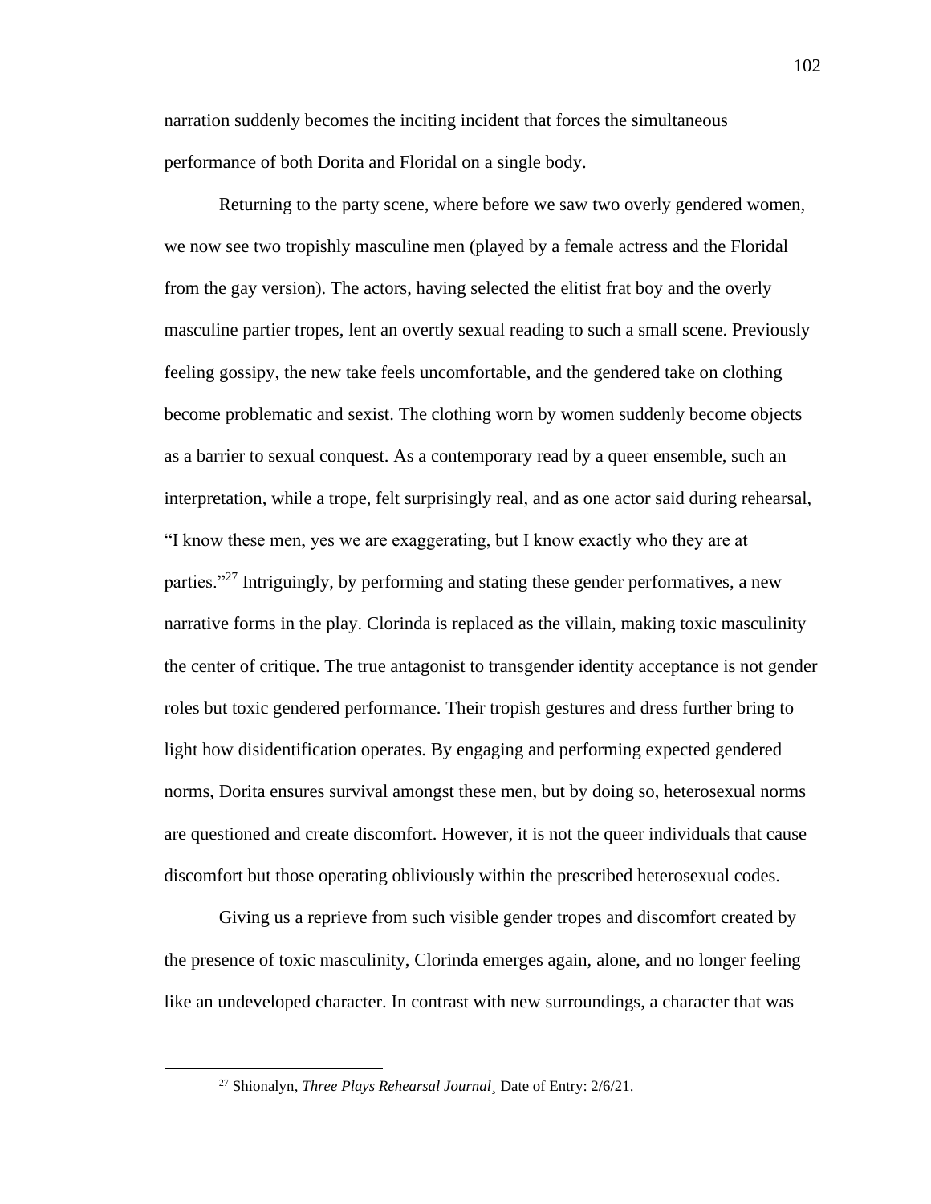narration suddenly becomes the inciting incident that forces the simultaneous performance of both Dorita and Floridal on a single body.

Returning to the party scene, where before we saw two overly gendered women, we now see two tropishly masculine men (played by a female actress and the Floridal from the gay version). The actors, having selected the elitist frat boy and the overly masculine partier tropes, lent an overtly sexual reading to such a small scene. Previously feeling gossipy, the new take feels uncomfortable, and the gendered take on clothing become problematic and sexist. The clothing worn by women suddenly become objects as a barrier to sexual conquest. As a contemporary read by a queer ensemble, such an interpretation, while a trope, felt surprisingly real, and as one actor said during rehearsal, "I know these men, yes we are exaggerating, but I know exactly who they are at parties."[27] Intriguingly, by performing and stating these gender performatives, a new narrative forms in the play. Clorinda is replaced as the villain, making toxic masculinity the center of critique. The true antagonist to transgender identity acceptance is not gender roles but toxic gendered performance. Their tropish gestures and dress further bring to light how disidentification operates. By engaging and performing expected gendered norms, Dorita ensures survival amongst these men, but by doing so, heterosexual norms are questioned and create discomfort. However, it is not the queer individuals that cause discomfort but those operating obliviously within the prescribed heterosexual codes.

Giving us a reprieve from such visible gender tropes and discomfort created by the presence of toxic masculinity, Clorinda emerges again, alone, and no longer feeling like an undeveloped character. In contrast with new surroundings, a character that was

[27] Shionalyn, *Three Plays Rehearsal Journal*¸ Date of Entry: 2/6/21.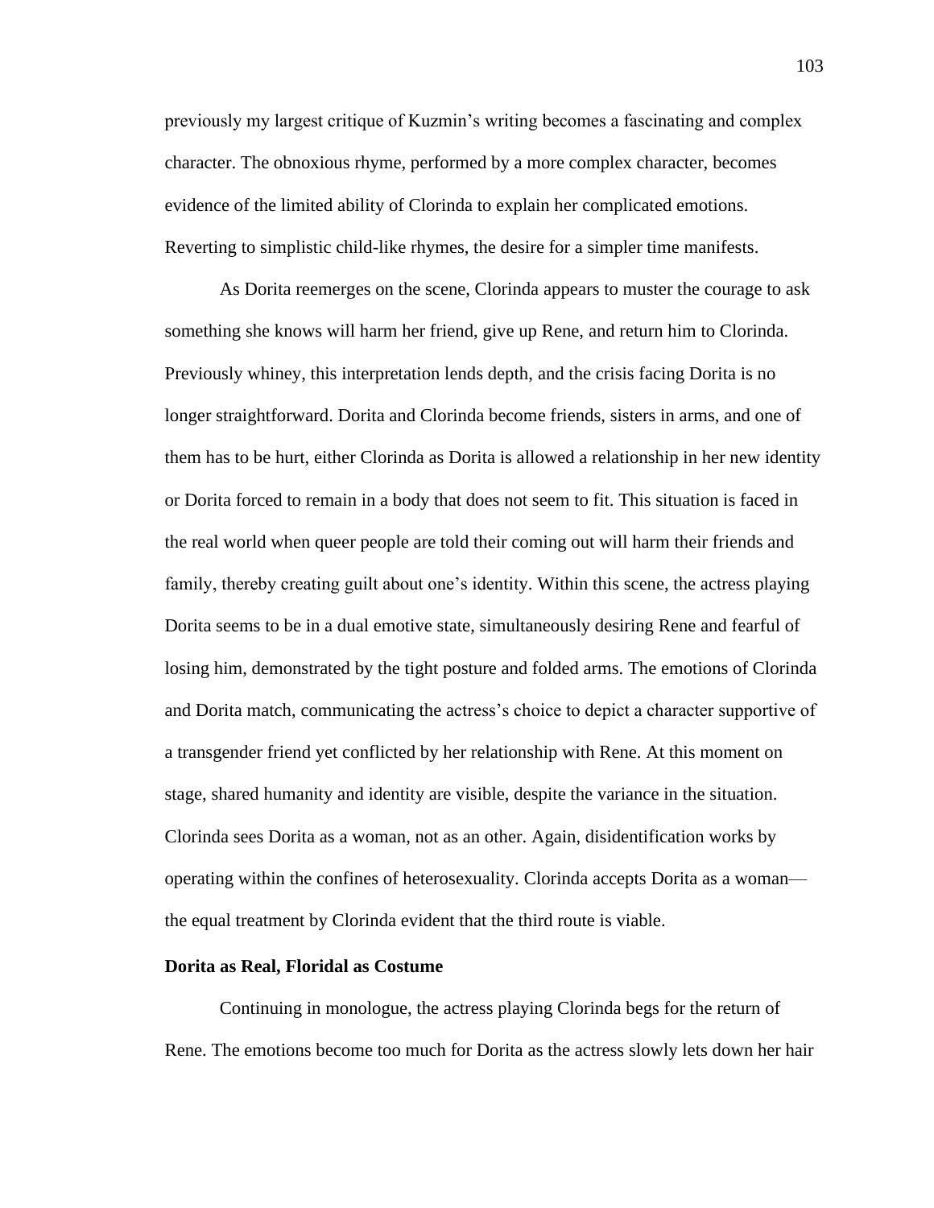previously my largest critique of Kuzmin's writing becomes a fascinating and complex character. The obnoxious rhyme, performed by a more complex character, becomes evidence of the limited ability of Clorinda to explain her complicated emotions. Reverting to simplistic child-like rhymes, the desire for a simpler time manifests.

As Dorita reemerges on the scene, Clorinda appears to muster the courage to ask something she knows will harm her friend, give up Rene, and return him to Clorinda. Previously whiney, this interpretation lends depth, and the crisis facing Dorita is no longer straightforward. Dorita and Clorinda become friends, sisters in arms, and one of them has to be hurt, either Clorinda as Dorita is allowed a relationship in her new identity or Dorita forced to remain in a body that does not seem to fit. This situation is faced in the real world when queer people are told their coming out will harm their friends and family, thereby creating guilt about one's identity. Within this scene, the actress playing Dorita seems to be in a dual emotive state, simultaneously desiring Rene and fearful of losing him, demonstrated by the tight posture and folded arms. The emotions of Clorinda and Dorita match, communicating the actress's choice to depict a character supportive of a transgender friend yet conflicted by her relationship with Rene. At this moment on stage, shared humanity and identity are visible, despite the variance in the situation. Clorinda sees Dorita as a woman, not as an other. Again, disidentification works by operating within the confines of heterosexuality. Clorinda accepts Dorita as a woman—the equal treatment by Clorinda evident that the third route is viable.

### Dorita as Real, Floridal as Costume

Continuing in monologue, the actress playing Clorinda begs for the return of Rene. The emotions become too much for Dorita as the actress slowly lets down her hair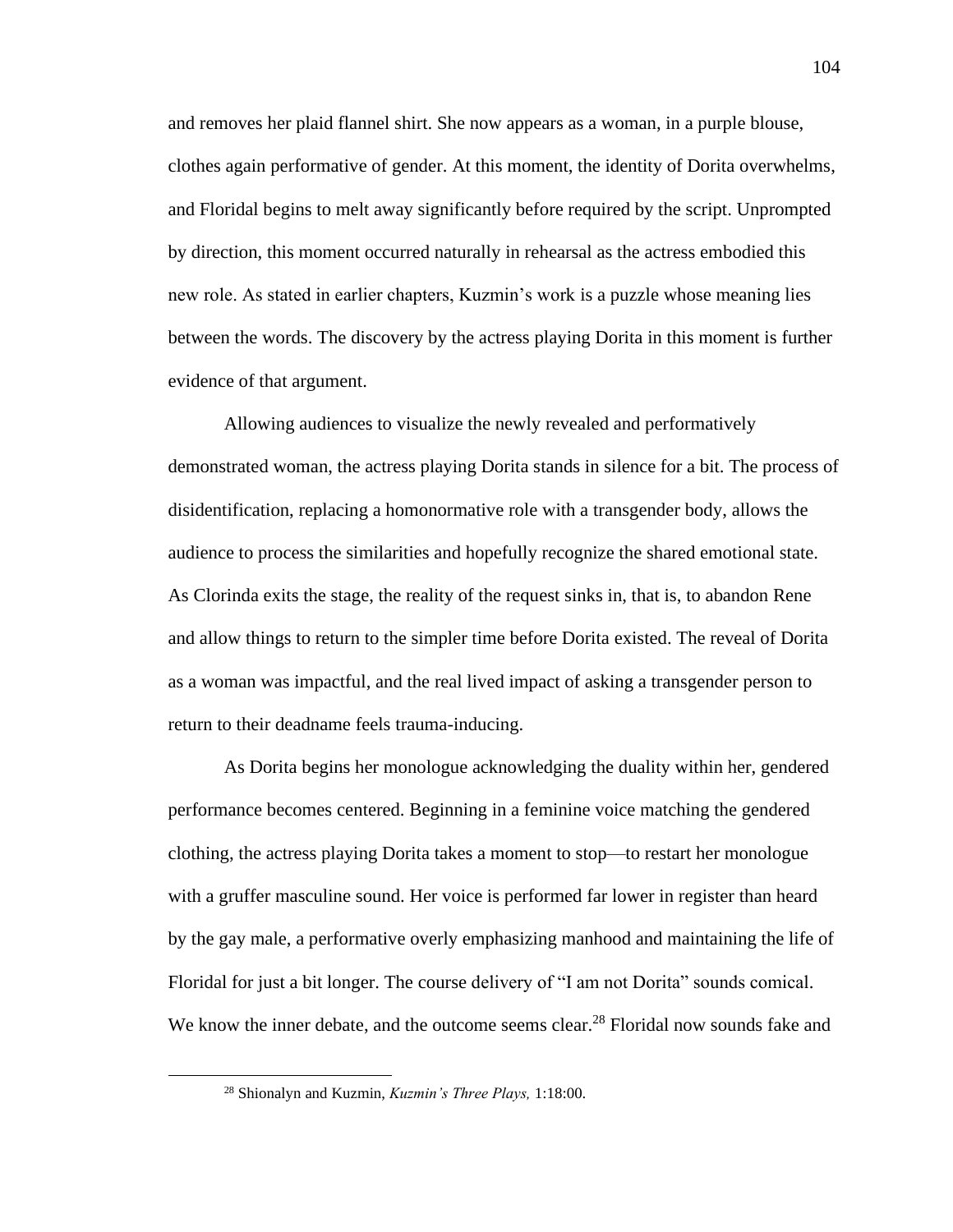and removes her plaid flannel shirt. She now appears as a woman, in a purple blouse, clothes again performative of gender. At this moment, the identity of Dorita overwhelms, and Floridal begins to melt away significantly before required by the script. Unprompted by direction, this moment occurred naturally in rehearsal as the actress embodied this new role. As stated in earlier chapters, Kuzmin's work is a puzzle whose meaning lies between the words. The discovery by the actress playing Dorita in this moment is further evidence of that argument.

Allowing audiences to visualize the newly revealed and performatively demonstrated woman, the actress playing Dorita stands in silence for a bit. The process of disidentification, replacing a homonormative role with a transgender body, allows the audience to process the similarities and hopefully recognize the shared emotional state. As Clorinda exits the stage, the reality of the request sinks in, that is, to abandon Rene and allow things to return to the simpler time before Dorita existed. The reveal of Dorita as a woman was impactful, and the real lived impact of asking a transgender person to return to their deadname feels trauma-inducing.

As Dorita begins her monologue acknowledging the duality within her, gendered performance becomes centered. Beginning in a feminine voice matching the gendered clothing, the actress playing Dorita takes a moment to stop—to restart her monologue with a gruffer masculine sound. Her voice is performed far lower in register than heard by the gay male, a performative overly emphasizing manhood and maintaining the life of Floridal for just a bit longer. The course delivery of "I am not Dorita" sounds comical. We know the inner debate, and the outcome seems clear.[28] Floridal now sounds fake and

[28] Shionalyn and Kuzmin, *Kuzmin's Three Plays,* 1:18:00.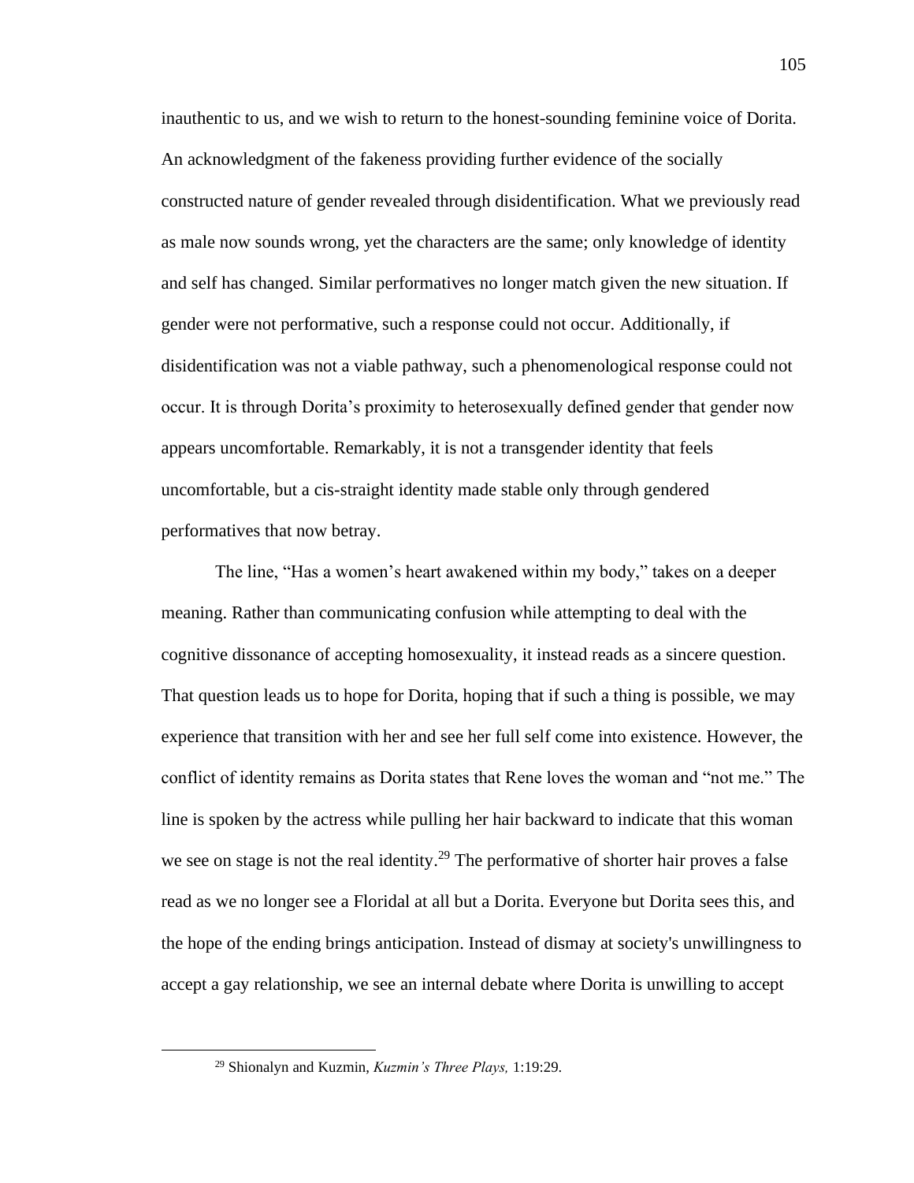inauthentic to us, and we wish to return to the honest-sounding feminine voice of Dorita. An acknowledgment of the fakeness providing further evidence of the socially constructed nature of gender revealed through disidentification. What we previously read as male now sounds wrong, yet the characters are the same; only knowledge of identity and self has changed. Similar performatives no longer match given the new situation. If gender were not performative, such a response could not occur. Additionally, if disidentification was not a viable pathway, such a phenomenological response could not occur. It is through Dorita's proximity to heterosexually defined gender that gender now appears uncomfortable. Remarkably, it is not a transgender identity that feels uncomfortable, but a cis-straight identity made stable only through gendered performatives that now betray.

The line, "Has a women's heart awakened within my body," takes on a deeper meaning. Rather than communicating confusion while attempting to deal with the cognitive dissonance of accepting homosexuality, it instead reads as a sincere question. That question leads us to hope for Dorita, hoping that if such a thing is possible, we may experience that transition with her and see her full self come into existence. However, the conflict of identity remains as Dorita states that Rene loves the woman and "not me." The line is spoken by the actress while pulling her hair backward to indicate that this woman we see on stage is not the real identity.[29] The performative of shorter hair proves a false read as we no longer see a Floridal at all but a Dorita. Everyone but Dorita sees this, and the hope of the ending brings anticipation. Instead of dismay at society's unwillingness to accept a gay relationship, we see an internal debate where Dorita is unwilling to accept

[29] Shionalyn and Kuzmin, *Kuzmin's Three Plays,* 1:19:29.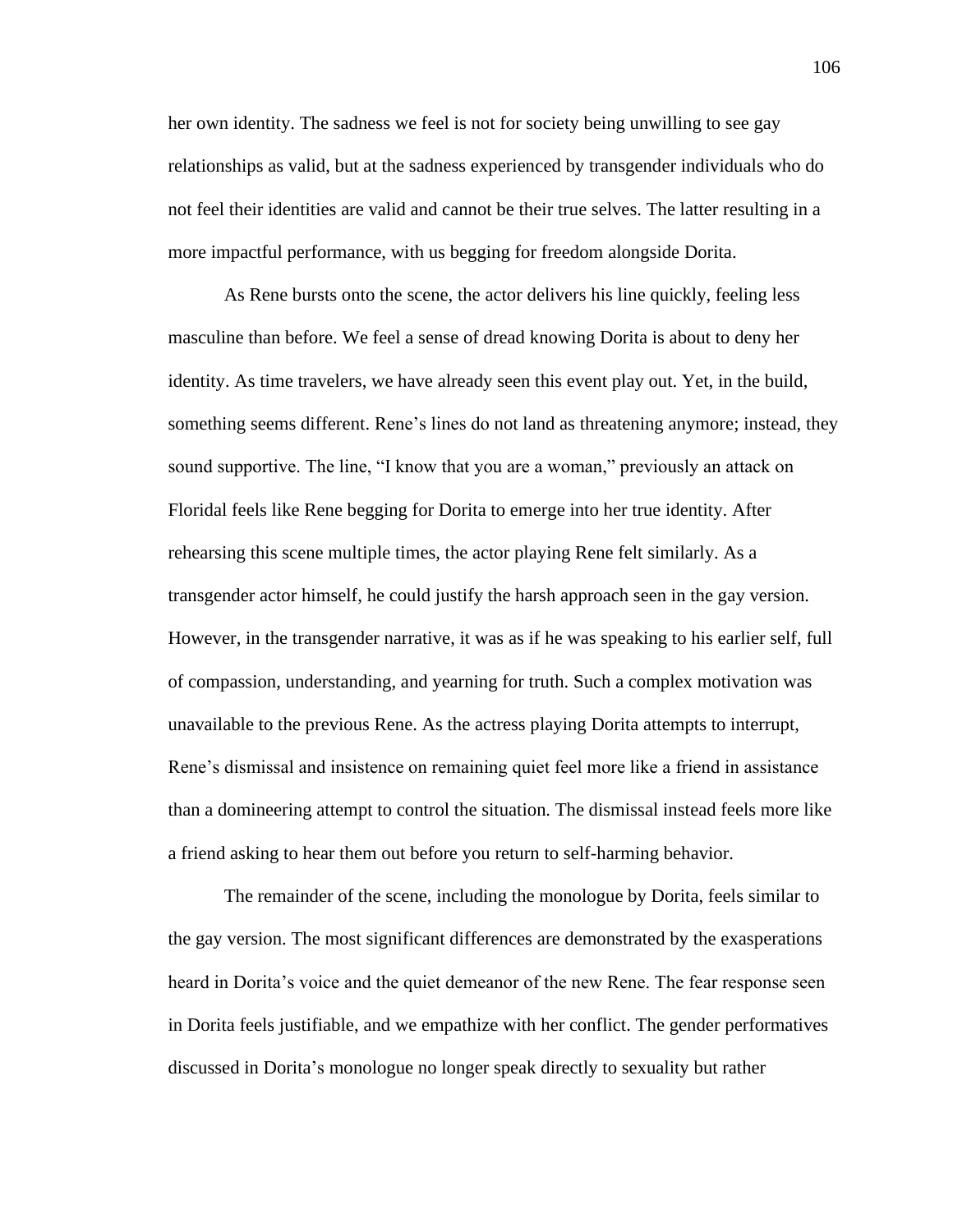her own identity. The sadness we feel is not for society being unwilling to see gay relationships as valid, but at the sadness experienced by transgender individuals who do not feel their identities are valid and cannot be their true selves. The latter resulting in a more impactful performance, with us begging for freedom alongside Dorita.

As Rene bursts onto the scene, the actor delivers his line quickly, feeling less masculine than before. We feel a sense of dread knowing Dorita is about to deny her identity. As time travelers, we have already seen this event play out. Yet, in the build, something seems different. Rene's lines do not land as threatening anymore; instead, they sound supportive. The line, "I know that you are a woman," previously an attack on Floridal feels like Rene begging for Dorita to emerge into her true identity. After rehearsing this scene multiple times, the actor playing Rene felt similarly. As a transgender actor himself, he could justify the harsh approach seen in the gay version. However, in the transgender narrative, it was as if he was speaking to his earlier self, full of compassion, understanding, and yearning for truth. Such a complex motivation was unavailable to the previous Rene. As the actress playing Dorita attempts to interrupt, Rene's dismissal and insistence on remaining quiet feel more like a friend in assistance than a domineering attempt to control the situation. The dismissal instead feels more like a friend asking to hear them out before you return to self-harming behavior.

The remainder of the scene, including the monologue by Dorita, feels similar to the gay version. The most significant differences are demonstrated by the exasperations heard in Dorita's voice and the quiet demeanor of the new Rene. The fear response seen in Dorita feels justifiable, and we empathize with her conflict. The gender performatives discussed in Dorita's monologue no longer speak directly to sexuality but rather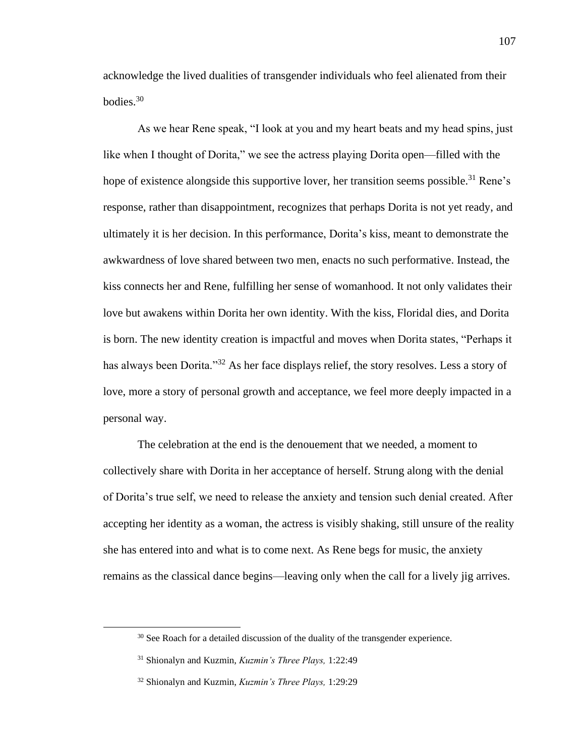acknowledge the lived dualities of transgender individuals who feel alienated from their bodies.[30]

As we hear Rene speak, "I look at you and my heart beats and my head spins, just like when I thought of Dorita," we see the actress playing Dorita open—filled with the hope of existence alongside this supportive lover, her transition seems possible.[31] Rene's response, rather than disappointment, recognizes that perhaps Dorita is not yet ready, and ultimately it is her decision. In this performance, Dorita's kiss, meant to demonstrate the awkwardness of love shared between two men, enacts no such performative. Instead, the kiss connects her and Rene, fulfilling her sense of womanhood. It not only validates their love but awakens within Dorita her own identity. With the kiss, Floridal dies, and Dorita is born. The new identity creation is impactful and moves when Dorita states, "Perhaps it has always been Dorita."[32] As her face displays relief, the story resolves. Less a story of love, more a story of personal growth and acceptance, we feel more deeply impacted in a personal way.

The celebration at the end is the denouement that we needed, a moment to collectively share with Dorita in her acceptance of herself. Strung along with the denial of Dorita's true self, we need to release the anxiety and tension such denial created. After accepting her identity as a woman, the actress is visibly shaking, still unsure of the reality she has entered into and what is to come next. As Rene begs for music, the anxiety remains as the classical dance begins—leaving only when the call for a lively jig arrives.

---

[30] See Roach for a detailed discussion of the duality of the transgender experience.

[31] Shionalyn and Kuzmin, *Kuzmin's Three Plays,* 1:22:49

[32] Shionalyn and Kuzmin, *Kuzmin's Three Plays,* 1:29:29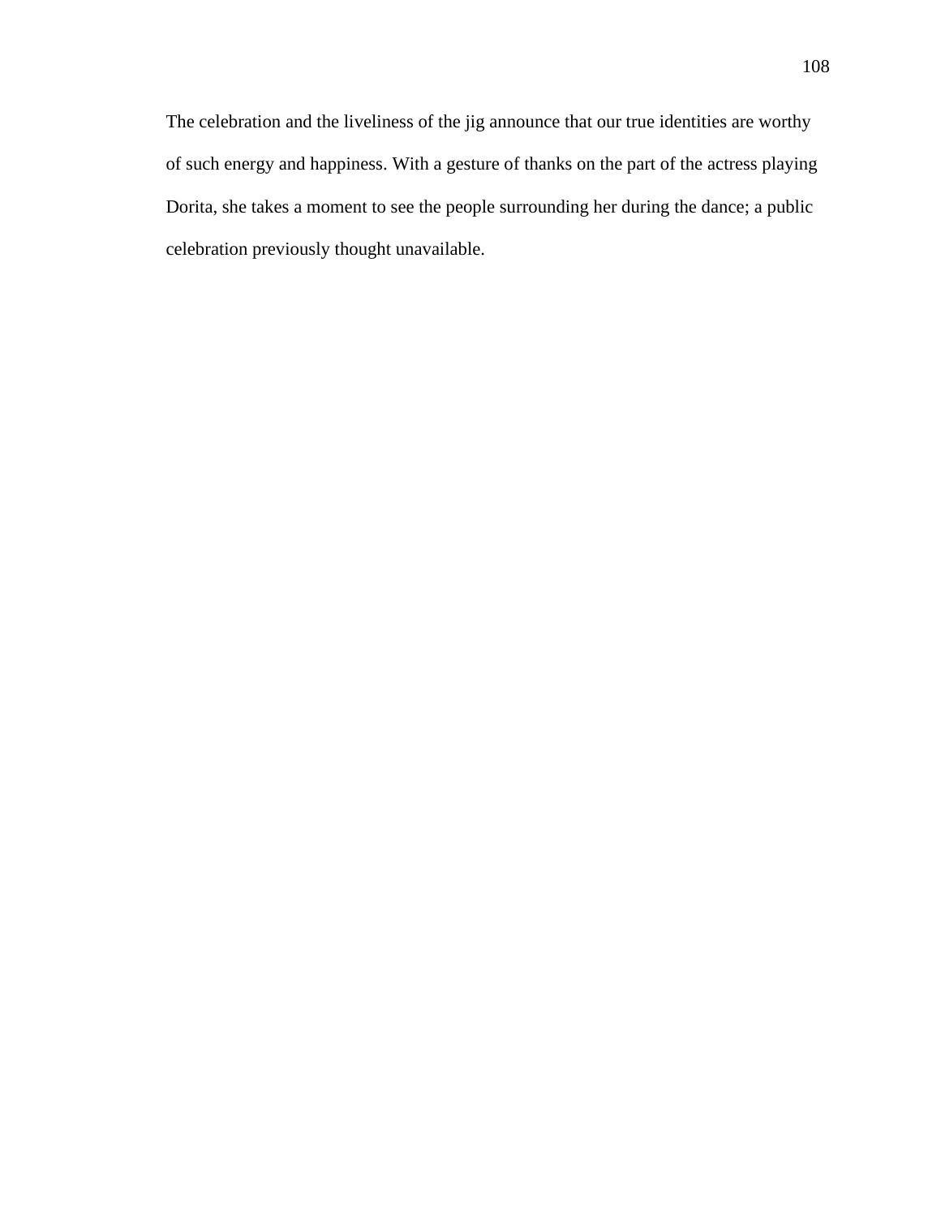The celebration and the liveliness of the jig announce that our true identities are worthy of such energy and happiness. With a gesture of thanks on the part of the actress playing Dorita, she takes a moment to see the people surrounding her during the dance; a public celebration previously thought unavailable.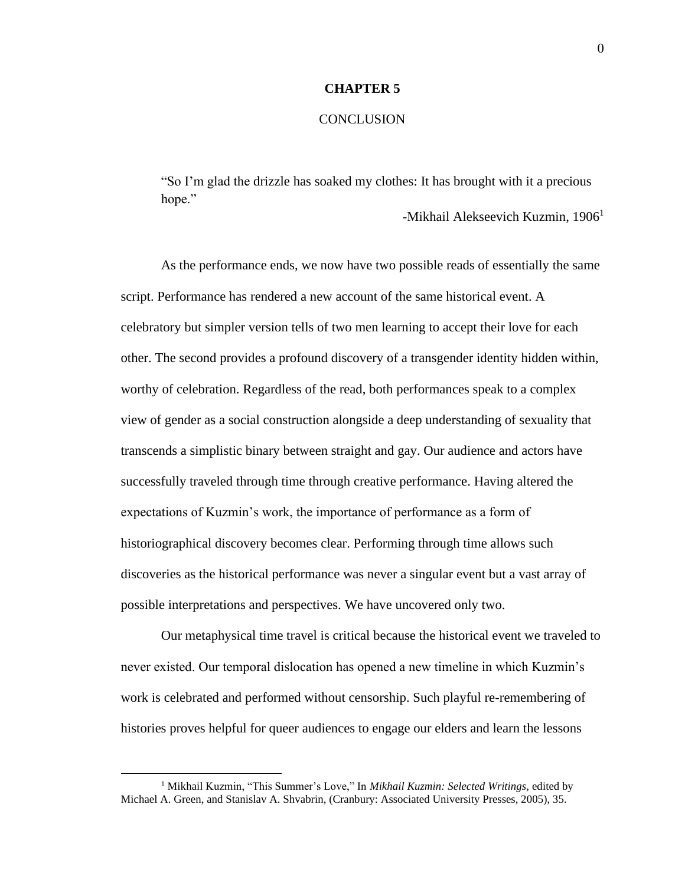# CHAPTER 5

## CONCLUSION

> "So I'm glad the drizzle has soaked my clothes: It has brought with it a precious hope."
>
> -Mikhail Alekseevich Kuzmin, 1906[1]

As the performance ends, we now have two possible reads of essentially the same script. Performance has rendered a new account of the same historical event. A celebratory but simpler version tells of two men learning to accept their love for each other. The second provides a profound discovery of a transgender identity hidden within, worthy of celebration. Regardless of the read, both performances speak to a complex view of gender as a social construction alongside a deep understanding of sexuality that transcends a simplistic binary between straight and gay. Our audience and actors have successfully traveled through time through creative performance. Having altered the expectations of Kuzmin's work, the importance of performance as a form of historiographical discovery becomes clear. Performing through time allows such discoveries as the historical performance was never a singular event but a vast array of possible interpretations and perspectives. We have uncovered only two.

Our metaphysical time travel is critical because the historical event we traveled to never existed. Our temporal dislocation has opened a new timeline in which Kuzmin's work is celebrated and performed without censorship. Such playful re-remembering of histories proves helpful for queer audiences to engage our elders and learn the lessons

[1] Mikhail Kuzmin, "This Summer's Love," In *Mikhail Kuzmin: Selected Writings,* edited by Michael A. Green, and Stanislav A. Shvabrin, (Cranbury: Associated University Presses, 2005), 35.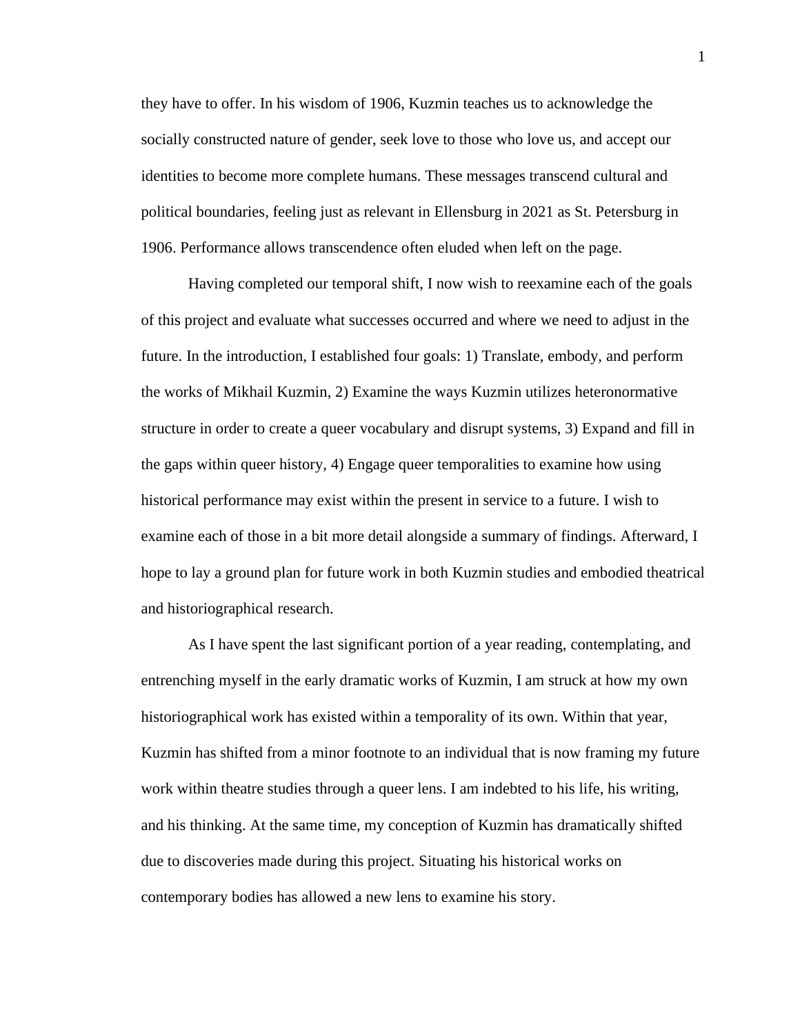they have to offer. In his wisdom of 1906, Kuzmin teaches us to acknowledge the socially constructed nature of gender, seek love to those who love us, and accept our identities to become more complete humans. These messages transcend cultural and political boundaries, feeling just as relevant in Ellensburg in 2021 as St. Petersburg in 1906. Performance allows transcendence often eluded when left on the page.

Having completed our temporal shift, I now wish to reexamine each of the goals of this project and evaluate what successes occurred and where we need to adjust in the future. In the introduction, I established four goals: 1) Translate, embody, and perform the works of Mikhail Kuzmin, 2) Examine the ways Kuzmin utilizes heteronormative structure in order to create a queer vocabulary and disrupt systems, 3) Expand and fill in the gaps within queer history, 4) Engage queer temporalities to examine how using historical performance may exist within the present in service to a future. I wish to examine each of those in a bit more detail alongside a summary of findings. Afterward, I hope to lay a ground plan for future work in both Kuzmin studies and embodied theatrical and historiographical research.

As I have spent the last significant portion of a year reading, contemplating, and entrenching myself in the early dramatic works of Kuzmin, I am struck at how my own historiographical work has existed within a temporality of its own. Within that year, Kuzmin has shifted from a minor footnote to an individual that is now framing my future work within theatre studies through a queer lens. I am indebted to his life, his writing, and his thinking. At the same time, my conception of Kuzmin has dramatically shifted due to discoveries made during this project. Situating his historical works on contemporary bodies has allowed a new lens to examine his story.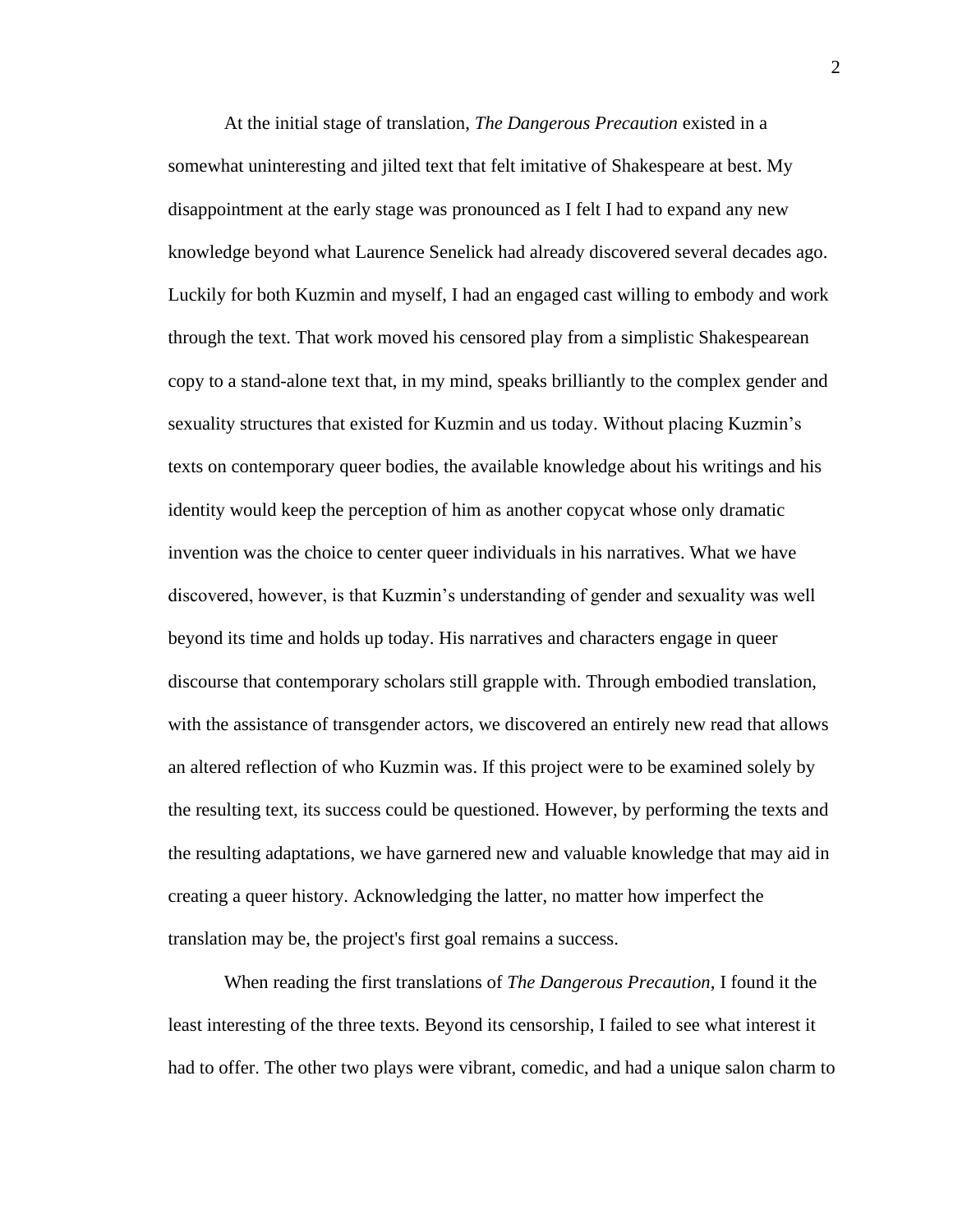At the initial stage of translation, *The Dangerous Precaution* existed in a somewhat uninteresting and jilted text that felt imitative of Shakespeare at best. My disappointment at the early stage was pronounced as I felt I had to expand any new knowledge beyond what Laurence Senelick had already discovered several decades ago. Luckily for both Kuzmin and myself, I had an engaged cast willing to embody and work through the text. That work moved his censored play from a simplistic Shakespearean copy to a stand-alone text that, in my mind, speaks brilliantly to the complex gender and sexuality structures that existed for Kuzmin and us today. Without placing Kuzmin's texts on contemporary queer bodies, the available knowledge about his writings and his identity would keep the perception of him as another copycat whose only dramatic invention was the choice to center queer individuals in his narratives. What we have discovered, however, is that Kuzmin's understanding of gender and sexuality was well beyond its time and holds up today. His narratives and characters engage in queer discourse that contemporary scholars still grapple with. Through embodied translation, with the assistance of transgender actors, we discovered an entirely new read that allows an altered reflection of who Kuzmin was. If this project were to be examined solely by the resulting text, its success could be questioned. However, by performing the texts and the resulting adaptations, we have garnered new and valuable knowledge that may aid in creating a queer history. Acknowledging the latter, no matter how imperfect the translation may be, the project's first goal remains a success.

When reading the first translations of *The Dangerous Precaution*, I found it the least interesting of the three texts. Beyond its censorship, I failed to see what interest it had to offer. The other two plays were vibrant, comedic, and had a unique salon charm to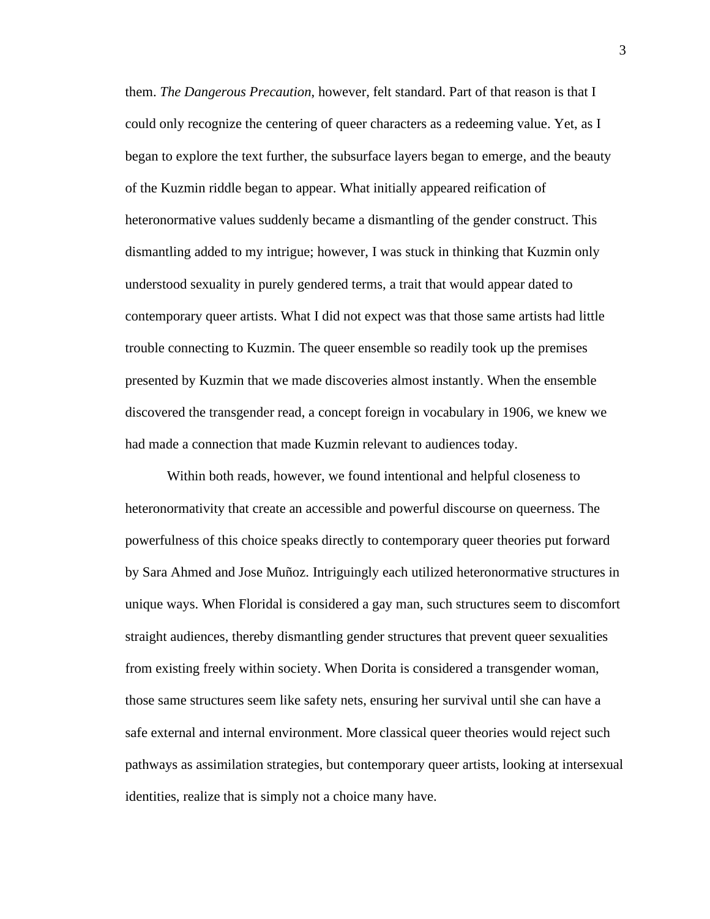them. *The Dangerous Precaution*, however, felt standard. Part of that reason is that I could only recognize the centering of queer characters as a redeeming value. Yet, as I began to explore the text further, the subsurface layers began to emerge, and the beauty of the Kuzmin riddle began to appear. What initially appeared reification of heteronormative values suddenly became a dismantling of the gender construct. This dismantling added to my intrigue; however, I was stuck in thinking that Kuzmin only understood sexuality in purely gendered terms, a trait that would appear dated to contemporary queer artists. What I did not expect was that those same artists had little trouble connecting to Kuzmin. The queer ensemble so readily took up the premises presented by Kuzmin that we made discoveries almost instantly. When the ensemble discovered the transgender read, a concept foreign in vocabulary in 1906, we knew we had made a connection that made Kuzmin relevant to audiences today.

Within both reads, however, we found intentional and helpful closeness to heteronormativity that create an accessible and powerful discourse on queerness. The powerfulness of this choice speaks directly to contemporary queer theories put forward by Sara Ahmed and Jose Muñoz. Intriguingly each utilized heteronormative structures in unique ways. When Floridal is considered a gay man, such structures seem to discomfort straight audiences, thereby dismantling gender structures that prevent queer sexualities from existing freely within society. When Dorita is considered a transgender woman, those same structures seem like safety nets, ensuring her survival until she can have a safe external and internal environment. More classical queer theories would reject such pathways as assimilation strategies, but contemporary queer artists, looking at intersexual identities, realize that is simply not a choice many have.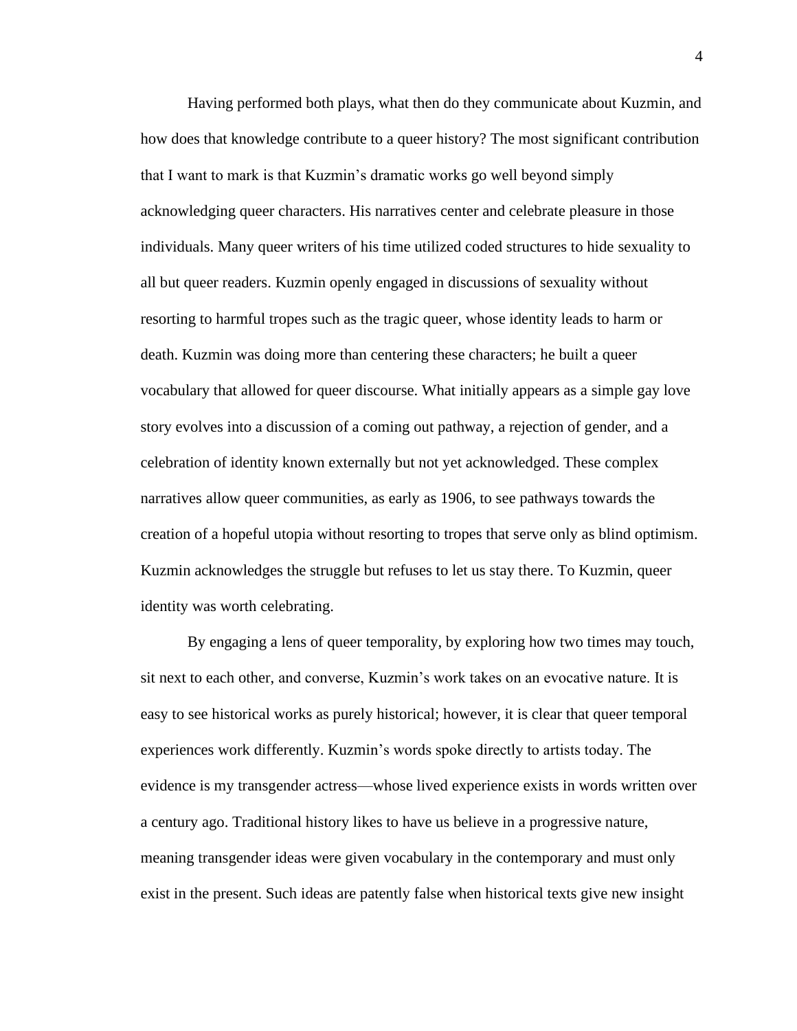Having performed both plays, what then do they communicate about Kuzmin, and how does that knowledge contribute to a queer history? The most significant contribution that I want to mark is that Kuzmin's dramatic works go well beyond simply acknowledging queer characters. His narratives center and celebrate pleasure in those individuals. Many queer writers of his time utilized coded structures to hide sexuality to all but queer readers. Kuzmin openly engaged in discussions of sexuality without resorting to harmful tropes such as the tragic queer, whose identity leads to harm or death. Kuzmin was doing more than centering these characters; he built a queer vocabulary that allowed for queer discourse. What initially appears as a simple gay love story evolves into a discussion of a coming out pathway, a rejection of gender, and a celebration of identity known externally but not yet acknowledged. These complex narratives allow queer communities, as early as 1906, to see pathways towards the creation of a hopeful utopia without resorting to tropes that serve only as blind optimism. Kuzmin acknowledges the struggle but refuses to let us stay there. To Kuzmin, queer identity was worth celebrating.

By engaging a lens of queer temporality, by exploring how two times may touch, sit next to each other, and converse, Kuzmin's work takes on an evocative nature. It is easy to see historical works as purely historical; however, it is clear that queer temporal experiences work differently. Kuzmin's words spoke directly to artists today. The evidence is my transgender actress—whose lived experience exists in words written over a century ago. Traditional history likes to have us believe in a progressive nature, meaning transgender ideas were given vocabulary in the contemporary and must only exist in the present. Such ideas are patently false when historical texts give new insight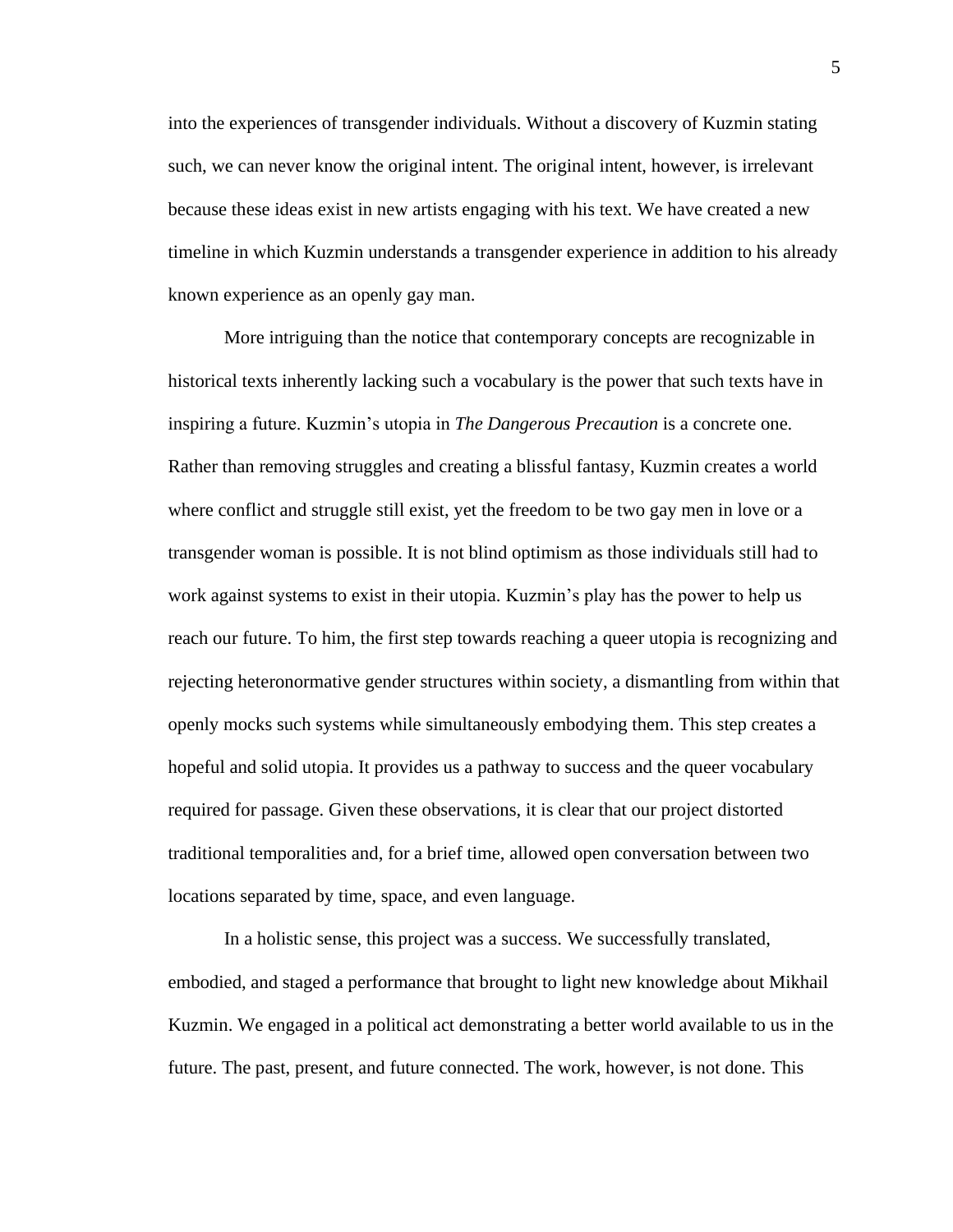into the experiences of transgender individuals. Without a discovery of Kuzmin stating such, we can never know the original intent. The original intent, however, is irrelevant because these ideas exist in new artists engaging with his text. We have created a new timeline in which Kuzmin understands a transgender experience in addition to his already known experience as an openly gay man.

More intriguing than the notice that contemporary concepts are recognizable in historical texts inherently lacking such a vocabulary is the power that such texts have in inspiring a future. Kuzmin's utopia in *The Dangerous Precaution* is a concrete one. Rather than removing struggles and creating a blissful fantasy, Kuzmin creates a world where conflict and struggle still exist, yet the freedom to be two gay men in love or a transgender woman is possible. It is not blind optimism as those individuals still had to work against systems to exist in their utopia. Kuzmin's play has the power to help us reach our future. To him, the first step towards reaching a queer utopia is recognizing and rejecting heteronormative gender structures within society, a dismantling from within that openly mocks such systems while simultaneously embodying them. This step creates a hopeful and solid utopia. It provides us a pathway to success and the queer vocabulary required for passage. Given these observations, it is clear that our project distorted traditional temporalities and, for a brief time, allowed open conversation between two locations separated by time, space, and even language.

In a holistic sense, this project was a success. We successfully translated, embodied, and staged a performance that brought to light new knowledge about Mikhail Kuzmin. We engaged in a political act demonstrating a better world available to us in the future. The past, present, and future connected. The work, however, is not done. This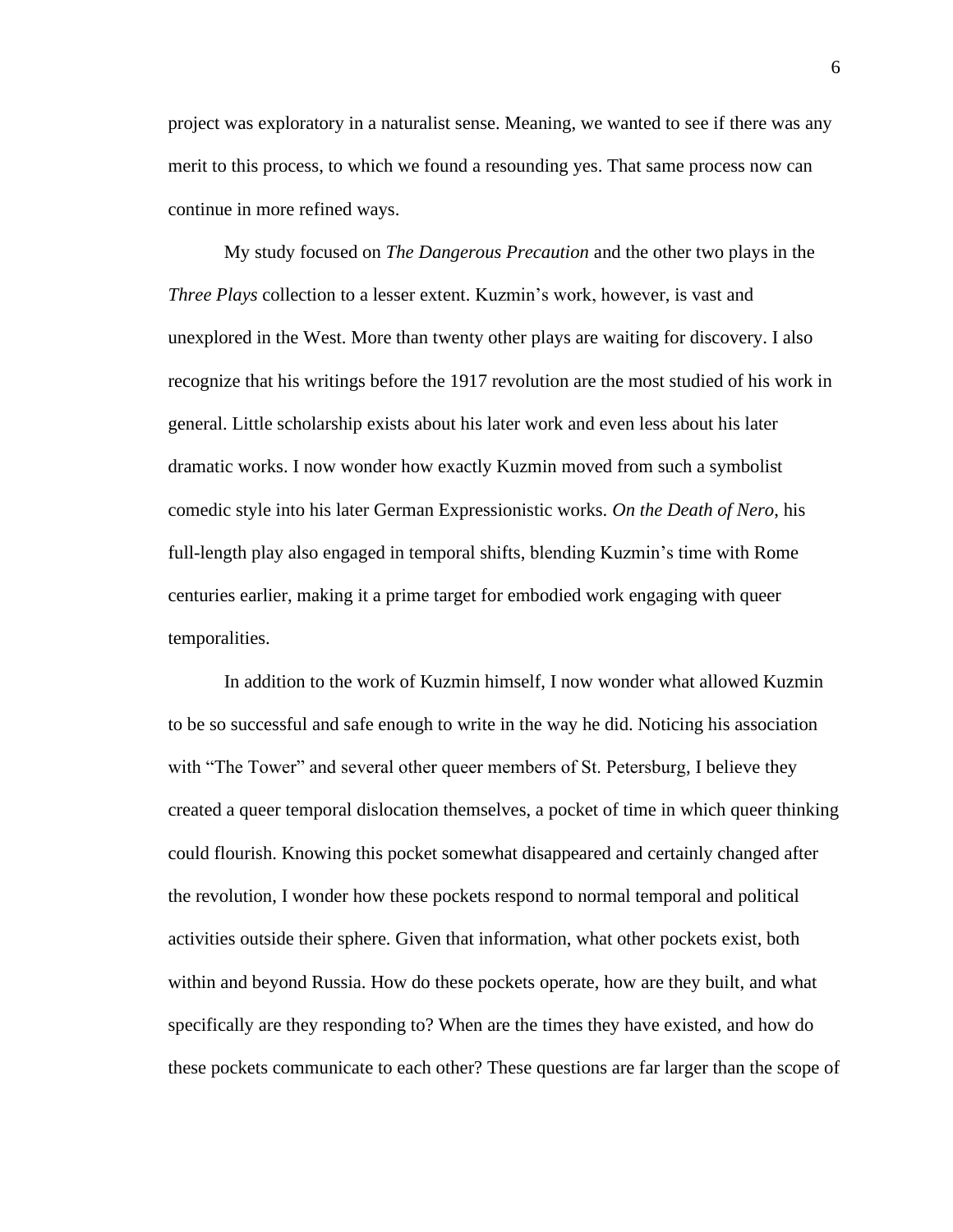project was exploratory in a naturalist sense. Meaning, we wanted to see if there was any merit to this process, to which we found a resounding yes. That same process now can continue in more refined ways.

My study focused on *The Dangerous Precaution* and the other two plays in the *Three Plays* collection to a lesser extent. Kuzmin's work, however, is vast and unexplored in the West. More than twenty other plays are waiting for discovery. I also recognize that his writings before the 1917 revolution are the most studied of his work in general. Little scholarship exists about his later work and even less about his later dramatic works. I now wonder how exactly Kuzmin moved from such a symbolist comedic style into his later German Expressionistic works. *On the Death of Nero*, his full-length play also engaged in temporal shifts, blending Kuzmin's time with Rome centuries earlier, making it a prime target for embodied work engaging with queer temporalities.

In addition to the work of Kuzmin himself, I now wonder what allowed Kuzmin to be so successful and safe enough to write in the way he did. Noticing his association with "The Tower" and several other queer members of St. Petersburg, I believe they created a queer temporal dislocation themselves, a pocket of time in which queer thinking could flourish. Knowing this pocket somewhat disappeared and certainly changed after the revolution, I wonder how these pockets respond to normal temporal and political activities outside their sphere. Given that information, what other pockets exist, both within and beyond Russia. How do these pockets operate, how are they built, and what specifically are they responding to? When are the times they have existed, and how do these pockets communicate to each other? These questions are far larger than the scope of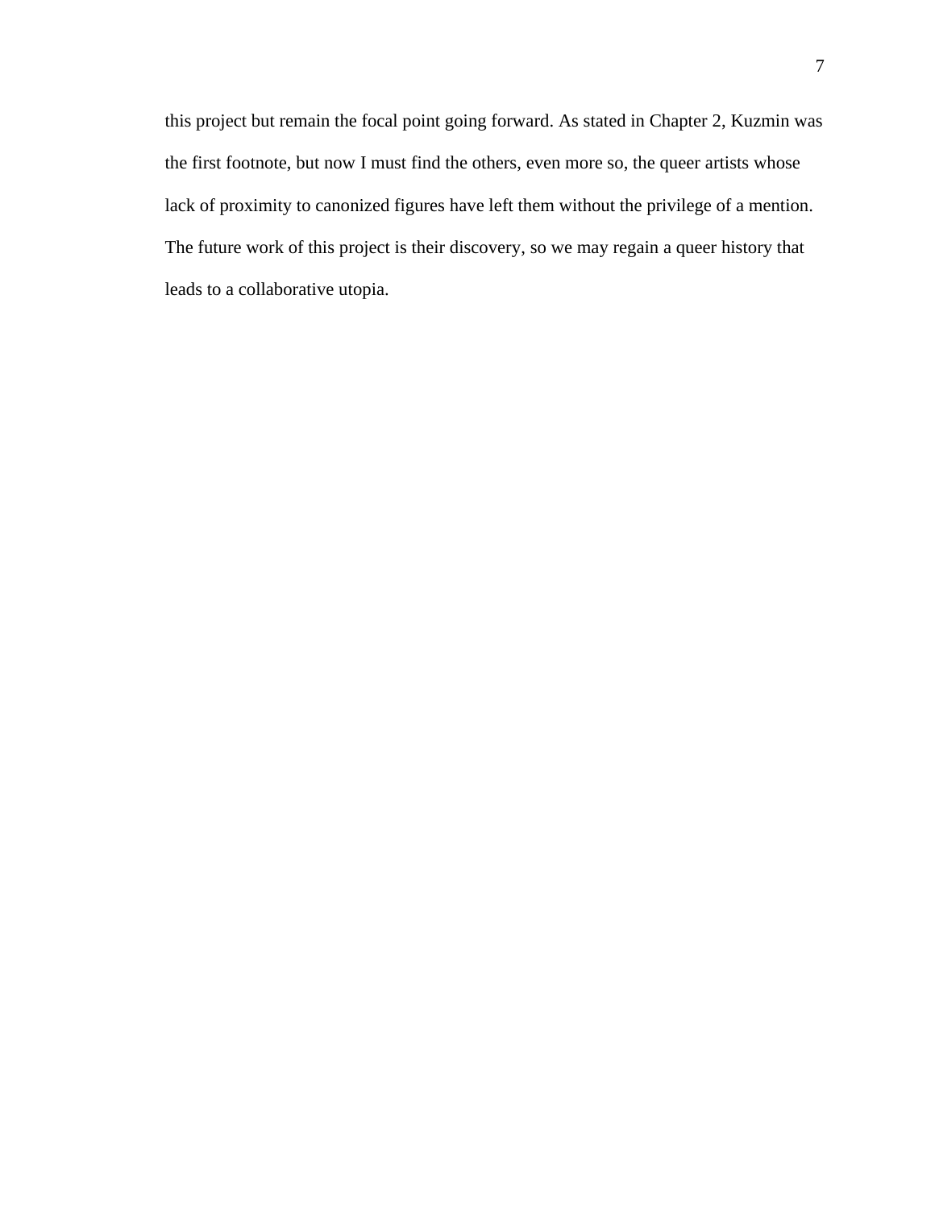this project but remain the focal point going forward. As stated in Chapter 2, Kuzmin was the first footnote, but now I must find the others, even more so, the queer artists whose lack of proximity to canonized figures have left them without the privilege of a mention. The future work of this project is their discovery, so we may regain a queer history that leads to a collaborative utopia.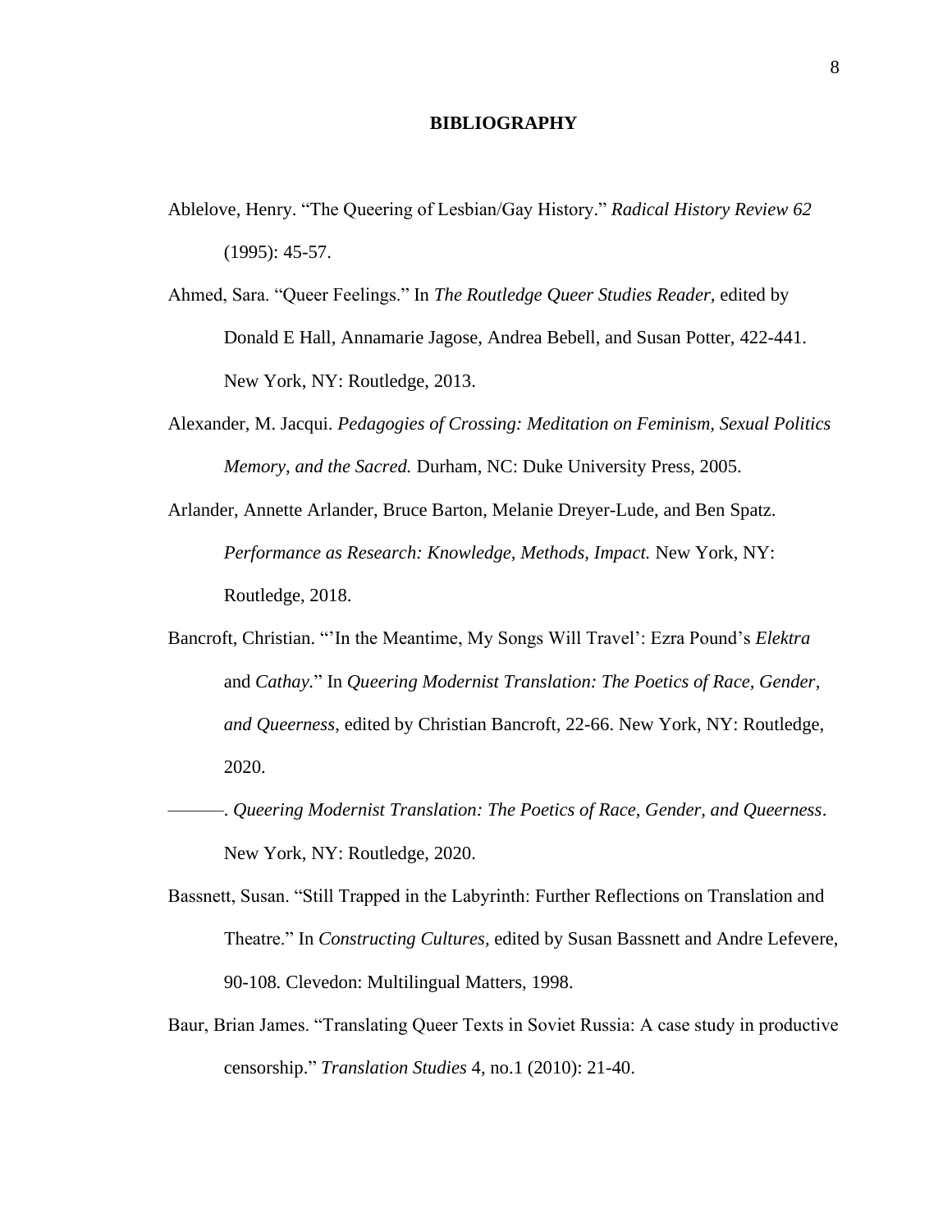# BIBLIOGRAPHY

Ablelove, Henry. "The Queering of Lesbian/Gay History." *Radical History Review 62* (1995): 45-57.

Ahmed, Sara. "Queer Feelings." In *The Routledge Queer Studies Reader,* edited by Donald E Hall, Annamarie Jagose, Andrea Bebell, and Susan Potter, 422-441. New York, NY: Routledge, 2013.

Alexander, M. Jacqui. *Pedagogies of Crossing: Meditation on Feminism, Sexual Politics Memory, and the Sacred.* Durham, NC: Duke University Press, 2005.

Arlander, Annette Arlander, Bruce Barton, Melanie Dreyer-Lude, and Ben Spatz. *Performance as Research: Knowledge, Methods, Impact.* New York, NY: Routledge, 2018.

Bancroft, Christian. "'In the Meantime, My Songs Will Travel': Ezra Pound's *Elektra* and *Cathay.*" In *Queering Modernist Translation: The Poetics of Race, Gender, and Queerness*, edited by Christian Bancroft, 22-66. New York, NY: Routledge, 2020.

———. *Queering Modernist Translation: The Poetics of Race, Gender, and Queerness*. New York, NY: Routledge, 2020.

Bassnett, Susan. "Still Trapped in the Labyrinth: Further Reflections on Translation and Theatre." In *Constructing Cultures,* edited by Susan Bassnett and Andre Lefevere, 90-108*.* Clevedon: Multilingual Matters, 1998.

Baur, Brian James. "Translating Queer Texts in Soviet Russia: A case study in productive censorship." *Translation Studies* 4, no.1 (2010): 21-40.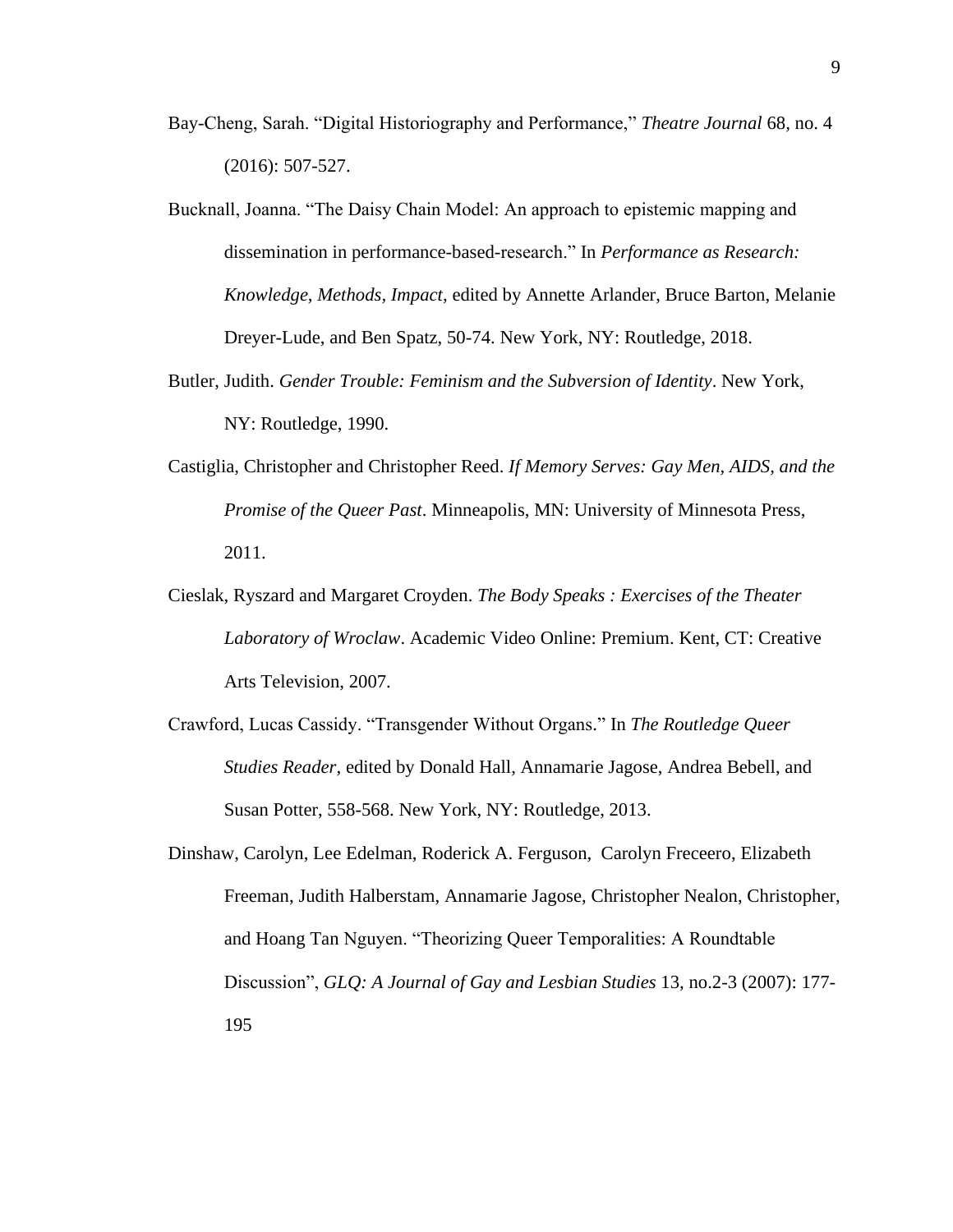Bay-Cheng, Sarah. "Digital Historiography and Performance," *Theatre Journal* 68, no. 4 (2016): 507-527.

Bucknall, Joanna. "The Daisy Chain Model: An approach to epistemic mapping and dissemination in performance-based-research." In *Performance as Research: Knowledge, Methods, Impact,* edited by Annette Arlander, Bruce Barton, Melanie Dreyer-Lude, and Ben Spatz, 50-74. New York, NY: Routledge, 2018.

Butler, Judith. *Gender Trouble: Feminism and the Subversion of Identity*. New York, NY: Routledge, 1990.

Castiglia, Christopher and Christopher Reed. *If Memory Serves: Gay Men, AIDS, and the Promise of the Queer Past*. Minneapolis, MN: University of Minnesota Press, 2011.

Cieslak, Ryszard and Margaret Croyden. *The Body Speaks : Exercises of the Theater Laboratory of Wroclaw*. Academic Video Online: Premium. Kent, CT: Creative Arts Television, 2007.

Crawford, Lucas Cassidy. "Transgender Without Organs." In *The Routledge Queer Studies Reader*, edited by Donald Hall, Annamarie Jagose, Andrea Bebell, and Susan Potter, 558-568. New York, NY: Routledge, 2013.

Dinshaw, Carolyn, Lee Edelman, Roderick A. Ferguson, Carolyn Freceero, Elizabeth Freeman, Judith Halberstam, Annamarie Jagose, Christopher Nealon, Christopher, and Hoang Tan Nguyen. "Theorizing Queer Temporalities: A Roundtable Discussion", *GLQ: A Journal of Gay and Lesbian Studies* 13, no.2-3 (2007): 177-195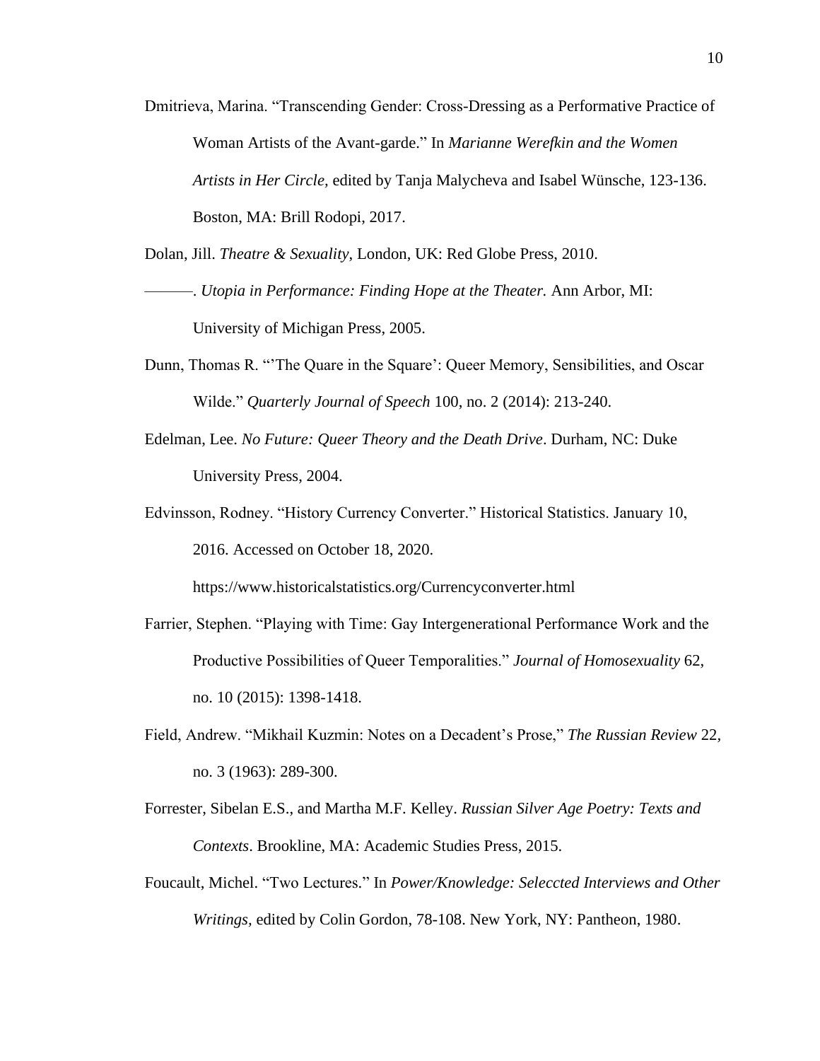Dmitrieva, Marina. "Transcending Gender: Cross-Dressing as a Performative Practice of Woman Artists of the Avant-garde." In *Marianne Werefkin and the Women Artists in Her Circle,* edited by Tanja Malycheva and Isabel Wünsche, 123-136. Boston, MA: Brill Rodopi, 2017.

Dolan, Jill. *Theatre & Sexuality*, London, UK: Red Globe Press, 2010.

———. *Utopia in Performance: Finding Hope at the Theater.* Ann Arbor, MI: University of Michigan Press, 2005.

Dunn, Thomas R. "'The Quare in the Square': Queer Memory, Sensibilities, and Oscar Wilde." *Quarterly Journal of Speech* 100, no. 2 (2014): 213-240.

Edelman, Lee. *No Future: Queer Theory and the Death Drive*. Durham, NC: Duke University Press, 2004.

Edvinsson, Rodney. "History Currency Converter." Historical Statistics. January 10, 2016. Accessed on October 18, 2020. https://www.historicalstatistics.org/Currencyconverter.html

Farrier, Stephen. "Playing with Time: Gay Intergenerational Performance Work and the Productive Possibilities of Queer Temporalities." *Journal of Homosexuality* 62, no. 10 (2015): 1398-1418.

Field, Andrew. "Mikhail Kuzmin: Notes on a Decadent's Prose," *The Russian Review* 22, no. 3 (1963): 289-300.

Forrester, Sibelan E.S., and Martha M.F. Kelley. *Russian Silver Age Poetry: Texts and Contexts*. Brookline, MA: Academic Studies Press, 2015.

Foucault, Michel. "Two Lectures." In *Power/Knowledge: Seleccted Interviews and Other Writings,* edited by Colin Gordon, 78-108. New York, NY: Pantheon, 1980.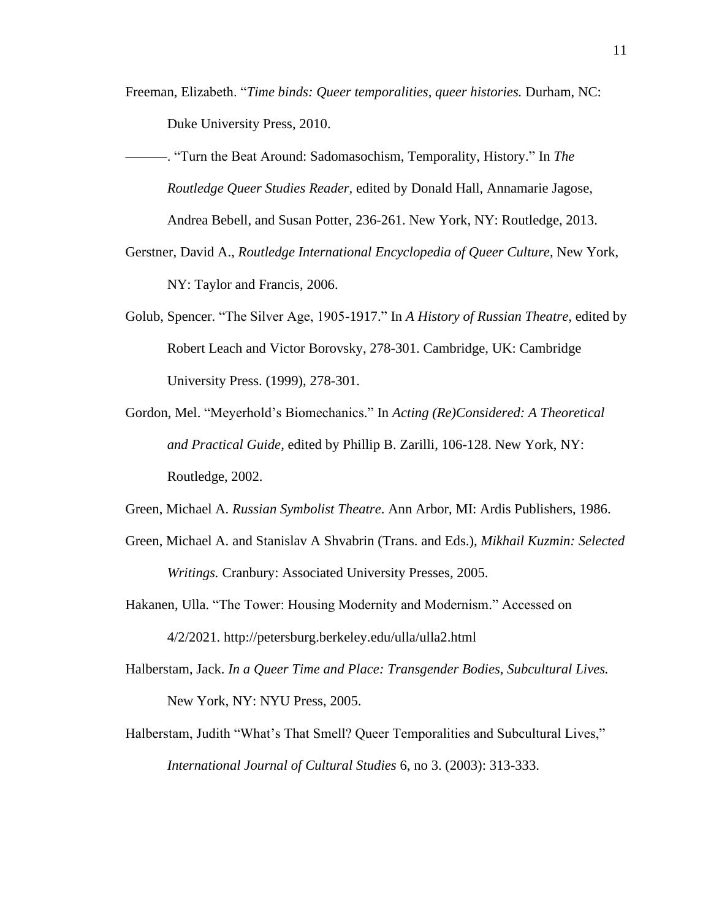Freeman, Elizabeth. "*Time binds: Queer temporalities, queer histories.* Durham, NC: Duke University Press, 2010.

———. "Turn the Beat Around: Sadomasochism, Temporality, History." In *The Routledge Queer Studies Reader,* edited by Donald Hall, Annamarie Jagose, Andrea Bebell, and Susan Potter, 236-261. New York, NY: Routledge, 2013.

Gerstner, David A., *Routledge International Encyclopedia of Queer Culture*, New York, NY: Taylor and Francis, 2006.

Golub, Spencer. "The Silver Age, 1905-1917." In *A History of Russian Theatre,* edited by Robert Leach and Victor Borovsky, 278-301. Cambridge, UK: Cambridge University Press. (1999), 278-301.

Gordon, Mel. "Meyerhold's Biomechanics." In *Acting (Re)Considered: A Theoretical and Practical Guide,* edited by Phillip B. Zarilli, 106-128. New York, NY: Routledge, 2002.

Green, Michael A. *Russian Symbolist Theatre*. Ann Arbor, MI: Ardis Publishers, 1986.

Green, Michael A. and Stanislav A Shvabrin (Trans. and Eds.), *Mikhail Kuzmin: Selected Writings.* Cranbury: Associated University Presses, 2005.

Hakanen, Ulla. "The Tower: Housing Modernity and Modernism." Accessed on 4/2/2021. http://petersburg.berkeley.edu/ulla/ulla2.html

Halberstam, Jack. *In a Queer Time and Place: Transgender Bodies, Subcultural Lives.* New York, NY: NYU Press, 2005.

Halberstam, Judith "What's That Smell? Queer Temporalities and Subcultural Lives," *International Journal of Cultural Studies* 6, no 3. (2003): 313-333.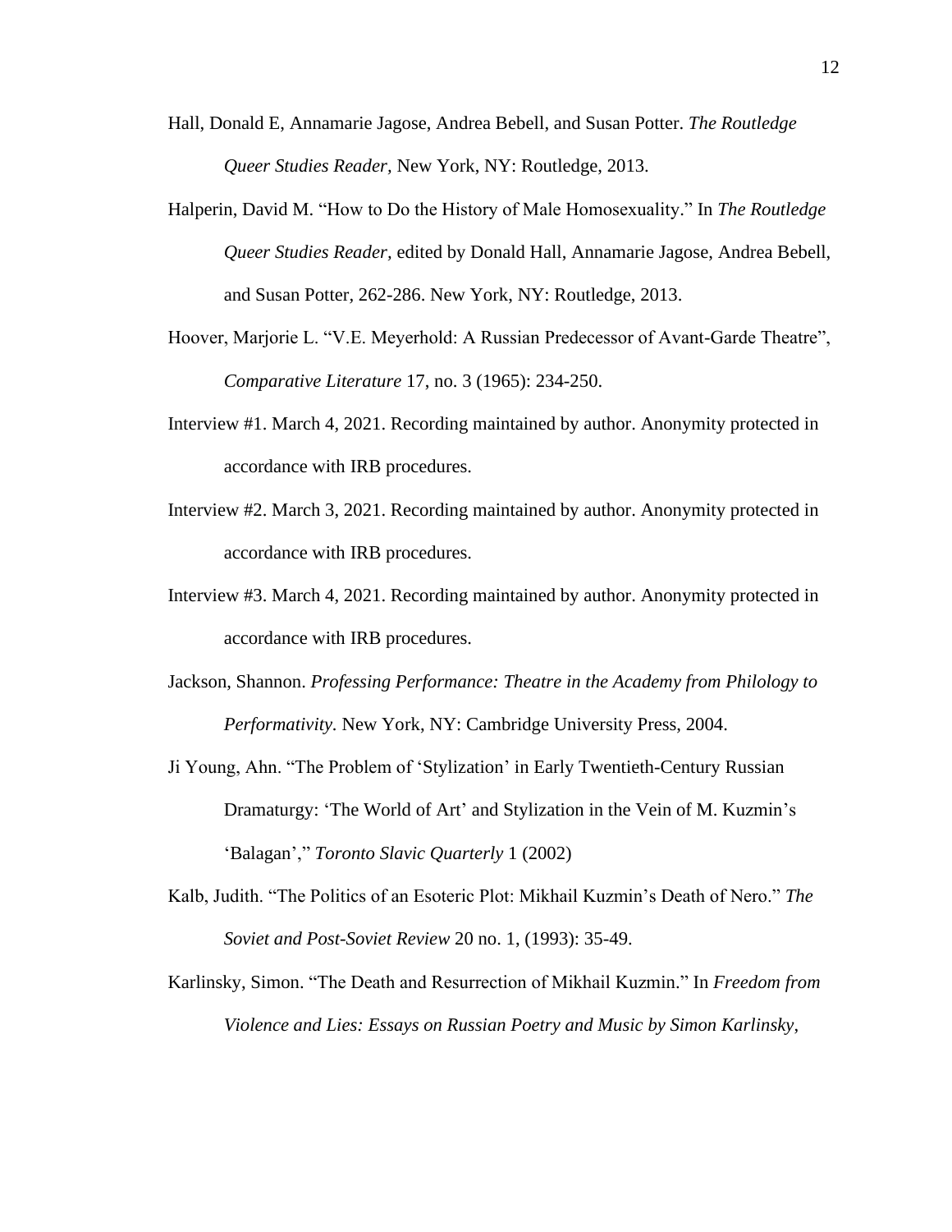Hall, Donald E, Annamarie Jagose, Andrea Bebell, and Susan Potter. *The Routledge Queer Studies Reader*, New York, NY: Routledge, 2013.

Halperin, David M. "How to Do the History of Male Homosexuality." In *The Routledge Queer Studies Reader*, edited by Donald Hall, Annamarie Jagose, Andrea Bebell, and Susan Potter, 262-286. New York, NY: Routledge, 2013.

Hoover, Marjorie L. "V.E. Meyerhold: A Russian Predecessor of Avant-Garde Theatre", *Comparative Literature* 17, no. 3 (1965): 234-250.

Interview #1. March 4, 2021. Recording maintained by author. Anonymity protected in accordance with IRB procedures.

Interview #2. March 3, 2021. Recording maintained by author. Anonymity protected in accordance with IRB procedures.

Interview #3. March 4, 2021. Recording maintained by author. Anonymity protected in accordance with IRB procedures.

Jackson, Shannon. *Professing Performance: Theatre in the Academy from Philology to Performativity.* New York, NY: Cambridge University Press, 2004.

Ji Young, Ahn. "The Problem of 'Stylization' in Early Twentieth-Century Russian Dramaturgy: 'The World of Art' and Stylization in the Vein of M. Kuzmin's 'Balagan'," *Toronto Slavic Quarterly* 1 (2002)

Kalb, Judith. "The Politics of an Esoteric Plot: Mikhail Kuzmin's Death of Nero." *The Soviet and Post-Soviet Review* 20 no. 1, (1993): 35-49.

Karlinsky, Simon. "The Death and Resurrection of Mikhail Kuzmin." In *Freedom from Violence and Lies: Essays on Russian Poetry and Music by Simon Karlinsky*,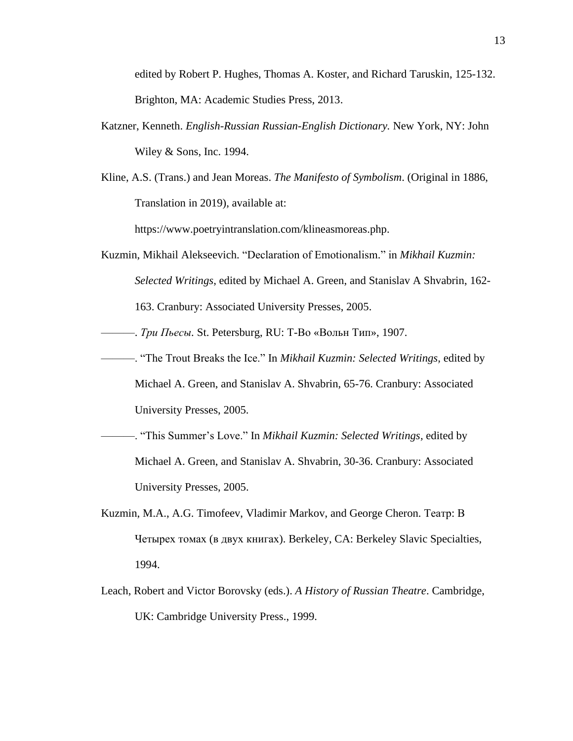edited by Robert P. Hughes, Thomas A. Koster, and Richard Taruskin, 125-132. Brighton, MA: Academic Studies Press, 2013.

Katzner, Kenneth. *English-Russian Russian-English Dictionary.* New York, NY: John Wiley & Sons, Inc. 1994.

Kline, A.S. (Trans.) and Jean Moreas. *The Manifesto of Symbolism*. (Original in 1886, Translation in 2019), available at: https://www.poetryintranslation.com/klineasmoreas.php.

Kuzmin, Mikhail Alekseevich. "Declaration of Emotionalism." in *Mikhail Kuzmin: Selected Writings*, edited by Michael A. Green, and Stanislav A Shvabrin, 162-163. Cranbury: Associated University Presses, 2005.

———. *Три Пьесы*. St. Petersburg, RU: Т-Во «Вольн Тип», 1907.

———. "The Trout Breaks the Ice." In *Mikhail Kuzmin: Selected Writings,* edited by Michael A. Green, and Stanislav A. Shvabrin, 65-76. Cranbury: Associated University Presses, 2005.

———. "This Summer's Love." In *Mikhail Kuzmin: Selected Writings*, edited by Michael A. Green, and Stanislav A. Shvabrin, 30-36. Cranbury: Associated University Presses, 2005.

Kuzmin, M.A., A.G. Timofeev, Vladimir Markov, and George Cheron. Театр: В Четырех томах (в двух книгах). Berkeley, CA: Berkeley Slavic Specialties, 1994.

Leach, Robert and Victor Borovsky (eds.). *A History of Russian Theatre*. Cambridge, UK: Cambridge University Press., 1999.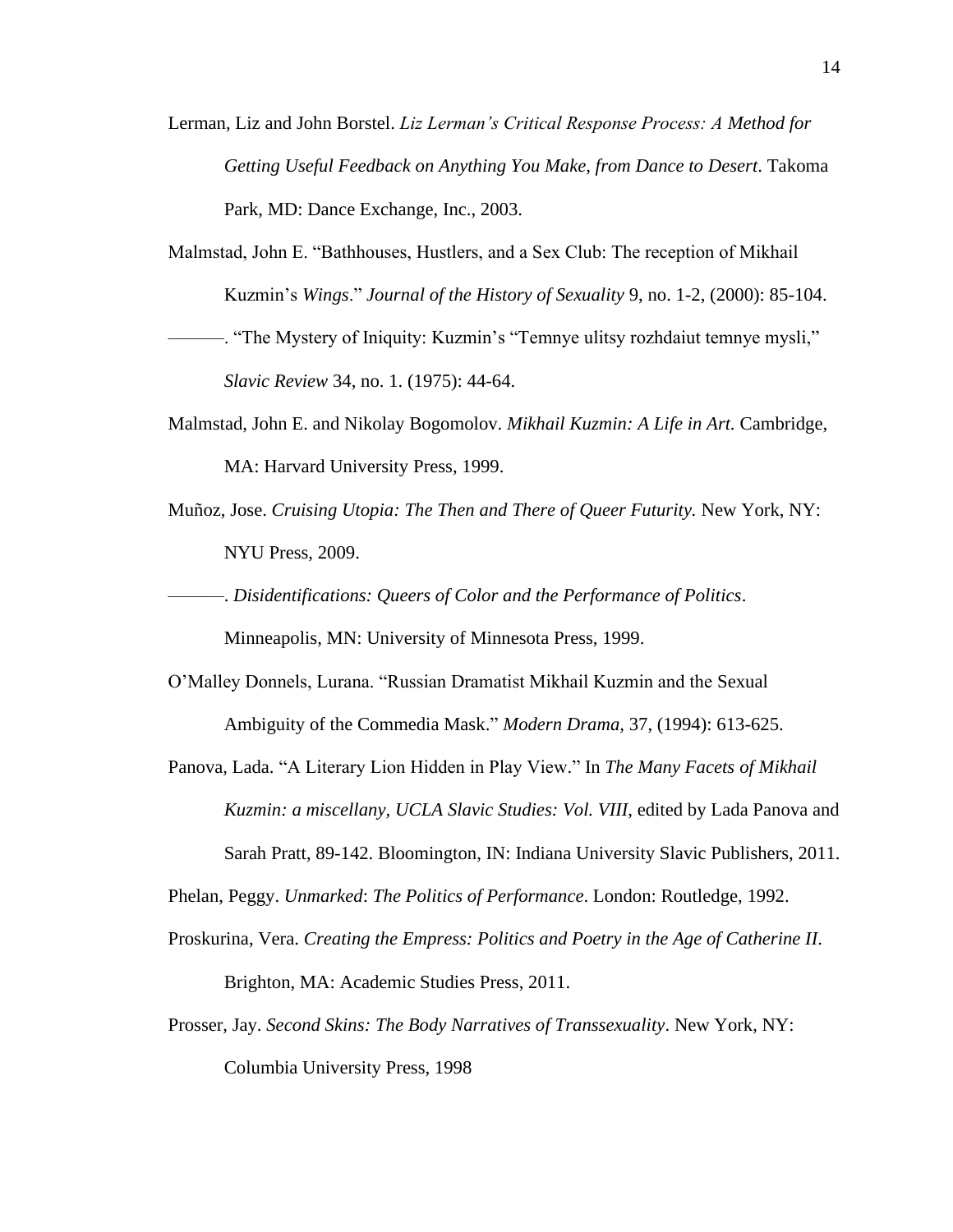Lerman, Liz and John Borstel. *Liz Lerman's Critical Response Process: A Method for Getting Useful Feedback on Anything You Make, from Dance to Desert*. Takoma Park, MD: Dance Exchange, Inc., 2003.

Malmstad, John E. "Bathhouses, Hustlers, and a Sex Club: The reception of Mikhail Kuzmin's *Wings*." *Journal of the History of Sexuality* 9, no. 1-2, (2000): 85-104.

———. "The Mystery of Iniquity: Kuzmin's "Temnye ulitsy rozhdaiut temnye mysli," *Slavic Review* 34, no. 1. (1975): 44-64.

Malmstad, John E. and Nikolay Bogomolov. *Mikhail Kuzmin: A Life in Art.* Cambridge, MA: Harvard University Press, 1999.

Muñoz, Jose. *Cruising Utopia: The Then and There of Queer Futurity.* New York, NY: NYU Press, 2009.

———. *Disidentifications: Queers of Color and the Performance of Politics*. Minneapolis, MN: University of Minnesota Press, 1999.

O'Malley Donnels, Lurana. "Russian Dramatist Mikhail Kuzmin and the Sexual Ambiguity of the Commedia Mask." *Modern Drama,* 37, (1994): 613-625.

Panova, Lada. "A Literary Lion Hidden in Play View." In *The Many Facets of Mikhail Kuzmin: a miscellany, UCLA Slavic Studies: Vol. VIII*, edited by Lada Panova and Sarah Pratt, 89-142. Bloomington, IN: Indiana University Slavic Publishers, 2011.

Phelan, Peggy. *Unmarked*: *The Politics of Performance*. London: Routledge, 1992.

Proskurina, Vera. *Creating the Empress: Politics and Poetry in the Age of Catherine II*. Brighton, MA: Academic Studies Press, 2011.

Prosser, Jay. *Second Skins: The Body Narratives of Transsexuality*. New York, NY: Columbia University Press, 1998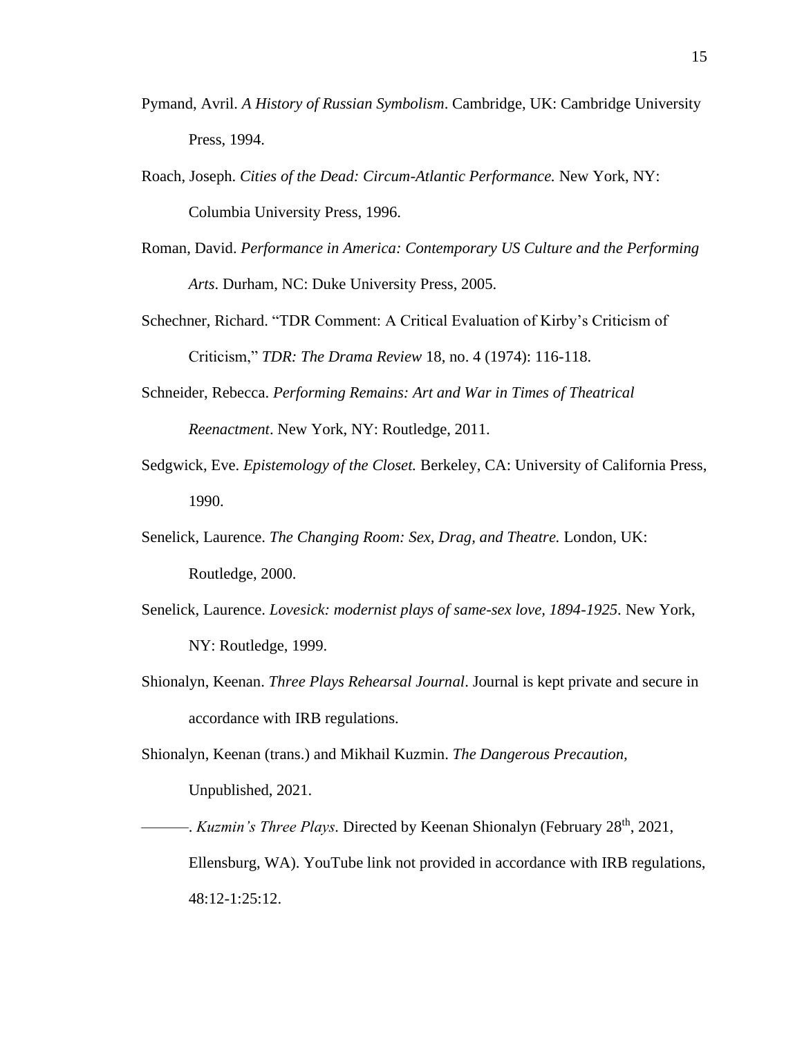Pymand, Avril. *A History of Russian Symbolism*. Cambridge, UK: Cambridge University Press, 1994.

Roach, Joseph. *Cities of the Dead: Circum-Atlantic Performance.* New York, NY: Columbia University Press, 1996.

Roman, David. *Performance in America: Contemporary US Culture and the Performing Arts*. Durham, NC: Duke University Press, 2005.

Schechner, Richard. "TDR Comment: A Critical Evaluation of Kirby's Criticism of Criticism," *TDR: The Drama Review* 18, no. 4 (1974): 116-118.

Schneider, Rebecca. *Performing Remains: Art and War in Times of Theatrical Reenactment*. New York, NY: Routledge, 2011.

Sedgwick, Eve. *Epistemology of the Closet.* Berkeley, CA: University of California Press, 1990.

Senelick, Laurence. *The Changing Room: Sex, Drag, and Theatre.* London, UK: Routledge, 2000.

Senelick, Laurence. *Lovesick: modernist plays of same-sex love, 1894-1925*. New York, NY: Routledge, 1999.

Shionalyn, Keenan. *Three Plays Rehearsal Journal*. Journal is kept private and secure in accordance with IRB regulations.

Shionalyn, Keenan (trans.) and Mikhail Kuzmin. *The Dangerous Precaution,* Unpublished, 2021.

———. *Kuzmin's Three Plays*. Directed by Keenan Shionalyn (February 28th, 2021, Ellensburg, WA). YouTube link not provided in accordance with IRB regulations, 48:12-1:25:12.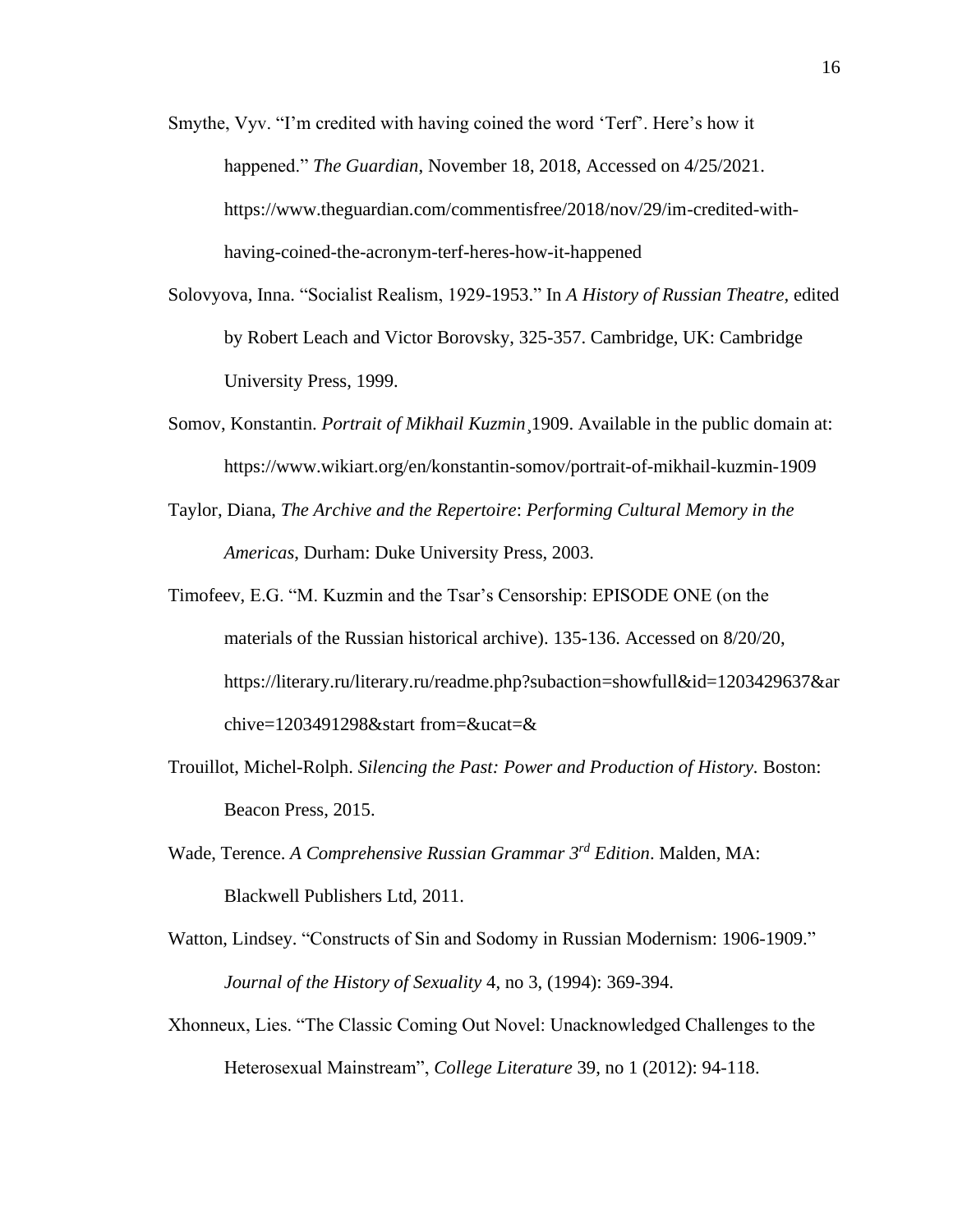Smythe, Vyv. "I'm credited with having coined the word 'Terf'. Here's how it happened." *The Guardian*, November 18, 2018, Accessed on 4/25/2021. https://www.theguardian.com/commentisfree/2018/nov/29/im-credited-with-having-coined-the-acronym-terf-heres-how-it-happened

Solovyova, Inna. "Socialist Realism, 1929-1953." In *A History of Russian Theatre*, edited by Robert Leach and Victor Borovsky, 325-357. Cambridge, UK: Cambridge University Press, 1999.

Somov, Konstantin. *Portrait of Mikhail Kuzmin*¸1909. Available in the public domain at: https://www.wikiart.org/en/konstantin-somov/portrait-of-mikhail-kuzmin-1909

Taylor, Diana, *The Archive and the Repertoire*: *Performing Cultural Memory in the Americas*, Durham: Duke University Press, 2003.

Timofeev, E.G. "M. Kuzmin and the Tsar's Censorship: EPISODE ONE (on the materials of the Russian historical archive). 135-136. Accessed on 8/20/20, https://literary.ru/literary.ru/readme.php?subaction=showfull&id=1203429637&archive=1203491298&start from=&ucat=&

Trouillot, Michel-Rolph. *Silencing the Past: Power and Production of History.* Boston: Beacon Press, 2015.

Wade, Terence. *A Comprehensive Russian Grammar 3rd Edition*. Malden, MA: Blackwell Publishers Ltd, 2011.

Watton, Lindsey. "Constructs of Sin and Sodomy in Russian Modernism: 1906-1909." *Journal of the History of Sexuality* 4, no 3, (1994): 369-394.

Xhonneux, Lies. "The Classic Coming Out Novel: Unacknowledged Challenges to the Heterosexual Mainstream", *College Literature* 39, no 1 (2012): 94-118.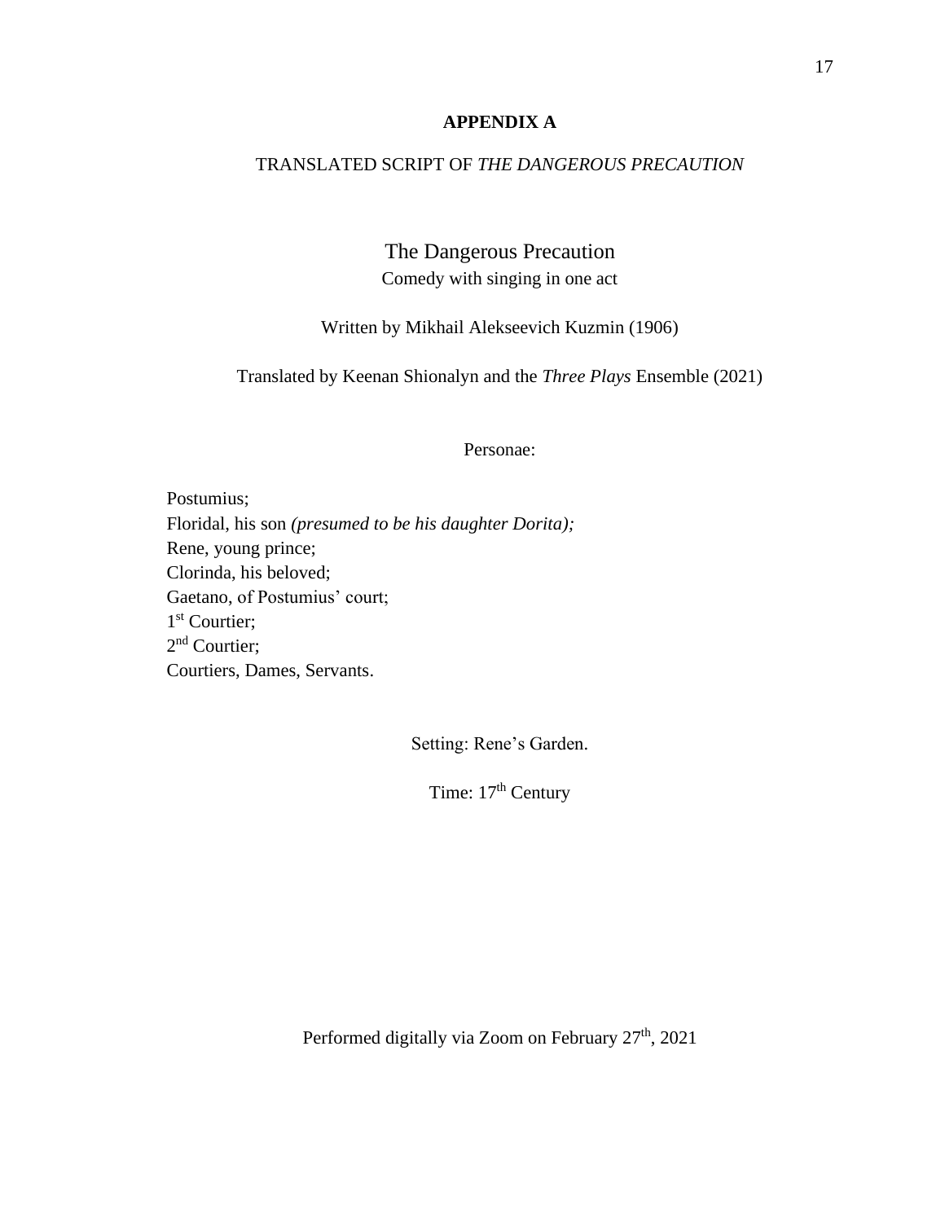# APPENDIX A

## TRANSLATED SCRIPT OF *THE DANGEROUS PRECAUTION*

### The Dangerous Precaution

Comedy with singing in one act

Written by Mikhail Alekseevich Kuzmin (1906)

Translated by Keenan Shionalyn and the *Three Plays* Ensemble (2021)

Personae:

Postumius;
Floridal, his son *(presumed to be his daughter Dorita);*
Rene, young prince;
Clorinda, his beloved;
Gaetano, of Postumius' court;
1st Courtier;
2nd Courtier;
Courtiers, Dames, Servants.

Setting: Rene's Garden.

Time: 17th Century

Performed digitally via Zoom on February 27th, 2021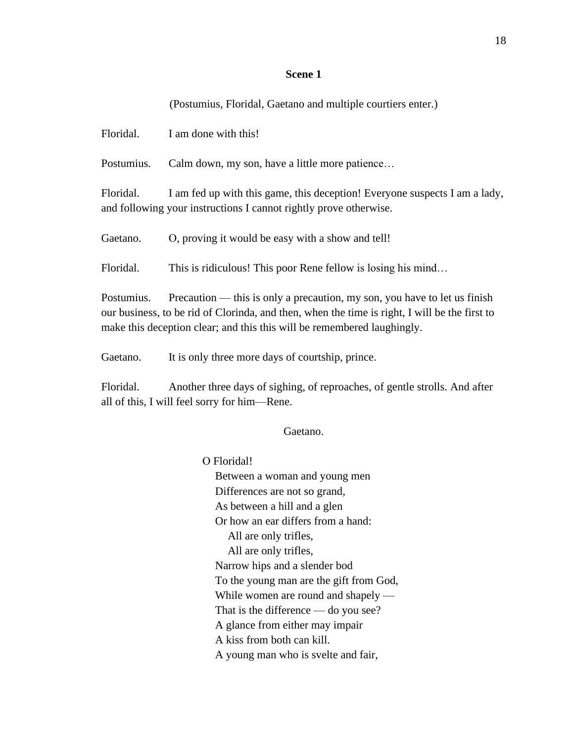**Scene 1**

(Postumius, Floridal, Gaetano and multiple courtiers enter.)

Floridal. I am done with this!

Postumius. Calm down, my son, have a little more patience…

Floridal. I am fed up with this game, this deception! Everyone suspects I am a lady, and following your instructions I cannot rightly prove otherwise.

Gaetano. O, proving it would be easy with a show and tell!

Floridal. This is ridiculous! This poor Rene fellow is losing his mind…

Postumius. Precaution — this is only a precaution, my son, you have to let us finish our business, to be rid of Clorinda, and then, when the time is right, I will be the first to make this deception clear; and this this will be remembered laughingly.

Gaetano. It is only three more days of courtship, prince.

Floridal. Another three days of sighing, of reproaches, of gentle strolls. And after all of this, I will feel sorry for him—Rene.

Gaetano.

O Floridal!  
Between a woman and young men  
Differences are not so grand,  
As between a hill and a glen  
Or how an ear differs from a hand:  
All are only trifles,  
All are only trifles,  
Narrow hips and a slender bod  
To the young man are the gift from God,  
While women are round and shapely —  
That is the difference — do you see?  
A glance from either may impair  
A kiss from both can kill.  
A young man who is svelte and fair,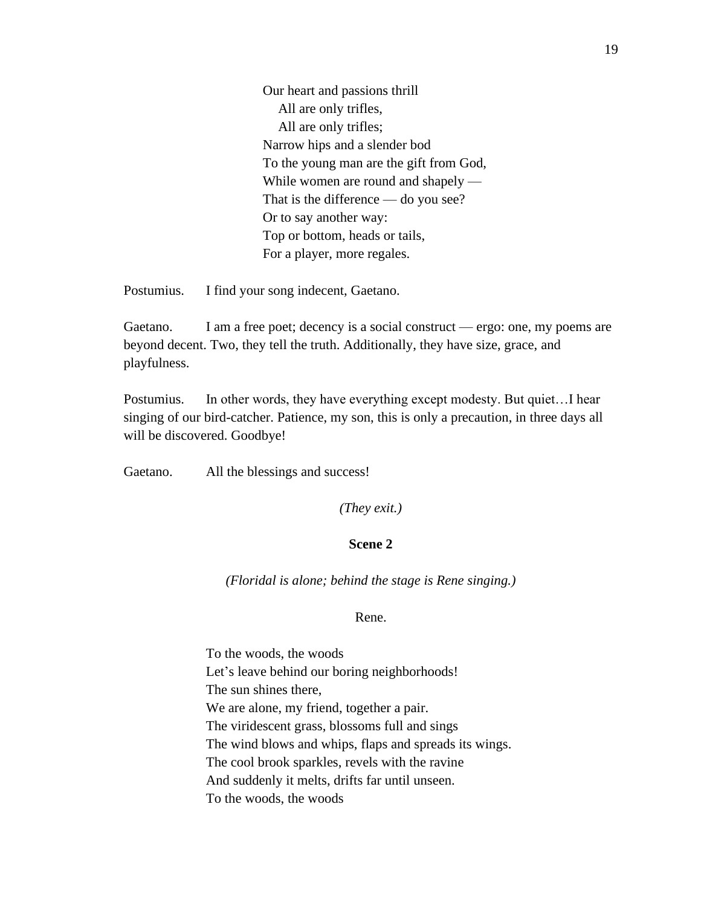Our heart and passions thrill  
    All are only trifles,  
    All are only trifles;  
Narrow hips and a slender bod  
To the young man are the gift from God,  
While women are round and shapely —  
That is the difference — do you see?  
Or to say another way:  
Top or bottom, heads or tails,  
For a player, more regales.

Postumius. I find your song indecent, Gaetano.

Gaetano. I am a free poet; decency is a social construct — ergo: one, my poems are beyond decent. Two, they tell the truth. Additionally, they have size, grace, and playfulness.

Postumius. In other words, they have everything except modesty. But quiet…I hear singing of our bird-catcher. Patience, my son, this is only a precaution, in three days all will be discovered. Goodbye!

Gaetano. All the blessings and success!

*(They exit.)*

**Scene 2**

*(Floridal is alone; behind the stage is Rene singing.)*

Rene.

To the woods, the woods  
Let's leave behind our boring neighborhoods!  
The sun shines there,  
We are alone, my friend, together a pair.  
The viridescent grass, blossoms full and sings  
The wind blows and whips, flaps and spreads its wings.  
The cool brook sparkles, revels with the ravine  
And suddenly it melts, drifts far until unseen.  
To the woods, the woods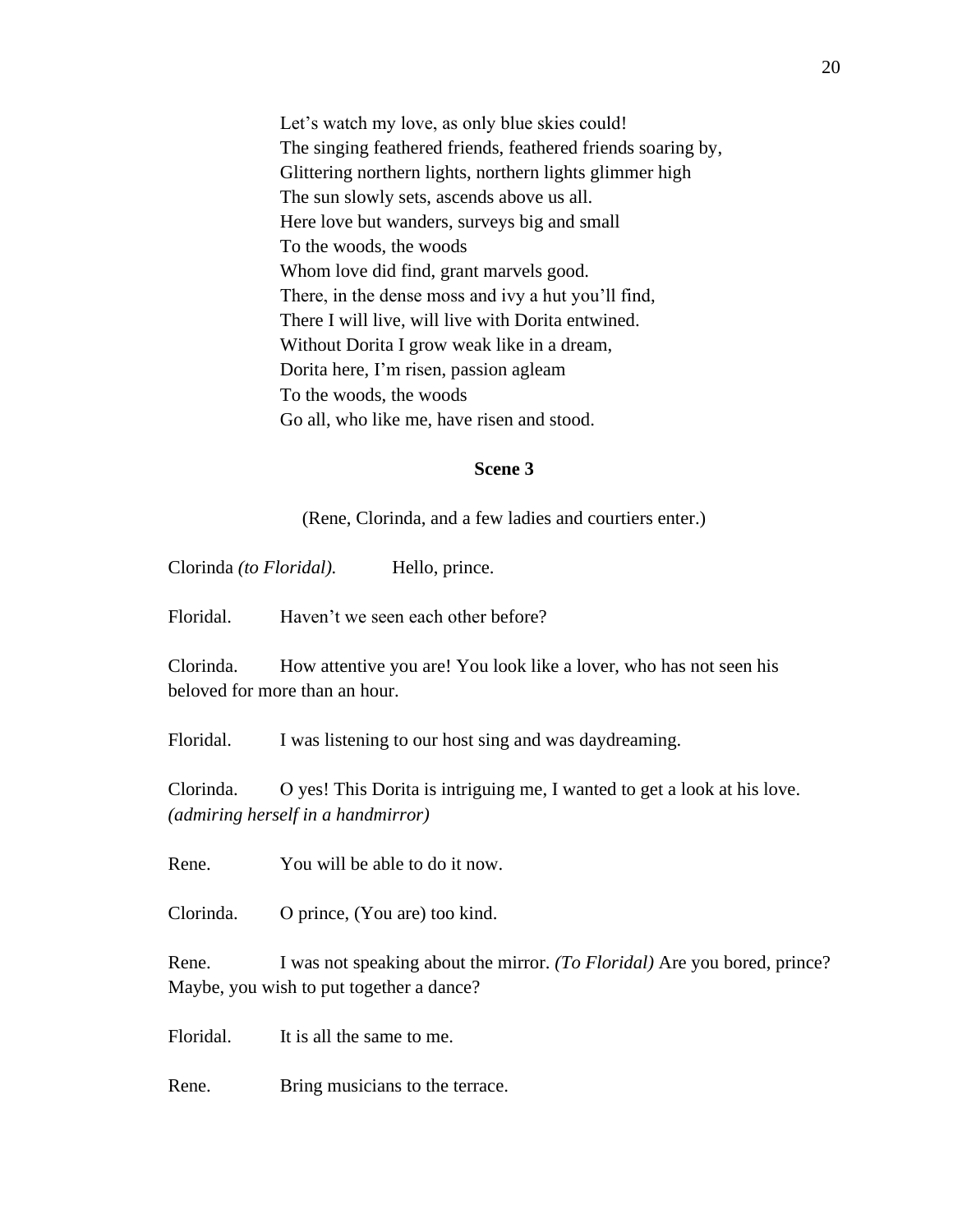Let's watch my love, as only blue skies could!
The singing feathered friends, feathered friends soaring by,
Glittering northern lights, northern lights glimmer high
The sun slowly sets, ascends above us all.
Here love but wanders, surveys big and small
To the woods, the woods
Whom love did find, grant marvels good.
There, in the dense moss and ivy a hut you'll find,
There I will live, will live with Dorita entwined.
Without Dorita I grow weak like in a dream,
Dorita here, I'm risen, passion agleam
To the woods, the woods
Go all, who like me, have risen and stood.

**Scene 3**

(Rene, Clorinda, and a few ladies and courtiers enter.)

Clorinda *(to Floridal).* Hello, prince.

Floridal. Haven't we seen each other before?

Clorinda. How attentive you are! You look like a lover, who has not seen his beloved for more than an hour.

Floridal. I was listening to our host sing and was daydreaming.

Clorinda. O yes! This Dorita is intriguing me, I wanted to get a look at his love. *(admiring herself in a handmirror)*

Rene. You will be able to do it now.

Clorinda. O prince, (You are) too kind.

Rene. I was not speaking about the mirror. *(To Floridal)* Are you bored, prince? Maybe, you wish to put together a dance?

Floridal. It is all the same to me.

Rene. Bring musicians to the terrace.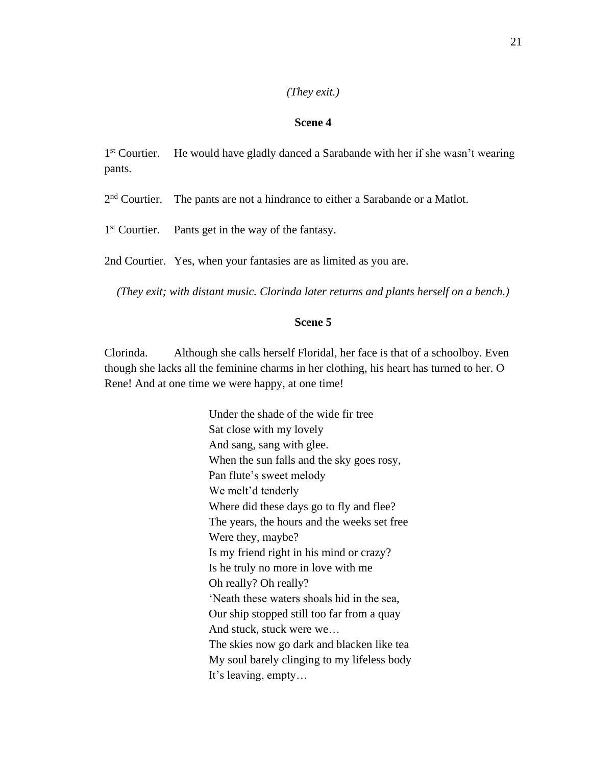*(They exit.)*

**Scene 4**

1st Courtier. He would have gladly danced a Sarabande with her if she wasn't wearing pants.

2nd Courtier. The pants are not a hindrance to either a Sarabande or a Matlot.

1st Courtier. Pants get in the way of the fantasy.

2nd Courtier. Yes, when your fantasies are as limited as you are.

*(They exit; with distant music. Clorinda later returns and plants herself on a bench.)*

**Scene 5**

Clorinda. Although she calls herself Floridal, her face is that of a schoolboy. Even though she lacks all the feminine charms in her clothing, his heart has turned to her. O Rene! And at one time we were happy, at one time!

> Under the shade of the wide fir tree
> Sat close with my lovely
> And sang, sang with glee.
> When the sun falls and the sky goes rosy,
> Pan flute's sweet melody
> We melt'd tenderly
> Where did these days go to fly and flee?
> The years, the hours and the weeks set free
> Were they, maybe?
> Is my friend right in his mind or crazy?
> Is he truly no more in love with me
> Oh really? Oh really?
> 'Neath these waters shoals hid in the sea,
> Our ship stopped still too far from a quay
> And stuck, stuck were we…
> The skies now go dark and blacken like tea
> My soul barely clinging to my lifeless body
> It's leaving, empty…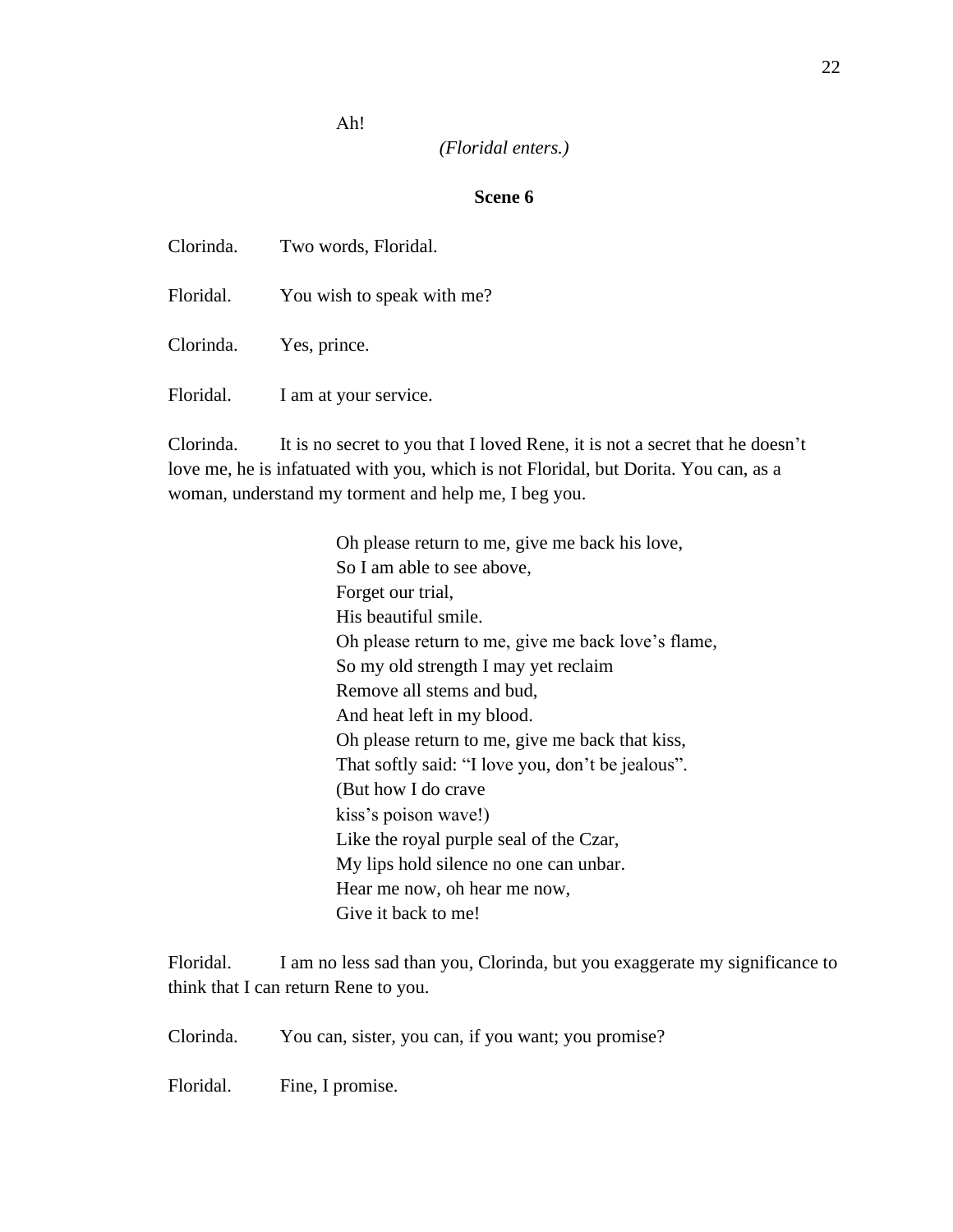Ah!

*(Floridal enters.)*

**Scene 6**

Clorinda. Two words, Floridal.

Floridal. You wish to speak with me?

Clorinda. Yes, prince.

Floridal. I am at your service.

Clorinda. It is no secret to you that I loved Rene, it is not a secret that he doesn't love me, he is infatuated with you, which is not Floridal, but Dorita. You can, as a woman, understand my torment and help me, I beg you.

Oh please return to me, give me back his love,  
So I am able to see above,  
Forget our trial,  
His beautiful smile.  
Oh please return to me, give me back love's flame,  
So my old strength I may yet reclaim  
Remove all stems and bud,  
And heat left in my blood.  
Oh please return to me, give me back that kiss,  
That softly said: "I love you, don't be jealous".  
(But how I do crave  
kiss's poison wave!)  
Like the royal purple seal of the Czar,  
My lips hold silence no one can unbar.  
Hear me now, oh hear me now,  
Give it back to me!

Floridal. I am no less sad than you, Clorinda, but you exaggerate my significance to think that I can return Rene to you.

Clorinda. You can, sister, you can, if you want; you promise?

Floridal. Fine, I promise.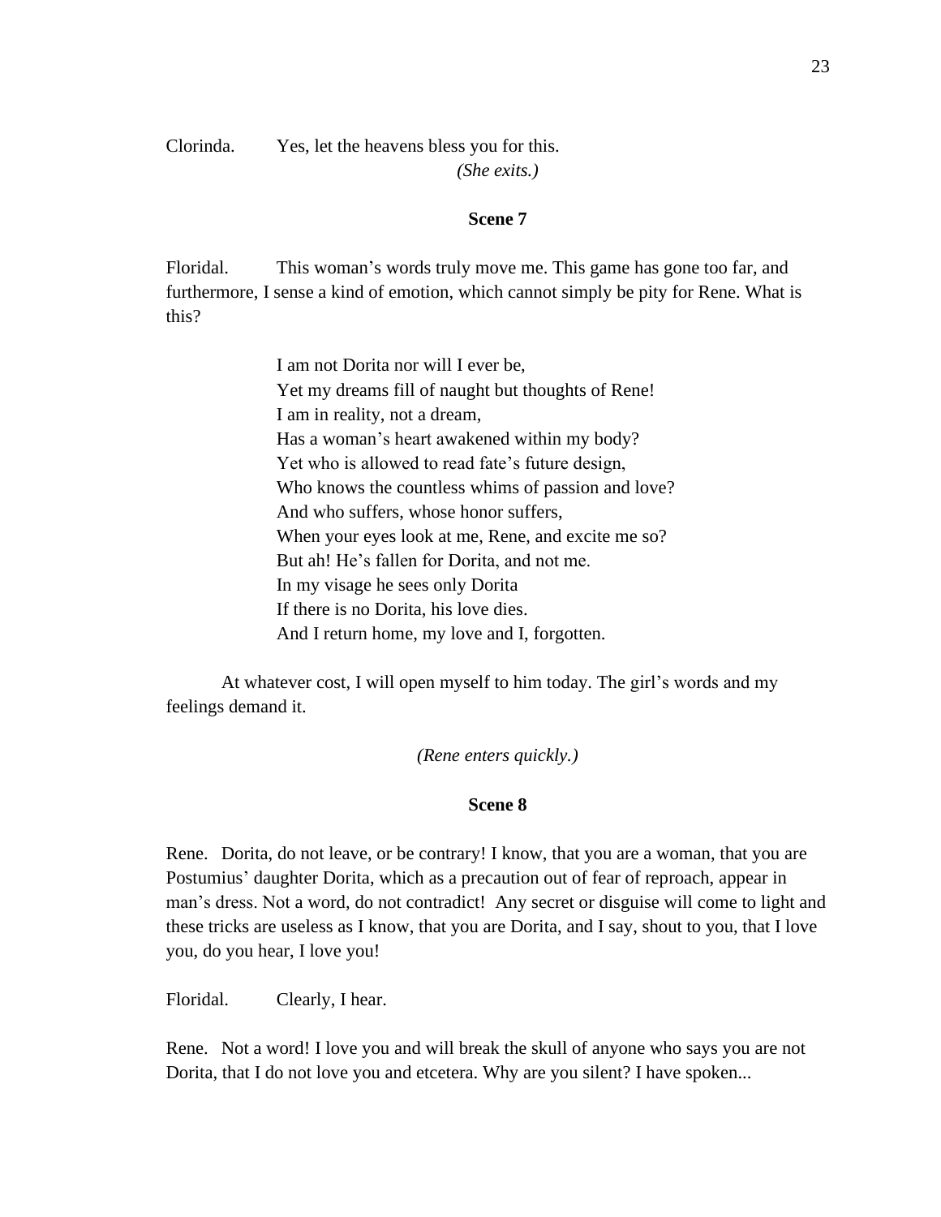Clorinda. Yes, let the heavens bless you for this.

*(She exits.)*

### Scene 7

Floridal. This woman's words truly move me. This game has gone too far, and furthermore, I sense a kind of emotion, which cannot simply be pity for Rene. What is this?

> I am not Dorita nor will I ever be,
> Yet my dreams fill of naught but thoughts of Rene!
> I am in reality, not a dream,
> Has a woman's heart awakened within my body?
> Yet who is allowed to read fate's future design,
> Who knows the countless whims of passion and love?
> And who suffers, whose honor suffers,
> When your eyes look at me, Rene, and excite me so?
> But ah! He's fallen for Dorita, and not me.
> In my visage he sees only Dorita
> If there is no Dorita, his love dies.
> And I return home, my love and I, forgotten.

At whatever cost, I will open myself to him today. The girl's words and my feelings demand it.

*(Rene enters quickly.)*

### Scene 8

Rene. Dorita, do not leave, or be contrary! I know, that you are a woman, that you are Postumius' daughter Dorita, which as a precaution out of fear of reproach, appear in man's dress. Not a word, do not contradict! Any secret or disguise will come to light and these tricks are useless as I know, that you are Dorita, and I say, shout to you, that I love you, do you hear, I love you!

Floridal. Clearly, I hear.

Rene. Not a word! I love you and will break the skull of anyone who says you are not Dorita, that I do not love you and etcetera. Why are you silent? I have spoken...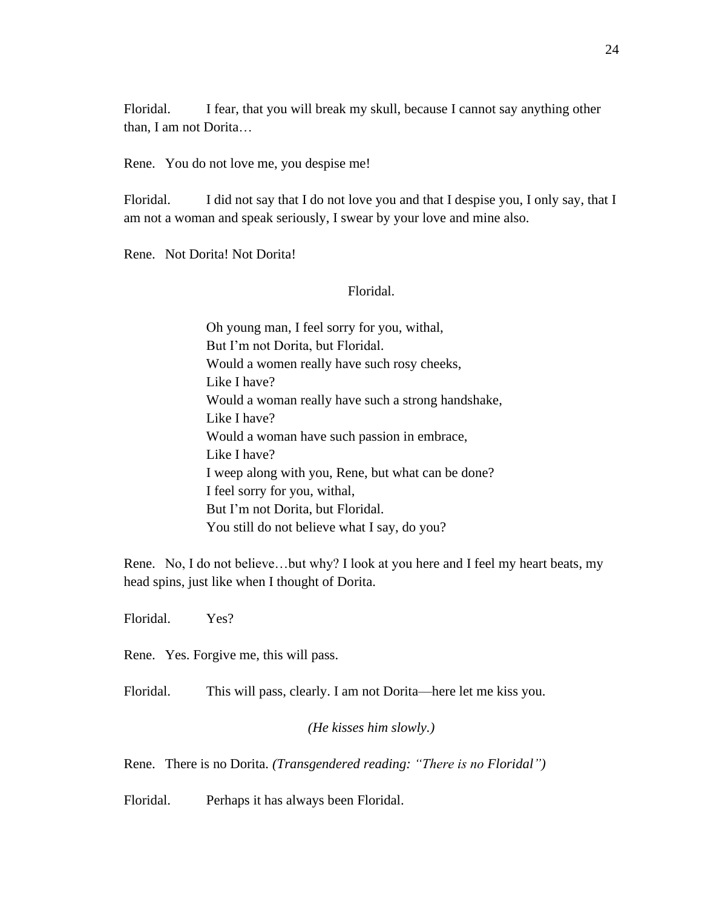Floridal. I fear, that you will break my skull, because I cannot say anything other than, I am not Dorita…

Rene. You do not love me, you despise me!

Floridal. I did not say that I do not love you and that I despise you, I only say, that I am not a woman and speak seriously, I swear by your love and mine also.

Rene. Not Dorita! Not Dorita!

Floridal.

> Oh young man, I feel sorry for you, withal,
> But I'm not Dorita, but Floridal.
> Would a women really have such rosy cheeks,
> Like I have?
> Would a woman really have such a strong handshake,
> Like I have?
> Would a woman have such passion in embrace,
> Like I have?
> I weep along with you, Rene, but what can be done?
> I feel sorry for you, withal,
> But I'm not Dorita, but Floridal.
> You still do not believe what I say, do you?

Rene. No, I do not believe…but why? I look at you here and I feel my heart beats, my head spins, just like when I thought of Dorita.

Floridal. Yes?

Rene. Yes. Forgive me, this will pass.

Floridal. This will pass, clearly. I am not Dorita—here let me kiss you.

*(He kisses him slowly.)*

Rene. There is no Dorita. *(Transgendered reading: "There is no Floridal")*

Floridal. Perhaps it has always been Floridal.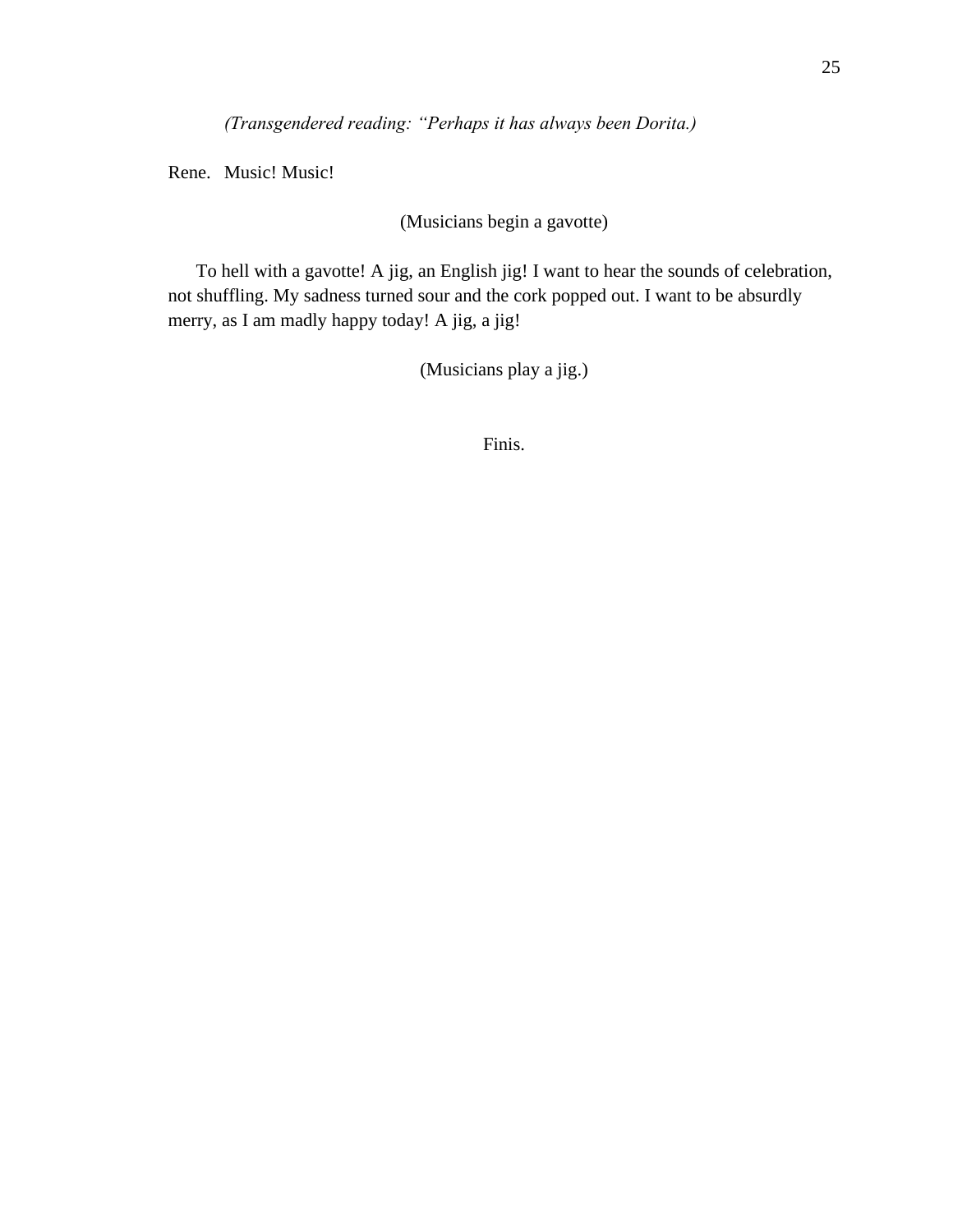*(Transgendered reading: "Perhaps it has always been Dorita.)*

Rene. Music! Music!

(Musicians begin a gavotte)

To hell with a gavotte! A jig, an English jig! I want to hear the sounds of celebration, not shuffling. My sadness turned sour and the cork popped out. I want to be absurdly merry, as I am madly happy today! A jig, a jig!

(Musicians play a jig.)

Finis.